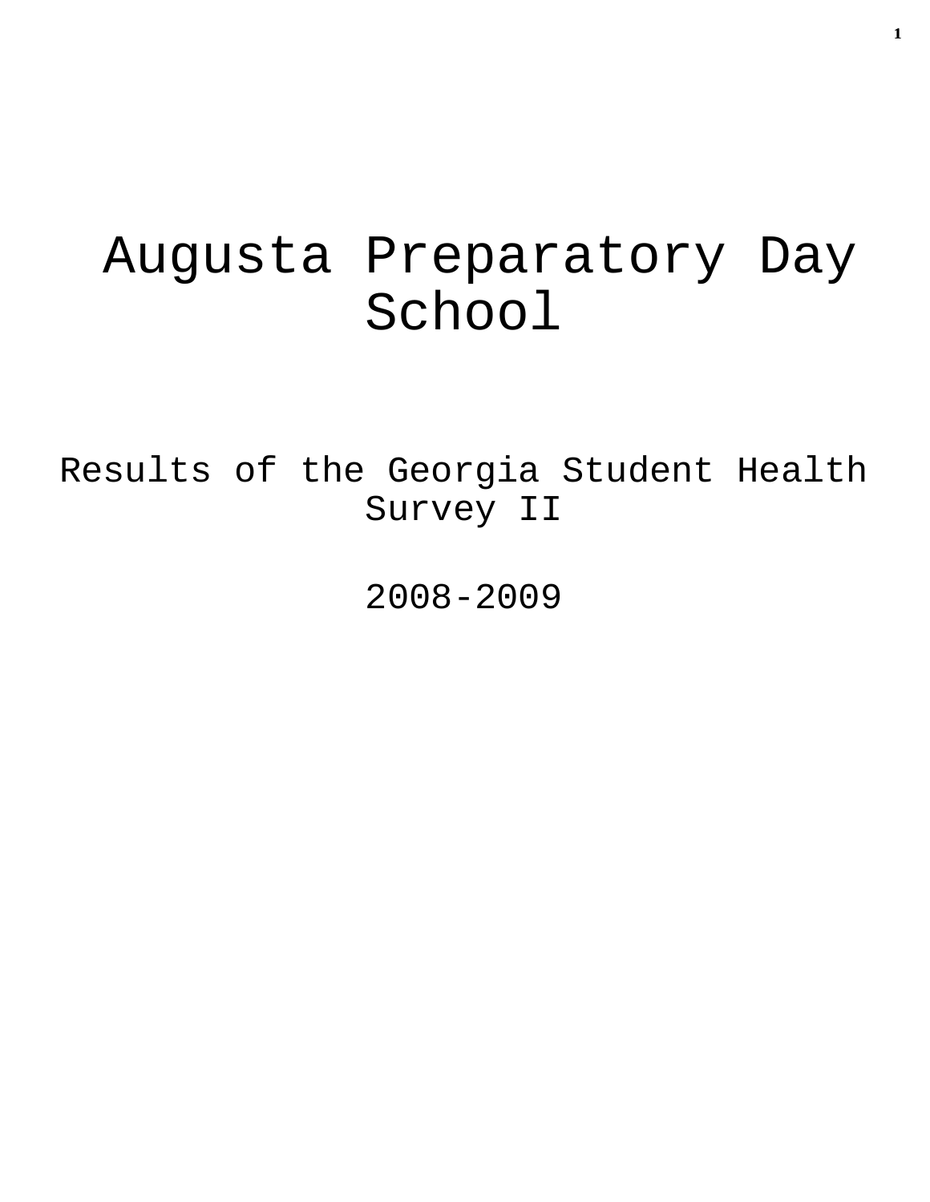# Augusta Preparatory Day School

## Results of the Georgia Student Health Survey II

## 2008-2009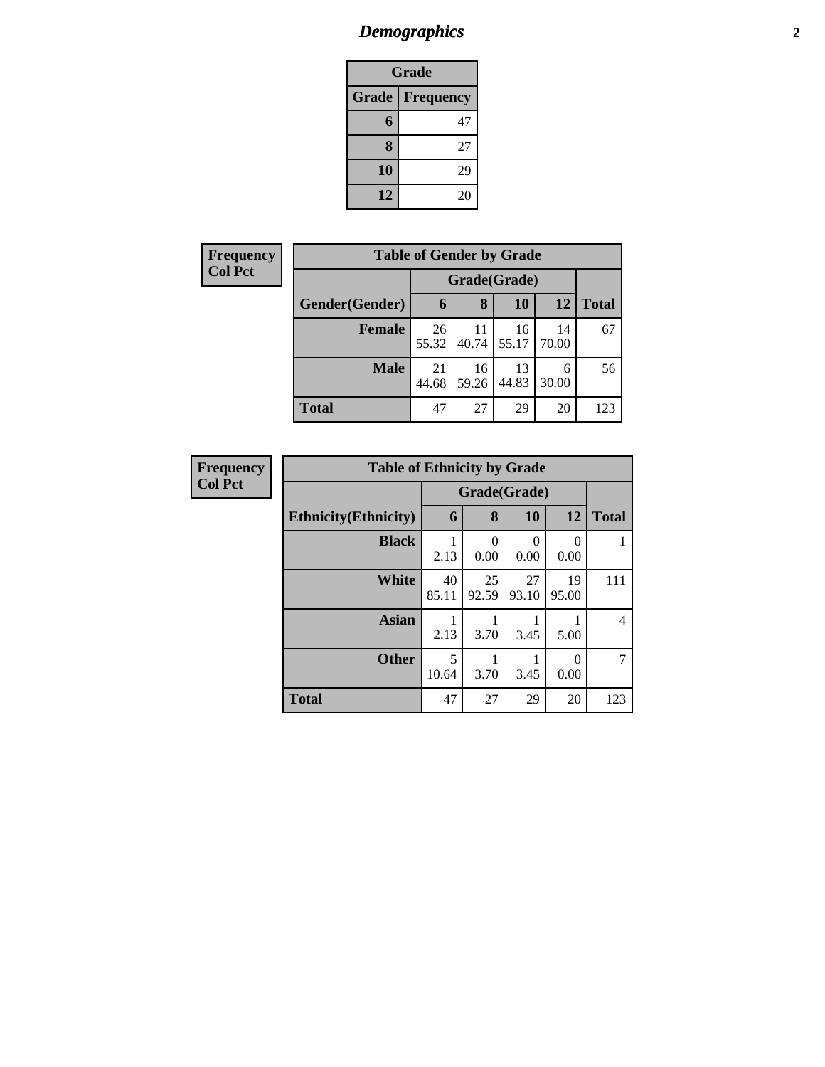## *Demographics*

| Grade | |
|---|---|
| **Grade** | **Frequency** |
| **6** | 47 |
| **8** | 27 |
| **10** | 29 |
| **12** | 20 |

**Frequency**
**Col Pct**

| Table of Gender by Grade | | | | | |
|---|---|---|---|---|---|
| | Grade(Grade) | | | | |
| **Gender(Gender)** | **6** | **8** | **10** | **12** | **Total** |
| **Female** | 26<br>55.32 | 11<br>40.74 | 16<br>55.17 | 14<br>70.00 | 67 |
| **Male** | 21<br>44.68 | 16<br>59.26 | 13<br>44.83 | 6<br>30.00 | 56 |
| **Total** | 47 | 27 | 29 | 20 | 123 |

**Frequency**
**Col Pct**

| Table of Ethnicity by Grade | | | | | |
|---|---|---|---|---|---|
| | Grade(Grade) | | | | |
| **Ethnicity(Ethnicity)** | **6** | **8** | **10** | **12** | **Total** |
| **Black** | 1<br>2.13 | 0<br>0.00 | 0<br>0.00 | 0<br>0.00 | 1 |
| **White** | 40<br>85.11 | 25<br>92.59 | 27<br>93.10 | 19<br>95.00 | 111 |
| **Asian** | 1<br>2.13 | 1<br>3.70 | 1<br>3.45 | 1<br>5.00 | 4 |
| **Other** | 5<br>10.64 | 1<br>3.70 | 1<br>3.45 | 0<br>0.00 | 7 |
| **Total** | 47 | 27 | 29 | 20 | 123 |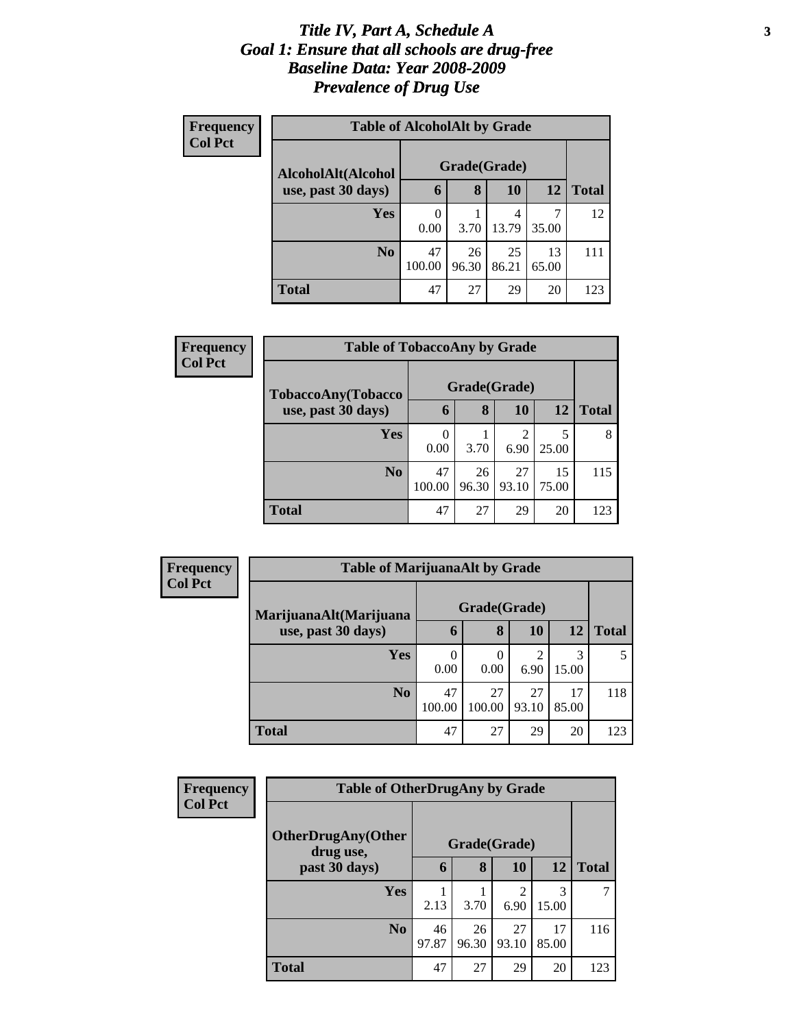# *Title IV, Part A, Schedule A*
## *Goal 1: Ensure that all schools are drug-free*
## *Baseline Data: Year 2008-2009*
## *Prevalence of Drug Use*

**Frequency**
**Col Pct**

**Table of AlcoholAlt by Grade**

| AlcoholAlt(Alcohol use, past 30 days) | Grade(Grade) | | | | |
|---|---|---|---|---|---|
| | **6** | **8** | **10** | **12** | **Total** |
| **Yes** | 0<br>0.00 | 1<br>3.70 | 4<br>13.79 | 7<br>35.00 | 12 |
| **No** | 47<br>100.00 | 26<br>96.30 | 25<br>86.21 | 13<br>65.00 | 111 |
| **Total** | 47 | 27 | 29 | 20 | 123 |

**Frequency**
**Col Pct**

**Table of TobaccoAny by Grade**

| TobaccoAny(Tobacco use, past 30 days) | Grade(Grade) | | | | |
|---|---|---|---|---|---|
| | **6** | **8** | **10** | **12** | **Total** |
| **Yes** | 0<br>0.00 | 1<br>3.70 | 2<br>6.90 | 5<br>25.00 | 8 |
| **No** | 47<br>100.00 | 26<br>96.30 | 27<br>93.10 | 15<br>75.00 | 115 |
| **Total** | 47 | 27 | 29 | 20 | 123 |

**Frequency**
**Col Pct**

**Table of MarijuanaAlt by Grade**

| MarijuanaAlt(Marijuana use, past 30 days) | Grade(Grade) | | | | |
|---|---|---|---|---|---|
| | **6** | **8** | **10** | **12** | **Total** |
| **Yes** | 0<br>0.00 | 0<br>0.00 | 2<br>6.90 | 3<br>15.00 | 5 |
| **No** | 47<br>100.00 | 27<br>100.00 | 27<br>93.10 | 17<br>85.00 | 118 |
| **Total** | 47 | 27 | 29 | 20 | 123 |

**Frequency**
**Col Pct**

**Table of OtherDrugAny by Grade**

| OtherDrugAny(Other drug use, past 30 days) | Grade(Grade) | | | | |
|---|---|---|---|---|---|
| | **6** | **8** | **10** | **12** | **Total** |
| **Yes** | 1<br>2.13 | 1<br>3.70 | 2<br>6.90 | 3<br>15.00 | 7 |
| **No** | 46<br>97.87 | 26<br>96.30 | 27<br>93.10 | 17<br>85.00 | 116 |
| **Total** | 47 | 27 | 29 | 20 | 123 |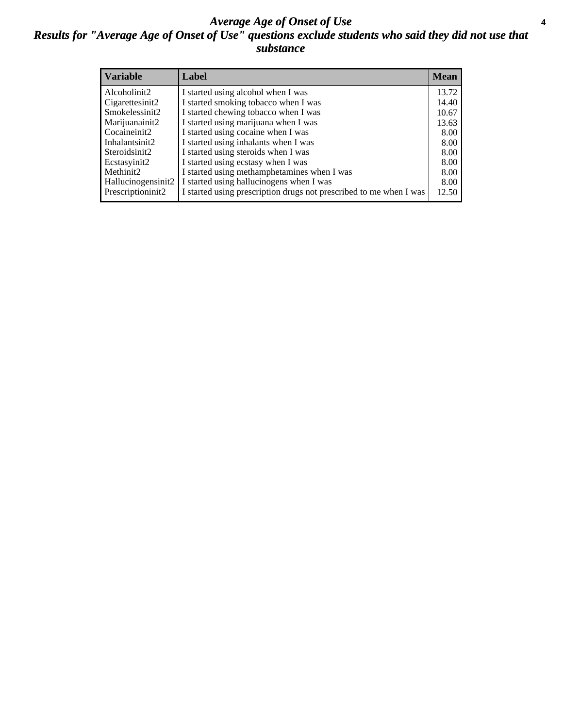# *Average Age of Onset of Use*

## *Results for "Average Age of Onset of Use" questions exclude students who said they did not use that substance*

| Variable | Label | Mean |
|---|---|---|
| Alcoholinit2 | I started using alcohol when I was | 13.72 |
| Cigarettesinit2 | I started smoking tobacco when I was | 14.40 |
| Smokelessinit2 | I started chewing tobacco when I was | 10.67 |
| Marijuanainit2 | I started using marijuana when I was | 13.63 |
| Cocaineinit2 | I started using cocaine when I was | 8.00 |
| Inhalantsinit2 | I started using inhalants when I was | 8.00 |
| Steroidsinit2 | I started using steroids when I was | 8.00 |
| Ecstasyinit2 | I started using ecstasy when I was | 8.00 |
| Methinit2 | I started using methamphetamines when I was | 8.00 |
| Hallucinogensinit2 | I started using hallucinogens when I was | 8.00 |
| Prescriptioninit2 | I started using prescription drugs not prescribed to me when I was | 12.50 |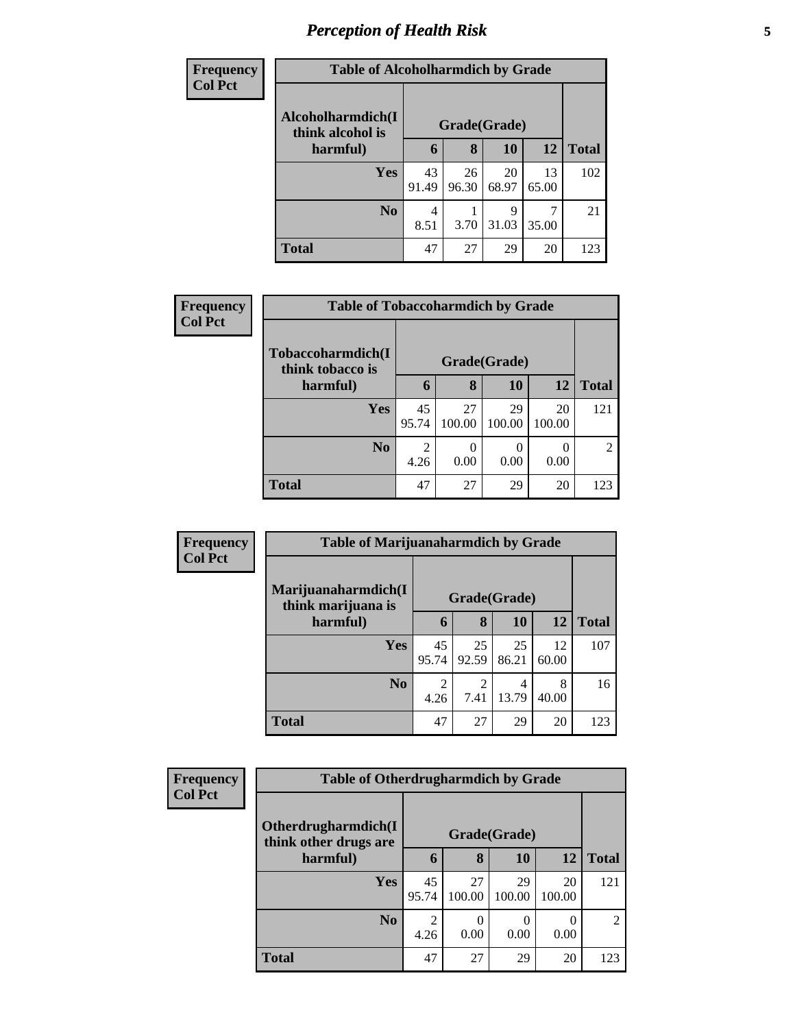# *Perception of Health Risk*

**Frequency**
**Col Pct**

| Table of Alcoholharmdich by Grade | | | | | |
|---|---|---|---|---|---|
| Alcoholharmdich(I think alcohol is harmful) | Grade(Grade) | | | | |
| | 6 | 8 | 10 | 12 | Total |
| Yes | 43<br>91.49 | 26<br>96.30 | 20<br>68.97 | 13<br>65.00 | 102 |
| No | 4<br>8.51 | 1<br>3.70 | 9<br>31.03 | 7<br>35.00 | 21 |
| Total | 47 | 27 | 29 | 20 | 123 |

**Frequency**
**Col Pct**

| Table of Tobaccoharmdich by Grade | | | | | |
|---|---|---|---|---|---|
| Tobaccoharmdich(I think tobacco is harmful) | Grade(Grade) | | | | |
| | 6 | 8 | 10 | 12 | Total |
| Yes | 45<br>95.74 | 27<br>100.00 | 29<br>100.00 | 20<br>100.00 | 121 |
| No | 2<br>4.26 | 0<br>0.00 | 0<br>0.00 | 0<br>0.00 | 2 |
| Total | 47 | 27 | 29 | 20 | 123 |

**Frequency**
**Col Pct**

| Table of Marijuanaharmdich by Grade | | | | | |
|---|---|---|---|---|---|
| Marijuanaharmdich(I think marijuana is harmful) | Grade(Grade) | | | | |
| | 6 | 8 | 10 | 12 | Total |
| Yes | 45<br>95.74 | 25<br>92.59 | 25<br>86.21 | 12<br>60.00 | 107 |
| No | 2<br>4.26 | 2<br>7.41 | 4<br>13.79 | 8<br>40.00 | 16 |
| Total | 47 | 27 | 29 | 20 | 123 |

**Frequency**
**Col Pct**

| Table of Otherdrugharmdich by Grade | | | | | |
|---|---|---|---|---|---|
| Otherdrugharmdich(I think other drugs are harmful) | Grade(Grade) | | | | |
| | 6 | 8 | 10 | 12 | Total |
| Yes | 45<br>95.74 | 27<br>100.00 | 29<br>100.00 | 20<br>100.00 | 121 |
| No | 2<br>4.26 | 0<br>0.00 | 0<br>0.00 | 0<br>0.00 | 2 |
| Total | 47 | 27 | 29 | 20 | 123 |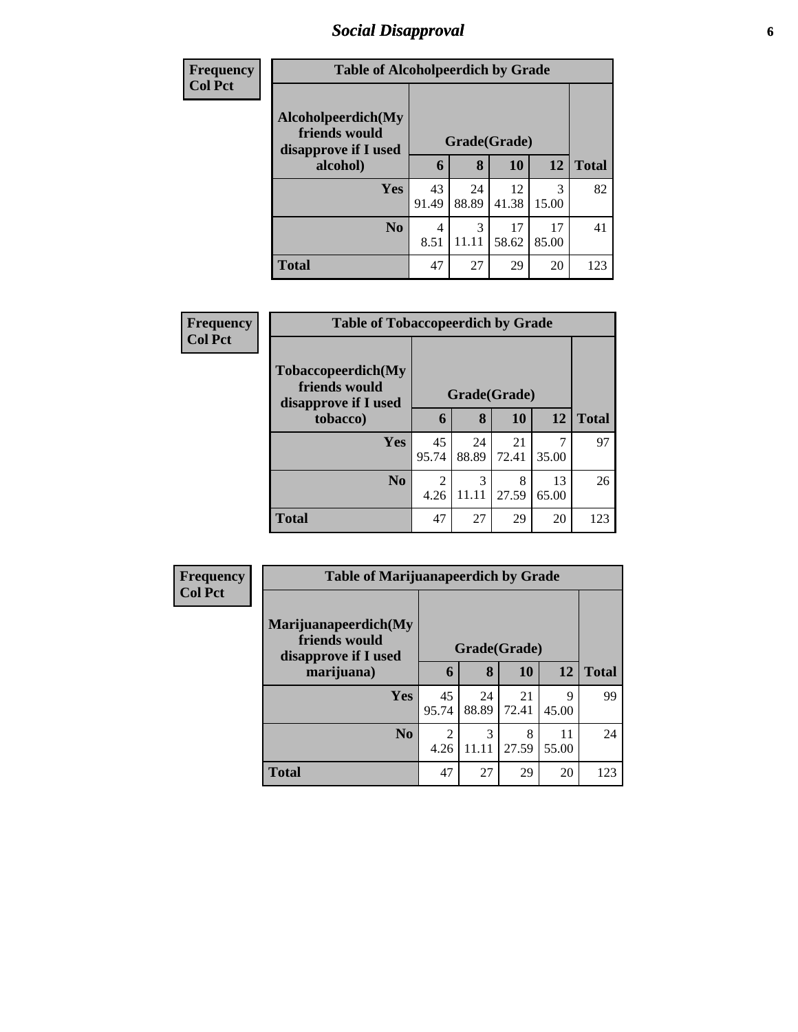## Social Disapproval

| Frequency<br>Col Pct | Table of Alcoholpeerdich by Grade | | | | |
|---|---|---|---|---|---|
| **Alcoholpeerdich(My friends would disapprove if I used alcohol)** | **Grade(Grade)** | | | | |
| | **6** | **8** | **10** | **12** | **Total** |
| **Yes** | 43<br>91.49 | 24<br>88.89 | 12<br>41.38 | 3<br>15.00 | 82 |
| **No** | 4<br>8.51 | 3<br>11.11 | 17<br>58.62 | 17<br>85.00 | 41 |
| **Total** | 47 | 27 | 29 | 20 | 123 |

| Frequency<br>Col Pct | Table of Tobaccopeerdich by Grade | | | | |
|---|---|---|---|---|---|
| **Tobaccopeerdich(My friends would disapprove if I used tobacco)** | **Grade(Grade)** | | | | |
| | **6** | **8** | **10** | **12** | **Total** |
| **Yes** | 45<br>95.74 | 24<br>88.89 | 21<br>72.41 | 7<br>35.00 | 97 |
| **No** | 2<br>4.26 | 3<br>11.11 | 8<br>27.59 | 13<br>65.00 | 26 |
| **Total** | 47 | 27 | 29 | 20 | 123 |

| Frequency<br>Col Pct | Table of Marijuanapeerdich by Grade | | | | |
|---|---|---|---|---|---|
| **Marijuanapeerdich(My friends would disapprove if I used marijuana)** | **Grade(Grade)** | | | | |
| | **6** | **8** | **10** | **12** | **Total** |
| **Yes** | 45<br>95.74 | 24<br>88.89 | 21<br>72.41 | 9<br>45.00 | 99 |
| **No** | 2<br>4.26 | 3<br>11.11 | 8<br>27.59 | 11<br>55.00 | 24 |
| **Total** | 47 | 27 | 29 | 20 | 123 |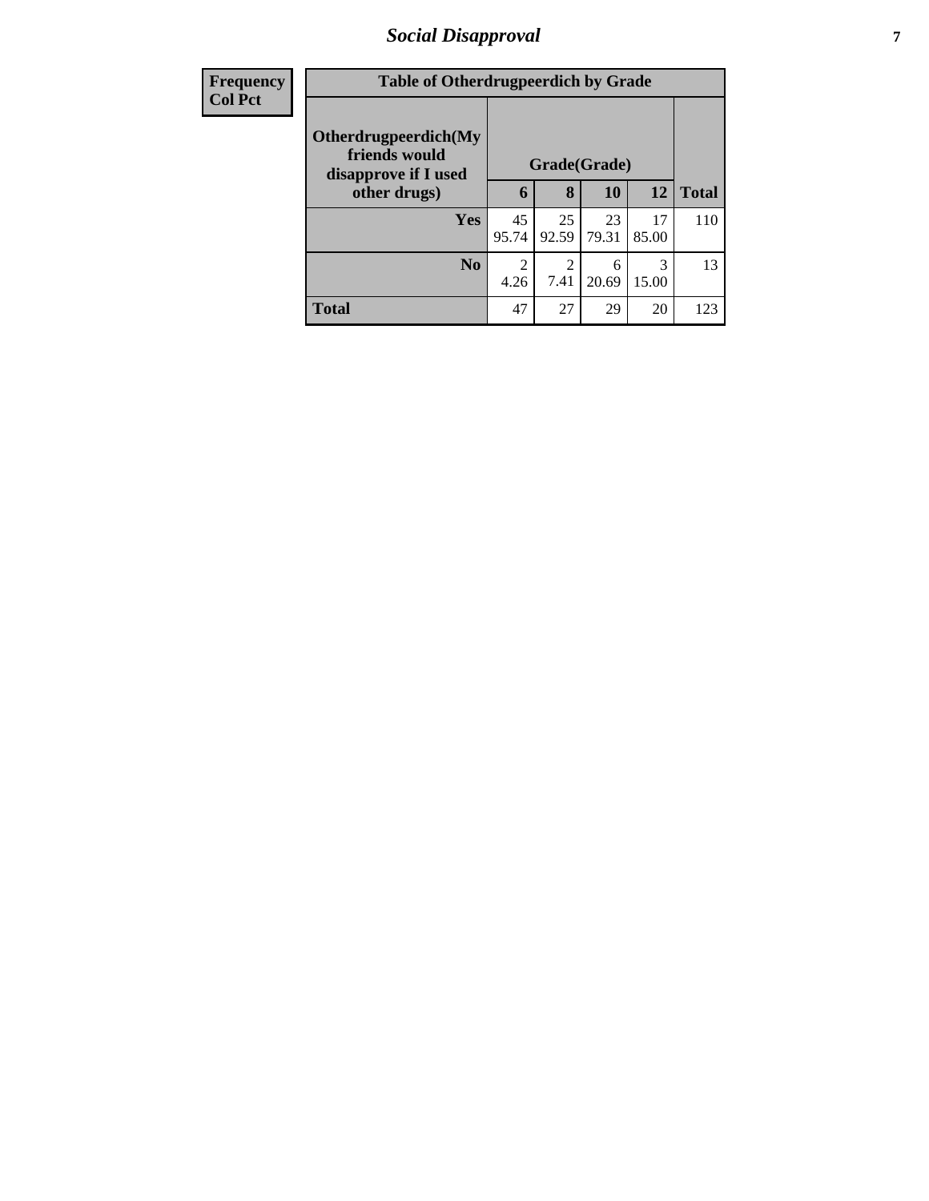| Frequency Col Pct | Table of Otherdrugpeerdich by Grade | | | | |
|---|---|---|---|---|---|
| Otherdrugpeerdich(My friends would disapprove if I used other drugs) | Grade(Grade) | | | | |
| | 6 | 8 | 10 | 12 | Total |
| Yes | 45<br>95.74 | 25<br>92.59 | 23<br>79.31 | 17<br>85.00 | 110 |
| No | 2<br>4.26 | 2<br>7.41 | 6<br>20.69 | 3<br>15.00 | 13 |
| Total | 47 | 27 | 29 | 20 | 123 |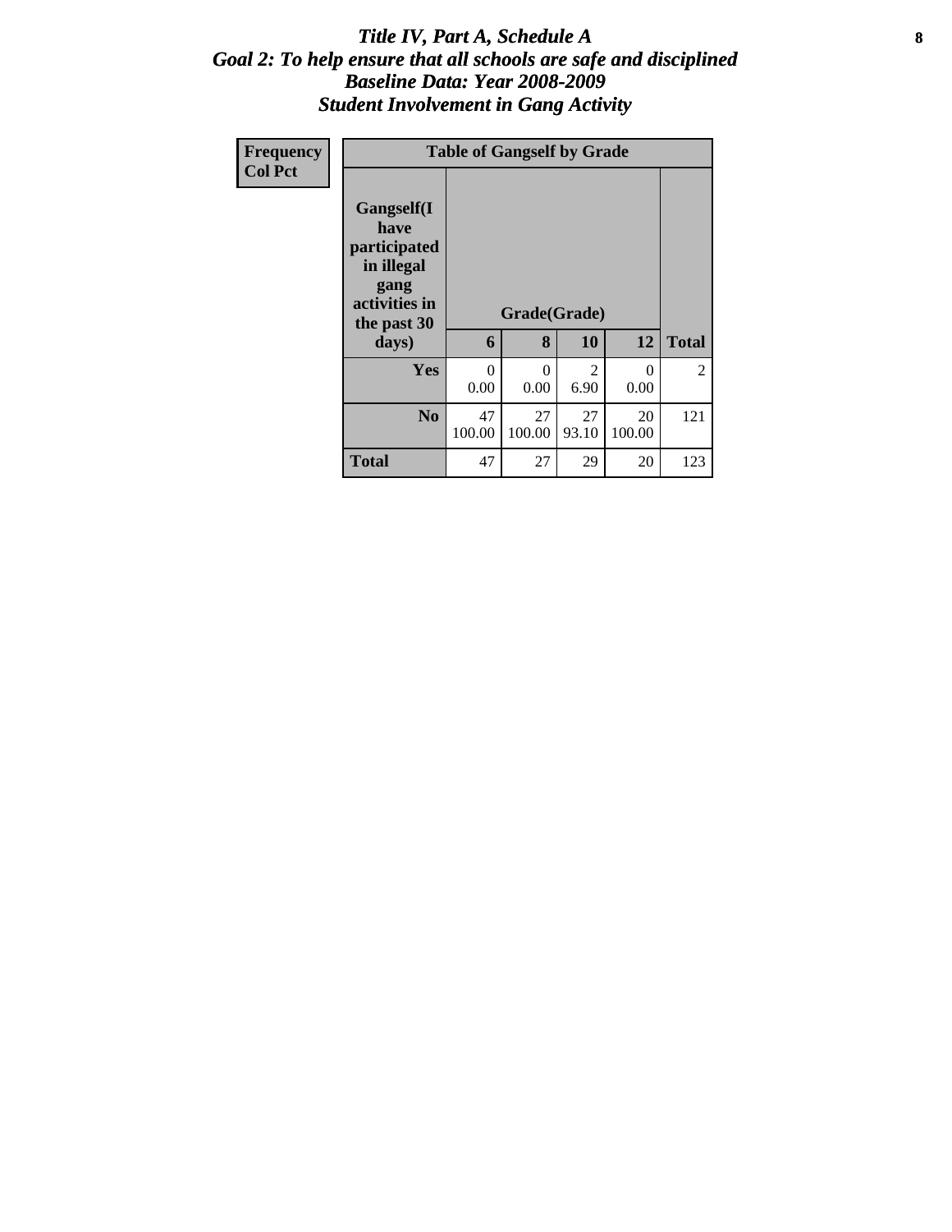# *Title IV, Part A, Schedule A*
## *Goal 2: To help ensure that all schools are safe and disciplined*
## *Baseline Data: Year 2008-2009*
## *Student Involvement in Gang Activity*

| Frequency<br>Col Pct | Table of Gangself by Grade | | | | |
|---|---|---|---|---|---|
| Gangself(I have participated in illegal gang activities in the past 30 days) | Grade(Grade) | | | | |
| | 6 | 8 | 10 | 12 | Total |
| Yes | 0<br>0.00 | 0<br>0.00 | 2<br>6.90 | 0<br>0.00 | 2 |
| No | 47<br>100.00 | 27<br>100.00 | 27<br>93.10 | 20<br>100.00 | 121 |
| Total | 47 | 27 | 29 | 20 | 123 |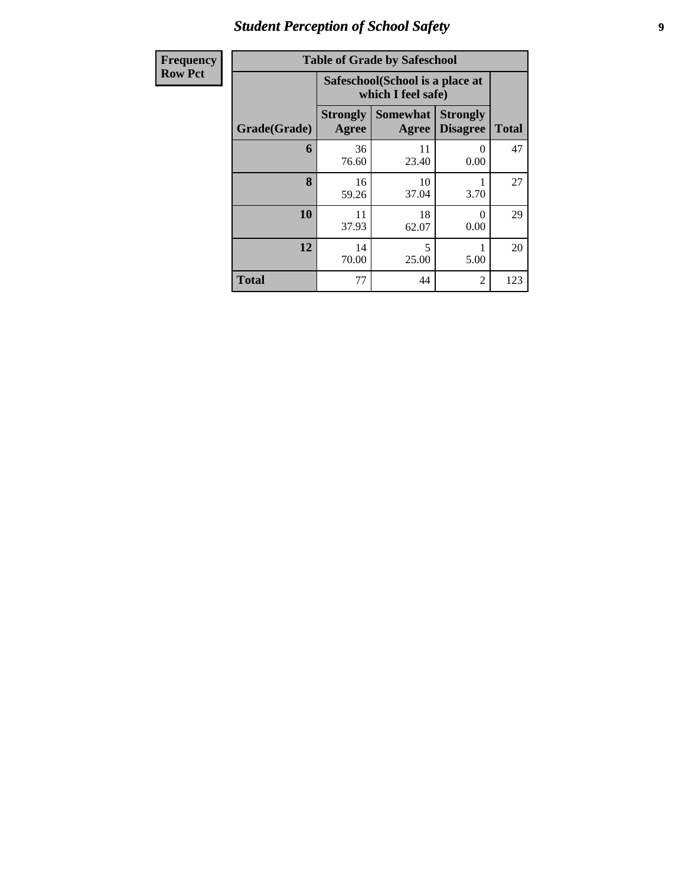# Student Perception of School Safety

| Frequency Row Pct |
|---|

**Table of Grade by Safeschool**

| Grade(Grade) | Safeschool(School is a place at which I feel safe) | | | Total |
|---|---|---|---|---|
| | Strongly Agree | Somewhat Agree | Strongly Disagree | |
| **6** | 36<br>76.60 | 11<br>23.40 | 0<br>0.00 | 47 |
| **8** | 16<br>59.26 | 10<br>37.04 | 1<br>3.70 | 27 |
| **10** | 11<br>37.93 | 18<br>62.07 | 0<br>0.00 | 29 |
| **12** | 14<br>70.00 | 5<br>25.00 | 1<br>5.00 | 20 |
| **Total** | 77 | 44 | 2 | 123 |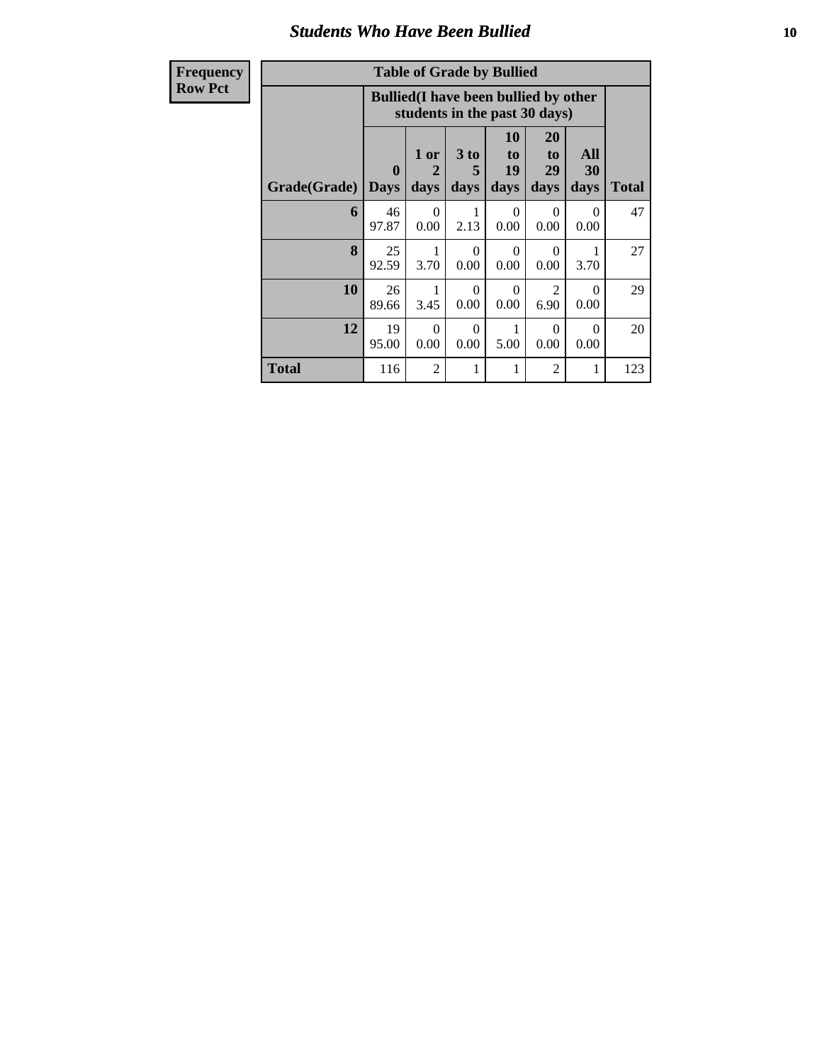## Students Who Have Been Bullied

| Frequency<br>Row Pct | Table of Grade by Bullied | | | | | | |
|---|---|---|---|---|---|---|---|
| | Bullied(I have been bullied by other students in the past 30 days) | | | | | | |
| Grade(Grade) | 0 Days | 1 or 2 days | 3 to 5 days | 10 to 19 days | 20 to 29 days | All 30 days | Total |
| 6 | 46<br>97.87 | 0<br>0.00 | 1<br>2.13 | 0<br>0.00 | 0<br>0.00 | 0<br>0.00 | 47 |
| 8 | 25<br>92.59 | 1<br>3.70 | 0<br>0.00 | 0<br>0.00 | 0<br>0.00 | 1<br>3.70 | 27 |
| 10 | 26<br>89.66 | 1<br>3.45 | 0<br>0.00 | 0<br>0.00 | 2<br>6.90 | 0<br>0.00 | 29 |
| 12 | 19<br>95.00 | 0<br>0.00 | 0<br>0.00 | 1<br>5.00 | 0<br>0.00 | 0<br>0.00 | 20 |
| Total | 116 | 2 | 1 | 1 | 2 | 1 | 123 |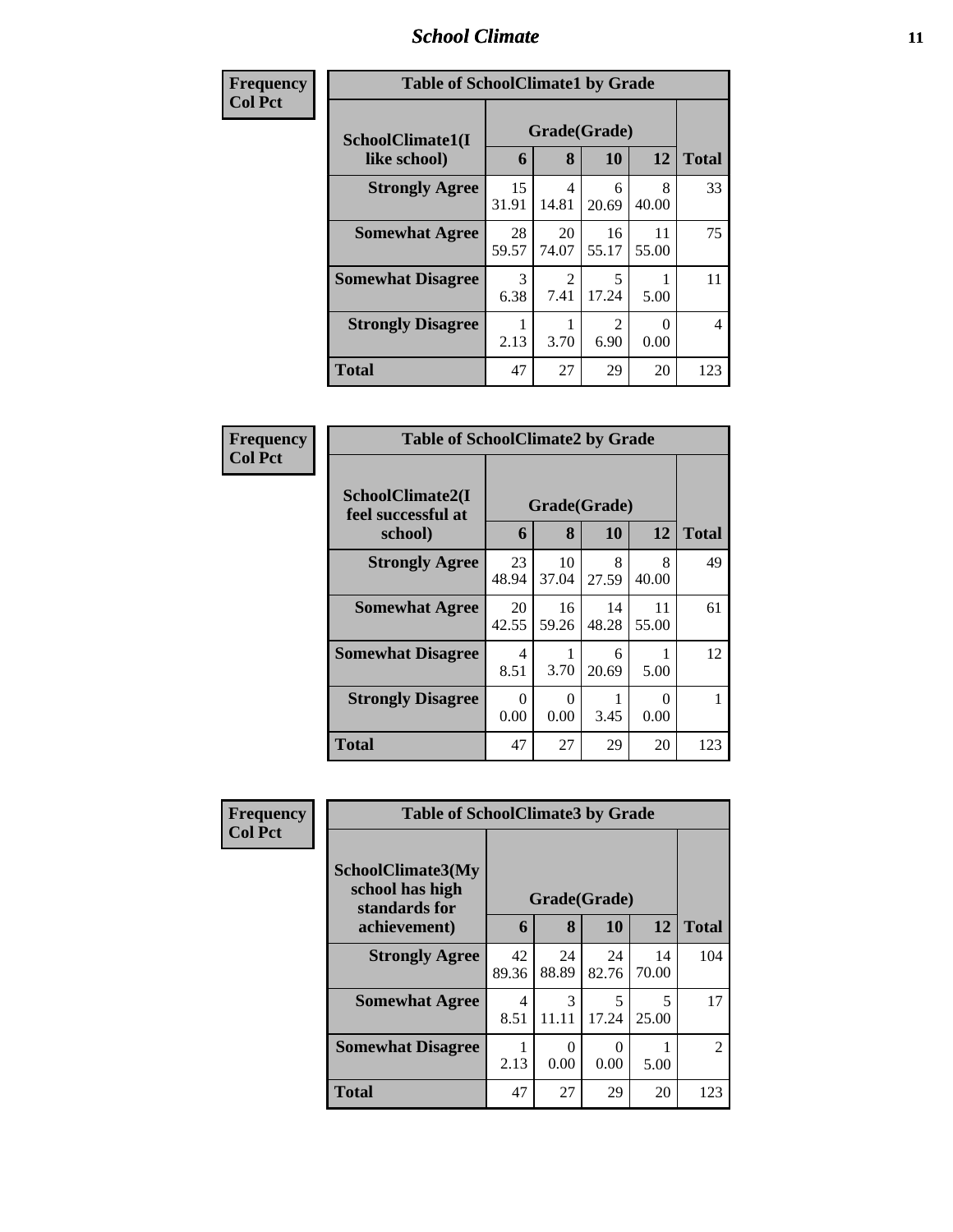## School Climate

**Frequency**
**Col Pct**

**Table of SchoolClimate1 by Grade**

| SchoolClimate1(I like school) | Grade(Grade) | | | | Total |
|---|---|---|---|---|---|
| | 6 | 8 | 10 | 12 | |
| Strongly Agree | 15<br>31.91 | 4<br>14.81 | 6<br>20.69 | 8<br>40.00 | 33 |
| Somewhat Agree | 28<br>59.57 | 20<br>74.07 | 16<br>55.17 | 11<br>55.00 | 75 |
| Somewhat Disagree | 3<br>6.38 | 2<br>7.41 | 5<br>17.24 | 1<br>5.00 | 11 |
| Strongly Disagree | 1<br>2.13 | 1<br>3.70 | 2<br>6.90 | 0<br>0.00 | 4 |
| Total | 47 | 27 | 29 | 20 | 123 |

**Frequency**
**Col Pct**

**Table of SchoolClimate2 by Grade**

| SchoolClimate2(I feel successful at school) | Grade(Grade) | | | | Total |
|---|---|---|---|---|---|
| | 6 | 8 | 10 | 12 | |
| Strongly Agree | 23<br>48.94 | 10<br>37.04 | 8<br>27.59 | 8<br>40.00 | 49 |
| Somewhat Agree | 20<br>42.55 | 16<br>59.26 | 14<br>48.28 | 11<br>55.00 | 61 |
| Somewhat Disagree | 4<br>8.51 | 1<br>3.70 | 6<br>20.69 | 1<br>5.00 | 12 |
| Strongly Disagree | 0<br>0.00 | 0<br>0.00 | 1<br>3.45 | 0<br>0.00 | 1 |
| Total | 47 | 27 | 29 | 20 | 123 |

**Frequency**
**Col Pct**

**Table of SchoolClimate3 by Grade**

| SchoolClimate3(My school has high standards for achievement) | Grade(Grade) | | | | Total |
|---|---|---|---|---|---|
| | 6 | 8 | 10 | 12 | |
| Strongly Agree | 42<br>89.36 | 24<br>88.89 | 24<br>82.76 | 14<br>70.00 | 104 |
| Somewhat Agree | 4<br>8.51 | 3<br>11.11 | 5<br>17.24 | 5<br>25.00 | 17 |
| Somewhat Disagree | 1<br>2.13 | 0<br>0.00 | 0<br>0.00 | 1<br>5.00 | 2 |
| Total | 47 | 27 | 29 | 20 | 123 |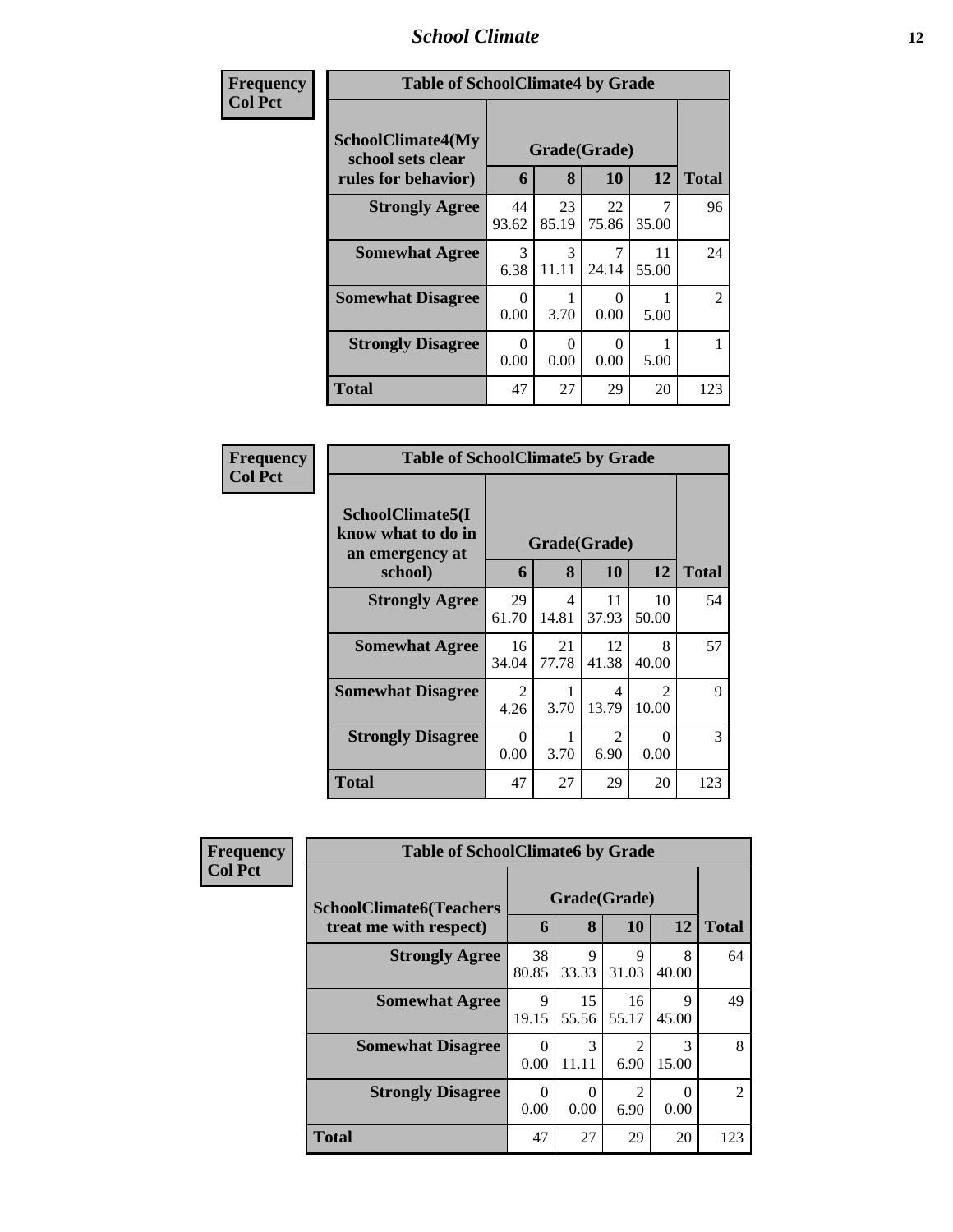| Frequency Col Pct |
|---|

| Table of SchoolClimate4 by Grade | | | | | |
|---|---|---|---|---|---|
| SchoolClimate4(My school sets clear rules for behavior) | Grade(Grade) | | | | |
| | 6 | 8 | 10 | 12 | Total |
| Strongly Agree | 44<br>93.62 | 23<br>85.19 | 22<br>75.86 | 7<br>35.00 | 96 |
| Somewhat Agree | 3<br>6.38 | 3<br>11.11 | 7<br>24.14 | 11<br>55.00 | 24 |
| Somewhat Disagree | 0<br>0.00 | 1<br>3.70 | 0<br>0.00 | 1<br>5.00 | 2 |
| Strongly Disagree | 0<br>0.00 | 0<br>0.00 | 0<br>0.00 | 1<br>5.00 | 1 |
| Total | 47 | 27 | 29 | 20 | 123 |

| Frequency Col Pct |
|---|

| Table of SchoolClimate5 by Grade | | | | | |
|---|---|---|---|---|---|
| SchoolClimate5(I know what to do in an emergency at school) | Grade(Grade) | | | | |
| | 6 | 8 | 10 | 12 | Total |
| Strongly Agree | 29<br>61.70 | 4<br>14.81 | 11<br>37.93 | 10<br>50.00 | 54 |
| Somewhat Agree | 16<br>34.04 | 21<br>77.78 | 12<br>41.38 | 8<br>40.00 | 57 |
| Somewhat Disagree | 2<br>4.26 | 1<br>3.70 | 4<br>13.79 | 2<br>10.00 | 9 |
| Strongly Disagree | 0<br>0.00 | 1<br>3.70 | 2<br>6.90 | 0<br>0.00 | 3 |
| Total | 47 | 27 | 29 | 20 | 123 |

| Frequency Col Pct |
|---|

| Table of SchoolClimate6 by Grade | | | | | |
|---|---|---|---|---|---|
| SchoolClimate6(Teachers treat me with respect) | Grade(Grade) | | | | |
| | 6 | 8 | 10 | 12 | Total |
| Strongly Agree | 38<br>80.85 | 9<br>33.33 | 9<br>31.03 | 8<br>40.00 | 64 |
| Somewhat Agree | 9<br>19.15 | 15<br>55.56 | 16<br>55.17 | 9<br>45.00 | 49 |
| Somewhat Disagree | 0<br>0.00 | 3<br>11.11 | 2<br>6.90 | 3<br>15.00 | 8 |
| Strongly Disagree | 0<br>0.00 | 0<br>0.00 | 2<br>6.90 | 0<br>0.00 | 2 |
| Total | 47 | 27 | 29 | 20 | 123 |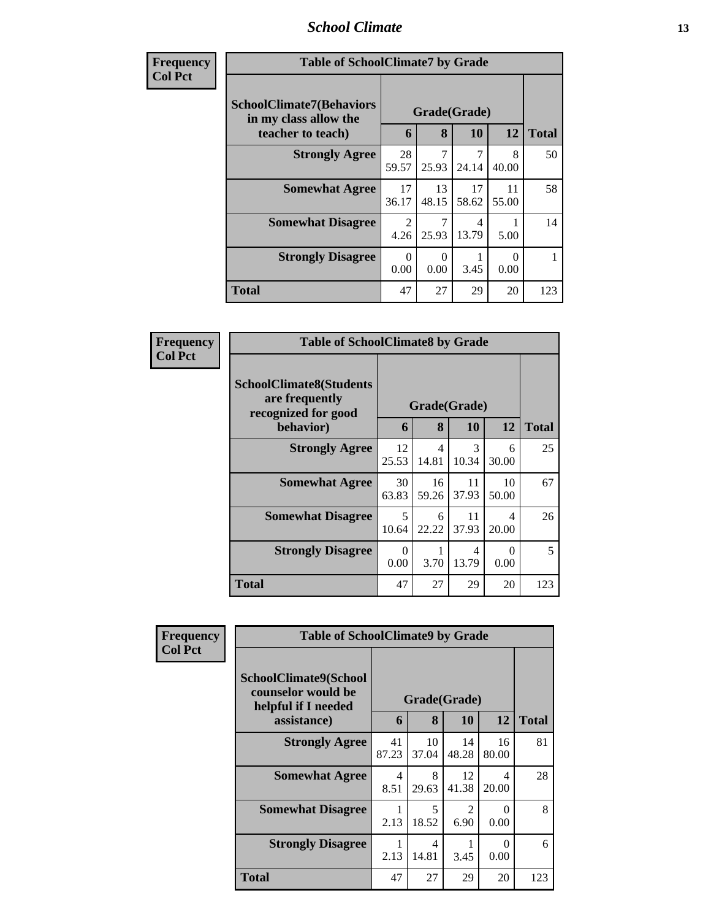| Frequency<br>Col Pct |
|---|

**Table of SchoolClimate7 by Grade**

| SchoolClimate7(Behaviors in my class allow the teacher to teach) | Grade(Grade) | | | | Total |
|---|---|---|---|---|---|
| | 6 | 8 | 10 | 12 | |
| Strongly Agree | 28<br>59.57 | 7<br>25.93 | 7<br>24.14 | 8<br>40.00 | 50 |
| Somewhat Agree | 17<br>36.17 | 13<br>48.15 | 17<br>58.62 | 11<br>55.00 | 58 |
| Somewhat Disagree | 2<br>4.26 | 7<br>25.93 | 4<br>13.79 | 1<br>5.00 | 14 |
| Strongly Disagree | 0<br>0.00 | 0<br>0.00 | 1<br>3.45 | 0<br>0.00 | 1 |
| Total | 47 | 27 | 29 | 20 | 123 |

| Frequency<br>Col Pct |
|---|

**Table of SchoolClimate8 by Grade**

| SchoolClimate8(Students are frequently recognized for good behavior) | Grade(Grade) | | | | Total |
|---|---|---|---|---|---|
| | 6 | 8 | 10 | 12 | |
| Strongly Agree | 12<br>25.53 | 4<br>14.81 | 3<br>10.34 | 6<br>30.00 | 25 |
| Somewhat Agree | 30<br>63.83 | 16<br>59.26 | 11<br>37.93 | 10<br>50.00 | 67 |
| Somewhat Disagree | 5<br>10.64 | 6<br>22.22 | 11<br>37.93 | 4<br>20.00 | 26 |
| Strongly Disagree | 0<br>0.00 | 1<br>3.70 | 4<br>13.79 | 0<br>0.00 | 5 |
| Total | 47 | 27 | 29 | 20 | 123 |

| Frequency<br>Col Pct |
|---|

**Table of SchoolClimate9 by Grade**

| SchoolClimate9(School counselor would be helpful if I needed assistance) | Grade(Grade) | | | | Total |
|---|---|---|---|---|---|
| | 6 | 8 | 10 | 12 | |
| Strongly Agree | 41<br>87.23 | 10<br>37.04 | 14<br>48.28 | 16<br>80.00 | 81 |
| Somewhat Agree | 4<br>8.51 | 8<br>29.63 | 12<br>41.38 | 4<br>20.00 | 28 |
| Somewhat Disagree | 1<br>2.13 | 5<br>18.52 | 2<br>6.90 | 0<br>0.00 | 8 |
| Strongly Disagree | 1<br>2.13 | 4<br>14.81 | 1<br>3.45 | 0<br>0.00 | 6 |
| Total | 47 | 27 | 29 | 20 | 123 |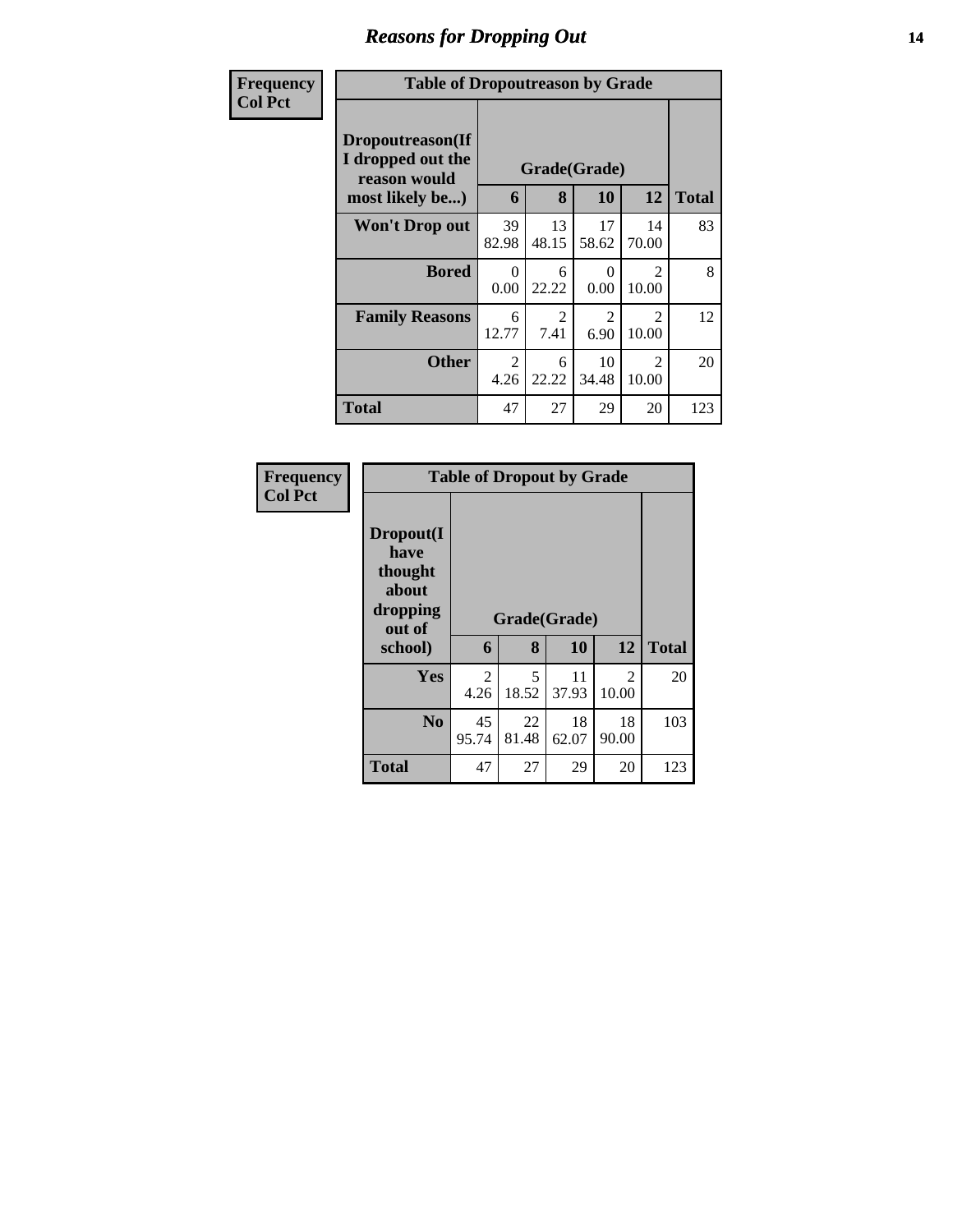## Reasons for Dropping Out

**Frequency**
**Col Pct**

**Table of Dropoutreason by Grade**

| Dropoutreason(If I dropped out the reason would most likely be...) | Grade(Grade) 6 | 8 | 10 | 12 | Total |
|---|---|---|---|---|---|
| **Won't Drop out** | 39<br>82.98 | 13<br>48.15 | 17<br>58.62 | 14<br>70.00 | 83 |
| **Bored** | 0<br>0.00 | 6<br>22.22 | 0<br>0.00 | 2<br>10.00 | 8 |
| **Family Reasons** | 6<br>12.77 | 2<br>7.41 | 2<br>6.90 | 2<br>10.00 | 12 |
| **Other** | 2<br>4.26 | 6<br>22.22 | 10<br>34.48 | 2<br>10.00 | 20 |
| **Total** | 47 | 27 | 29 | 20 | 123 |

**Frequency**
**Col Pct**

**Table of Dropout by Grade**

| Dropout(I have thought about dropping out of school) | Grade(Grade) 6 | 8 | 10 | 12 | Total |
|---|---|---|---|---|---|
| **Yes** | 2<br>4.26 | 5<br>18.52 | 11<br>37.93 | 2<br>10.00 | 20 |
| **No** | 45<br>95.74 | 22<br>81.48 | 18<br>62.07 | 18<br>90.00 | 103 |
| **Total** | 47 | 27 | 29 | 20 | 123 |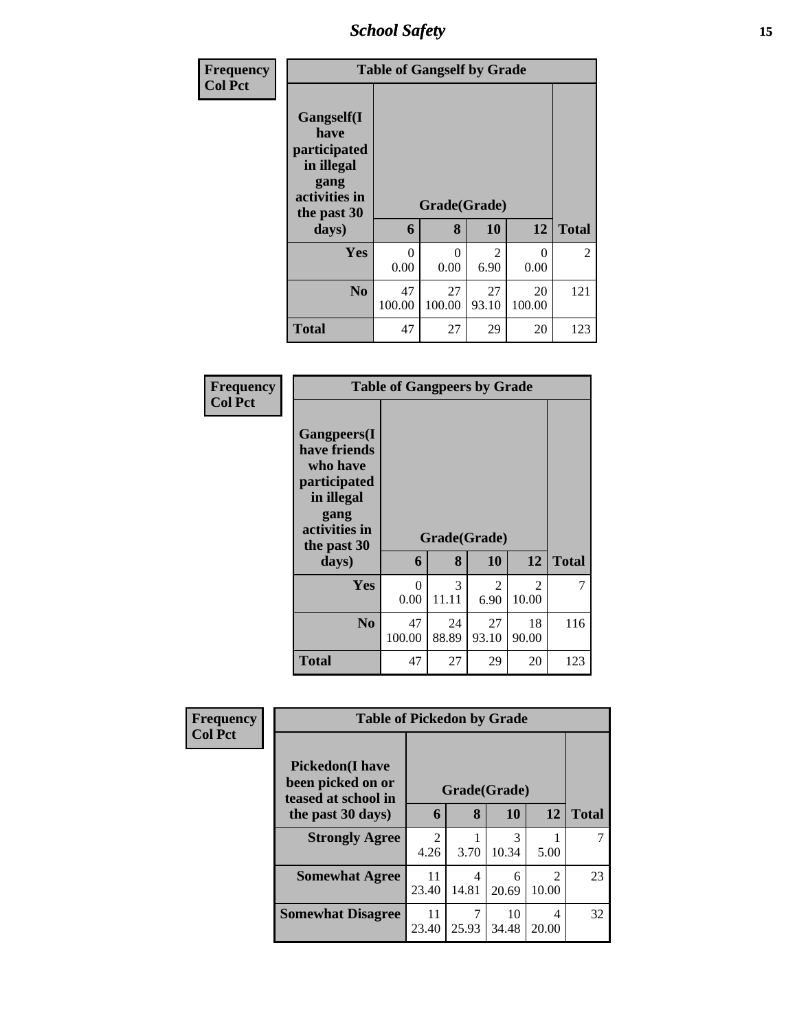| Frequency<br>Col Pct |
|---|

**Table of Gangself by Grade**

| Gangself(I have participated in illegal gang activities in the past 30 days) | Grade(Grade) | | | | Total |
|---|---|---|---|---|---|
| | 6 | 8 | 10 | 12 | |
| Yes | 0<br>0.00 | 0<br>0.00 | 2<br>6.90 | 0<br>0.00 | 2 |
| No | 47<br>100.00 | 27<br>100.00 | 27<br>93.10 | 20<br>100.00 | 121 |
| Total | 47 | 27 | 29 | 20 | 123 |

| Frequency<br>Col Pct |
|---|

**Table of Gangpeers by Grade**

| Gangpeers(I have friends who have participated in illegal gang activities in the past 30 days) | Grade(Grade) | | | | Total |
|---|---|---|---|---|---|
| | 6 | 8 | 10 | 12 | |
| Yes | 0<br>0.00 | 3<br>11.11 | 2<br>6.90 | 2<br>10.00 | 7 |
| No | 47<br>100.00 | 24<br>88.89 | 27<br>93.10 | 18<br>90.00 | 116 |
| Total | 47 | 27 | 29 | 20 | 123 |

| Frequency<br>Col Pct |
|---|

**Table of Pickedon by Grade**

| Pickedon(I have been picked on or teased at school in the past 30 days) | Grade(Grade) | | | | Total |
|---|---|---|---|---|---|
| | 6 | 8 | 10 | 12 | |
| Strongly Agree | 2<br>4.26 | 1<br>3.70 | 3<br>10.34 | 1<br>5.00 | 7 |
| Somewhat Agree | 11<br>23.40 | 4<br>14.81 | 6<br>20.69 | 2<br>10.00 | 23 |
| Somewhat Disagree | 11<br>23.40 | 7<br>25.93 | 10<br>34.48 | 4<br>20.00 | 32 |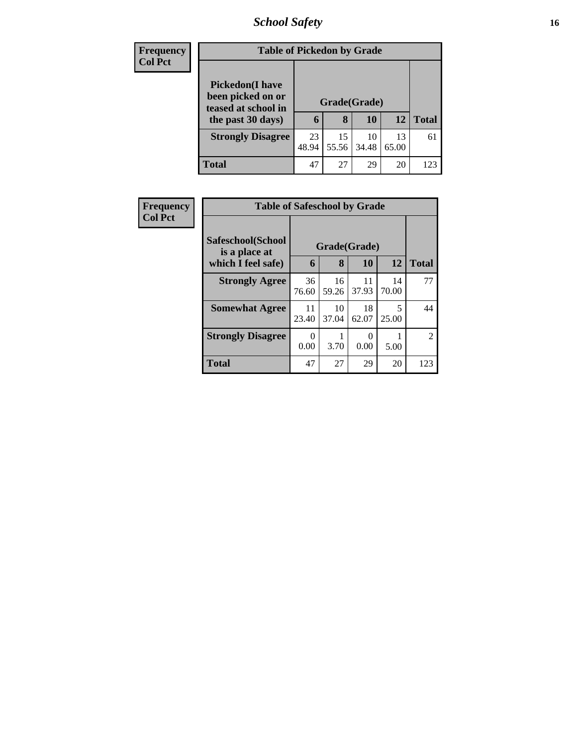**Frequency**
**Col Pct**

| **Table of Pickedon by Grade** | | | | | |
|---|---|---|---|---|---|
| **Pickedon(I have been picked on or teased at school in the past 30 days)** | **Grade(Grade)** | | | | **Total** |
| | **6** | **8** | **10** | **12** | |
| **Strongly Disagree** | 23<br>48.94 | 15<br>55.56 | 10<br>34.48 | 13<br>65.00 | 61 |
| **Total** | 47 | 27 | 29 | 20 | 123 |

**Frequency**
**Col Pct**

| **Table of Safeschool by Grade** | | | | | |
|---|---|---|---|---|---|
| **Safeschool(School is a place at which I feel safe)** | **Grade(Grade)** | | | | **Total** |
| | **6** | **8** | **10** | **12** | |
| **Strongly Agree** | 36<br>76.60 | 16<br>59.26 | 11<br>37.93 | 14<br>70.00 | 77 |
| **Somewhat Agree** | 11<br>23.40 | 10<br>37.04 | 18<br>62.07 | 5<br>25.00 | 44 |
| **Strongly Disagree** | 0<br>0.00 | 1<br>3.70 | 0<br>0.00 | 1<br>5.00 | 2 |
| **Total** | 47 | 27 | 29 | 20 | 123 |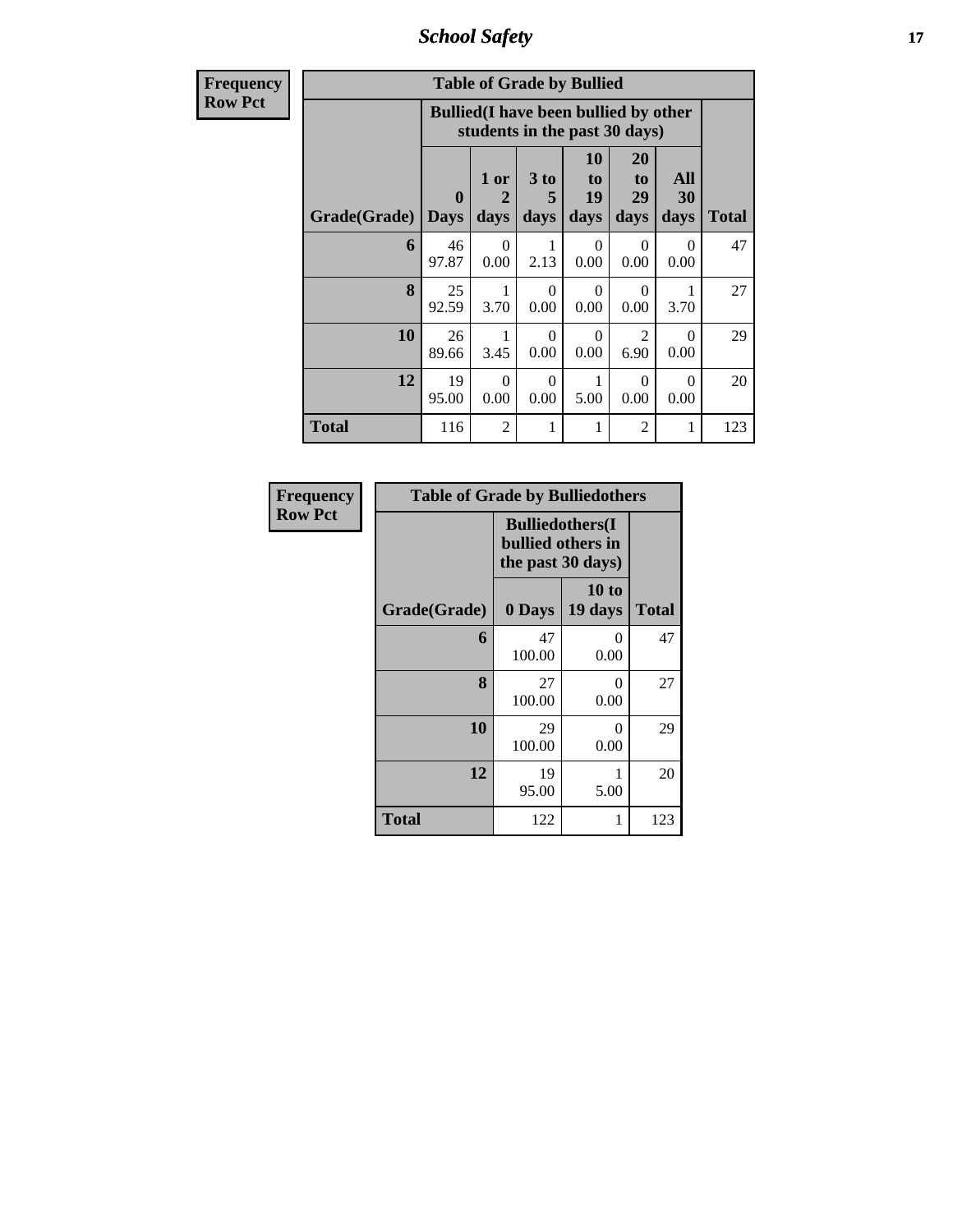**Frequency**
**Row Pct**

| Table of Grade by Bullied | | | | | | | |
|---|---|---|---|---|---|---|---|
| | Bullied(I have been bullied by other students in the past 30 days) | | | | | | |
| Grade(Grade) | 0 Days | 1 or 2 days | 3 to 5 days | 10 to 19 days | 20 to 29 days | All 30 days | Total |
| 6 | 46<br>97.87 | 0<br>0.00 | 1<br>2.13 | 0<br>0.00 | 0<br>0.00 | 0<br>0.00 | 47 |
| 8 | 25<br>92.59 | 1<br>3.70 | 0<br>0.00 | 0<br>0.00 | 0<br>0.00 | 1<br>3.70 | 27 |
| 10 | 26<br>89.66 | 1<br>3.45 | 0<br>0.00 | 0<br>0.00 | 2<br>6.90 | 0<br>0.00 | 29 |
| 12 | 19<br>95.00 | 0<br>0.00 | 0<br>0.00 | 1<br>5.00 | 0<br>0.00 | 0<br>0.00 | 20 |
| Total | 116 | 2 | 1 | 1 | 2 | 1 | 123 |

**Frequency**
**Row Pct**

| Table of Grade by Bulliedothers | | | |
|---|---|---|---|
| | Bulliedothers(I bullied others in the past 30 days) | | |
| Grade(Grade) | 0 Days | 10 to 19 days | Total |
| 6 | 47<br>100.00 | 0<br>0.00 | 47 |
| 8 | 27<br>100.00 | 0<br>0.00 | 27 |
| 10 | 29<br>100.00 | 0<br>0.00 | 29 |
| 12 | 19<br>95.00 | 1<br>5.00 | 20 |
| Total | 122 | 1 | 123 |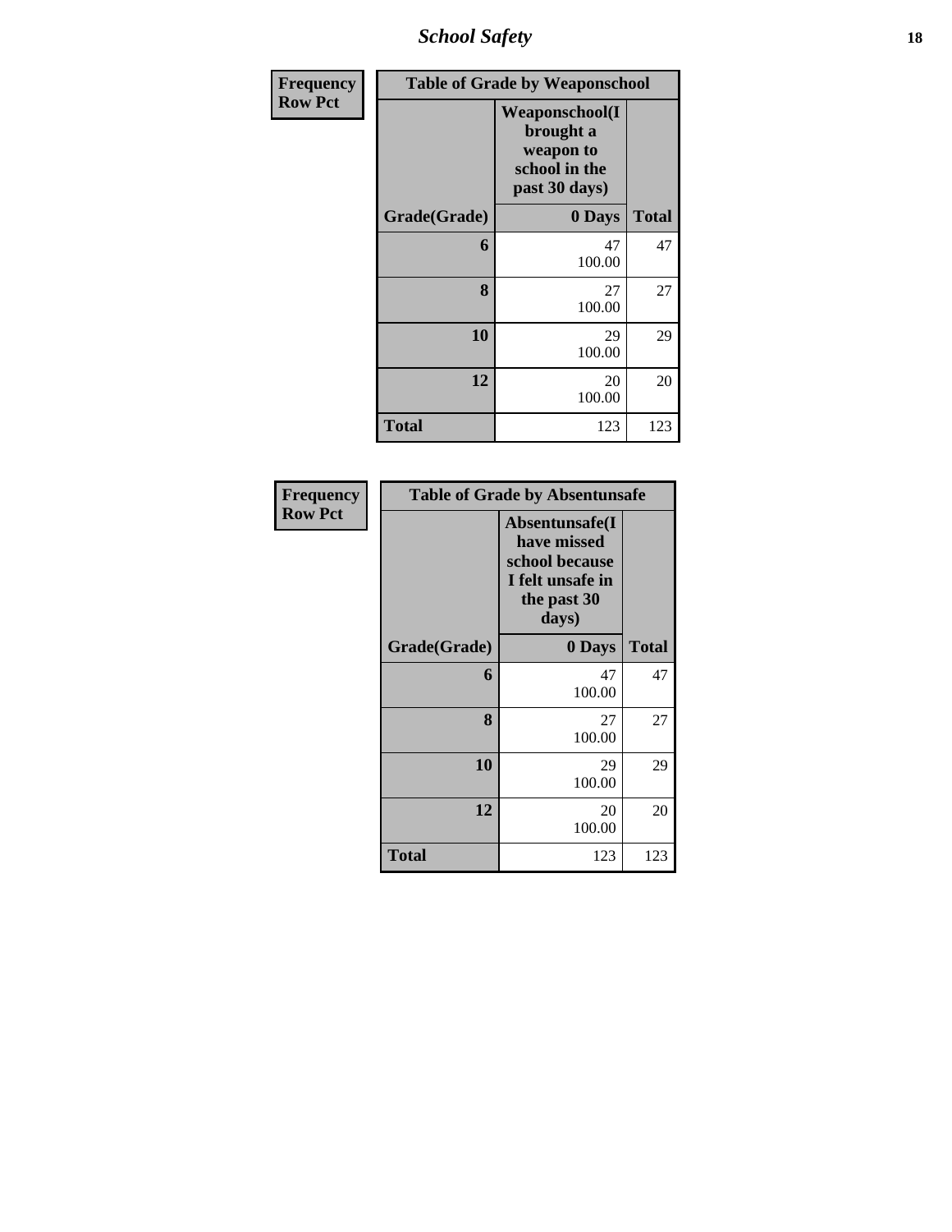| Frequency<br>Row Pct | Table of Grade by Weaponschool | |
|---|---|---|
| | Weaponschool(I brought a weapon to school in the past 30 days) | |
| Grade(Grade) | 0 Days | Total |
| 6 | 47<br>100.00 | 47 |
| 8 | 27<br>100.00 | 27 |
| 10 | 29<br>100.00 | 29 |
| 12 | 20<br>100.00 | 20 |
| Total | 123 | 123 |

| Frequency<br>Row Pct | Table of Grade by Absentunsafe | |
|---|---|---|
| | Absentunsafe(I have missed school because I felt unsafe in the past 30 days) | |
| Grade(Grade) | 0 Days | Total |
| 6 | 47<br>100.00 | 47 |
| 8 | 27<br>100.00 | 27 |
| 10 | 29<br>100.00 | 29 |
| 12 | 20<br>100.00 | 20 |
| Total | 123 | 123 |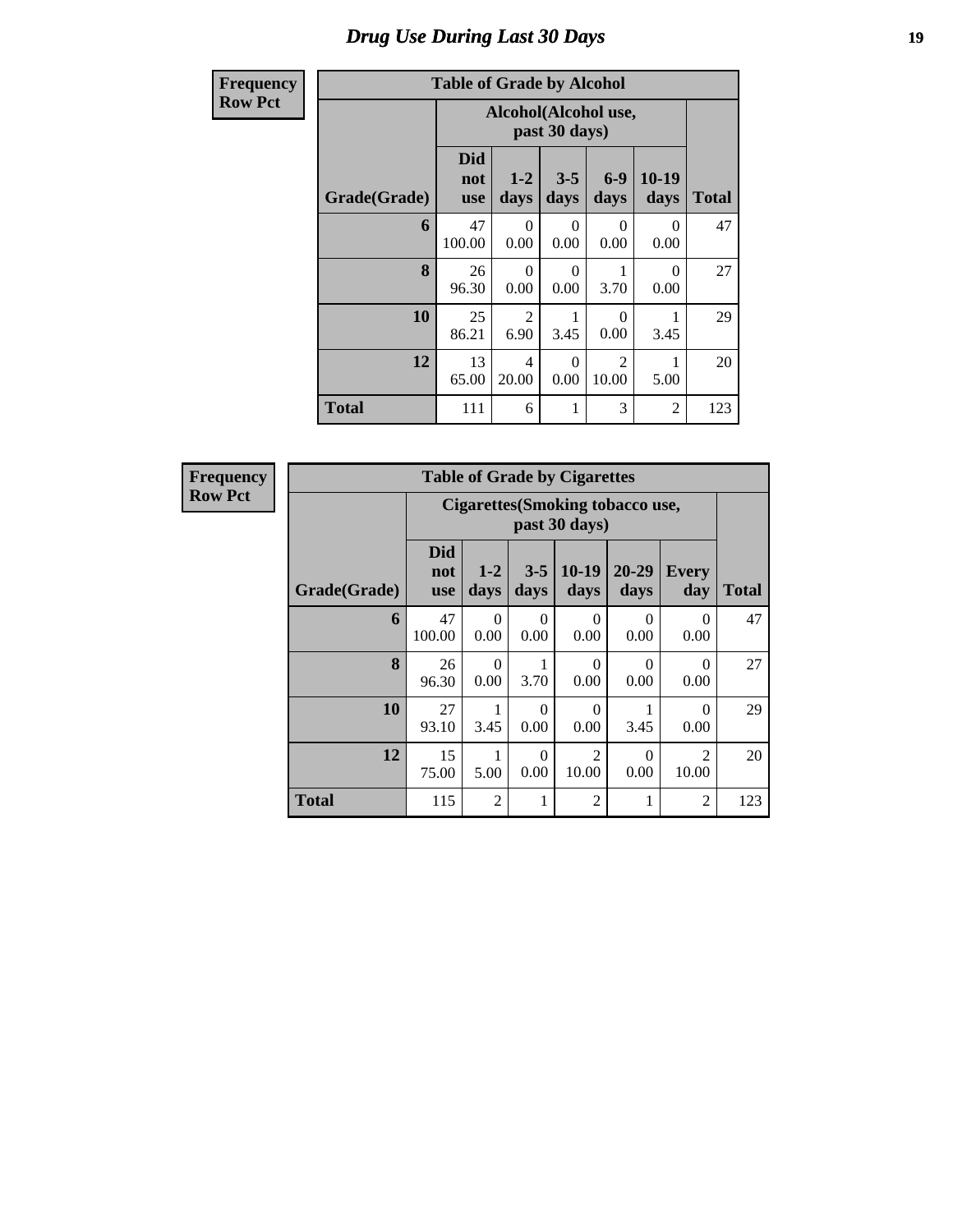# Drug Use During Last 30 Days

| Frequency<br>Row Pct |
|---|

**Table of Grade by Alcohol**

| Grade(Grade) | Alcohol(Alcohol use, past 30 days) | | | | | Total |
|---|---|---|---|---|---|---|
| | Did not use | 1-2 days | 3-5 days | 6-9 days | 10-19 days | |
| 6 | 47<br>100.00 | 0<br>0.00 | 0<br>0.00 | 0<br>0.00 | 0<br>0.00 | 47 |
| 8 | 26<br>96.30 | 0<br>0.00 | 0<br>0.00 | 1<br>3.70 | 0<br>0.00 | 27 |
| 10 | 25<br>86.21 | 2<br>6.90 | 1<br>3.45 | 0<br>0.00 | 1<br>3.45 | 29 |
| 12 | 13<br>65.00 | 4<br>20.00 | 0<br>0.00 | 2<br>10.00 | 1<br>5.00 | 20 |
| Total | 111 | 6 | 1 | 3 | 2 | 123 |

| Frequency<br>Row Pct |
|---|

**Table of Grade by Cigarettes**

| Grade(Grade) | Cigarettes(Smoking tobacco use, past 30 days) | | | | | | Total |
|---|---|---|---|---|---|---|---|
| | Did not use | 1-2 days | 3-5 days | 10-19 days | 20-29 days | Every day | |
| 6 | 47<br>100.00 | 0<br>0.00 | 0<br>0.00 | 0<br>0.00 | 0<br>0.00 | 0<br>0.00 | 47 |
| 8 | 26<br>96.30 | 0<br>0.00 | 1<br>3.70 | 0<br>0.00 | 0<br>0.00 | 0<br>0.00 | 27 |
| 10 | 27<br>93.10 | 1<br>3.45 | 0<br>0.00 | 0<br>0.00 | 1<br>3.45 | 0<br>0.00 | 29 |
| 12 | 15<br>75.00 | 1<br>5.00 | 0<br>0.00 | 2<br>10.00 | 0<br>0.00 | 2<br>10.00 | 20 |
| Total | 115 | 2 | 1 | 2 | 1 | 2 | 123 |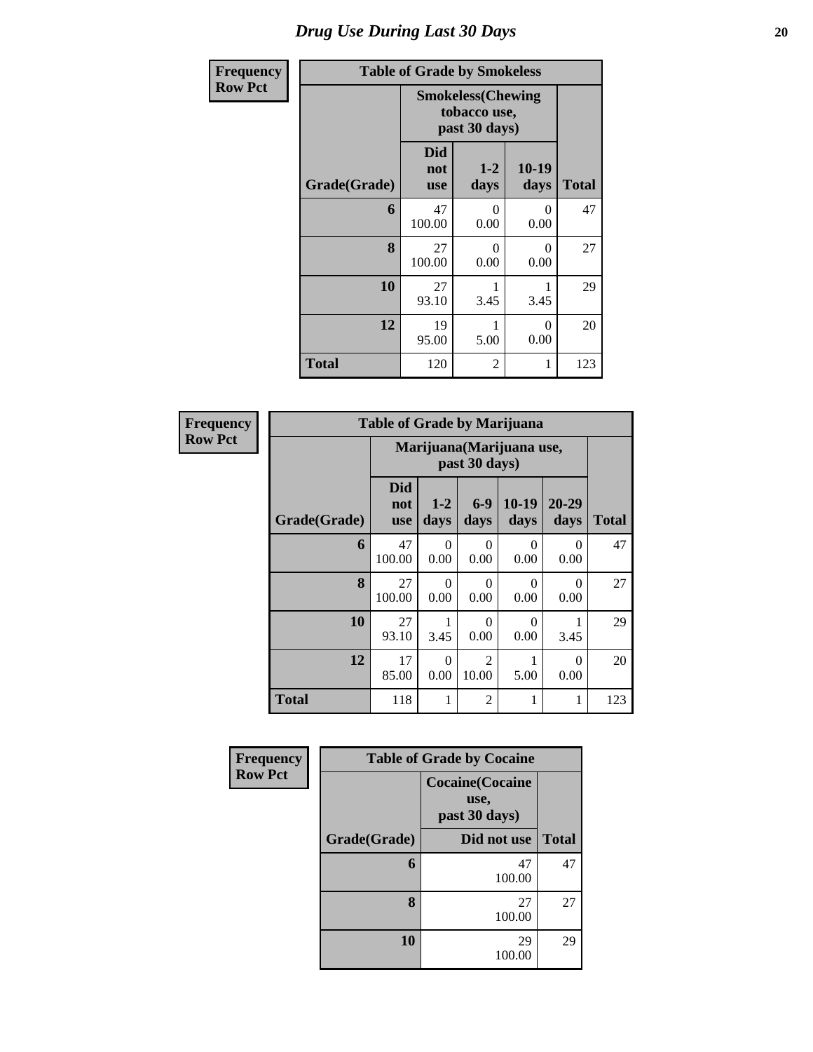## Drug Use During Last 30 Days

**Frequency**
**Row Pct**

| Table of Grade by Smokeless | | | | |
|---|---|---|---|---|
| | Smokeless(Chewing tobacco use, past 30 days) | | | |
| Grade(Grade) | Did not use | 1-2 days | 10-19 days | Total |
| **6** | 47<br>100.00 | 0<br>0.00 | 0<br>0.00 | 47 |
| **8** | 27<br>100.00 | 0<br>0.00 | 0<br>0.00 | 27 |
| **10** | 27<br>93.10 | 1<br>3.45 | 1<br>3.45 | 29 |
| **12** | 19<br>95.00 | 1<br>5.00 | 0<br>0.00 | 20 |
| **Total** | 120 | 2 | 1 | 123 |

**Frequency**
**Row Pct**

| Table of Grade by Marijuana | | | | | | |
|---|---|---|---|---|---|---|
| | Marijuana(Marijuana use, past 30 days) | | | | | |
| Grade(Grade) | Did not use | 1-2 days | 6-9 days | 10-19 days | 20-29 days | Total |
| **6** | 47<br>100.00 | 0<br>0.00 | 0<br>0.00 | 0<br>0.00 | 0<br>0.00 | 47 |
| **8** | 27<br>100.00 | 0<br>0.00 | 0<br>0.00 | 0<br>0.00 | 0<br>0.00 | 27 |
| **10** | 27<br>93.10 | 1<br>3.45 | 0<br>0.00 | 0<br>0.00 | 1<br>3.45 | 29 |
| **12** | 17<br>85.00 | 0<br>0.00 | 2<br>10.00 | 1<br>5.00 | 0<br>0.00 | 20 |
| **Total** | 118 | 1 | 2 | 1 | 1 | 123 |

**Frequency**
**Row Pct**

| Table of Grade by Cocaine | | |
|---|---|---|
| | Cocaine(Cocaine use, past 30 days) | |
| Grade(Grade) | Did not use | Total |
| **6** | 47<br>100.00 | 47 |
| **8** | 27<br>100.00 | 27 |
| **10** | 29<br>100.00 | 29 |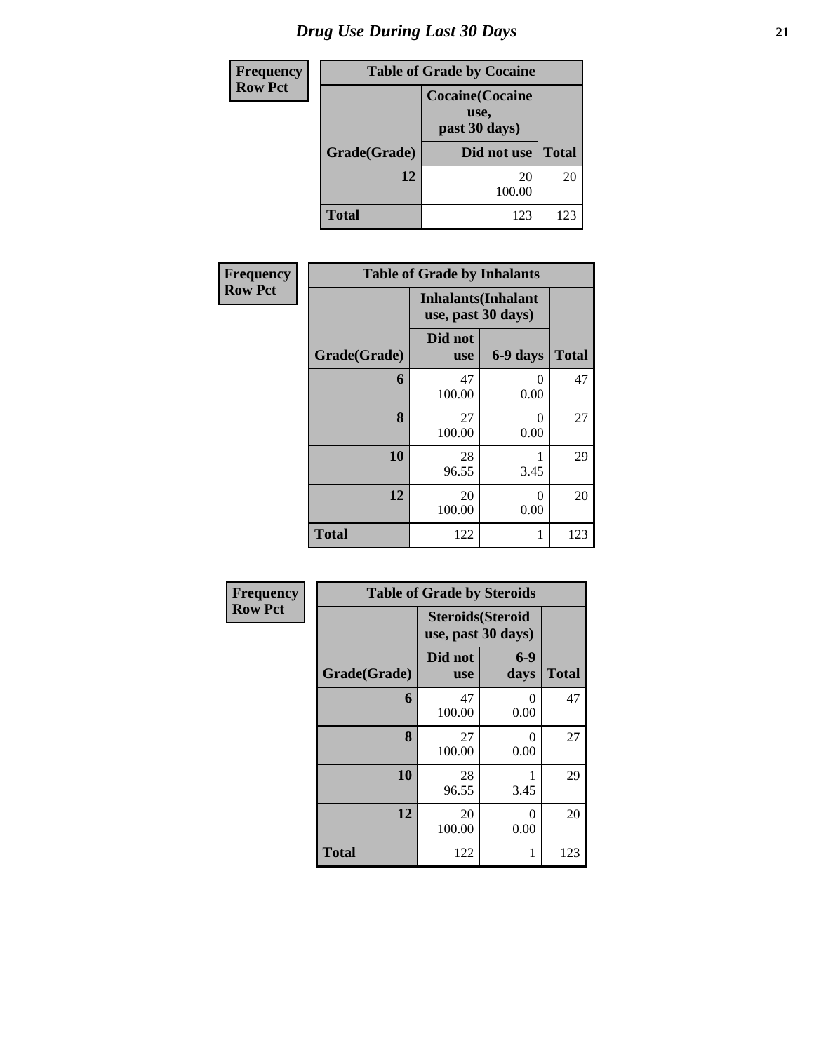# Drug Use During Last 30 Days

| Frequency Row Pct | | |
|---|---|---|
| **Table of Grade by Cocaine** | | |
| | **Cocaine(Cocaine use, past 30 days)** | |
| **Grade(Grade)** | **Did not use** | **Total** |
| **12** | 20<br>100.00 | 20 |
| **Total** | 123 | 123 |

| Frequency Row Pct | | | |
|---|---|---|---|
| **Table of Grade by Inhalants** | | | |
| | **Inhalants(Inhalant use, past 30 days)** | | |
| **Grade(Grade)** | **Did not use** | **6-9 days** | **Total** |
| **6** | 47<br>100.00 | 0<br>0.00 | 47 |
| **8** | 27<br>100.00 | 0<br>0.00 | 27 |
| **10** | 28<br>96.55 | 1<br>3.45 | 29 |
| **12** | 20<br>100.00 | 0<br>0.00 | 20 |
| **Total** | 122 | 1 | 123 |

| Frequency Row Pct | | | |
|---|---|---|---|
| **Table of Grade by Steroids** | | | |
| | **Steroids(Steroid use, past 30 days)** | | |
| **Grade(Grade)** | **Did not use** | **6-9 days** | **Total** |
| **6** | 47<br>100.00 | 0<br>0.00 | 47 |
| **8** | 27<br>100.00 | 0<br>0.00 | 27 |
| **10** | 28<br>96.55 | 1<br>3.45 | 29 |
| **12** | 20<br>100.00 | 0<br>0.00 | 20 |
| **Total** | 122 | 1 | 123 |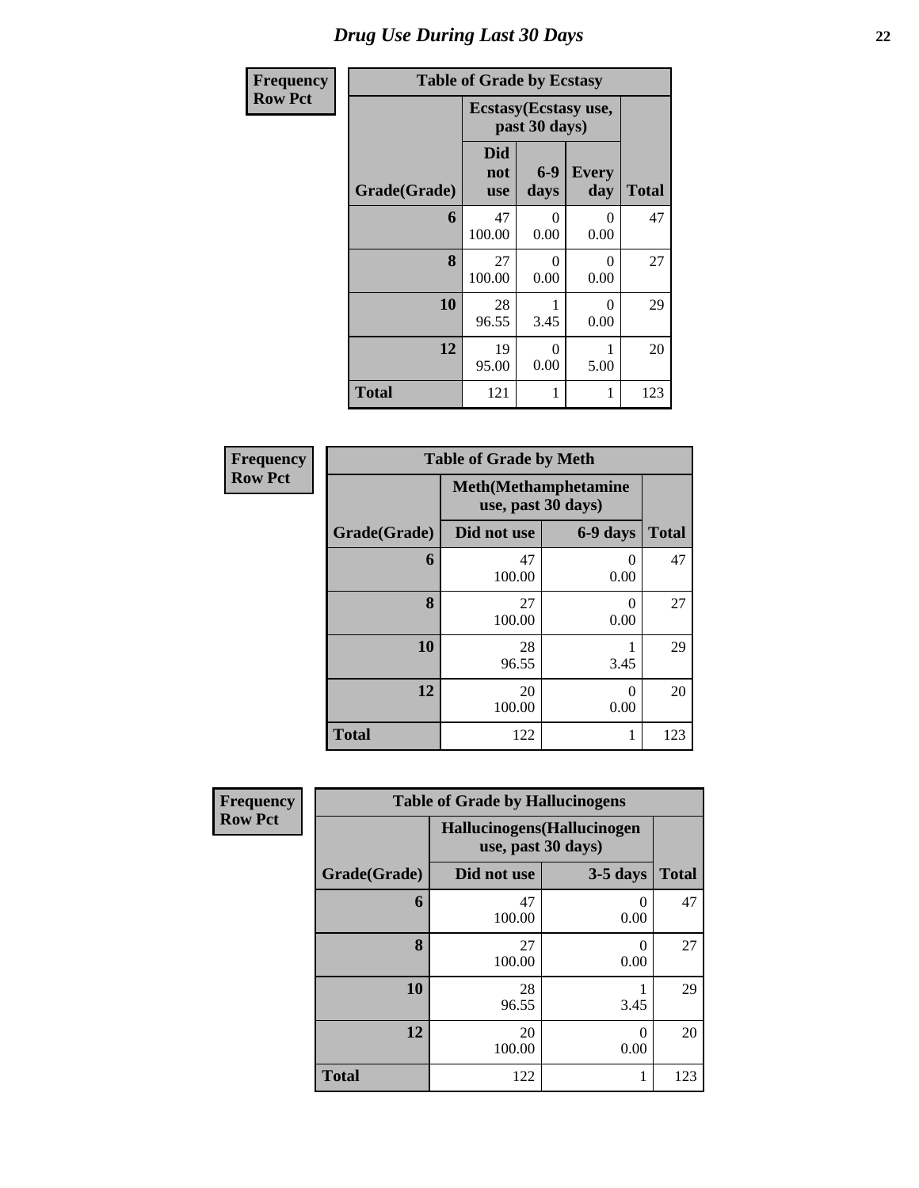# Drug Use During Last 30 Days

**Frequency**
**Row Pct**

| Table of Grade by Ecstasy | | | | |
|---|---|---|---|---|
| | Ecstasy(Ecstasy use, past 30 days) | | | |
| Grade(Grade) | Did not use | 6-9 days | Every day | Total |
| 6 | 47<br>100.00 | 0<br>0.00 | 0<br>0.00 | 47 |
| 8 | 27<br>100.00 | 0<br>0.00 | 0<br>0.00 | 27 |
| 10 | 28<br>96.55 | 1<br>3.45 | 0<br>0.00 | 29 |
| 12 | 19<br>95.00 | 0<br>0.00 | 1<br>5.00 | 20 |
| Total | 121 | 1 | 1 | 123 |

**Frequency**
**Row Pct**

| Table of Grade by Meth | | | |
|---|---|---|---|
| | Meth(Methamphetamine use, past 30 days) | | |
| Grade(Grade) | Did not use | 6-9 days | Total |
| 6 | 47<br>100.00 | 0<br>0.00 | 47 |
| 8 | 27<br>100.00 | 0<br>0.00 | 27 |
| 10 | 28<br>96.55 | 1<br>3.45 | 29 |
| 12 | 20<br>100.00 | 0<br>0.00 | 20 |
| Total | 122 | 1 | 123 |

**Frequency**
**Row Pct**

| Table of Grade by Hallucinogens | | | |
|---|---|---|---|
| | Hallucinogens(Hallucinogen use, past 30 days) | | |
| Grade(Grade) | Did not use | 3-5 days | Total |
| 6 | 47<br>100.00 | 0<br>0.00 | 47 |
| 8 | 27<br>100.00 | 0<br>0.00 | 27 |
| 10 | 28<br>96.55 | 1<br>3.45 | 29 |
| 12 | 20<br>100.00 | 0<br>0.00 | 20 |
| Total | 122 | 1 | 123 |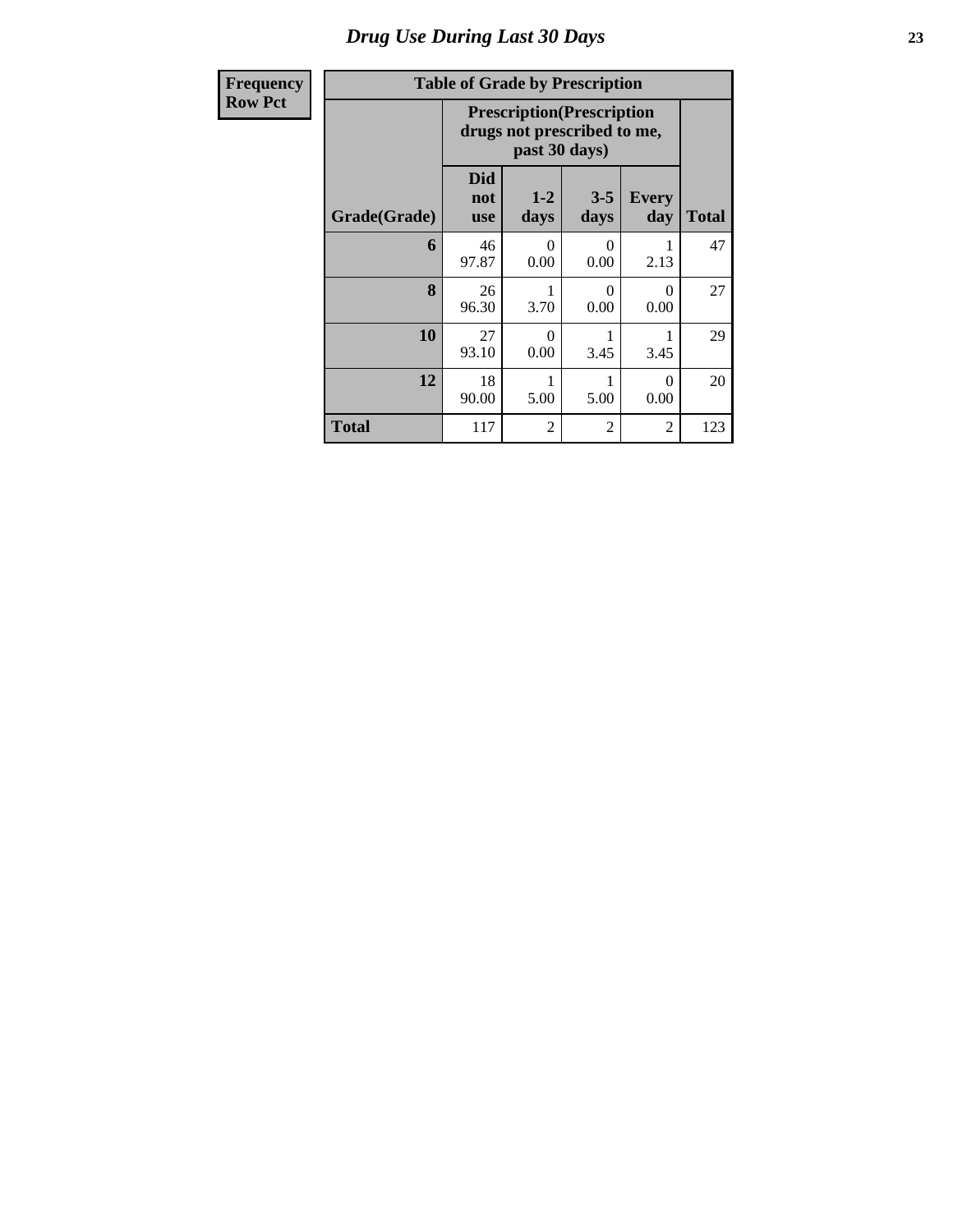# Drug Use During Last 30 Days

| Frequency Row Pct | | | | | |
|---|---|---|---|---|---|
| **Table of Grade by Prescription** | | | | | |
| | **Prescription(Prescription drugs not prescribed to me, past 30 days)** | | | | |
| **Grade(Grade)** | **Did not use** | **1-2 days** | **3-5 days** | **Every day** | **Total** |
| **6** | 46<br>97.87 | 0<br>0.00 | 0<br>0.00 | 1<br>2.13 | 47 |
| **8** | 26<br>96.30 | 1<br>3.70 | 0<br>0.00 | 0<br>0.00 | 27 |
| **10** | 27<br>93.10 | 0<br>0.00 | 1<br>3.45 | 1<br>3.45 | 29 |
| **12** | 18<br>90.00 | 1<br>5.00 | 1<br>5.00 | 0<br>0.00 | 20 |
| **Total** | 117 | 2 | 2 | 2 | 123 |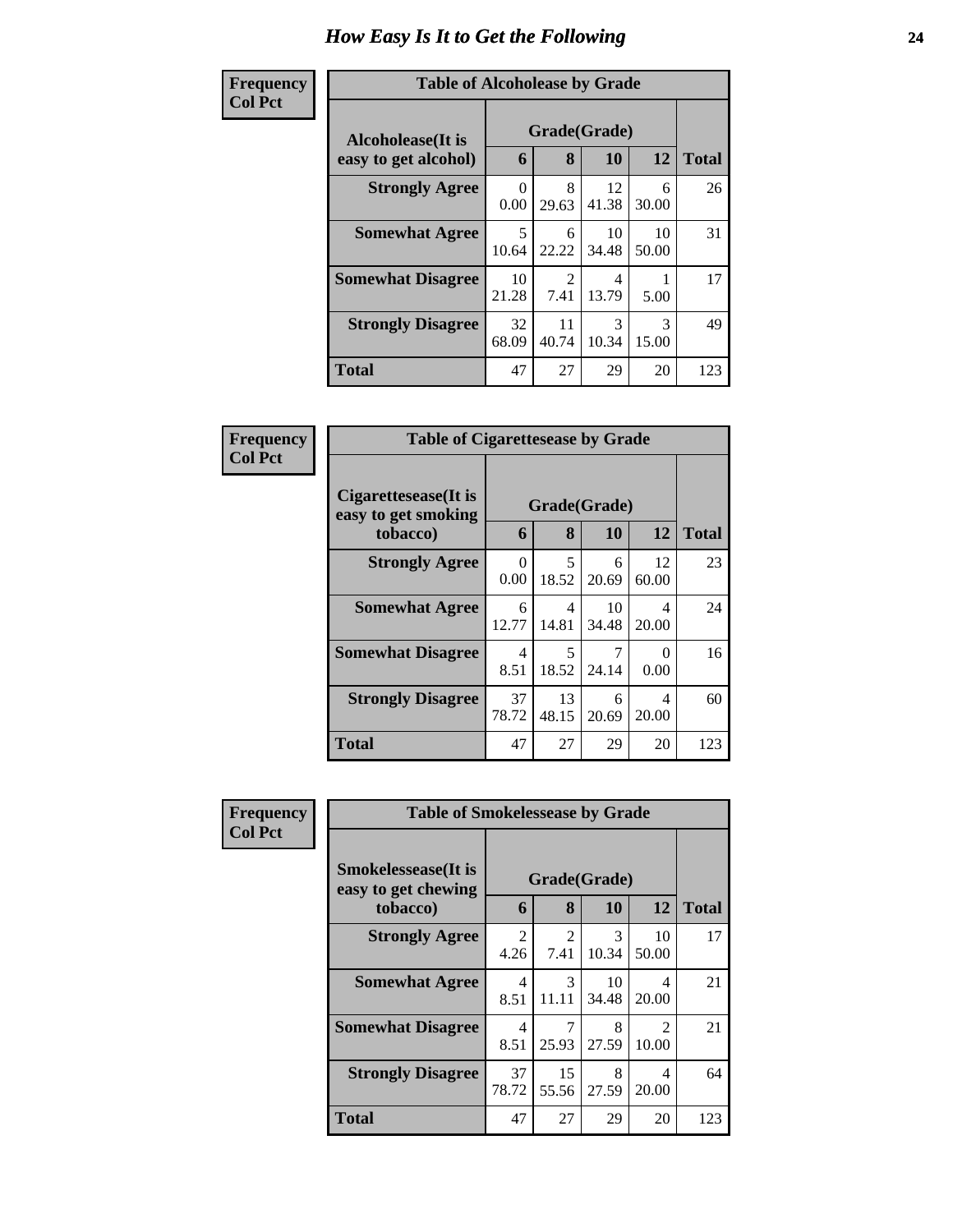# How Easy Is It to Get the Following

**Frequency**
**Col Pct**

| Table of Alcoholease by Grade | | | | | |
|---|---|---|---|---|---|
| **Alcoholease(It is easy to get alcohol)** | **Grade(Grade)** | | | | **Total** |
| | **6** | **8** | **10** | **12** | |
| **Strongly Agree** | 0<br>0.00 | 8<br>29.63 | 12<br>41.38 | 6<br>30.00 | 26 |
| **Somewhat Agree** | 5<br>10.64 | 6<br>22.22 | 10<br>34.48 | 10<br>50.00 | 31 |
| **Somewhat Disagree** | 10<br>21.28 | 2<br>7.41 | 4<br>13.79 | 1<br>5.00 | 17 |
| **Strongly Disagree** | 32<br>68.09 | 11<br>40.74 | 3<br>10.34 | 3<br>15.00 | 49 |
| **Total** | 47 | 27 | 29 | 20 | 123 |

**Frequency**
**Col Pct**

| Table of Cigarettesease by Grade | | | | | |
|---|---|---|---|---|---|
| **Cigarettesease(It is easy to get smoking tobacco)** | **Grade(Grade)** | | | | **Total** |
| | **6** | **8** | **10** | **12** | |
| **Strongly Agree** | 0<br>0.00 | 5<br>18.52 | 6<br>20.69 | 12<br>60.00 | 23 |
| **Somewhat Agree** | 6<br>12.77 | 4<br>14.81 | 10<br>34.48 | 4<br>20.00 | 24 |
| **Somewhat Disagree** | 4<br>8.51 | 5<br>18.52 | 7<br>24.14 | 0<br>0.00 | 16 |
| **Strongly Disagree** | 37<br>78.72 | 13<br>48.15 | 6<br>20.69 | 4<br>20.00 | 60 |
| **Total** | 47 | 27 | 29 | 20 | 123 |

**Frequency**
**Col Pct**

| Table of Smokelessease by Grade | | | | | |
|---|---|---|---|---|---|
| **Smokelessease(It is easy to get chewing tobacco)** | **Grade(Grade)** | | | | **Total** |
| | **6** | **8** | **10** | **12** | |
| **Strongly Agree** | 2<br>4.26 | 2<br>7.41 | 3<br>10.34 | 10<br>50.00 | 17 |
| **Somewhat Agree** | 4<br>8.51 | 3<br>11.11 | 10<br>34.48 | 4<br>20.00 | 21 |
| **Somewhat Disagree** | 4<br>8.51 | 7<br>25.93 | 8<br>27.59 | 2<br>10.00 | 21 |
| **Strongly Disagree** | 37<br>78.72 | 15<br>55.56 | 8<br>27.59 | 4<br>20.00 | 64 |
| **Total** | 47 | 27 | 29 | 20 | 123 |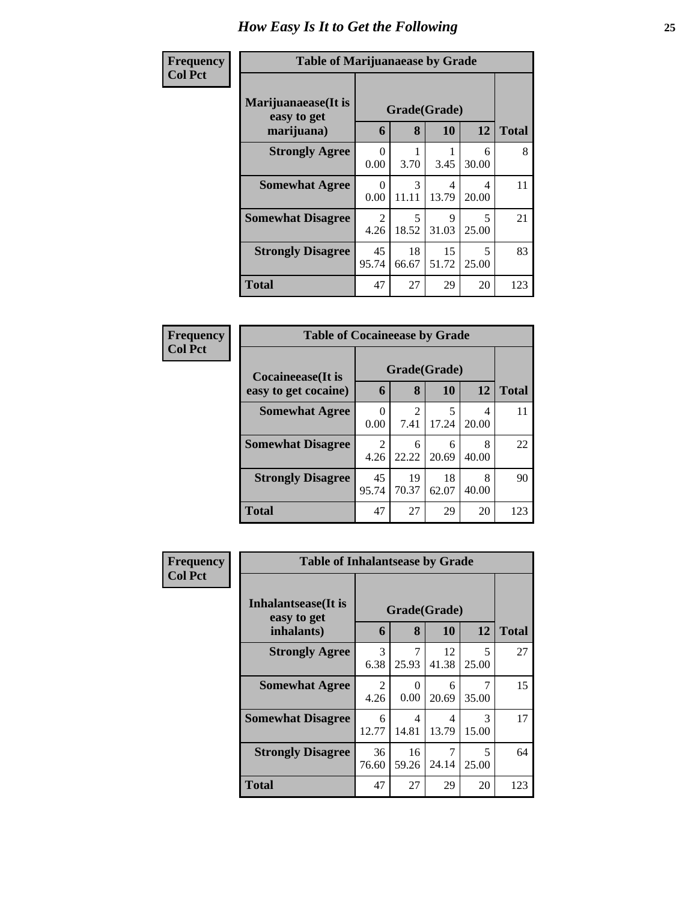# How Easy Is It to Get the Following

**Frequency**
**Col Pct**

| Table of Marijuanaease by Grade | | | | | |
|---|---|---|---|---|---|
| **Marijuanaease(It is easy to get marijuana)** | **Grade(Grade)** | | | | |
| | **6** | **8** | **10** | **12** | **Total** |
| **Strongly Agree** | 0<br>0.00 | 1<br>3.70 | 1<br>3.45 | 6<br>30.00 | 8 |
| **Somewhat Agree** | 0<br>0.00 | 3<br>11.11 | 4<br>13.79 | 4<br>20.00 | 11 |
| **Somewhat Disagree** | 2<br>4.26 | 5<br>18.52 | 9<br>31.03 | 5<br>25.00 | 21 |
| **Strongly Disagree** | 45<br>95.74 | 18<br>66.67 | 15<br>51.72 | 5<br>25.00 | 83 |
| **Total** | 47 | 27 | 29 | 20 | 123 |

**Frequency**
**Col Pct**

| Table of Cocaineease by Grade | | | | | |
|---|---|---|---|---|---|
| **Cocaineease(It is easy to get cocaine)** | **Grade(Grade)** | | | | |
| | **6** | **8** | **10** | **12** | **Total** |
| **Somewhat Agree** | 0<br>0.00 | 2<br>7.41 | 5<br>17.24 | 4<br>20.00 | 11 |
| **Somewhat Disagree** | 2<br>4.26 | 6<br>22.22 | 6<br>20.69 | 8<br>40.00 | 22 |
| **Strongly Disagree** | 45<br>95.74 | 19<br>70.37 | 18<br>62.07 | 8<br>40.00 | 90 |
| **Total** | 47 | 27 | 29 | 20 | 123 |

**Frequency**
**Col Pct**

| Table of Inhalantsease by Grade | | | | | |
|---|---|---|---|---|---|
| **Inhalantsease(It is easy to get inhalants)** | **Grade(Grade)** | | | | |
| | **6** | **8** | **10** | **12** | **Total** |
| **Strongly Agree** | 3<br>6.38 | 7<br>25.93 | 12<br>41.38 | 5<br>25.00 | 27 |
| **Somewhat Agree** | 2<br>4.26 | 0<br>0.00 | 6<br>20.69 | 7<br>35.00 | 15 |
| **Somewhat Disagree** | 6<br>12.77 | 4<br>14.81 | 4<br>13.79 | 3<br>15.00 | 17 |
| **Strongly Disagree** | 36<br>76.60 | 16<br>59.26 | 7<br>24.14 | 5<br>25.00 | 64 |
| **Total** | 47 | 27 | 29 | 20 | 123 |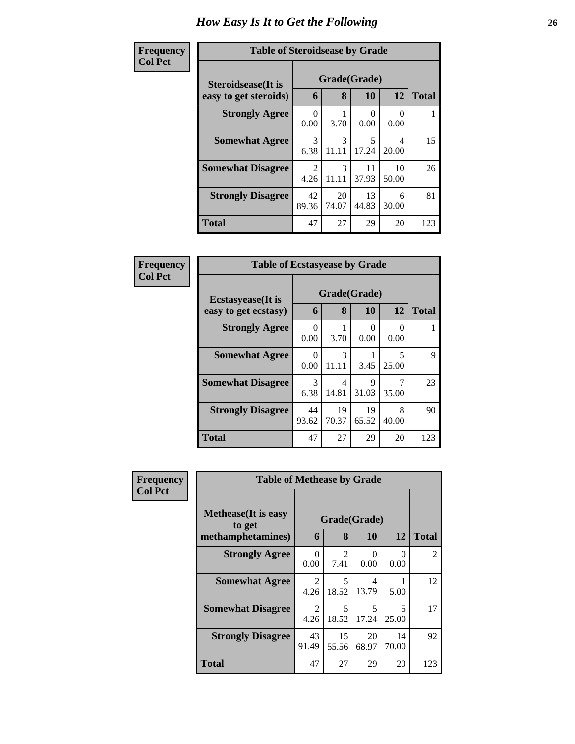# How Easy Is It to Get the Following

**Frequency**
**Col Pct**

| Table of Steroidsease by Grade | | | | | |
|---|---|---|---|---|---|
| **Steroidsease(It is easy to get steroids)** | **Grade(Grade)** | | | | |
| | **6** | **8** | **10** | **12** | **Total** |
| **Strongly Agree** | 0<br>0.00 | 1<br>3.70 | 0<br>0.00 | 0<br>0.00 | 1 |
| **Somewhat Agree** | 3<br>6.38 | 3<br>11.11 | 5<br>17.24 | 4<br>20.00 | 15 |
| **Somewhat Disagree** | 2<br>4.26 | 3<br>11.11 | 11<br>37.93 | 10<br>50.00 | 26 |
| **Strongly Disagree** | 42<br>89.36 | 20<br>74.07 | 13<br>44.83 | 6<br>30.00 | 81 |
| **Total** | 47 | 27 | 29 | 20 | 123 |

**Frequency**
**Col Pct**

| Table of Ecstasyease by Grade | | | | | |
|---|---|---|---|---|---|
| **Ecstasyease(It is easy to get ecstasy)** | **Grade(Grade)** | | | | |
| | **6** | **8** | **10** | **12** | **Total** |
| **Strongly Agree** | 0<br>0.00 | 1<br>3.70 | 0<br>0.00 | 0<br>0.00 | 1 |
| **Somewhat Agree** | 0<br>0.00 | 3<br>11.11 | 1<br>3.45 | 5<br>25.00 | 9 |
| **Somewhat Disagree** | 3<br>6.38 | 4<br>14.81 | 9<br>31.03 | 7<br>35.00 | 23 |
| **Strongly Disagree** | 44<br>93.62 | 19<br>70.37 | 19<br>65.52 | 8<br>40.00 | 90 |
| **Total** | 47 | 27 | 29 | 20 | 123 |

**Frequency**
**Col Pct**

| Table of Methease by Grade | | | | | |
|---|---|---|---|---|---|
| **Methease(It is easy to get methamphetamines)** | **Grade(Grade)** | | | | |
| | **6** | **8** | **10** | **12** | **Total** |
| **Strongly Agree** | 0<br>0.00 | 2<br>7.41 | 0<br>0.00 | 0<br>0.00 | 2 |
| **Somewhat Agree** | 2<br>4.26 | 5<br>18.52 | 4<br>13.79 | 1<br>5.00 | 12 |
| **Somewhat Disagree** | 2<br>4.26 | 5<br>18.52 | 5<br>17.24 | 5<br>25.00 | 17 |
| **Strongly Disagree** | 43<br>91.49 | 15<br>55.56 | 20<br>68.97 | 14<br>70.00 | 92 |
| **Total** | 47 | 27 | 29 | 20 | 123 |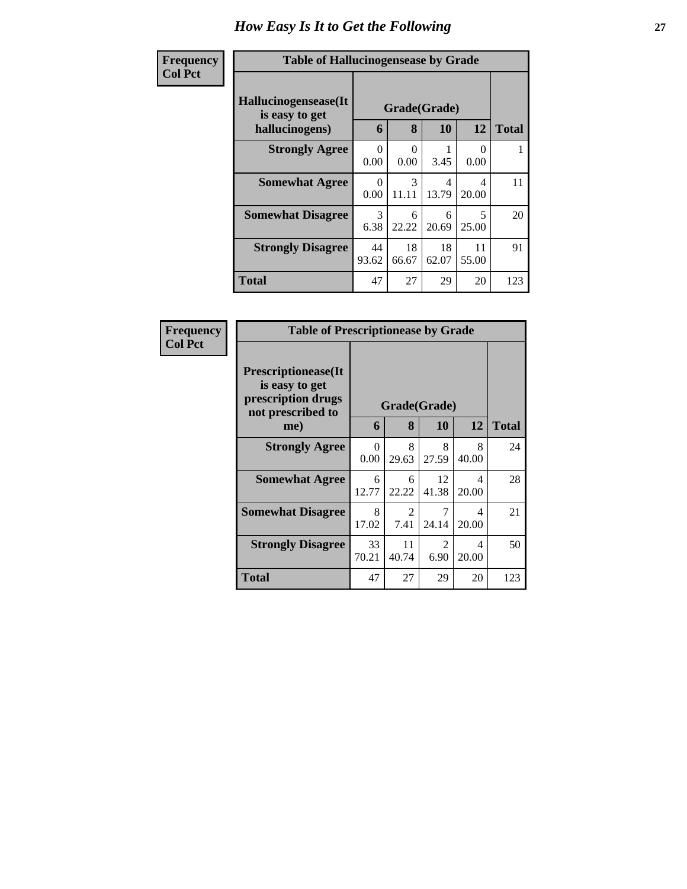# How Easy Is It to Get the Following

**Frequency**
**Col Pct**

| Table of Hallucinogensease by Grade | | | | | |
|---|---|---|---|---|---|
| **Hallucinogensease(It is easy to get hallucinogens)** | **Grade(Grade)** | | | | **Total** |
| | **6** | **8** | **10** | **12** | |
| **Strongly Agree** | 0<br>0.00 | 0<br>0.00 | 1<br>3.45 | 0<br>0.00 | 1 |
| **Somewhat Agree** | 0<br>0.00 | 3<br>11.11 | 4<br>13.79 | 4<br>20.00 | 11 |
| **Somewhat Disagree** | 3<br>6.38 | 6<br>22.22 | 6<br>20.69 | 5<br>25.00 | 20 |
| **Strongly Disagree** | 44<br>93.62 | 18<br>66.67 | 18<br>62.07 | 11<br>55.00 | 91 |
| **Total** | 47 | 27 | 29 | 20 | 123 |

**Frequency**
**Col Pct**

| Table of Prescriptionease by Grade | | | | | |
|---|---|---|---|---|---|
| **Prescriptionease(It is easy to get prescription drugs not prescribed to me)** | **Grade(Grade)** | | | | **Total** |
| | **6** | **8** | **10** | **12** | |
| **Strongly Agree** | 0<br>0.00 | 8<br>29.63 | 8<br>27.59 | 8<br>40.00 | 24 |
| **Somewhat Agree** | 6<br>12.77 | 6<br>22.22 | 12<br>41.38 | 4<br>20.00 | 28 |
| **Somewhat Disagree** | 8<br>17.02 | 2<br>7.41 | 7<br>24.14 | 4<br>20.00 | 21 |
| **Strongly Disagree** | 33<br>70.21 | 11<br>40.74 | 2<br>6.90 | 4<br>20.00 | 50 |
| **Total** | 47 | 27 | 29 | 20 | 123 |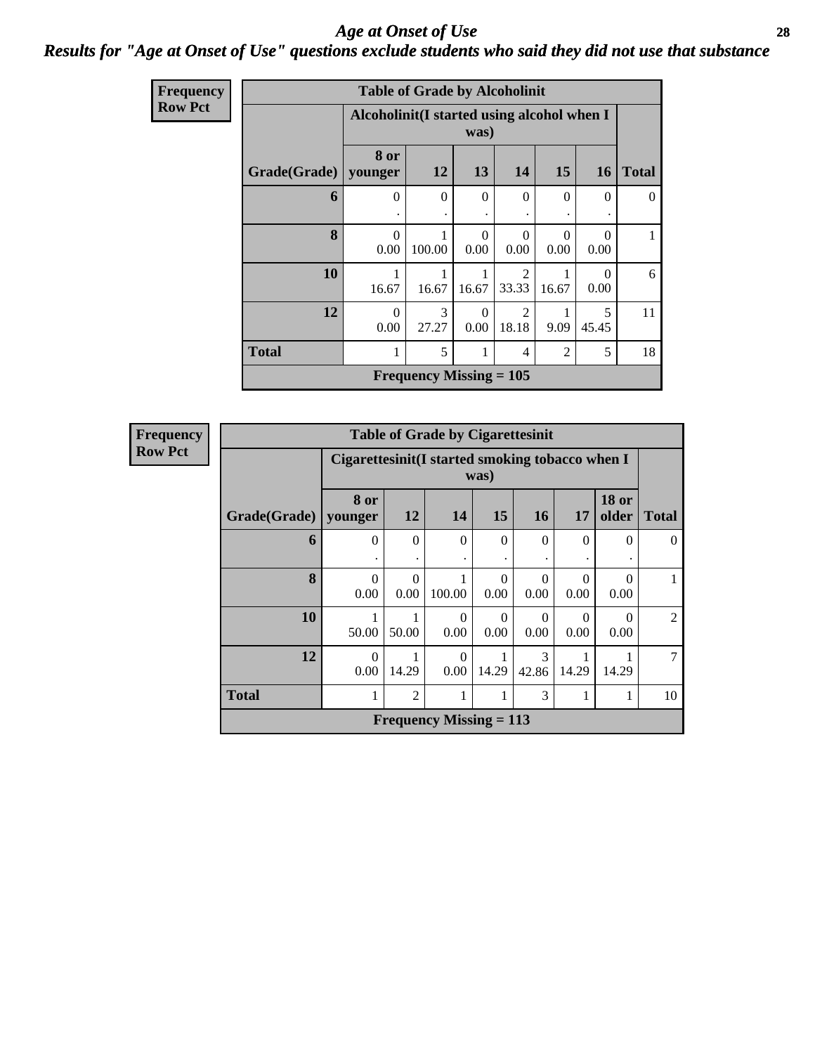# *Age at Onset of Use*

## *Results for "Age at Onset of Use" questions exclude students who said they did not use that substance*

**Frequency**
**Row Pct**

| Table of Grade by Alcoholinit | | | | | | | |
|---|---|---|---|---|---|---|---|
| | Alcoholinit(I started using alcohol when I was) | | | | | | |
| Grade(Grade) | 8 or younger | 12 | 13 | 14 | 15 | 16 | Total |
| **6** | 0<br>. | 0<br>. | 0<br>. | 0<br>. | 0<br>. | 0<br>. | 0 |
| **8** | 0<br>0.00 | 1<br>100.00 | 0<br>0.00 | 0<br>0.00 | 0<br>0.00 | 0<br>0.00 | 1 |
| **10** | 1<br>16.67 | 1<br>16.67 | 1<br>16.67 | 2<br>33.33 | 1<br>16.67 | 0<br>0.00 | 6 |
| **12** | 0<br>0.00 | 3<br>27.27 | 0<br>0.00 | 2<br>18.18 | 1<br>9.09 | 5<br>45.45 | 11 |
| **Total** | 1 | 5 | 1 | 4 | 2 | 5 | 18 |
| Frequency Missing = 105 | | | | | | | |

**Frequency**
**Row Pct**

| Table of Grade by Cigarettesinit | | | | | | | | |
|---|---|---|---|---|---|---|---|---|
| | Cigarettesinit(I started smoking tobacco when I was) | | | | | | | |
| Grade(Grade) | 8 or younger | 12 | 14 | 15 | 16 | 17 | 18 or older | Total |
| **6** | 0<br>. | 0<br>. | 0<br>. | 0<br>. | 0<br>. | 0<br>. | 0<br>. | 0 |
| **8** | 0<br>0.00 | 0<br>0.00 | 1<br>100.00 | 0<br>0.00 | 0<br>0.00 | 0<br>0.00 | 0<br>0.00 | 1 |
| **10** | 1<br>50.00 | 1<br>50.00 | 0<br>0.00 | 0<br>0.00 | 0<br>0.00 | 0<br>0.00 | 0<br>0.00 | 2 |
| **12** | 0<br>0.00 | 1<br>14.29 | 0<br>0.00 | 1<br>14.29 | 3<br>42.86 | 1<br>14.29 | 1<br>14.29 | 7 |
| **Total** | 1 | 2 | 1 | 1 | 3 | 1 | 1 | 10 |
| Frequency Missing = 113 | | | | | | | | |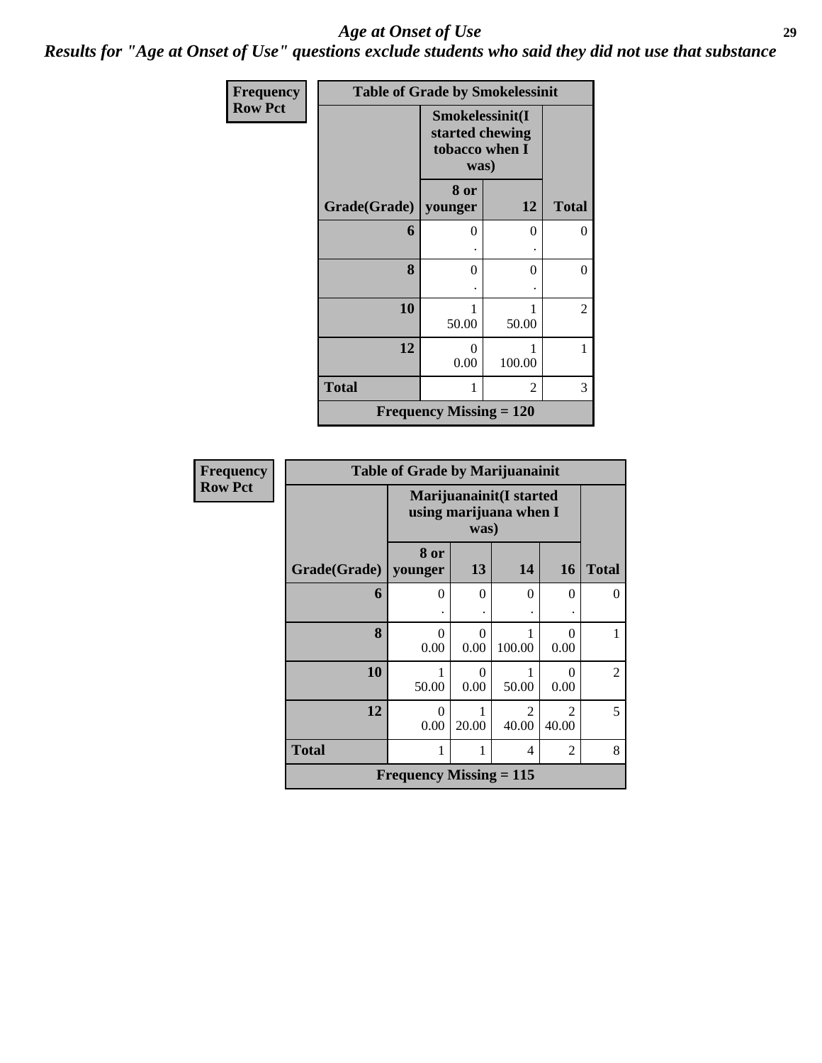# *Age at Onset of Use*

***Results for "Age at Onset of Use" questions exclude students who said they did not use that substance***

**Frequency**
**Row Pct**

| Table of Grade by Smokelessinit | | | |
|---|---|---|---|
| | Smokelessinit(I started chewing tobacco when I was) | | |
| Grade(Grade) | 8 or younger | 12 | Total |
| 6 | 0<br>. | 0<br>. | 0 |
| 8 | 0<br>. | 0<br>. | 0 |
| 10 | 1<br>50.00 | 1<br>50.00 | 2 |
| 12 | 0<br>0.00 | 1<br>100.00 | 1 |
| Total | 1 | 2 | 3 |
| Frequency Missing = 120 | | | |

**Frequency**
**Row Pct**

| Table of Grade by Marijuanainit | | | | | |
|---|---|---|---|---|---|
| | Marijuanainit(I started using marijuana when I was) | | | | |
| Grade(Grade) | 8 or younger | 13 | 14 | 16 | Total |
| 6 | 0<br>. | 0<br>. | 0<br>. | 0<br>. | 0 |
| 8 | 0<br>0.00 | 0<br>0.00 | 1<br>100.00 | 0<br>0.00 | 1 |
| 10 | 1<br>50.00 | 0<br>0.00 | 1<br>50.00 | 0<br>0.00 | 2 |
| 12 | 0<br>0.00 | 1<br>20.00 | 2<br>40.00 | 2<br>40.00 | 5 |
| Total | 1 | 1 | 4 | 2 | 8 |
| Frequency Missing = 115 | | | | | |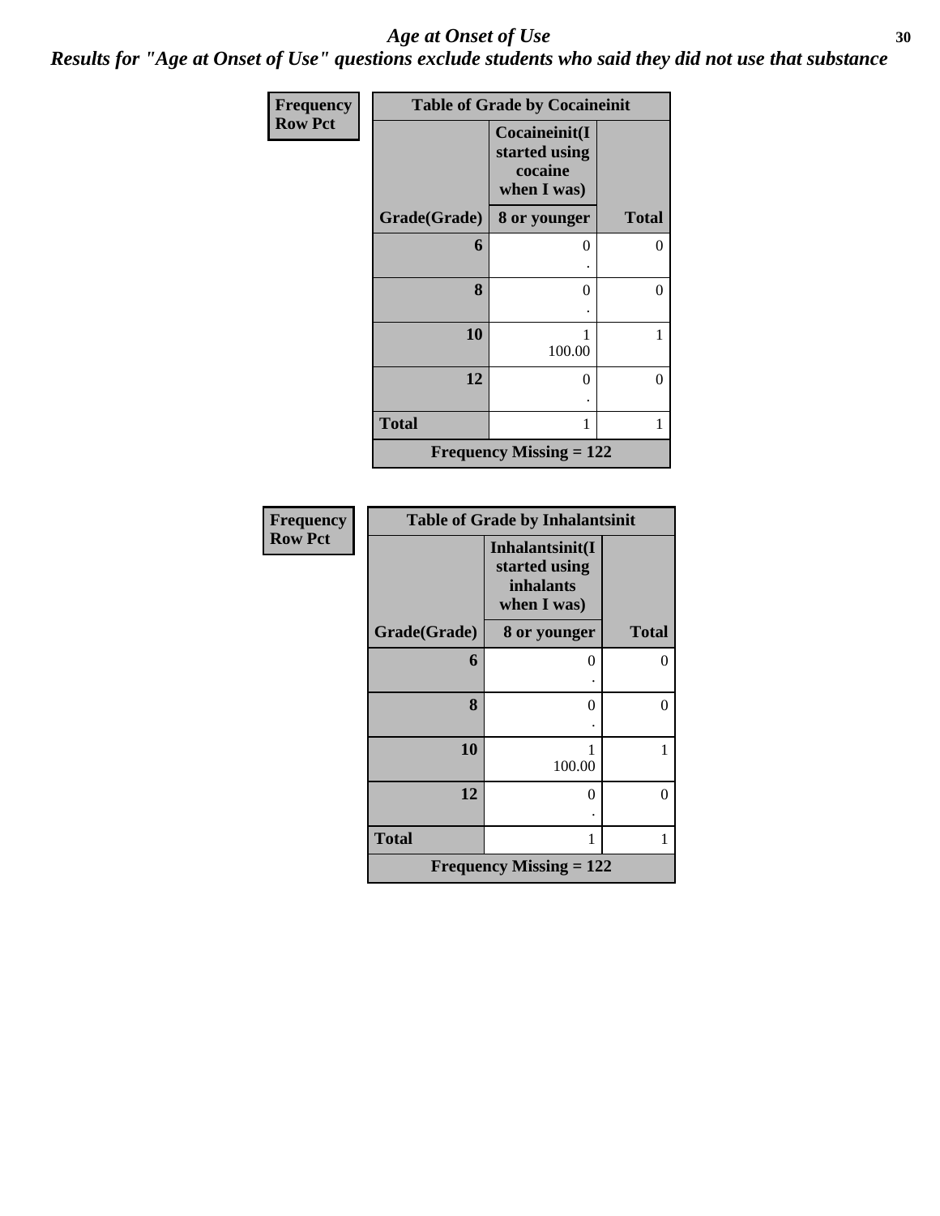# *Age at Onset of Use*

***Results for "Age at Onset of Use" questions exclude students who said they did not use that substance***

**Frequency**
**Row Pct**

| Table of Grade by Cocaineinit | | |
|---|---|---|
| | **Cocaineinit(I started using cocaine when I was)** | |
| **Grade(Grade)** | **8 or younger** | **Total** |
| **6** | 0<br>. | 0 |
| **8** | 0<br>. | 0 |
| **10** | 1<br>100.00 | 1 |
| **12** | 0<br>. | 0 |
| **Total** | 1 | 1 |
| **Frequency Missing = 122** | | |

**Frequency**
**Row Pct**

| Table of Grade by Inhalantsinit | | |
|---|---|---|
| | **Inhalantsinit(I started using inhalants when I was)** | |
| **Grade(Grade)** | **8 or younger** | **Total** |
| **6** | 0<br>. | 0 |
| **8** | 0<br>. | 0 |
| **10** | 1<br>100.00 | 1 |
| **12** | 0<br>. | 0 |
| **Total** | 1 | 1 |
| **Frequency Missing = 122** | | |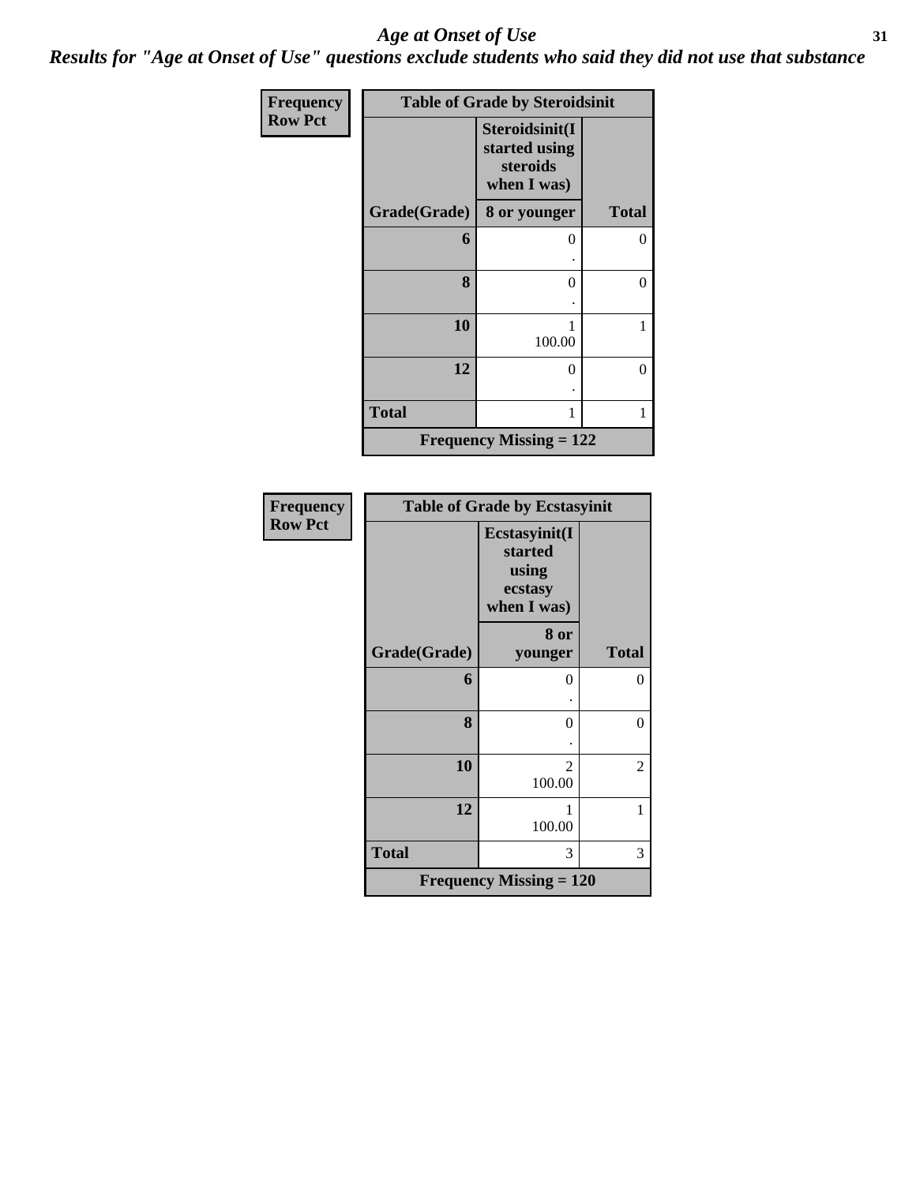# Age at Onset of Use

## Results for "Age at Onset of Use" questions exclude students who said they did not use that substance

**Frequency**
**Row Pct**

**Table of Grade by Steroidsinit**

| Grade(Grade) | Steroidsinit(I started using steroids when I was) 8 or younger | Total |
|---|---|---|
| 6 | 0<br>. | 0 |
| 8 | 0<br>. | 0 |
| 10 | 1<br>100.00 | 1 |
| 12 | 0<br>. | 0 |
| Total | 1 | 1 |

**Frequency Missing = 122**

**Frequency**
**Row Pct**

**Table of Grade by Ecstasyinit**

| Grade(Grade) | Ecstasyinit(I started using ecstasy when I was) 8 or younger | Total |
|---|---|---|
| 6 | 0<br>. | 0 |
| 8 | 0<br>. | 0 |
| 10 | 2<br>100.00 | 2 |
| 12 | 1<br>100.00 | 1 |
| Total | 3 | 3 |

**Frequency Missing = 120**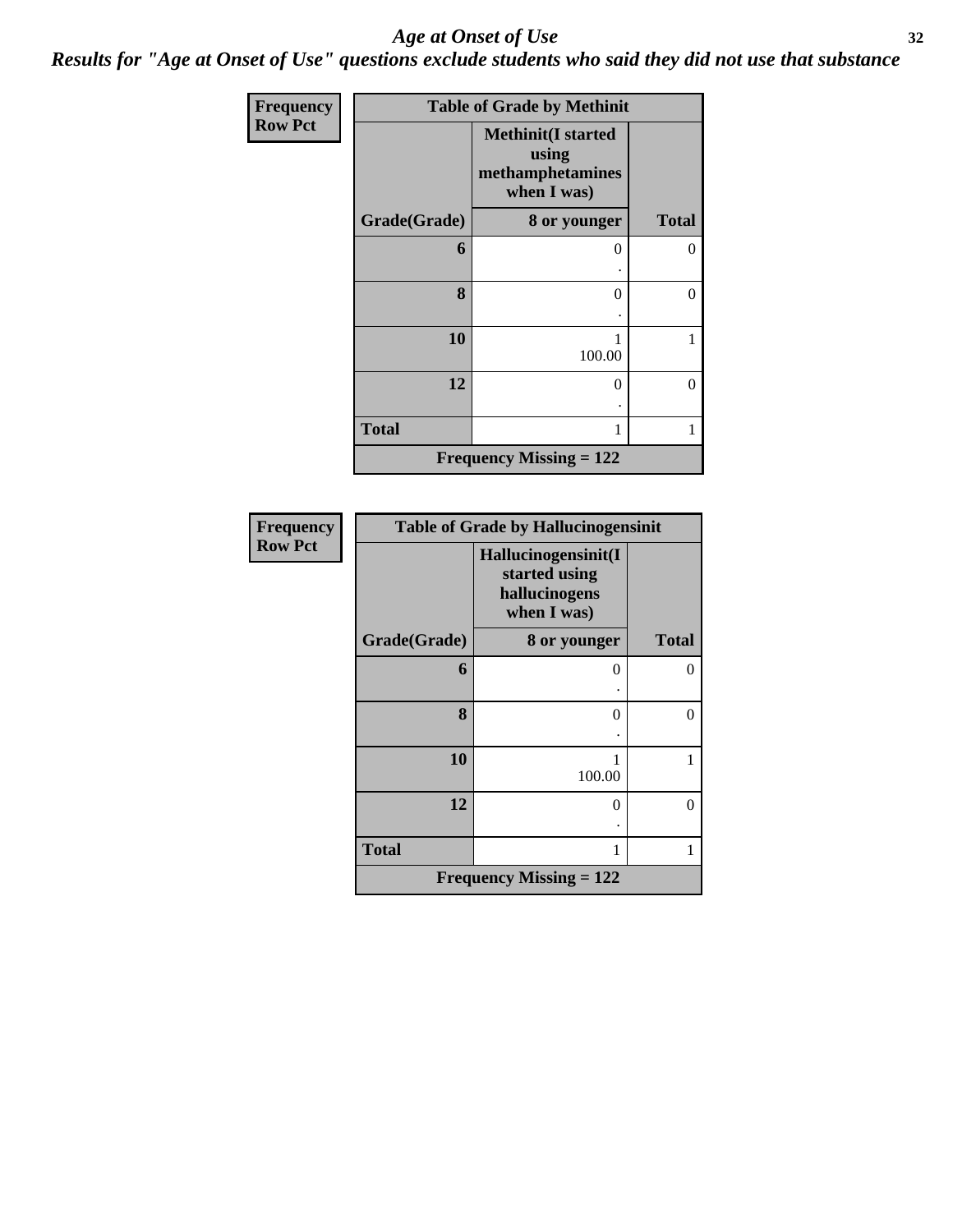# Age at Onset of Use

## *Results for "Age at Onset of Use" questions exclude students who said they did not use that substance*

**Frequency**
**Row Pct**

**Table of Grade by Methinit**

| Grade(Grade) | Methinit(I started using methamphetamines when I was) 8 or younger | Total |
|---|---|---|
| 6 | 0<br>. | 0 |
| 8 | 0<br>. | 0 |
| 10 | 1<br>100.00 | 1 |
| 12 | 0<br>. | 0 |
| Total | 1 | 1 |
| Frequency Missing = 122 | | |

**Frequency**
**Row Pct**

**Table of Grade by Hallucinogensinit**

| Grade(Grade) | Hallucinogensinit(I started using hallucinogens when I was) 8 or younger | Total |
|---|---|---|
| 6 | 0<br>. | 0 |
| 8 | 0<br>. | 0 |
| 10 | 1<br>100.00 | 1 |
| 12 | 0<br>. | 0 |
| Total | 1 | 1 |
| Frequency Missing = 122 | | |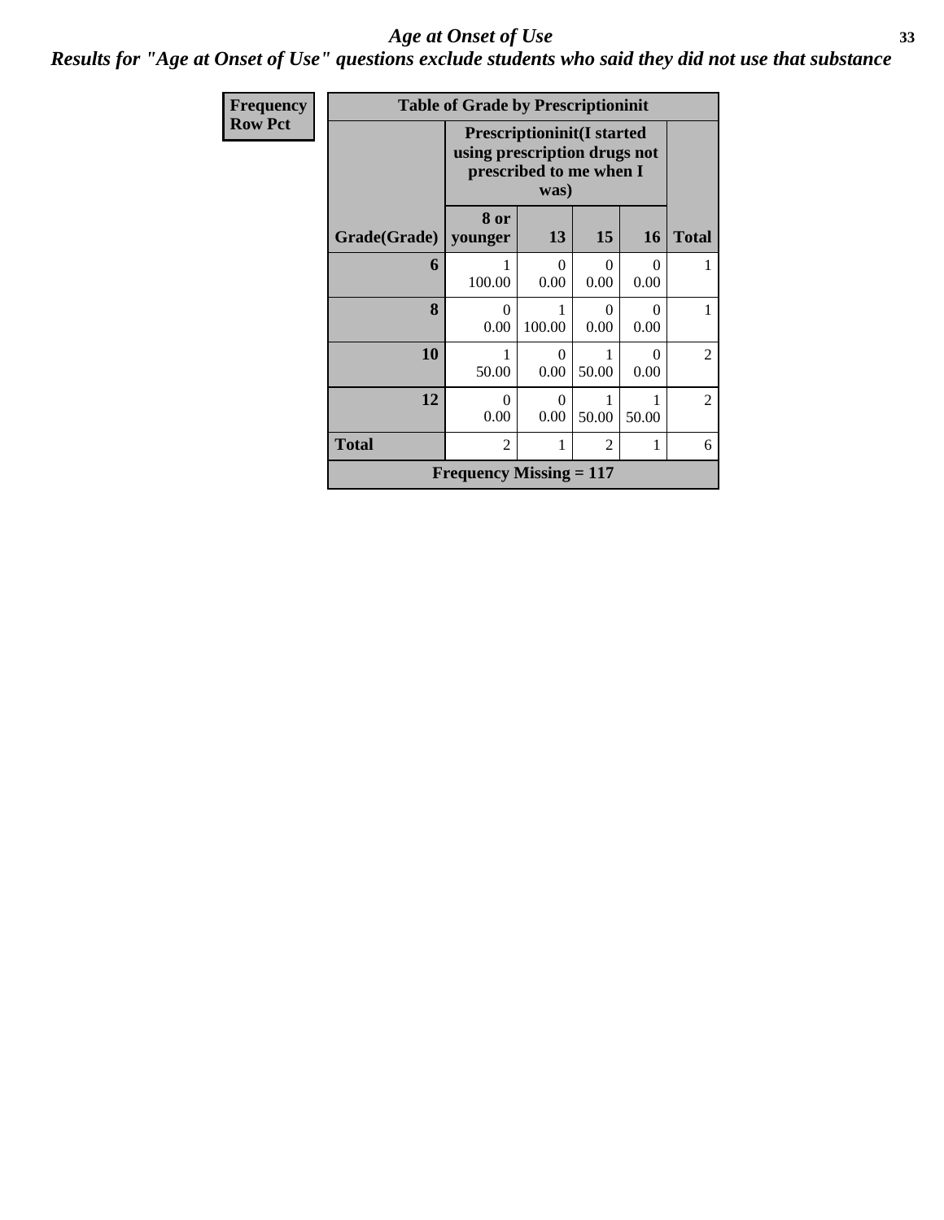# *Age at Onset of Use*

## *Results for "Age at Onset of Use" questions exclude students who said they did not use that substance*

| Frequency<br>Row Pct | | | | | |
|---|---|---|---|---|---|
| **Table of Grade by Prescriptioninit** | | | | | |
| | **Prescriptioninit(I started using prescription drugs not prescribed to me when I was)** | | | | |
| **Grade(Grade)** | **8 or younger** | **13** | **15** | **16** | **Total** |
| **6** | 1<br>100.00 | 0<br>0.00 | 0<br>0.00 | 0<br>0.00 | 1 |
| **8** | 0<br>0.00 | 1<br>100.00 | 0<br>0.00 | 0<br>0.00 | 1 |
| **10** | 1<br>50.00 | 0<br>0.00 | 1<br>50.00 | 0<br>0.00 | 2 |
| **12** | 0<br>0.00 | 0<br>0.00 | 1<br>50.00 | 1<br>50.00 | 2 |
| **Total** | 2 | 1 | 2 | 1 | 6 |
| **Frequency Missing = 117** | | | | | |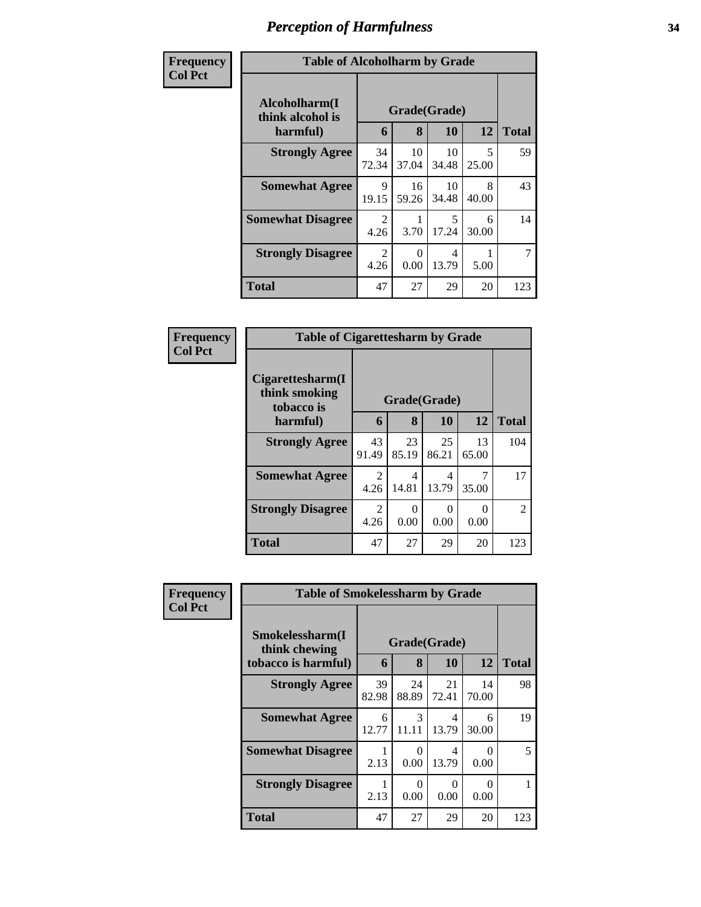# Perception of Harmfulness

**Frequency Col Pct**

| Table of Alcoholharm by Grade | | | | | |
|---|---|---|---|---|---|
| Alcoholharm(I think alcohol is harmful) | Grade(Grade) | | | | Total |
| | 6 | 8 | 10 | 12 | |
| **Strongly Agree** | 34 72.34 | 10 37.04 | 10 34.48 | 5 25.00 | 59 |
| **Somewhat Agree** | 9 19.15 | 16 59.26 | 10 34.48 | 8 40.00 | 43 |
| **Somewhat Disagree** | 2 4.26 | 1 3.70 | 5 17.24 | 6 30.00 | 14 |
| **Strongly Disagree** | 2 4.26 | 0 0.00 | 4 13.79 | 1 5.00 | 7 |
| **Total** | 47 | 27 | 29 | 20 | 123 |

**Frequency Col Pct**

| Table of Cigarettesharm by Grade | | | | | |
|---|---|---|---|---|---|
| Cigarettesharm(I think smoking tobacco is harmful) | Grade(Grade) | | | | Total |
| | 6 | 8 | 10 | 12 | |
| **Strongly Agree** | 43 91.49 | 23 85.19 | 25 86.21 | 13 65.00 | 104 |
| **Somewhat Agree** | 2 4.26 | 4 14.81 | 4 13.79 | 7 35.00 | 17 |
| **Strongly Disagree** | 2 4.26 | 0 0.00 | 0 0.00 | 0 0.00 | 2 |
| **Total** | 47 | 27 | 29 | 20 | 123 |

**Frequency Col Pct**

| Table of Smokelessharm by Grade | | | | | |
|---|---|---|---|---|---|
| Smokelessharm(I think chewing tobacco is harmful) | Grade(Grade) | | | | Total |
| | 6 | 8 | 10 | 12 | |
| **Strongly Agree** | 39 82.98 | 24 88.89 | 21 72.41 | 14 70.00 | 98 |
| **Somewhat Agree** | 6 12.77 | 3 11.11 | 4 13.79 | 6 30.00 | 19 |
| **Somewhat Disagree** | 1 2.13 | 0 0.00 | 4 13.79 | 0 0.00 | 5 |
| **Strongly Disagree** | 1 2.13 | 0 0.00 | 0 0.00 | 0 0.00 | 1 |
| **Total** | 47 | 27 | 29 | 20 | 123 |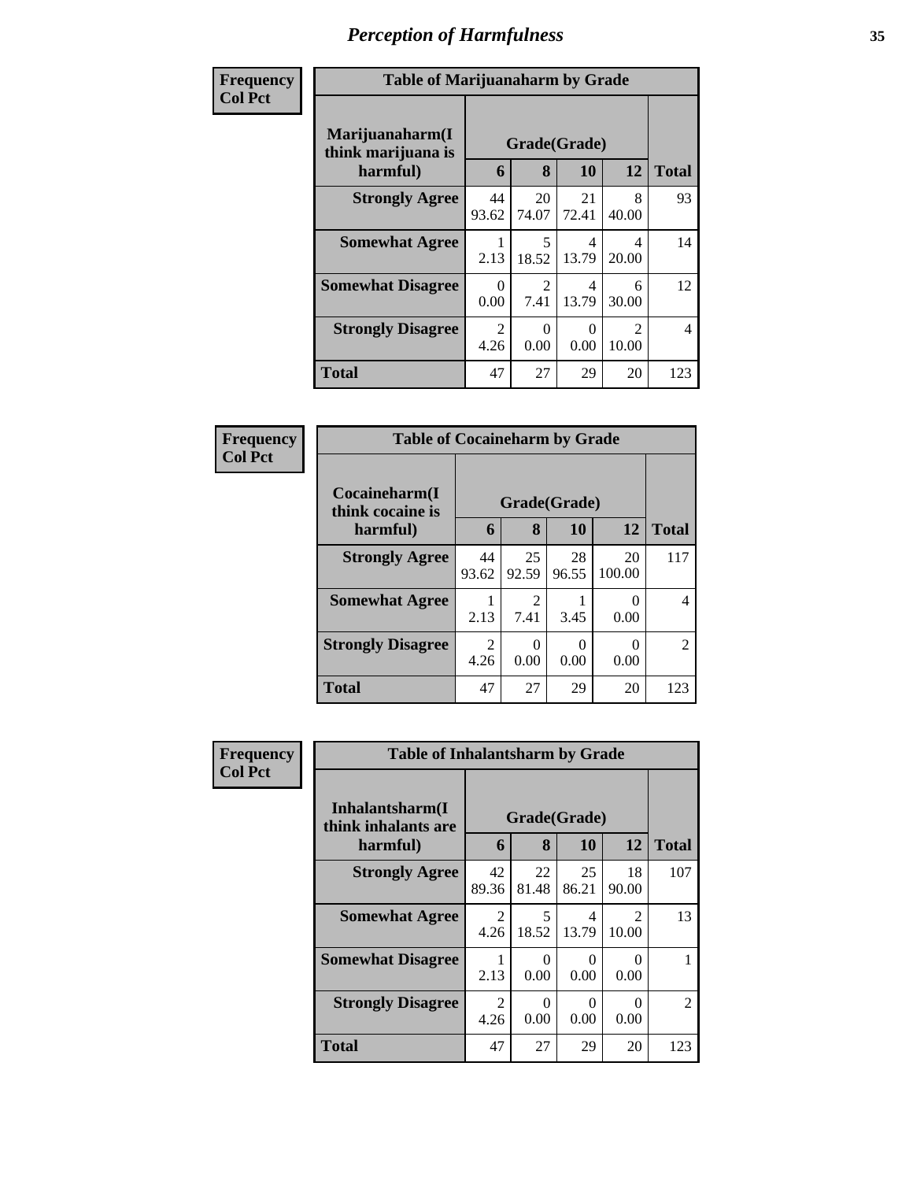# *Perception of Harmfulness*

**Frequency**
**Col Pct**

| Table of Marijuanaharm by Grade | | | | | |
|---|---|---|---|---|---|
| **Marijuanaharm(I think marijuana is harmful)** | **Grade(Grade)** | | | | **Total** |
| | **6** | **8** | **10** | **12** | |
| **Strongly Agree** | 44<br>93.62 | 20<br>74.07 | 21<br>72.41 | 8<br>40.00 | 93 |
| **Somewhat Agree** | 1<br>2.13 | 5<br>18.52 | 4<br>13.79 | 4<br>20.00 | 14 |
| **Somewhat Disagree** | 0<br>0.00 | 2<br>7.41 | 4<br>13.79 | 6<br>30.00 | 12 |
| **Strongly Disagree** | 2<br>4.26 | 0<br>0.00 | 0<br>0.00 | 2<br>10.00 | 4 |
| **Total** | 47 | 27 | 29 | 20 | 123 |

**Frequency**
**Col Pct**

| Table of Cocaineharm by Grade | | | | | |
|---|---|---|---|---|---|
| **Cocaineharm(I think cocaine is harmful)** | **Grade(Grade)** | | | | **Total** |
| | **6** | **8** | **10** | **12** | |
| **Strongly Agree** | 44<br>93.62 | 25<br>92.59 | 28<br>96.55 | 20<br>100.00 | 117 |
| **Somewhat Agree** | 1<br>2.13 | 2<br>7.41 | 1<br>3.45 | 0<br>0.00 | 4 |
| **Strongly Disagree** | 2<br>4.26 | 0<br>0.00 | 0<br>0.00 | 0<br>0.00 | 2 |
| **Total** | 47 | 27 | 29 | 20 | 123 |

**Frequency**
**Col Pct**

| Table of Inhalantsharm by Grade | | | | | |
|---|---|---|---|---|---|
| **Inhalantsharm(I think inhalants are harmful)** | **Grade(Grade)** | | | | **Total** |
| | **6** | **8** | **10** | **12** | |
| **Strongly Agree** | 42<br>89.36 | 22<br>81.48 | 25<br>86.21 | 18<br>90.00 | 107 |
| **Somewhat Agree** | 2<br>4.26 | 5<br>18.52 | 4<br>13.79 | 2<br>10.00 | 13 |
| **Somewhat Disagree** | 1<br>2.13 | 0<br>0.00 | 0<br>0.00 | 0<br>0.00 | 1 |
| **Strongly Disagree** | 2<br>4.26 | 0<br>0.00 | 0<br>0.00 | 0<br>0.00 | 2 |
| **Total** | 47 | 27 | 29 | 20 | 123 |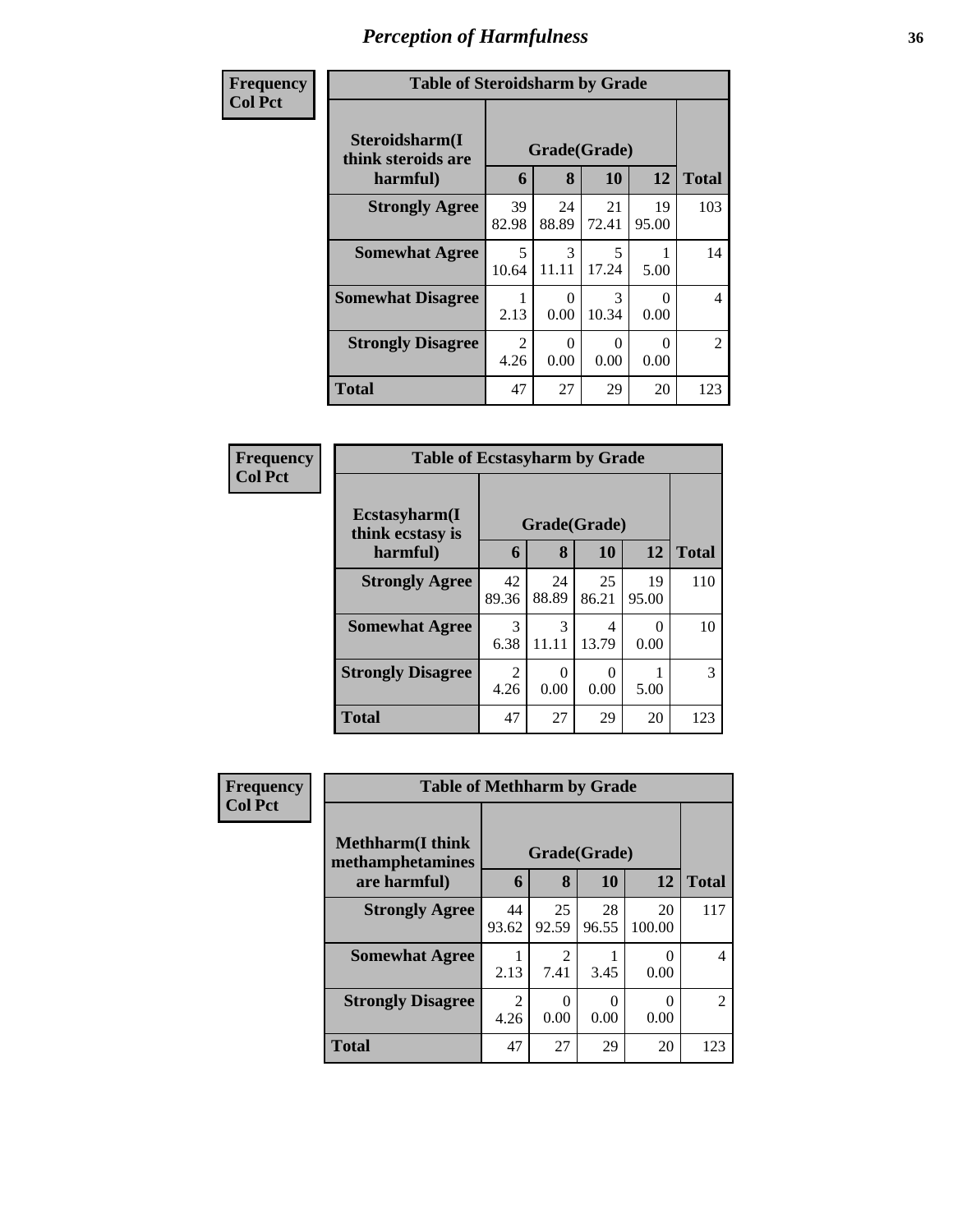# *Perception of Harmfulness*

**Frequency**
**Col Pct**

| Table of Steroidsharm by Grade | | | | | |
|---|---|---|---|---|---|
| **Steroidsharm(I think steroids are harmful)** | **Grade(Grade)** | | | | **Total** |
| | **6** | **8** | **10** | **12** | |
| **Strongly Agree** | 39<br>82.98 | 24<br>88.89 | 21<br>72.41 | 19<br>95.00 | 103 |
| **Somewhat Agree** | 5<br>10.64 | 3<br>11.11 | 5<br>17.24 | 1<br>5.00 | 14 |
| **Somewhat Disagree** | 1<br>2.13 | 0<br>0.00 | 3<br>10.34 | 0<br>0.00 | 4 |
| **Strongly Disagree** | 2<br>4.26 | 0<br>0.00 | 0<br>0.00 | 0<br>0.00 | 2 |
| **Total** | 47 | 27 | 29 | 20 | 123 |

**Frequency**
**Col Pct**

| Table of Ecstasyharm by Grade | | | | | |
|---|---|---|---|---|---|
| **Ecstasyharm(I think ecstasy is harmful)** | **Grade(Grade)** | | | | **Total** |
| | **6** | **8** | **10** | **12** | |
| **Strongly Agree** | 42<br>89.36 | 24<br>88.89 | 25<br>86.21 | 19<br>95.00 | 110 |
| **Somewhat Agree** | 3<br>6.38 | 3<br>11.11 | 4<br>13.79 | 0<br>0.00 | 10 |
| **Strongly Disagree** | 2<br>4.26 | 0<br>0.00 | 0<br>0.00 | 1<br>5.00 | 3 |
| **Total** | 47 | 27 | 29 | 20 | 123 |

**Frequency**
**Col Pct**

| Table of Methharm by Grade | | | | | |
|---|---|---|---|---|---|
| **Methharm(I think methamphetamines are harmful)** | **Grade(Grade)** | | | | **Total** |
| | **6** | **8** | **10** | **12** | |
| **Strongly Agree** | 44<br>93.62 | 25<br>92.59 | 28<br>96.55 | 20<br>100.00 | 117 |
| **Somewhat Agree** | 1<br>2.13 | 2<br>7.41 | 1<br>3.45 | 0<br>0.00 | 4 |
| **Strongly Disagree** | 2<br>4.26 | 0<br>0.00 | 0<br>0.00 | 0<br>0.00 | 2 |
| **Total** | 47 | 27 | 29 | 20 | 123 |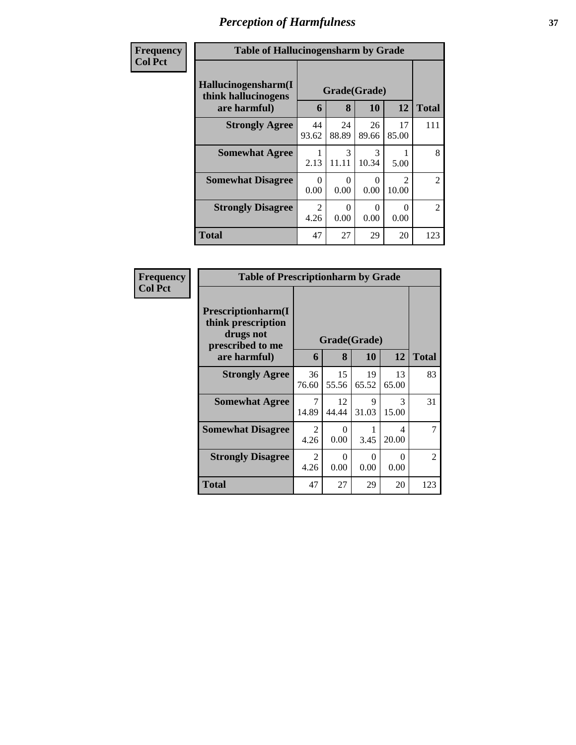# Perception of Harmfulness

**Frequency**
**Col Pct**

| Table of Hallucinogensharm by Grade | | | | | |
|---|---|---|---|---|---|
| **Hallucinogensharm(I think hallucinogens are harmful)** | **Grade(Grade)** | | | | |
| | **6** | **8** | **10** | **12** | **Total** |
| **Strongly Agree** | 44<br>93.62 | 24<br>88.89 | 26<br>89.66 | 17<br>85.00 | 111 |
| **Somewhat Agree** | 1<br>2.13 | 3<br>11.11 | 3<br>10.34 | 1<br>5.00 | 8 |
| **Somewhat Disagree** | 0<br>0.00 | 0<br>0.00 | 0<br>0.00 | 2<br>10.00 | 2 |
| **Strongly Disagree** | 2<br>4.26 | 0<br>0.00 | 0<br>0.00 | 0<br>0.00 | 2 |
| **Total** | 47 | 27 | 29 | 20 | 123 |

**Frequency**
**Col Pct**

| Table of Prescriptionharm by Grade | | | | | |
|---|---|---|---|---|---|
| **Prescriptionharm(I think prescription drugs not prescribed to me are harmful)** | **Grade(Grade)** | | | | |
| | **6** | **8** | **10** | **12** | **Total** |
| **Strongly Agree** | 36<br>76.60 | 15<br>55.56 | 19<br>65.52 | 13<br>65.00 | 83 |
| **Somewhat Agree** | 7<br>14.89 | 12<br>44.44 | 9<br>31.03 | 3<br>15.00 | 31 |
| **Somewhat Disagree** | 2<br>4.26 | 0<br>0.00 | 1<br>3.45 | 4<br>20.00 | 7 |
| **Strongly Disagree** | 2<br>4.26 | 0<br>0.00 | 0<br>0.00 | 0<br>0.00 | 2 |
| **Total** | 47 | 27 | 29 | 20 | 123 |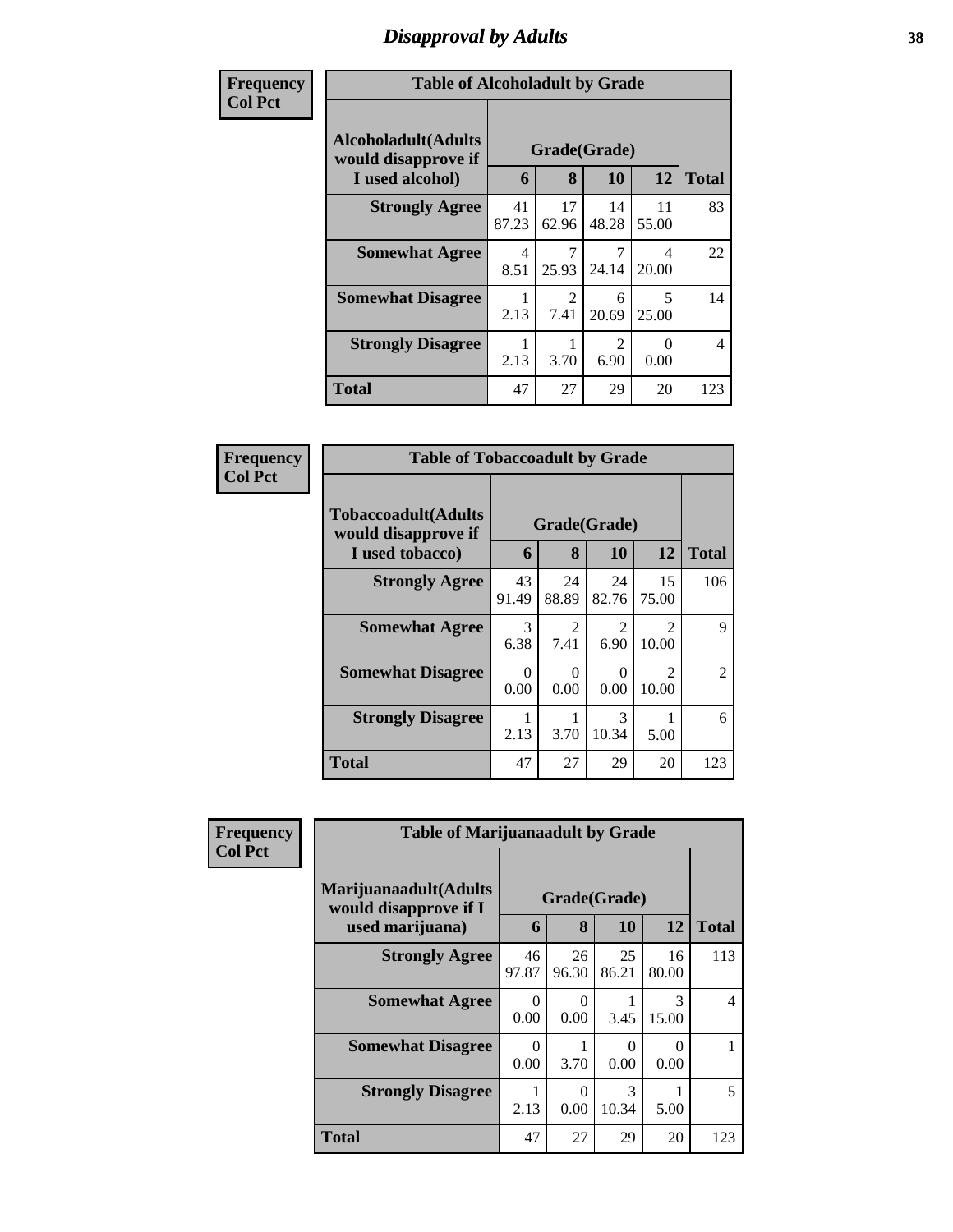# Disapproval by Adults

| Frequency Col Pct |
|---|

**Table of Alcoholadult by Grade**

| Alcoholadult(Adults would disapprove if I used alcohol) | Grade(Grade) 6 | 8 | 10 | 12 | Total |
|---|---|---|---|---|---|
| **Strongly Agree** | 41 87.23 | 17 62.96 | 14 48.28 | 11 55.00 | 83 |
| **Somewhat Agree** | 4 8.51 | 7 25.93 | 7 24.14 | 4 20.00 | 22 |
| **Somewhat Disagree** | 1 2.13 | 2 7.41 | 6 20.69 | 5 25.00 | 14 |
| **Strongly Disagree** | 1 2.13 | 1 3.70 | 2 6.90 | 0 0.00 | 4 |
| **Total** | 47 | 27 | 29 | 20 | 123 |

| Frequency Col Pct |
|---|

**Table of Tobaccoadult by Grade**

| Tobaccoadult(Adults would disapprove if I used tobacco) | Grade(Grade) 6 | 8 | 10 | 12 | Total |
|---|---|---|---|---|---|
| **Strongly Agree** | 43 91.49 | 24 88.89 | 24 82.76 | 15 75.00 | 106 |
| **Somewhat Agree** | 3 6.38 | 2 7.41 | 2 6.90 | 2 10.00 | 9 |
| **Somewhat Disagree** | 0 0.00 | 0 0.00 | 0 0.00 | 2 10.00 | 2 |
| **Strongly Disagree** | 1 2.13 | 1 3.70 | 3 10.34 | 1 5.00 | 6 |
| **Total** | 47 | 27 | 29 | 20 | 123 |

| Frequency Col Pct |
|---|

**Table of Marijuanaadult by Grade**

| Marijuanaadult(Adults would disapprove if I used marijuana) | Grade(Grade) 6 | 8 | 10 | 12 | Total |
|---|---|---|---|---|---|
| **Strongly Agree** | 46 97.87 | 26 96.30 | 25 86.21 | 16 80.00 | 113 |
| **Somewhat Agree** | 0 0.00 | 0 0.00 | 1 3.45 | 3 15.00 | 4 |
| **Somewhat Disagree** | 0 0.00 | 1 3.70 | 0 0.00 | 0 0.00 | 1 |
| **Strongly Disagree** | 1 2.13 | 0 0.00 | 3 10.34 | 1 5.00 | 5 |
| **Total** | 47 | 27 | 29 | 20 | 123 |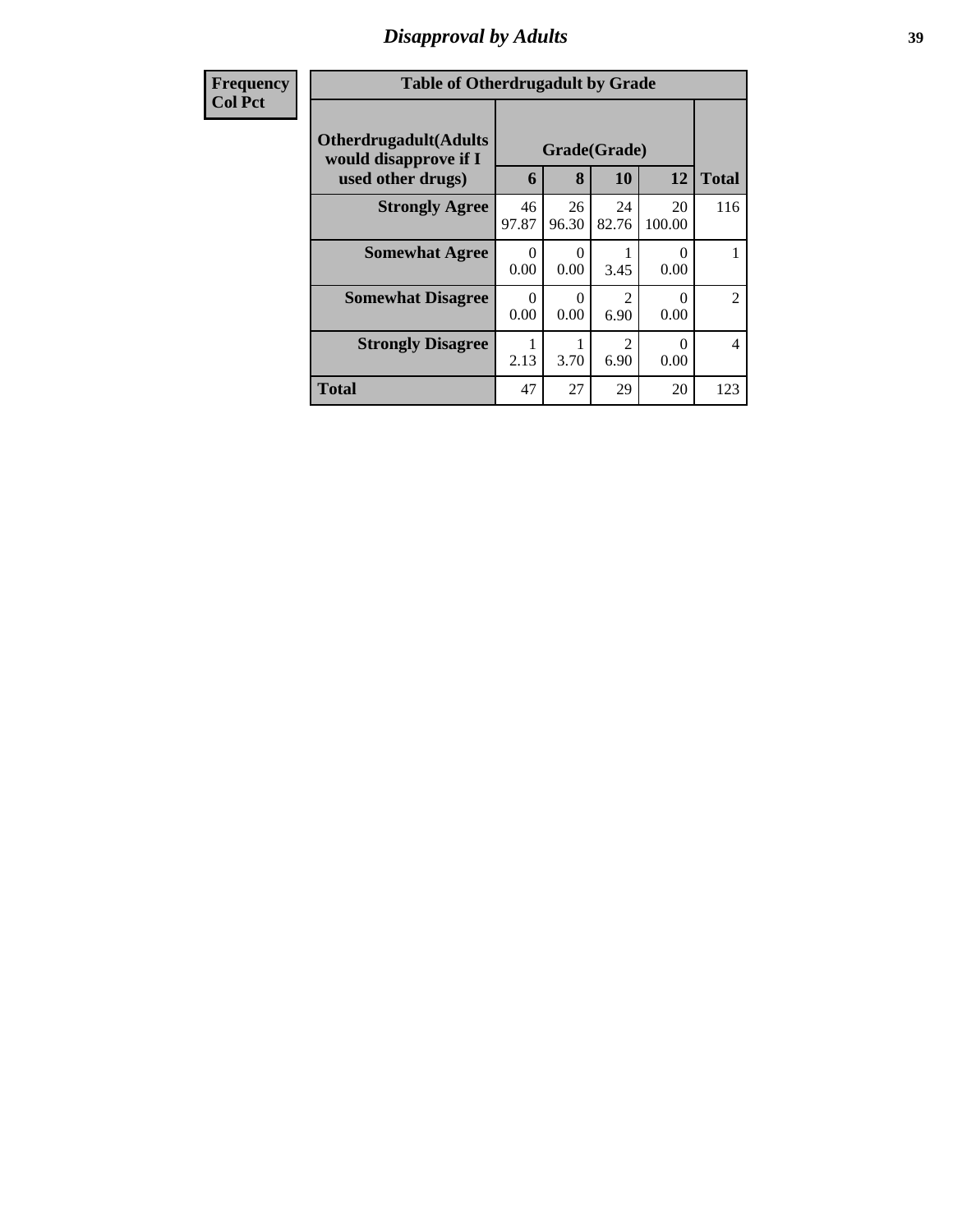# Disapproval by Adults

| Frequency<br>Col Pct | | | | | |
|---|---|---|---|---|---|
| **Table of Otherdrugadult by Grade** | | | | | |
| **Otherdrugadult(Adults would disapprove if I used other drugs)** | **Grade(Grade)** | | | | |
| | **6** | **8** | **10** | **12** | **Total** |
| **Strongly Agree** | 46<br>97.87 | 26<br>96.30 | 24<br>82.76 | 20<br>100.00 | 116 |
| **Somewhat Agree** | 0<br>0.00 | 0<br>0.00 | 1<br>3.45 | 0<br>0.00 | 1 |
| **Somewhat Disagree** | 0<br>0.00 | 0<br>0.00 | 2<br>6.90 | 0<br>0.00 | 2 |
| **Strongly Disagree** | 1<br>2.13 | 1<br>3.70 | 2<br>6.90 | 0<br>0.00 | 4 |
| **Total** | 47 | 27 | 29 | 20 | 123 |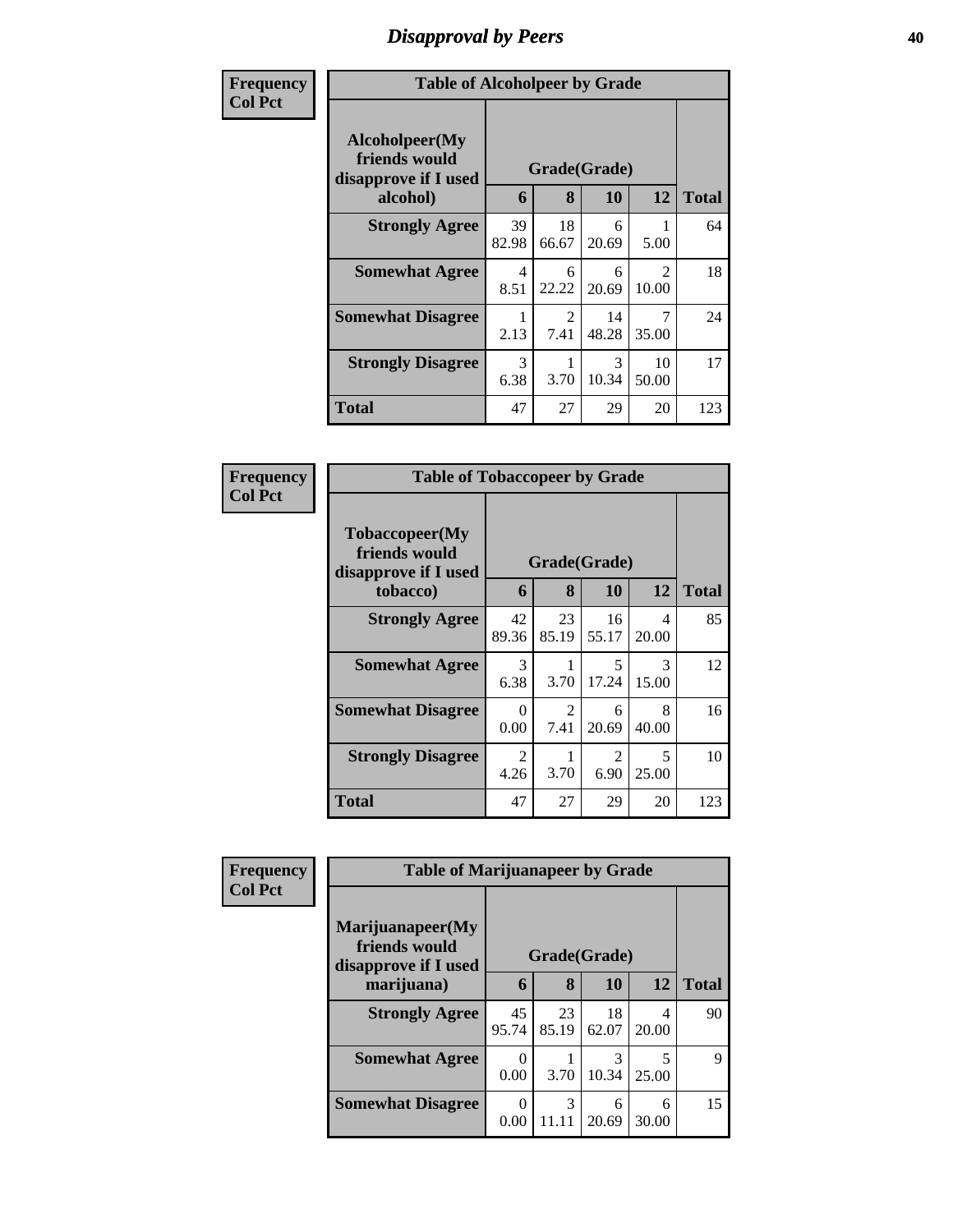# Disapproval by Peers

| Frequency<br>Col Pct | | | | | |
|---|---|---|---|---|---|

**Table of Alcoholpeer by Grade**

| Alcoholpeer(My friends would disapprove if I used alcohol) | Grade(Grade) | | | | Total |
|---|---|---|---|---|---|
| | 6 | 8 | 10 | 12 | |
| **Strongly Agree** | 39<br>82.98 | 18<br>66.67 | 6<br>20.69 | 1<br>5.00 | 64 |
| **Somewhat Agree** | 4<br>8.51 | 6<br>22.22 | 6<br>20.69 | 2<br>10.00 | 18 |
| **Somewhat Disagree** | 1<br>2.13 | 2<br>7.41 | 14<br>48.28 | 7<br>35.00 | 24 |
| **Strongly Disagree** | 3<br>6.38 | 1<br>3.70 | 3<br>10.34 | 10<br>50.00 | 17 |
| **Total** | 47 | 27 | 29 | 20 | 123 |

**Table of Tobaccopeer by Grade**

| Tobaccopeer(My friends would disapprove if I used tobacco) | Grade(Grade) | | | | Total |
|---|---|---|---|---|---|
| | 6 | 8 | 10 | 12 | |
| **Strongly Agree** | 42<br>89.36 | 23<br>85.19 | 16<br>55.17 | 4<br>20.00 | 85 |
| **Somewhat Agree** | 3<br>6.38 | 1<br>3.70 | 5<br>17.24 | 3<br>15.00 | 12 |
| **Somewhat Disagree** | 0<br>0.00 | 2<br>7.41 | 6<br>20.69 | 8<br>40.00 | 16 |
| **Strongly Disagree** | 2<br>4.26 | 1<br>3.70 | 2<br>6.90 | 5<br>25.00 | 10 |
| **Total** | 47 | 27 | 29 | 20 | 123 |

**Table of Marijuanapeer by Grade**

| Marijuanapeer(My friends would disapprove if I used marijuana) | Grade(Grade) | | | | Total |
|---|---|---|---|---|---|
| | 6 | 8 | 10 | 12 | |
| **Strongly Agree** | 45<br>95.74 | 23<br>85.19 | 18<br>62.07 | 4<br>20.00 | 90 |
| **Somewhat Agree** | 0<br>0.00 | 1<br>3.70 | 3<br>10.34 | 5<br>25.00 | 9 |
| **Somewhat Disagree** | 0<br>0.00 | 3<br>11.11 | 6<br>20.69 | 6<br>30.00 | 15 |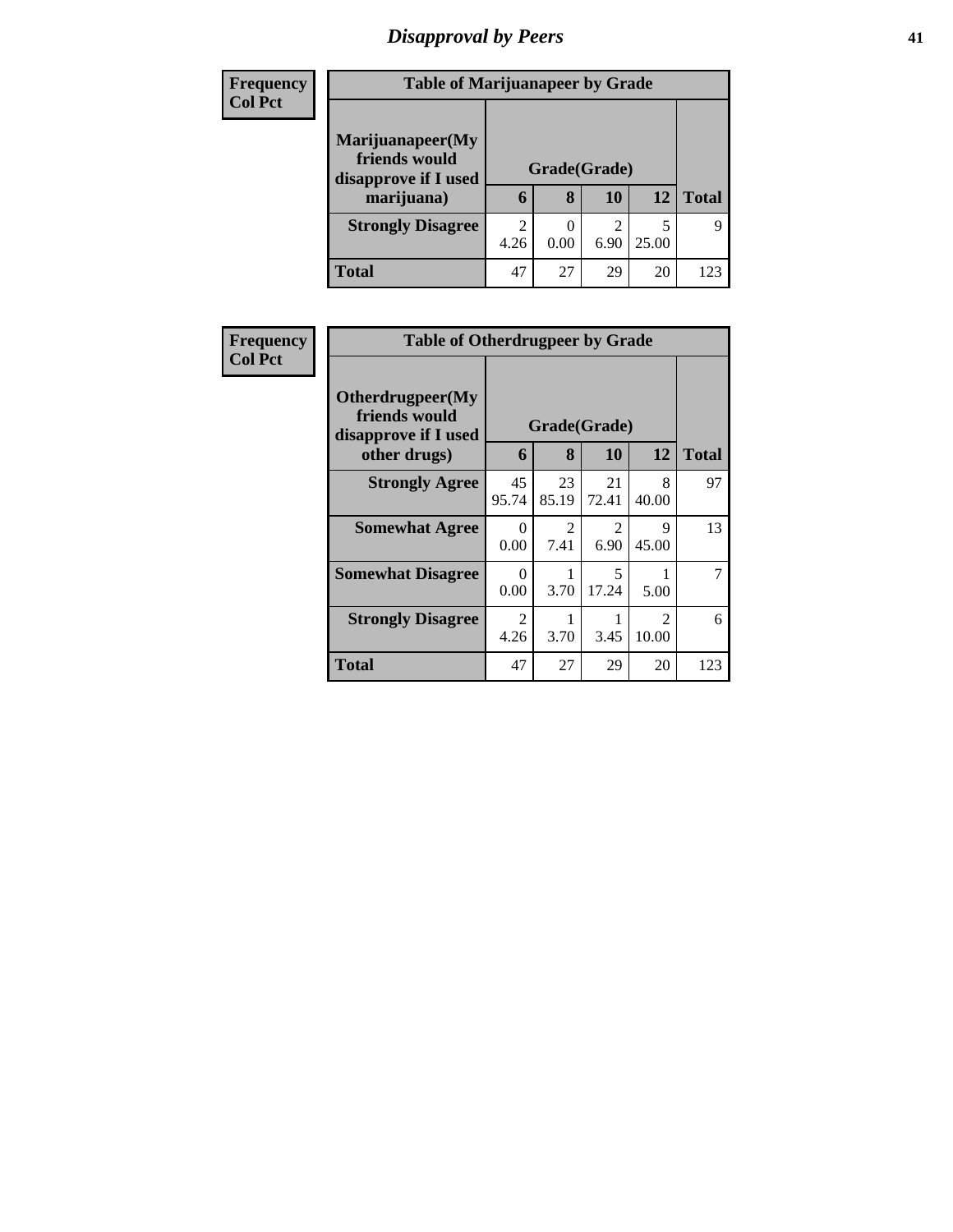# Disapproval by Peers

**Frequency**
**Col Pct**

| Table of Marijuanapeer by Grade | | | | | |
|---|---|---|---|---|---|
| **Marijuanapeer(My friends would disapprove if I used marijuana)** | **Grade(Grade)** | | | | **Total** |
| | **6** | **8** | **10** | **12** | |
| **Strongly Disagree** | 2<br>4.26 | 0<br>0.00 | 2<br>6.90 | 5<br>25.00 | 9 |
| **Total** | 47 | 27 | 29 | 20 | 123 |

**Frequency**
**Col Pct**

| Table of Otherdrugpeer by Grade | | | | | |
|---|---|---|---|---|---|
| **Otherdrugpeer(My friends would disapprove if I used other drugs)** | **Grade(Grade)** | | | | **Total** |
| | **6** | **8** | **10** | **12** | |
| **Strongly Agree** | 45<br>95.74 | 23<br>85.19 | 21<br>72.41 | 8<br>40.00 | 97 |
| **Somewhat Agree** | 0<br>0.00 | 2<br>7.41 | 2<br>6.90 | 9<br>45.00 | 13 |
| **Somewhat Disagree** | 0<br>0.00 | 1<br>3.70 | 5<br>17.24 | 1<br>5.00 | 7 |
| **Strongly Disagree** | 2<br>4.26 | 1<br>3.70 | 1<br>3.45 | 2<br>10.00 | 6 |
| **Total** | 47 | 27 | 29 | 20 | 123 |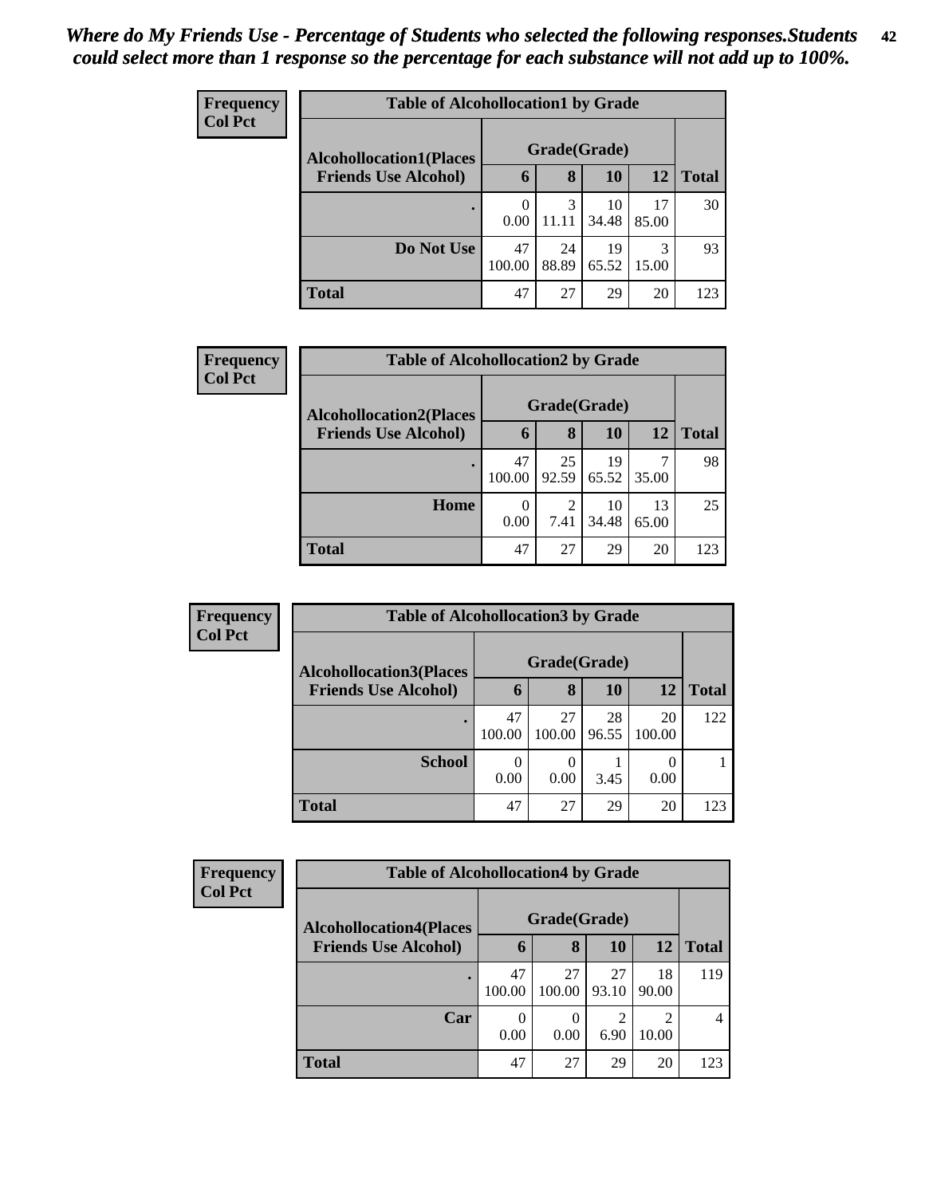*Where do My Friends Use - Percentage of Students who selected the following responses.Students could select more than 1 response so the percentage for each substance will not add up to 100%.*

**Frequency**
**Col Pct**

| Table of Alcohollocation1 by Grade | | | | | |
|---|---|---|---|---|---|
| Alcohollocation1(Places Friends Use Alcohol) | Grade(Grade) | | | | |
| | 6 | 8 | 10 | 12 | Total |
| . | 0<br>0.00 | 3<br>11.11 | 10<br>34.48 | 17<br>85.00 | 30 |
| Do Not Use | 47<br>100.00 | 24<br>88.89 | 19<br>65.52 | 3<br>15.00 | 93 |
| Total | 47 | 27 | 29 | 20 | 123 |

**Frequency**
**Col Pct**

| Table of Alcohollocation2 by Grade | | | | | |
|---|---|---|---|---|---|
| Alcohollocation2(Places Friends Use Alcohol) | Grade(Grade) | | | | |
| | 6 | 8 | 10 | 12 | Total |
| . | 47<br>100.00 | 25<br>92.59 | 19<br>65.52 | 7<br>35.00 | 98 |
| Home | 0<br>0.00 | 2<br>7.41 | 10<br>34.48 | 13<br>65.00 | 25 |
| Total | 47 | 27 | 29 | 20 | 123 |

**Frequency**
**Col Pct**

| Table of Alcohollocation3 by Grade | | | | | |
|---|---|---|---|---|---|
| Alcohollocation3(Places Friends Use Alcohol) | Grade(Grade) | | | | |
| | 6 | 8 | 10 | 12 | Total |
| . | 47<br>100.00 | 27<br>100.00 | 28<br>96.55 | 20<br>100.00 | 122 |
| School | 0<br>0.00 | 0<br>0.00 | 1<br>3.45 | 0<br>0.00 | 1 |
| Total | 47 | 27 | 29 | 20 | 123 |

**Frequency**
**Col Pct**

| Table of Alcohollocation4 by Grade | | | | | |
|---|---|---|---|---|---|
| Alcohollocation4(Places Friends Use Alcohol) | Grade(Grade) | | | | |
| | 6 | 8 | 10 | 12 | Total |
| . | 47<br>100.00 | 27<br>100.00 | 27<br>93.10 | 18<br>90.00 | 119 |
| Car | 0<br>0.00 | 0<br>0.00 | 2<br>6.90 | 2<br>10.00 | 4 |
| Total | 47 | 27 | 29 | 20 | 123 |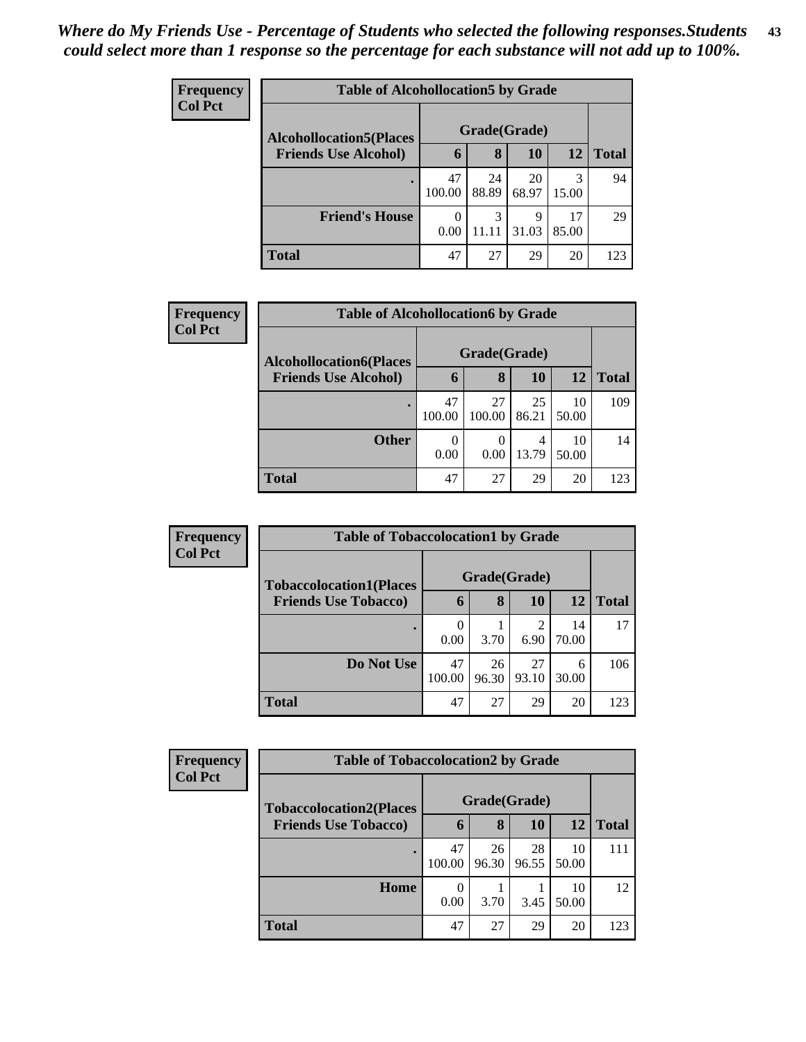*Where do My Friends Use - Percentage of Students who selected the following responses.Students could select more than 1 response so the percentage for each substance will not add up to 100%.*

**Frequency**
**Col Pct**

| Table of Alcohollocation5 by Grade | | | | | |
|---|---|---|---|---|---|
| Alcohollocation5(Places Friends Use Alcohol) | Grade(Grade) | | | | Total |
| | 6 | 8 | 10 | 12 | |
| . | 47<br>100.00 | 24<br>88.89 | 20<br>68.97 | 3<br>15.00 | 94 |
| Friend's House | 0<br>0.00 | 3<br>11.11 | 9<br>31.03 | 17<br>85.00 | 29 |
| Total | 47 | 27 | 29 | 20 | 123 |

**Frequency**
**Col Pct**

| Table of Alcohollocation6 by Grade | | | | | |
|---|---|---|---|---|---|
| Alcohollocation6(Places Friends Use Alcohol) | Grade(Grade) | | | | Total |
| | 6 | 8 | 10 | 12 | |
| . | 47<br>100.00 | 27<br>100.00 | 25<br>86.21 | 10<br>50.00 | 109 |
| Other | 0<br>0.00 | 0<br>0.00 | 4<br>13.79 | 10<br>50.00 | 14 |
| Total | 47 | 27 | 29 | 20 | 123 |

**Frequency**
**Col Pct**

| Table of Tobaccolocation1 by Grade | | | | | |
|---|---|---|---|---|---|
| Tobaccolocation1(Places Friends Use Tobacco) | Grade(Grade) | | | | Total |
| | 6 | 8 | 10 | 12 | |
| . | 0<br>0.00 | 1<br>3.70 | 2<br>6.90 | 14<br>70.00 | 17 |
| Do Not Use | 47<br>100.00 | 26<br>96.30 | 27<br>93.10 | 6<br>30.00 | 106 |
| Total | 47 | 27 | 29 | 20 | 123 |

**Frequency**
**Col Pct**

| Table of Tobaccolocation2 by Grade | | | | | |
|---|---|---|---|---|---|
| Tobaccolocation2(Places Friends Use Tobacco) | Grade(Grade) | | | | Total |
| | 6 | 8 | 10 | 12 | |
| . | 47<br>100.00 | 26<br>96.30 | 28<br>96.55 | 10<br>50.00 | 111 |
| Home | 0<br>0.00 | 1<br>3.70 | 1<br>3.45 | 10<br>50.00 | 12 |
| Total | 47 | 27 | 29 | 20 | 123 |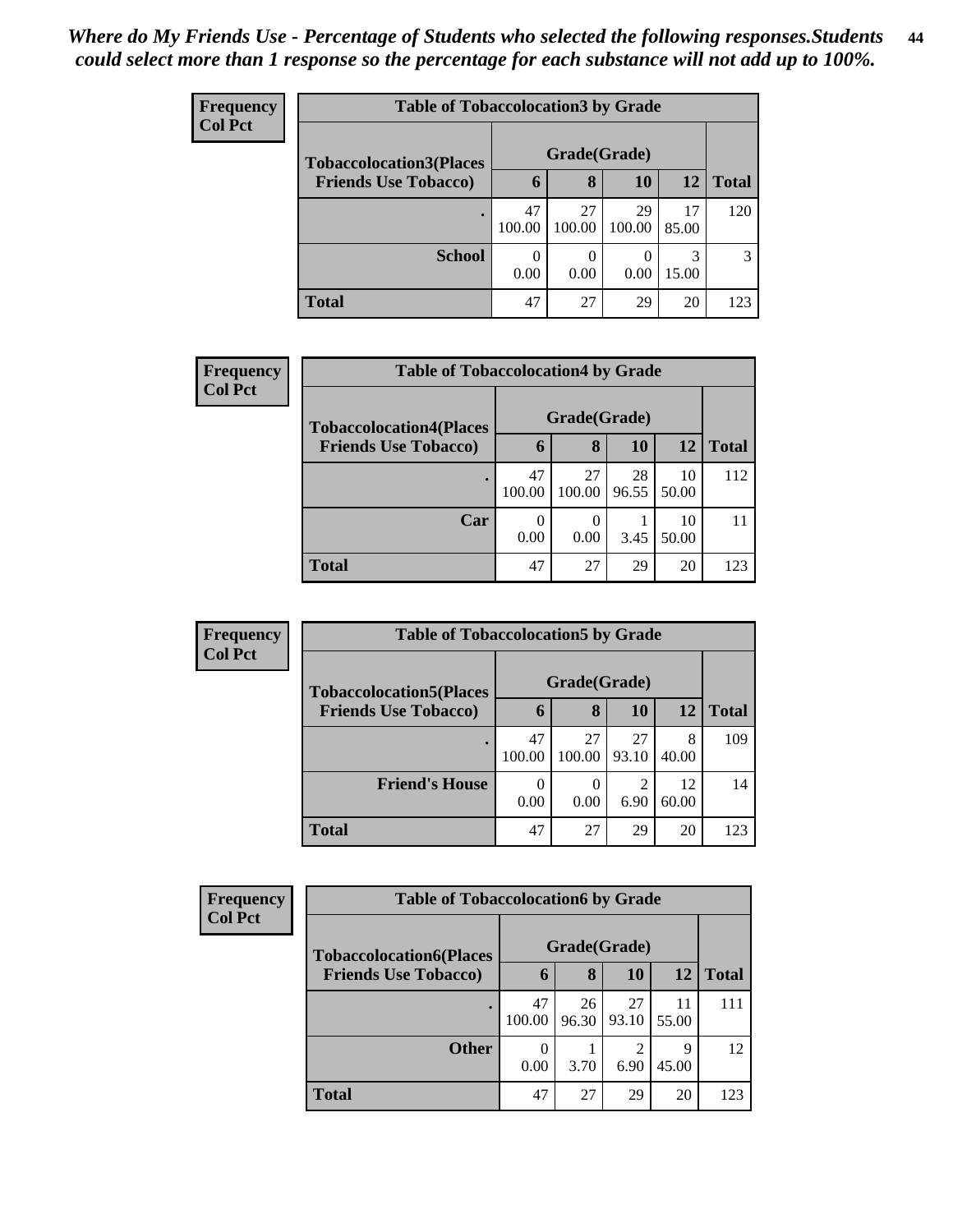*Where do My Friends Use - Percentage of Students who selected the following responses.Students could select more than 1 response so the percentage for each substance will not add up to 100%.*

**Frequency**
**Col Pct**

| Table of Tobaccolocation3 by Grade | | | | | |
|---|---|---|---|---|---|
| **Tobaccolocation3(Places Friends Use Tobacco)** | **Grade(Grade)** | | | | |
| | **6** | **8** | **10** | **12** | **Total** |
| **.** | 47<br>100.00 | 27<br>100.00 | 29<br>100.00 | 17<br>85.00 | 120 |
| **School** | 0<br>0.00 | 0<br>0.00 | 0<br>0.00 | 3<br>15.00 | 3 |
| **Total** | 47 | 27 | 29 | 20 | 123 |

**Frequency**
**Col Pct**

| Table of Tobaccolocation4 by Grade | | | | | |
|---|---|---|---|---|---|
| **Tobaccolocation4(Places Friends Use Tobacco)** | **Grade(Grade)** | | | | |
| | **6** | **8** | **10** | **12** | **Total** |
| **.** | 47<br>100.00 | 27<br>100.00 | 28<br>96.55 | 10<br>50.00 | 112 |
| **Car** | 0<br>0.00 | 0<br>0.00 | 1<br>3.45 | 10<br>50.00 | 11 |
| **Total** | 47 | 27 | 29 | 20 | 123 |

**Frequency**
**Col Pct**

| Table of Tobaccolocation5 by Grade | | | | | |
|---|---|---|---|---|---|
| **Tobaccolocation5(Places Friends Use Tobacco)** | **Grade(Grade)** | | | | |
| | **6** | **8** | **10** | **12** | **Total** |
| **.** | 47<br>100.00 | 27<br>100.00 | 27<br>93.10 | 8<br>40.00 | 109 |
| **Friend's House** | 0<br>0.00 | 0<br>0.00 | 2<br>6.90 | 12<br>60.00 | 14 |
| **Total** | 47 | 27 | 29 | 20 | 123 |

**Frequency**
**Col Pct**

| Table of Tobaccolocation6 by Grade | | | | | |
|---|---|---|---|---|---|
| **Tobaccolocation6(Places Friends Use Tobacco)** | **Grade(Grade)** | | | | |
| | **6** | **8** | **10** | **12** | **Total** |
| **.** | 47<br>100.00 | 26<br>96.30 | 27<br>93.10 | 11<br>55.00 | 111 |
| **Other** | 0<br>0.00 | 1<br>3.70 | 2<br>6.90 | 9<br>45.00 | 12 |
| **Total** | 47 | 27 | 29 | 20 | 123 |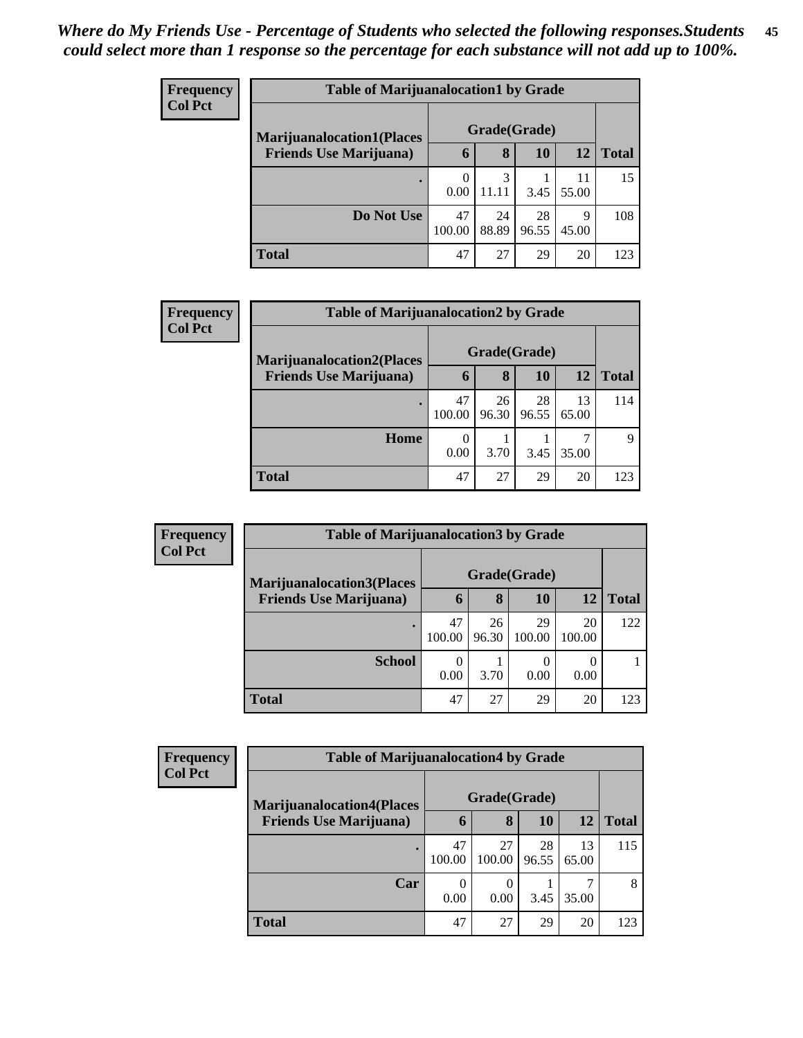*Where do My Friends Use - Percentage of Students who selected the following responses.Students could select more than 1 response so the percentage for each substance will not add up to 100%.*

**Frequency**
**Col Pct**

| Table of Marijuanalocation1 by Grade | | | | | |
|---|---|---|---|---|---|
| **Marijuanalocation1(Places Friends Use Marijuana)** | **Grade(Grade)** | | | | |
| | **6** | **8** | **10** | **12** | **Total** |
| **.** | 0<br>0.00 | 3<br>11.11 | 1<br>3.45 | 11<br>55.00 | 15 |
| **Do Not Use** | 47<br>100.00 | 24<br>88.89 | 28<br>96.55 | 9<br>45.00 | 108 |
| **Total** | 47 | 27 | 29 | 20 | 123 |

**Frequency**
**Col Pct**

| Table of Marijuanalocation2 by Grade | | | | | |
|---|---|---|---|---|---|
| **Marijuanalocation2(Places Friends Use Marijuana)** | **Grade(Grade)** | | | | |
| | **6** | **8** | **10** | **12** | **Total** |
| **.** | 47<br>100.00 | 26<br>96.30 | 28<br>96.55 | 13<br>65.00 | 114 |
| **Home** | 0<br>0.00 | 1<br>3.70 | 1<br>3.45 | 7<br>35.00 | 9 |
| **Total** | 47 | 27 | 29 | 20 | 123 |

**Frequency**
**Col Pct**

| Table of Marijuanalocation3 by Grade | | | | | |
|---|---|---|---|---|---|
| **Marijuanalocation3(Places Friends Use Marijuana)** | **Grade(Grade)** | | | | |
| | **6** | **8** | **10** | **12** | **Total** |
| **.** | 47<br>100.00 | 26<br>96.30 | 29<br>100.00 | 20<br>100.00 | 122 |
| **School** | 0<br>0.00 | 1<br>3.70 | 0<br>0.00 | 0<br>0.00 | 1 |
| **Total** | 47 | 27 | 29 | 20 | 123 |

**Frequency**
**Col Pct**

| Table of Marijuanalocation4 by Grade | | | | | |
|---|---|---|---|---|---|
| **Marijuanalocation4(Places Friends Use Marijuana)** | **Grade(Grade)** | | | | |
| | **6** | **8** | **10** | **12** | **Total** |
| **.** | 47<br>100.00 | 27<br>100.00 | 28<br>96.55 | 13<br>65.00 | 115 |
| **Car** | 0<br>0.00 | 0<br>0.00 | 1<br>3.45 | 7<br>35.00 | 8 |
| **Total** | 47 | 27 | 29 | 20 | 123 |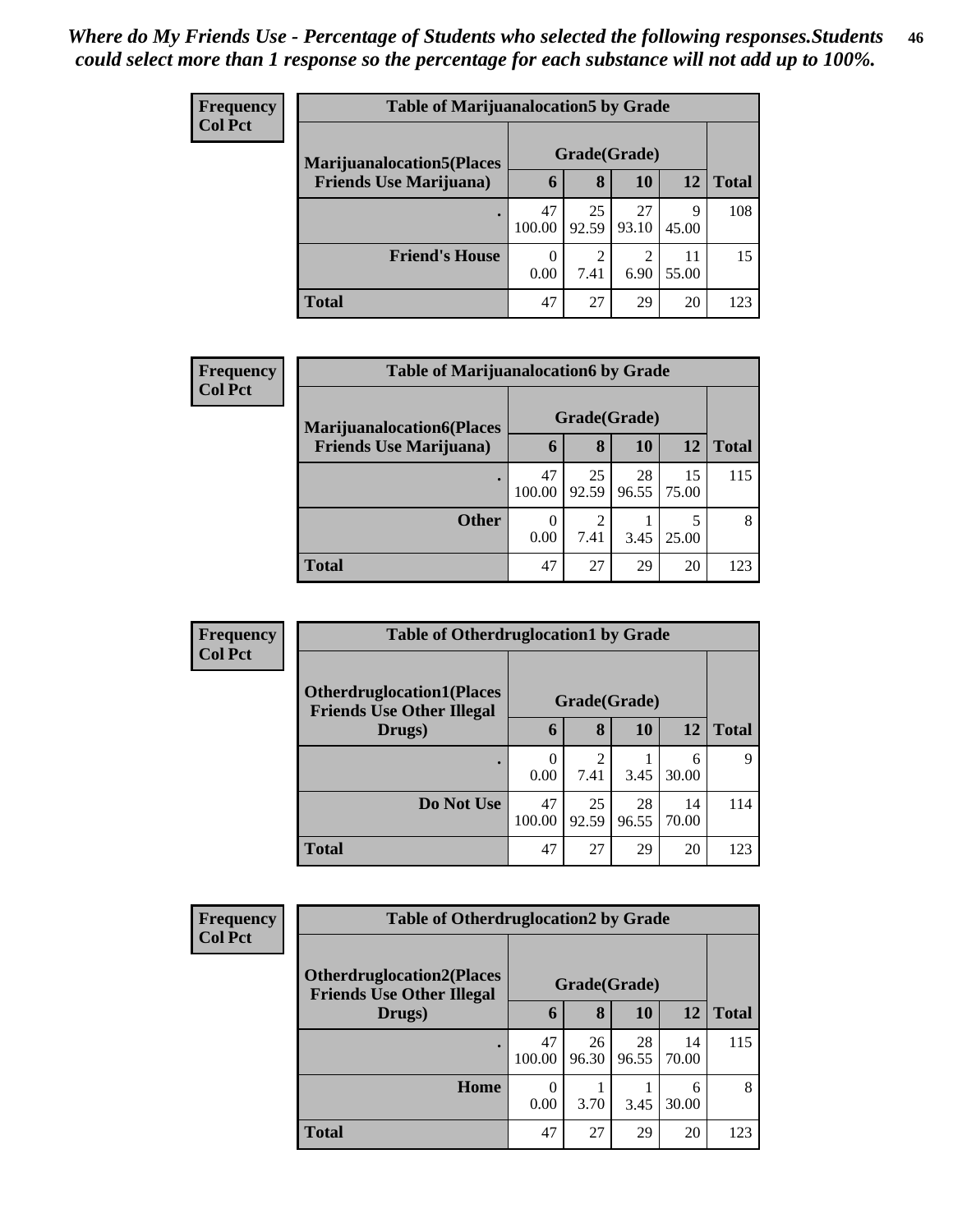*Where do My Friends Use - Percentage of Students who selected the following responses.Students could select more than 1 response so the percentage for each substance will not add up to 100%.*

**Frequency**
**Col Pct**

| Table of Marijuanalocation5 by Grade | | | | | |
|---|---|---|---|---|---|
| **Marijuanalocation5(Places Friends Use Marijuana)** | **Grade(Grade)** | | | | |
| | **6** | **8** | **10** | **12** | **Total** |
| **.** | 47<br>100.00 | 25<br>92.59 | 27<br>93.10 | 9<br>45.00 | 108 |
| **Friend's House** | 0<br>0.00 | 2<br>7.41 | 2<br>6.90 | 11<br>55.00 | 15 |
| **Total** | 47 | 27 | 29 | 20 | 123 |

**Frequency**
**Col Pct**

| Table of Marijuanalocation6 by Grade | | | | | |
|---|---|---|---|---|---|
| **Marijuanalocation6(Places Friends Use Marijuana)** | **Grade(Grade)** | | | | |
| | **6** | **8** | **10** | **12** | **Total** |
| **.** | 47<br>100.00 | 25<br>92.59 | 28<br>96.55 | 15<br>75.00 | 115 |
| **Other** | 0<br>0.00 | 2<br>7.41 | 1<br>3.45 | 5<br>25.00 | 8 |
| **Total** | 47 | 27 | 29 | 20 | 123 |

**Frequency**
**Col Pct**

| Table of Otherdruglocation1 by Grade | | | | | |
|---|---|---|---|---|---|
| **Otherdruglocation1(Places Friends Use Other Illegal Drugs)** | **Grade(Grade)** | | | | |
| | **6** | **8** | **10** | **12** | **Total** |
| **.** | 0<br>0.00 | 2<br>7.41 | 1<br>3.45 | 6<br>30.00 | 9 |
| **Do Not Use** | 47<br>100.00 | 25<br>92.59 | 28<br>96.55 | 14<br>70.00 | 114 |
| **Total** | 47 | 27 | 29 | 20 | 123 |

**Frequency**
**Col Pct**

| Table of Otherdruglocation2 by Grade | | | | | |
|---|---|---|---|---|---|
| **Otherdruglocation2(Places Friends Use Other Illegal Drugs)** | **Grade(Grade)** | | | | |
| | **6** | **8** | **10** | **12** | **Total** |
| **.** | 47<br>100.00 | 26<br>96.30 | 28<br>96.55 | 14<br>70.00 | 115 |
| **Home** | 0<br>0.00 | 1<br>3.70 | 1<br>3.45 | 6<br>30.00 | 8 |
| **Total** | 47 | 27 | 29 | 20 | 123 |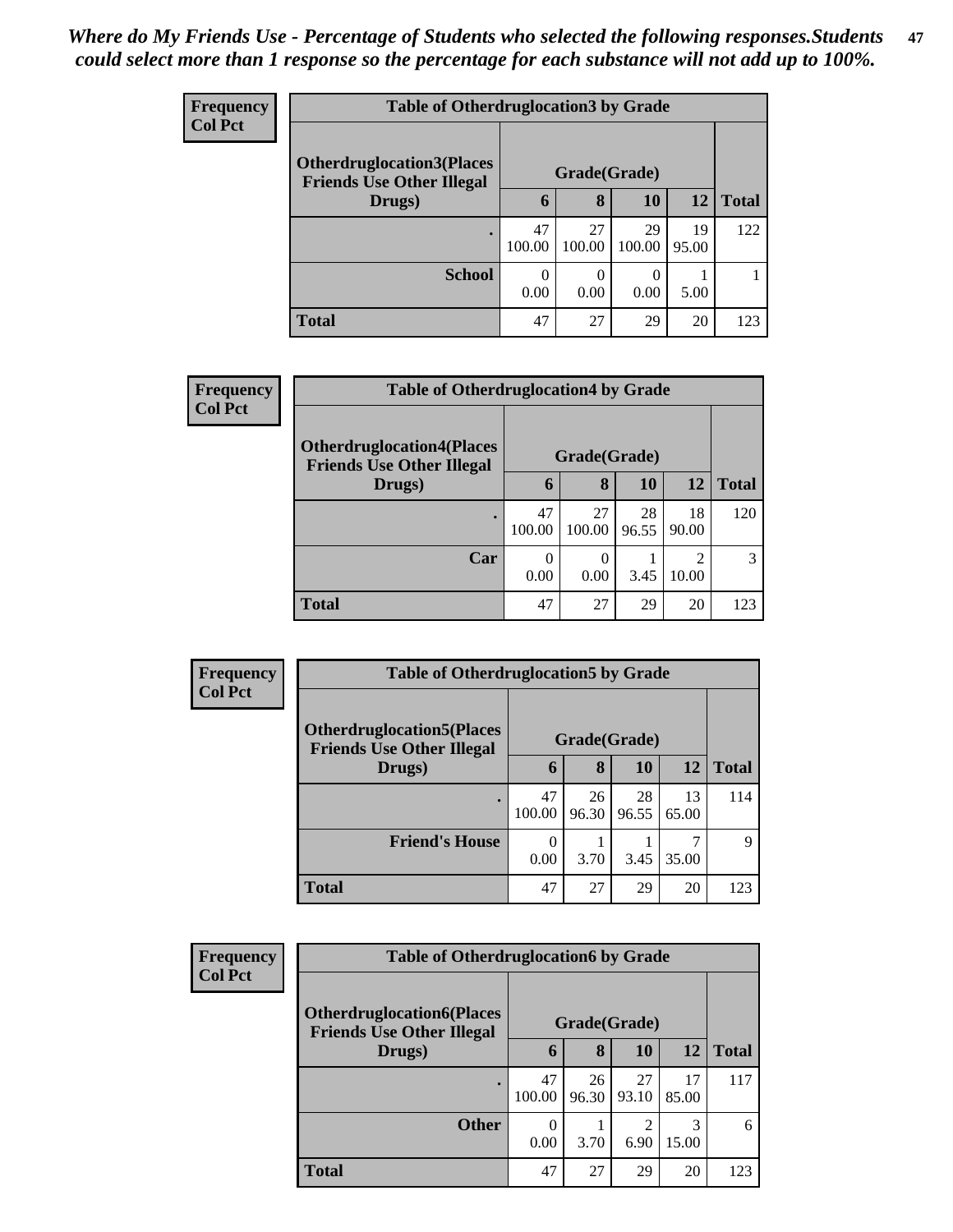*Where do My Friends Use - Percentage of Students who selected the following responses.Students could select more than 1 response so the percentage for each substance will not add up to 100%.*

**Frequency**
**Col Pct**

**Table of Otherdruglocation3 by Grade**

| Otherdruglocation3(Places Friends Use Other Illegal Drugs) | Grade(Grade) | | | | Total |
|---|---|---|---|---|---|
| | 6 | 8 | 10 | 12 | |
| . | 47<br>100.00 | 27<br>100.00 | 29<br>100.00 | 19<br>95.00 | 122 |
| School | 0<br>0.00 | 0<br>0.00 | 0<br>0.00 | 1<br>5.00 | 1 |
| Total | 47 | 27 | 29 | 20 | 123 |

**Frequency**
**Col Pct**

**Table of Otherdruglocation4 by Grade**

| Otherdruglocation4(Places Friends Use Other Illegal Drugs) | Grade(Grade) | | | | Total |
|---|---|---|---|---|---|
| | 6 | 8 | 10 | 12 | |
| . | 47<br>100.00 | 27<br>100.00 | 28<br>96.55 | 18<br>90.00 | 120 |
| Car | 0<br>0.00 | 0<br>0.00 | 1<br>3.45 | 2<br>10.00 | 3 |
| Total | 47 | 27 | 29 | 20 | 123 |

**Frequency**
**Col Pct**

**Table of Otherdruglocation5 by Grade**

| Otherdruglocation5(Places Friends Use Other Illegal Drugs) | Grade(Grade) | | | | Total |
|---|---|---|---|---|---|
| | 6 | 8 | 10 | 12 | |
| . | 47<br>100.00 | 26<br>96.30 | 28<br>96.55 | 13<br>65.00 | 114 |
| Friend's House | 0<br>0.00 | 1<br>3.70 | 1<br>3.45 | 7<br>35.00 | 9 |
| Total | 47 | 27 | 29 | 20 | 123 |

**Frequency**
**Col Pct**

**Table of Otherdruglocation6 by Grade**

| Otherdruglocation6(Places Friends Use Other Illegal Drugs) | Grade(Grade) | | | | Total |
|---|---|---|---|---|---|
| | 6 | 8 | 10 | 12 | |
| . | 47<br>100.00 | 26<br>96.30 | 27<br>93.10 | 17<br>85.00 | 117 |
| Other | 0<br>0.00 | 1<br>3.70 | 2<br>6.90 | 3<br>15.00 | 6 |
| Total | 47 | 27 | 29 | 20 | 123 |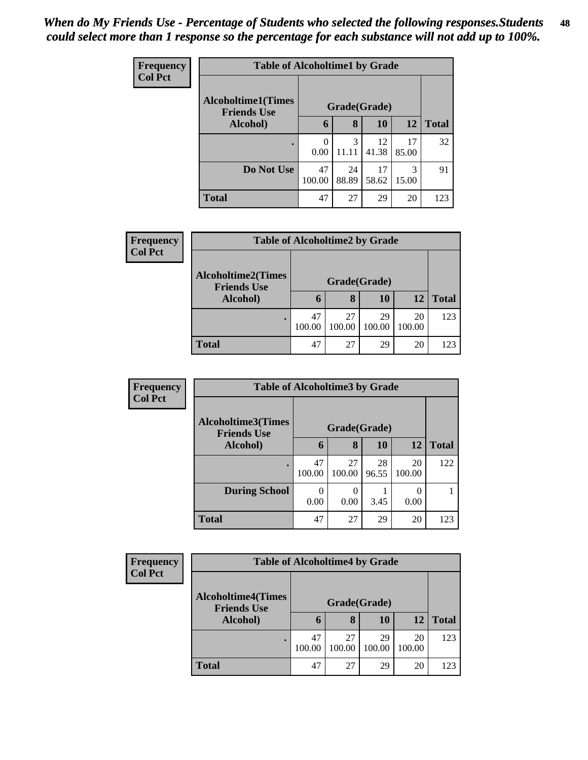*When do My Friends Use - Percentage of Students who selected the following responses.Students could select more than 1 response so the percentage for each substance will not add up to 100%.*

**Frequency**
**Col Pct**

**Table of Alcoholtime1 by Grade**

| Alcoholtime1(Times Friends Use Alcohol) | Grade(Grade) | | | | |
|---|---|---|---|---|---|
| | 6 | 8 | 10 | 12 | Total |
| . | 0<br>0.00 | 3<br>11.11 | 12<br>41.38 | 17<br>85.00 | 32 |
| Do Not Use | 47<br>100.00 | 24<br>88.89 | 17<br>58.62 | 3<br>15.00 | 91 |
| **Total** | 47 | 27 | 29 | 20 | 123 |

**Frequency**
**Col Pct**

**Table of Alcoholtime2 by Grade**

| Alcoholtime2(Times Friends Use Alcohol) | Grade(Grade) | | | | |
|---|---|---|---|---|---|
| | 6 | 8 | 10 | 12 | Total |
| . | 47<br>100.00 | 27<br>100.00 | 29<br>100.00 | 20<br>100.00 | 123 |
| **Total** | 47 | 27 | 29 | 20 | 123 |

**Frequency**
**Col Pct**

**Table of Alcoholtime3 by Grade**

| Alcoholtime3(Times Friends Use Alcohol) | Grade(Grade) | | | | |
|---|---|---|---|---|---|
| | 6 | 8 | 10 | 12 | Total |
| . | 47<br>100.00 | 27<br>100.00 | 28<br>96.55 | 20<br>100.00 | 122 |
| During School | 0<br>0.00 | 0<br>0.00 | 1<br>3.45 | 0<br>0.00 | 1 |
| **Total** | 47 | 27 | 29 | 20 | 123 |

**Frequency**
**Col Pct**

**Table of Alcoholtime4 by Grade**

| Alcoholtime4(Times Friends Use Alcohol) | Grade(Grade) | | | | |
|---|---|---|---|---|---|
| | 6 | 8 | 10 | 12 | Total |
| . | 47<br>100.00 | 27<br>100.00 | 29<br>100.00 | 20<br>100.00 | 123 |
| **Total** | 47 | 27 | 29 | 20 | 123 |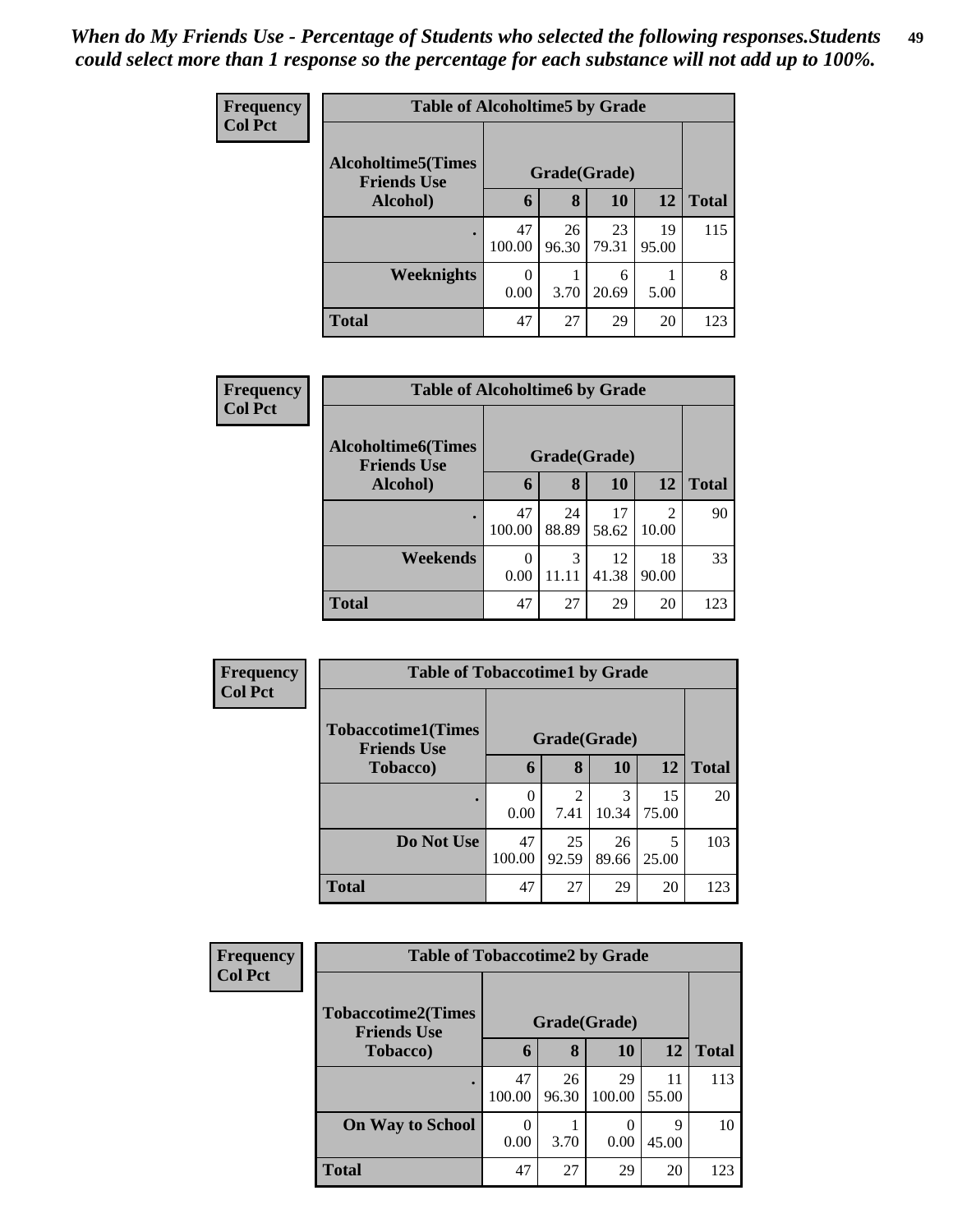*When do My Friends Use - Percentage of Students who selected the following responses.Students could select more than 1 response so the percentage for each substance will not add up to 100%.*

**Frequency**
**Col Pct**

| Table of Alcoholtime5 by Grade | | | | | |
|---|---|---|---|---|---|
| **Alcoholtime5(Times Friends Use Alcohol)** | **Grade(Grade)** | | | | |
| | **6** | **8** | **10** | **12** | **Total** |
| **.** | 47<br>100.00 | 26<br>96.30 | 23<br>79.31 | 19<br>95.00 | 115 |
| **Weeknights** | 0<br>0.00 | 1<br>3.70 | 6<br>20.69 | 1<br>5.00 | 8 |
| **Total** | 47 | 27 | 29 | 20 | 123 |

**Frequency**
**Col Pct**

| Table of Alcoholtime6 by Grade | | | | | |
|---|---|---|---|---|---|
| **Alcoholtime6(Times Friends Use Alcohol)** | **Grade(Grade)** | | | | |
| | **6** | **8** | **10** | **12** | **Total** |
| **.** | 47<br>100.00 | 24<br>88.89 | 17<br>58.62 | 2<br>10.00 | 90 |
| **Weekends** | 0<br>0.00 | 3<br>11.11 | 12<br>41.38 | 18<br>90.00 | 33 |
| **Total** | 47 | 27 | 29 | 20 | 123 |

**Frequency**
**Col Pct**

| Table of Tobaccotime1 by Grade | | | | | |
|---|---|---|---|---|---|
| **Tobaccotime1(Times Friends Use Tobacco)** | **Grade(Grade)** | | | | |
| | **6** | **8** | **10** | **12** | **Total** |
| **.** | 0<br>0.00 | 2<br>7.41 | 3<br>10.34 | 15<br>75.00 | 20 |
| **Do Not Use** | 47<br>100.00 | 25<br>92.59 | 26<br>89.66 | 5<br>25.00 | 103 |
| **Total** | 47 | 27 | 29 | 20 | 123 |

**Frequency**
**Col Pct**

| Table of Tobaccotime2 by Grade | | | | | |
|---|---|---|---|---|---|
| **Tobaccotime2(Times Friends Use Tobacco)** | **Grade(Grade)** | | | | |
| | **6** | **8** | **10** | **12** | **Total** |
| **.** | 47<br>100.00 | 26<br>96.30 | 29<br>100.00 | 11<br>55.00 | 113 |
| **On Way to School** | 0<br>0.00 | 1<br>3.70 | 0<br>0.00 | 9<br>45.00 | 10 |
| **Total** | 47 | 27 | 29 | 20 | 123 |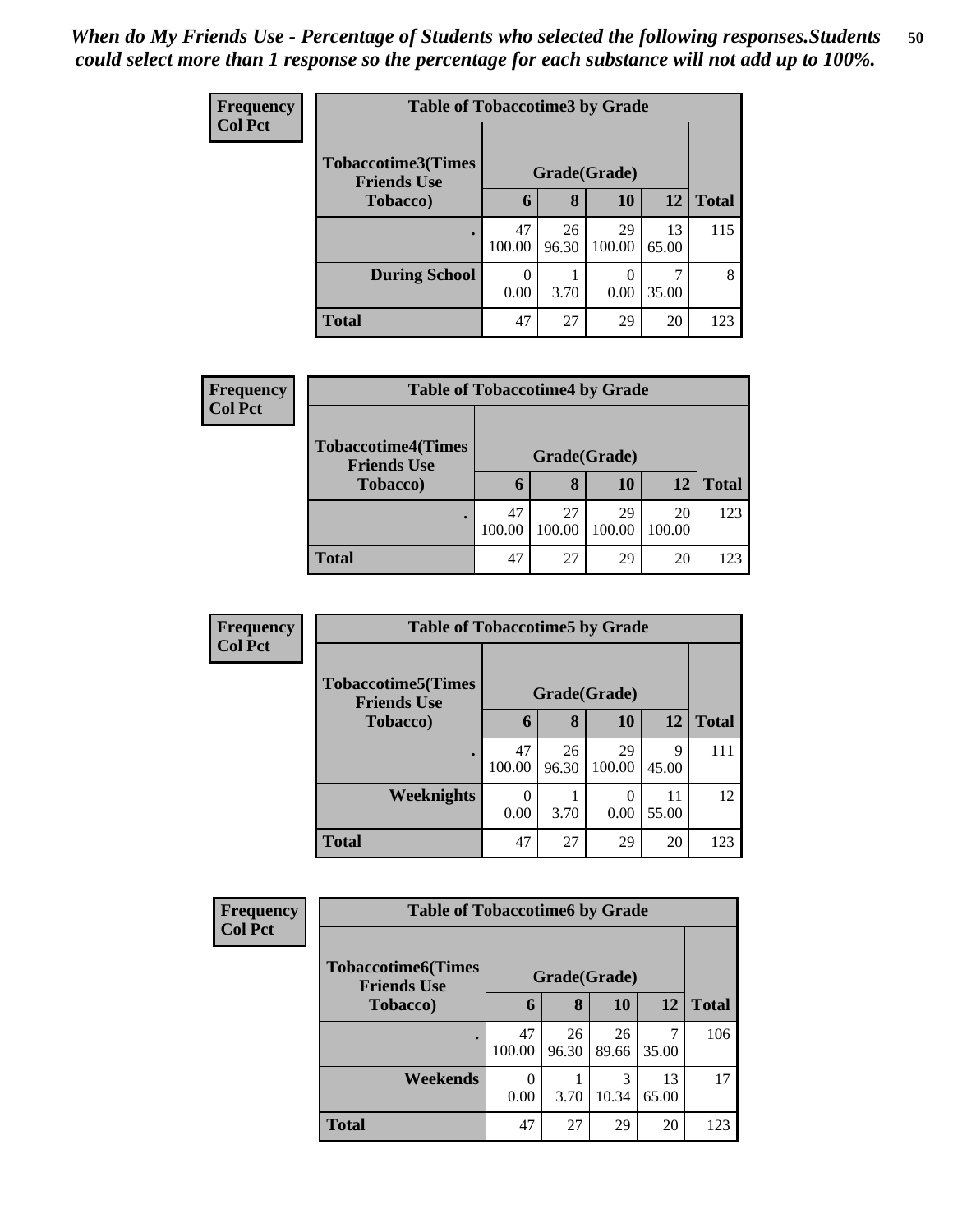*When do My Friends Use - Percentage of Students who selected the following responses.Students could select more than 1 response so the percentage for each substance will not add up to 100%.*

**Frequency**
**Col Pct**

| Table of Tobaccotime3 by Grade | | | | | |
|---|---|---|---|---|---|
| **Tobaccotime3(Times Friends Use Tobacco)** | **Grade(Grade)** | | | | |
| | **6** | **8** | **10** | **12** | **Total** |
| **.** | 47<br>100.00 | 26<br>96.30 | 29<br>100.00 | 13<br>65.00 | 115 |
| **During School** | 0<br>0.00 | 1<br>3.70 | 0<br>0.00 | 7<br>35.00 | 8 |
| **Total** | 47 | 27 | 29 | 20 | 123 |

**Frequency**
**Col Pct**

| Table of Tobaccotime4 by Grade | | | | | |
|---|---|---|---|---|---|
| **Tobaccotime4(Times Friends Use Tobacco)** | **Grade(Grade)** | | | | |
| | **6** | **8** | **10** | **12** | **Total** |
| **.** | 47<br>100.00 | 27<br>100.00 | 29<br>100.00 | 20<br>100.00 | 123 |
| **Total** | 47 | 27 | 29 | 20 | 123 |

**Frequency**
**Col Pct**

| Table of Tobaccotime5 by Grade | | | | | |
|---|---|---|---|---|---|
| **Tobaccotime5(Times Friends Use Tobacco)** | **Grade(Grade)** | | | | |
| | **6** | **8** | **10** | **12** | **Total** |
| **.** | 47<br>100.00 | 26<br>96.30 | 29<br>100.00 | 9<br>45.00 | 111 |
| **Weeknights** | 0<br>0.00 | 1<br>3.70 | 0<br>0.00 | 11<br>55.00 | 12 |
| **Total** | 47 | 27 | 29 | 20 | 123 |

**Frequency**
**Col Pct**

| Table of Tobaccotime6 by Grade | | | | | |
|---|---|---|---|---|---|
| **Tobaccotime6(Times Friends Use Tobacco)** | **Grade(Grade)** | | | | |
| | **6** | **8** | **10** | **12** | **Total** |
| **.** | 47<br>100.00 | 26<br>96.30 | 26<br>89.66 | 7<br>35.00 | 106 |
| **Weekends** | 0<br>0.00 | 1<br>3.70 | 3<br>10.34 | 13<br>65.00 | 17 |
| **Total** | 47 | 27 | 29 | 20 | 123 |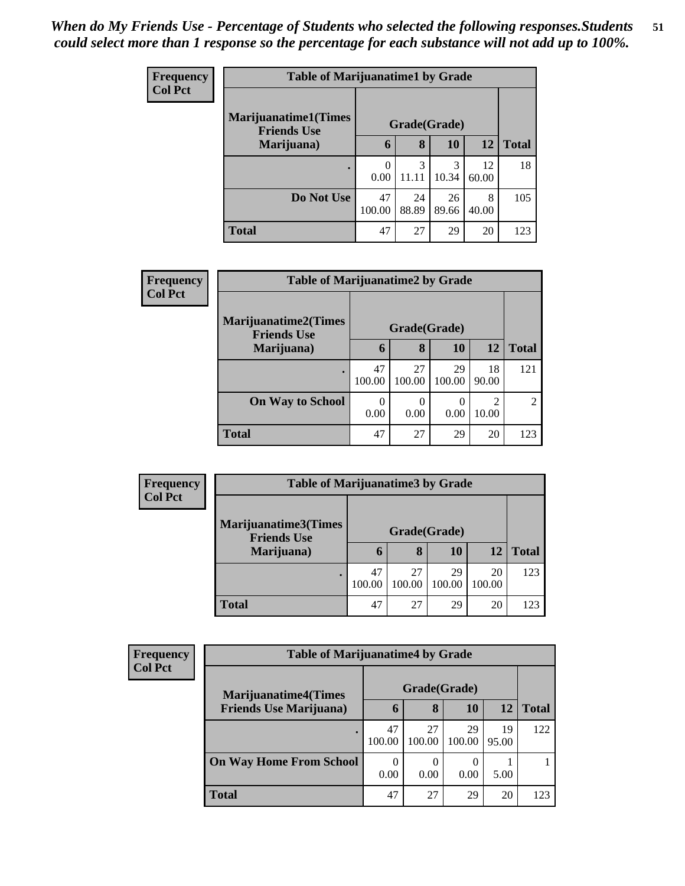*When do My Friends Use - Percentage of Students who selected the following responses.Students could select more than 1 response so the percentage for each substance will not add up to 100%.*

**Frequency**
**Col Pct**

| Table of Marijuanatime1 by Grade | | | | | |
|---|---|---|---|---|---|
| **Marijuanatime1(Times Friends Use Marijuana)** | **Grade(Grade)** | | | | |
| | **6** | **8** | **10** | **12** | **Total** |
| **.** | 0<br>0.00 | 3<br>11.11 | 3<br>10.34 | 12<br>60.00 | 18 |
| **Do Not Use** | 47<br>100.00 | 24<br>88.89 | 26<br>89.66 | 8<br>40.00 | 105 |
| **Total** | 47 | 27 | 29 | 20 | 123 |

**Frequency**
**Col Pct**

| Table of Marijuanatime2 by Grade | | | | | |
|---|---|---|---|---|---|
| **Marijuanatime2(Times Friends Use Marijuana)** | **Grade(Grade)** | | | | |
| | **6** | **8** | **10** | **12** | **Total** |
| **.** | 47<br>100.00 | 27<br>100.00 | 29<br>100.00 | 18<br>90.00 | 121 |
| **On Way to School** | 0<br>0.00 | 0<br>0.00 | 0<br>0.00 | 2<br>10.00 | 2 |
| **Total** | 47 | 27 | 29 | 20 | 123 |

**Frequency**
**Col Pct**

| Table of Marijuanatime3 by Grade | | | | | |
|---|---|---|---|---|---|
| **Marijuanatime3(Times Friends Use Marijuana)** | **Grade(Grade)** | | | | |
| | **6** | **8** | **10** | **12** | **Total** |
| **.** | 47<br>100.00 | 27<br>100.00 | 29<br>100.00 | 20<br>100.00 | 123 |
| **Total** | 47 | 27 | 29 | 20 | 123 |

**Frequency**
**Col Pct**

| Table of Marijuanatime4 by Grade | | | | | |
|---|---|---|---|---|---|
| **Marijuanatime4(Times Friends Use Marijuana)** | **Grade(Grade)** | | | | |
| | **6** | **8** | **10** | **12** | **Total** |
| **.** | 47<br>100.00 | 27<br>100.00 | 29<br>100.00 | 19<br>95.00 | 122 |
| **On Way Home From School** | 0<br>0.00 | 0<br>0.00 | 0<br>0.00 | 1<br>5.00 | 1 |
| **Total** | 47 | 27 | 29 | 20 | 123 |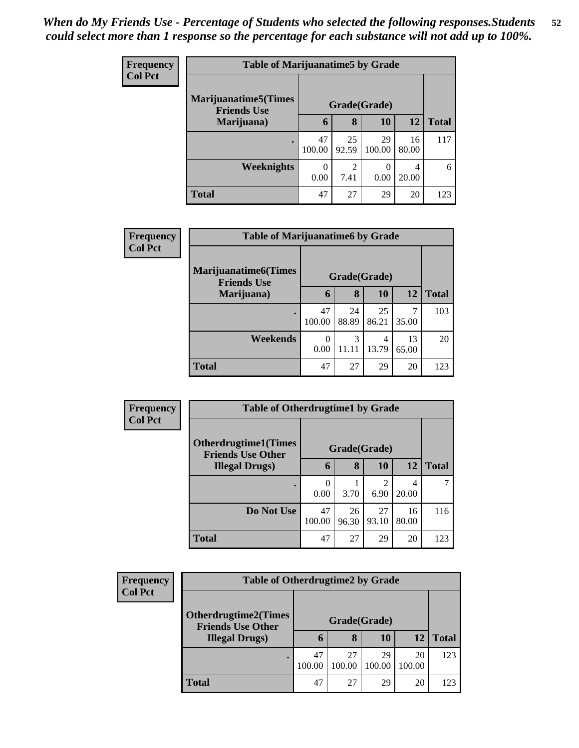*When do My Friends Use - Percentage of Students who selected the following responses.Students could select more than 1 response so the percentage for each substance will not add up to 100%.*

**Frequency**
**Col Pct**

| Table of Marijuanatime5 by Grade | | | | | |
|---|---|---|---|---|---|
| **Marijuanatime5(Times Friends Use Marijuana)** | **Grade(Grade)** | | | | |
| | **6** | **8** | **10** | **12** | **Total** |
| **.** | 47<br>100.00 | 25<br>92.59 | 29<br>100.00 | 16<br>80.00 | 117 |
| **Weeknights** | 0<br>0.00 | 2<br>7.41 | 0<br>0.00 | 4<br>20.00 | 6 |
| **Total** | 47 | 27 | 29 | 20 | 123 |

**Frequency**
**Col Pct**

| Table of Marijuanatime6 by Grade | | | | | |
|---|---|---|---|---|---|
| **Marijuanatime6(Times Friends Use Marijuana)** | **Grade(Grade)** | | | | |
| | **6** | **8** | **10** | **12** | **Total** |
| **.** | 47<br>100.00 | 24<br>88.89 | 25<br>86.21 | 7<br>35.00 | 103 |
| **Weekends** | 0<br>0.00 | 3<br>11.11 | 4<br>13.79 | 13<br>65.00 | 20 |
| **Total** | 47 | 27 | 29 | 20 | 123 |

**Frequency**
**Col Pct**

| Table of Otherdrugtime1 by Grade | | | | | |
|---|---|---|---|---|---|
| **Otherdrugtime1(Times Friends Use Other Illegal Drugs)** | **Grade(Grade)** | | | | |
| | **6** | **8** | **10** | **12** | **Total** |
| **.** | 0<br>0.00 | 1<br>3.70 | 2<br>6.90 | 4<br>20.00 | 7 |
| **Do Not Use** | 47<br>100.00 | 26<br>96.30 | 27<br>93.10 | 16<br>80.00 | 116 |
| **Total** | 47 | 27 | 29 | 20 | 123 |

**Frequency**
**Col Pct**

| Table of Otherdrugtime2 by Grade | | | | | |
|---|---|---|---|---|---|
| **Otherdrugtime2(Times Friends Use Other Illegal Drugs)** | **Grade(Grade)** | | | | |
| | **6** | **8** | **10** | **12** | **Total** |
| **.** | 47<br>100.00 | 27<br>100.00 | 29<br>100.00 | 20<br>100.00 | 123 |
| **Total** | 47 | 27 | 29 | 20 | 123 |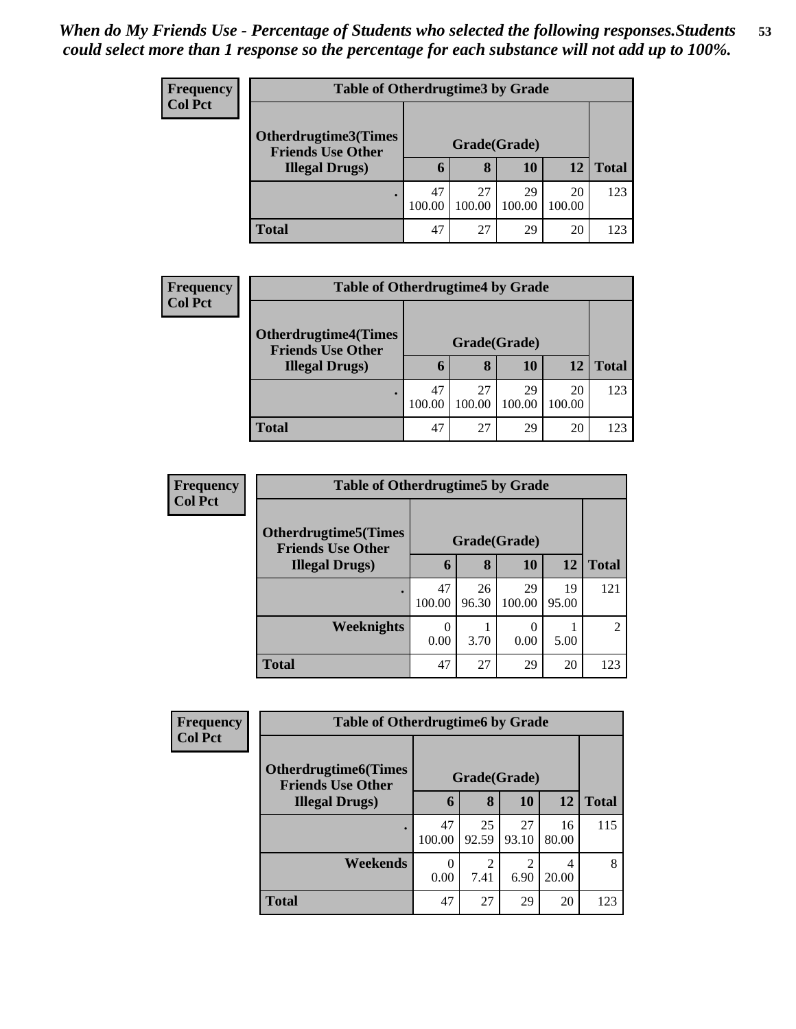*When do My Friends Use - Percentage of Students who selected the following responses.Students could select more than 1 response so the percentage for each substance will not add up to 100%.*

**Frequency**
**Col Pct**

| Table of Otherdrugtime3 by Grade | | | | | |
|---|---|---|---|---|---|
| **Otherdrugtime3(Times Friends Use Other Illegal Drugs)** | **Grade(Grade)** | | | | |
| | **6** | **8** | **10** | **12** | **Total** |
| . | 47<br>100.00 | 27<br>100.00 | 29<br>100.00 | 20<br>100.00 | 123 |
| **Total** | 47 | 27 | 29 | 20 | 123 |

**Frequency**
**Col Pct**

| Table of Otherdrugtime4 by Grade | | | | | |
|---|---|---|---|---|---|
| **Otherdrugtime4(Times Friends Use Other Illegal Drugs)** | **Grade(Grade)** | | | | |
| | **6** | **8** | **10** | **12** | **Total** |
| . | 47<br>100.00 | 27<br>100.00 | 29<br>100.00 | 20<br>100.00 | 123 |
| **Total** | 47 | 27 | 29 | 20 | 123 |

**Frequency**
**Col Pct**

| Table of Otherdrugtime5 by Grade | | | | | |
|---|---|---|---|---|---|
| **Otherdrugtime5(Times Friends Use Other Illegal Drugs)** | **Grade(Grade)** | | | | |
| | **6** | **8** | **10** | **12** | **Total** |
| . | 47<br>100.00 | 26<br>96.30 | 29<br>100.00 | 19<br>95.00 | 121 |
| **Weeknights** | 0<br>0.00 | 1<br>3.70 | 0<br>0.00 | 1<br>5.00 | 2 |
| **Total** | 47 | 27 | 29 | 20 | 123 |

**Frequency**
**Col Pct**

| Table of Otherdrugtime6 by Grade | | | | | |
|---|---|---|---|---|---|
| **Otherdrugtime6(Times Friends Use Other Illegal Drugs)** | **Grade(Grade)** | | | | |
| | **6** | **8** | **10** | **12** | **Total** |
| . | 47<br>100.00 | 25<br>92.59 | 27<br>93.10 | 16<br>80.00 | 115 |
| **Weekends** | 0<br>0.00 | 2<br>7.41 | 2<br>6.90 | 4<br>20.00 | 8 |
| **Total** | 47 | 27 | 29 | 20 | 123 |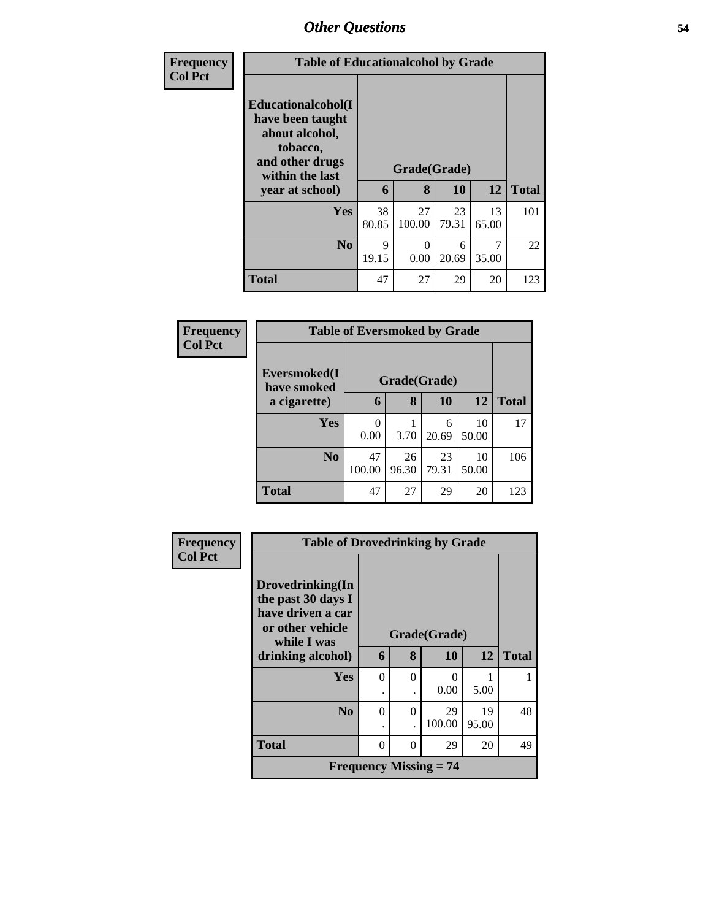| Frequency<br>Col Pct |
|---|

**Table of Educationalcohol by Grade**

| Educationalcohol(I have been taught about alcohol, tobacco, and other drugs within the last year at school) | Grade(Grade) | | | | |
|---|---|---|---|---|---|
| | 6 | 8 | 10 | 12 | Total |
| Yes | 38<br>80.85 | 27<br>100.00 | 23<br>79.31 | 13<br>65.00 | 101 |
| No | 9<br>19.15 | 0<br>0.00 | 6<br>20.69 | 7<br>35.00 | 22 |
| Total | 47 | 27 | 29 | 20 | 123 |

| Frequency<br>Col Pct |
|---|

**Table of Eversmoked by Grade**

| Eversmoked(I have smoked a cigarette) | Grade(Grade) | | | | |
|---|---|---|---|---|---|
| | 6 | 8 | 10 | 12 | Total |
| Yes | 0<br>0.00 | 1<br>3.70 | 6<br>20.69 | 10<br>50.00 | 17 |
| No | 47<br>100.00 | 26<br>96.30 | 23<br>79.31 | 10<br>50.00 | 106 |
| Total | 47 | 27 | 29 | 20 | 123 |

| Frequency<br>Col Pct |
|---|

**Table of Drovedrinking by Grade**

| Drovedrinking(In the past 30 days I have driven a car or other vehicle while I was drinking alcohol) | Grade(Grade) | | | | |
|---|---|---|---|---|---|
| | 6 | 8 | 10 | 12 | Total |
| Yes | 0<br>. | 0<br>. | 0<br>0.00 | 1<br>5.00 | 1 |
| No | 0<br>. | 0<br>. | 29<br>100.00 | 19<br>95.00 | 48 |
| Total | 0 | 0 | 29 | 20 | 49 |
| Frequency Missing = 74 | | | | | |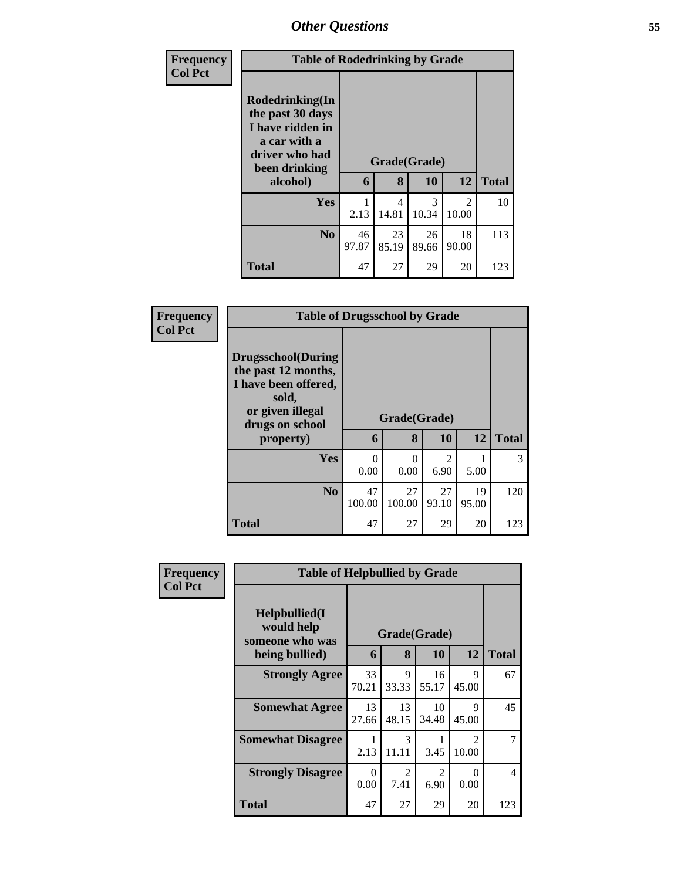# Other Questions

| Frequency<br>Col Pct |
|---|

**Table of Rodedrinking by Grade**

| Rodedrinking(In the past 30 days I have ridden in a car with a driver who had been drinking alcohol) | Grade(Grade) | | | | Total |
|---|---|---|---|---|---|
| | 6 | 8 | 10 | 12 | |
| Yes | 1<br>2.13 | 4<br>14.81 | 3<br>10.34 | 2<br>10.00 | 10 |
| No | 46<br>97.87 | 23<br>85.19 | 26<br>89.66 | 18<br>90.00 | 113 |
| Total | 47 | 27 | 29 | 20 | 123 |

| Frequency<br>Col Pct |
|---|

**Table of Drugsschool by Grade**

| Drugsschool(During the past 12 months, I have been offered, sold, or given illegal drugs on school property) | Grade(Grade) | | | | Total |
|---|---|---|---|---|---|
| | 6 | 8 | 10 | 12 | |
| Yes | 0<br>0.00 | 0<br>0.00 | 2<br>6.90 | 1<br>5.00 | 3 |
| No | 47<br>100.00 | 27<br>100.00 | 27<br>93.10 | 19<br>95.00 | 120 |
| Total | 47 | 27 | 29 | 20 | 123 |

| Frequency<br>Col Pct |
|---|

**Table of Helpbullied by Grade**

| Helpbullied(I would help someone who was being bullied) | Grade(Grade) | | | | Total |
|---|---|---|---|---|---|
| | 6 | 8 | 10 | 12 | |
| Strongly Agree | 33<br>70.21 | 9<br>33.33 | 16<br>55.17 | 9<br>45.00 | 67 |
| Somewhat Agree | 13<br>27.66 | 13<br>48.15 | 10<br>34.48 | 9<br>45.00 | 45 |
| Somewhat Disagree | 1<br>2.13 | 3<br>11.11 | 1<br>3.45 | 2<br>10.00 | 7 |
| Strongly Disagree | 0<br>0.00 | 2<br>7.41 | 2<br>6.90 | 0<br>0.00 | 4 |
| Total | 47 | 27 | 29 | 20 | 123 |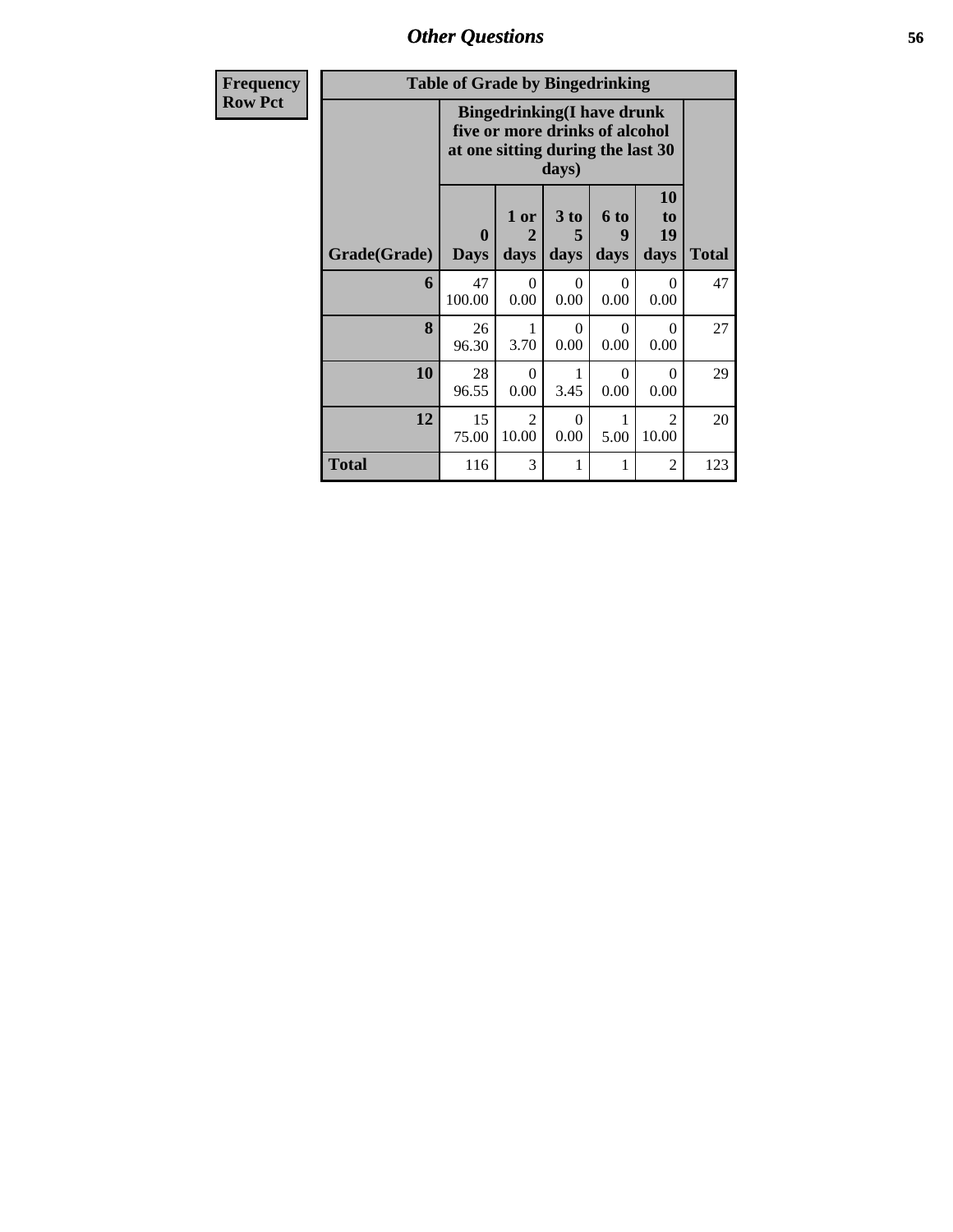## Other Questions

| Frequency Row Pct |
|---|

**Table of Grade by Bingedrinking**

| Grade(Grade) | Bingedrinking(I have drunk five or more drinks of alcohol at one sitting during the last 30 days) | | | | | Total |
|---|---|---|---|---|---|---|
| | 0 Days | 1 or 2 days | 3 to 5 days | 6 to 9 days | 10 to 19 days | |
| 6 | 47<br>100.00 | 0<br>0.00 | 0<br>0.00 | 0<br>0.00 | 0<br>0.00 | 47 |
| 8 | 26<br>96.30 | 1<br>3.70 | 0<br>0.00 | 0<br>0.00 | 0<br>0.00 | 27 |
| 10 | 28<br>96.55 | 0<br>0.00 | 1<br>3.45 | 0<br>0.00 | 0<br>0.00 | 29 |
| 12 | 15<br>75.00 | 2<br>10.00 | 0<br>0.00 | 1<br>5.00 | 2<br>10.00 | 20 |
| Total | 116 | 3 | 1 | 1 | 2 | 123 |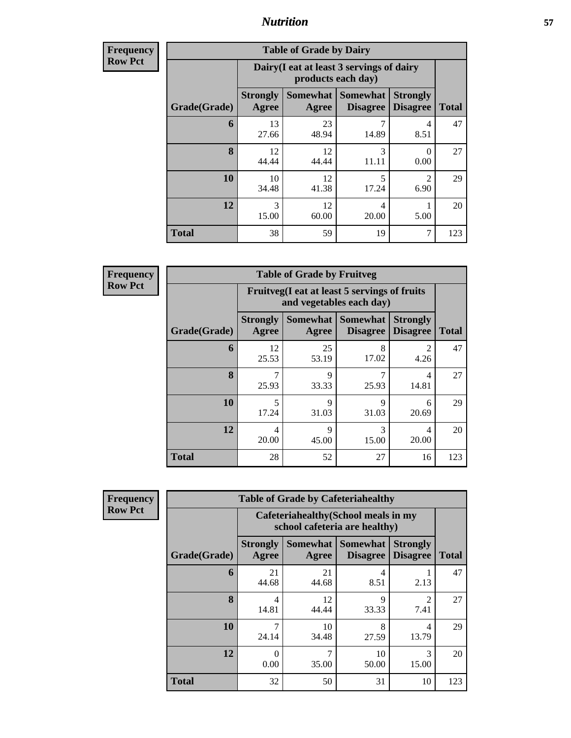## Nutrition

**Frequency**
**Row Pct**

| Table of Grade by Dairy | | | | | |
|---|---|---|---|---|---|
| | Dairy(I eat at least 3 servings of dairy products each day) | | | | |
| Grade(Grade) | Strongly Agree | Somewhat Agree | Somewhat Disagree | Strongly Disagree | Total |
| 6 | 13<br>27.66 | 23<br>48.94 | 7<br>14.89 | 4<br>8.51 | 47 |
| 8 | 12<br>44.44 | 12<br>44.44 | 3<br>11.11 | 0<br>0.00 | 27 |
| 10 | 10<br>34.48 | 12<br>41.38 | 5<br>17.24 | 2<br>6.90 | 29 |
| 12 | 3<br>15.00 | 12<br>60.00 | 4<br>20.00 | 1<br>5.00 | 20 |
| Total | 38 | 59 | 19 | 7 | 123 |

**Frequency**
**Row Pct**

| Table of Grade by Fruitveg | | | | | |
|---|---|---|---|---|---|
| | Fruitveg(I eat at least 5 servings of fruits and vegetables each day) | | | | |
| Grade(Grade) | Strongly Agree | Somewhat Agree | Somewhat Disagree | Strongly Disagree | Total |
| 6 | 12<br>25.53 | 25<br>53.19 | 8<br>17.02 | 2<br>4.26 | 47 |
| 8 | 7<br>25.93 | 9<br>33.33 | 7<br>25.93 | 4<br>14.81 | 27 |
| 10 | 5<br>17.24 | 9<br>31.03 | 9<br>31.03 | 6<br>20.69 | 29 |
| 12 | 4<br>20.00 | 9<br>45.00 | 3<br>15.00 | 4<br>20.00 | 20 |
| Total | 28 | 52 | 27 | 16 | 123 |

**Frequency**
**Row Pct**

| Table of Grade by Cafeteriahealthy | | | | | |
|---|---|---|---|---|---|
| | Cafeteriahealthy(School meals in my school cafeteria are healthy) | | | | |
| Grade(Grade) | Strongly Agree | Somewhat Agree | Somewhat Disagree | Strongly Disagree | Total |
| 6 | 21<br>44.68 | 21<br>44.68 | 4<br>8.51 | 1<br>2.13 | 47 |
| 8 | 4<br>14.81 | 12<br>44.44 | 9<br>33.33 | 2<br>7.41 | 27 |
| 10 | 7<br>24.14 | 10<br>34.48 | 8<br>27.59 | 4<br>13.79 | 29 |
| 12 | 0<br>0.00 | 7<br>35.00 | 10<br>50.00 | 3<br>15.00 | 20 |
| Total | 32 | 50 | 31 | 10 | 123 |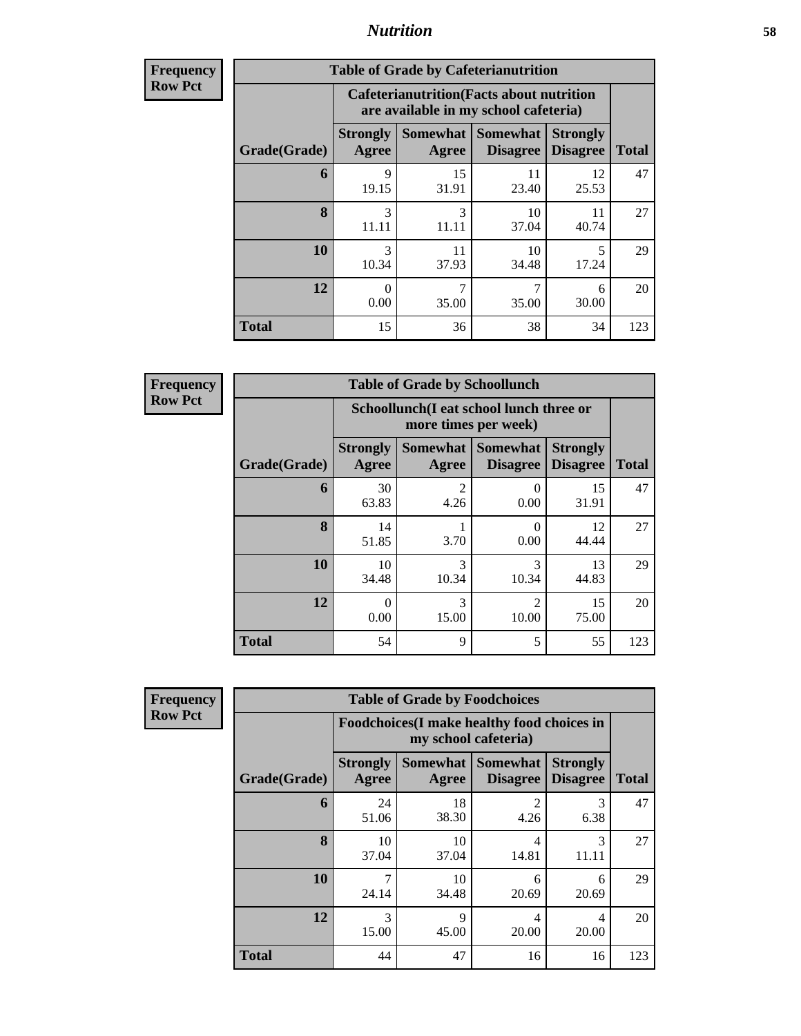## Nutrition

**Frequency**
**Row Pct**

| Table of Grade by Cafeterianutrition | | | | | |
|---|---|---|---|---|---|
| | Cafeterianutrition(Facts about nutrition are available in my school cafeteria) | | | | |
| Grade(Grade) | Strongly Agree | Somewhat Agree | Somewhat Disagree | Strongly Disagree | Total |
| **6** | 9<br>19.15 | 15<br>31.91 | 11<br>23.40 | 12<br>25.53 | 47 |
| **8** | 3<br>11.11 | 3<br>11.11 | 10<br>37.04 | 11<br>40.74 | 27 |
| **10** | 3<br>10.34 | 11<br>37.93 | 10<br>34.48 | 5<br>17.24 | 29 |
| **12** | 0<br>0.00 | 7<br>35.00 | 7<br>35.00 | 6<br>30.00 | 20 |
| **Total** | 15 | 36 | 38 | 34 | 123 |

**Frequency**
**Row Pct**

| Table of Grade by Schoollunch | | | | | |
|---|---|---|---|---|---|
| | Schoollunch(I eat school lunch three or more times per week) | | | | |
| Grade(Grade) | Strongly Agree | Somewhat Agree | Somewhat Disagree | Strongly Disagree | Total |
| **6** | 30<br>63.83 | 2<br>4.26 | 0<br>0.00 | 15<br>31.91 | 47 |
| **8** | 14<br>51.85 | 1<br>3.70 | 0<br>0.00 | 12<br>44.44 | 27 |
| **10** | 10<br>34.48 | 3<br>10.34 | 3<br>10.34 | 13<br>44.83 | 29 |
| **12** | 0<br>0.00 | 3<br>15.00 | 2<br>10.00 | 15<br>75.00 | 20 |
| **Total** | 54 | 9 | 5 | 55 | 123 |

**Frequency**
**Row Pct**

| Table of Grade by Foodchoices | | | | | |
|---|---|---|---|---|---|
| | Foodchoices(I make healthy food choices in my school cafeteria) | | | | |
| Grade(Grade) | Strongly Agree | Somewhat Agree | Somewhat Disagree | Strongly Disagree | Total |
| **6** | 24<br>51.06 | 18<br>38.30 | 2<br>4.26 | 3<br>6.38 | 47 |
| **8** | 10<br>37.04 | 10<br>37.04 | 4<br>14.81 | 3<br>11.11 | 27 |
| **10** | 7<br>24.14 | 10<br>34.48 | 6<br>20.69 | 6<br>20.69 | 29 |
| **12** | 3<br>15.00 | 9<br>45.00 | 4<br>20.00 | 4<br>20.00 | 20 |
| **Total** | 44 | 47 | 16 | 16 | 123 |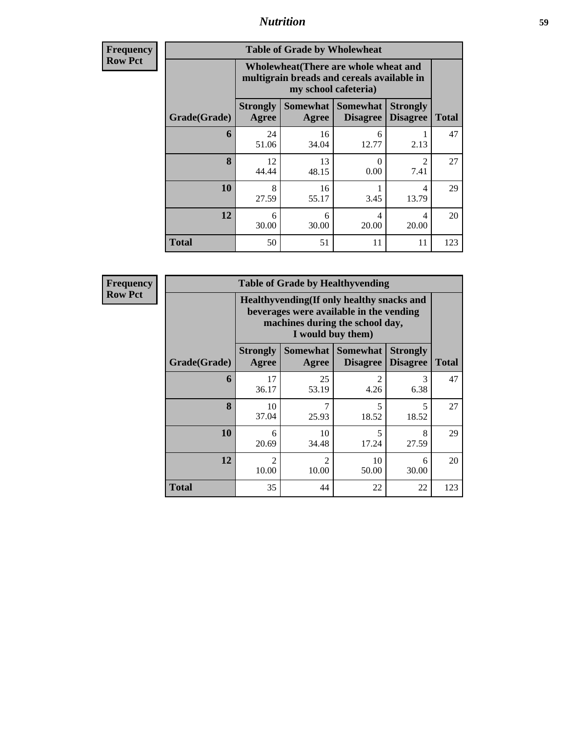# Nutrition

**Frequency**
**Row Pct**

**Table of Grade by Wholewheat**

| Grade(Grade) | Wholewheat(There are whole wheat and multigrain breads and cereals available in my school cafeteria) | | | | Total |
|---|---|---|---|---|---|
| | Strongly Agree | Somewhat Agree | Somewhat Disagree | Strongly Disagree | |
| 6 | 24<br>51.06 | 16<br>34.04 | 6<br>12.77 | 1<br>2.13 | 47 |
| 8 | 12<br>44.44 | 13<br>48.15 | 0<br>0.00 | 2<br>7.41 | 27 |
| 10 | 8<br>27.59 | 16<br>55.17 | 1<br>3.45 | 4<br>13.79 | 29 |
| 12 | 6<br>30.00 | 6<br>30.00 | 4<br>20.00 | 4<br>20.00 | 20 |
| Total | 50 | 51 | 11 | 11 | 123 |

**Frequency**
**Row Pct**

**Table of Grade by Healthyvending**

| Grade(Grade) | Healthyvending(If only healthy snacks and beverages were available in the vending machines during the school day, I would buy them) | | | | Total |
|---|---|---|---|---|---|
| | Strongly Agree | Somewhat Agree | Somewhat Disagree | Strongly Disagree | |
| 6 | 17<br>36.17 | 25<br>53.19 | 2<br>4.26 | 3<br>6.38 | 47 |
| 8 | 10<br>37.04 | 7<br>25.93 | 5<br>18.52 | 5<br>18.52 | 27 |
| 10 | 6<br>20.69 | 10<br>34.48 | 5<br>17.24 | 8<br>27.59 | 29 |
| 12 | 2<br>10.00 | 2<br>10.00 | 10<br>50.00 | 6<br>30.00 | 20 |
| Total | 35 | 44 | 22 | 22 | 123 |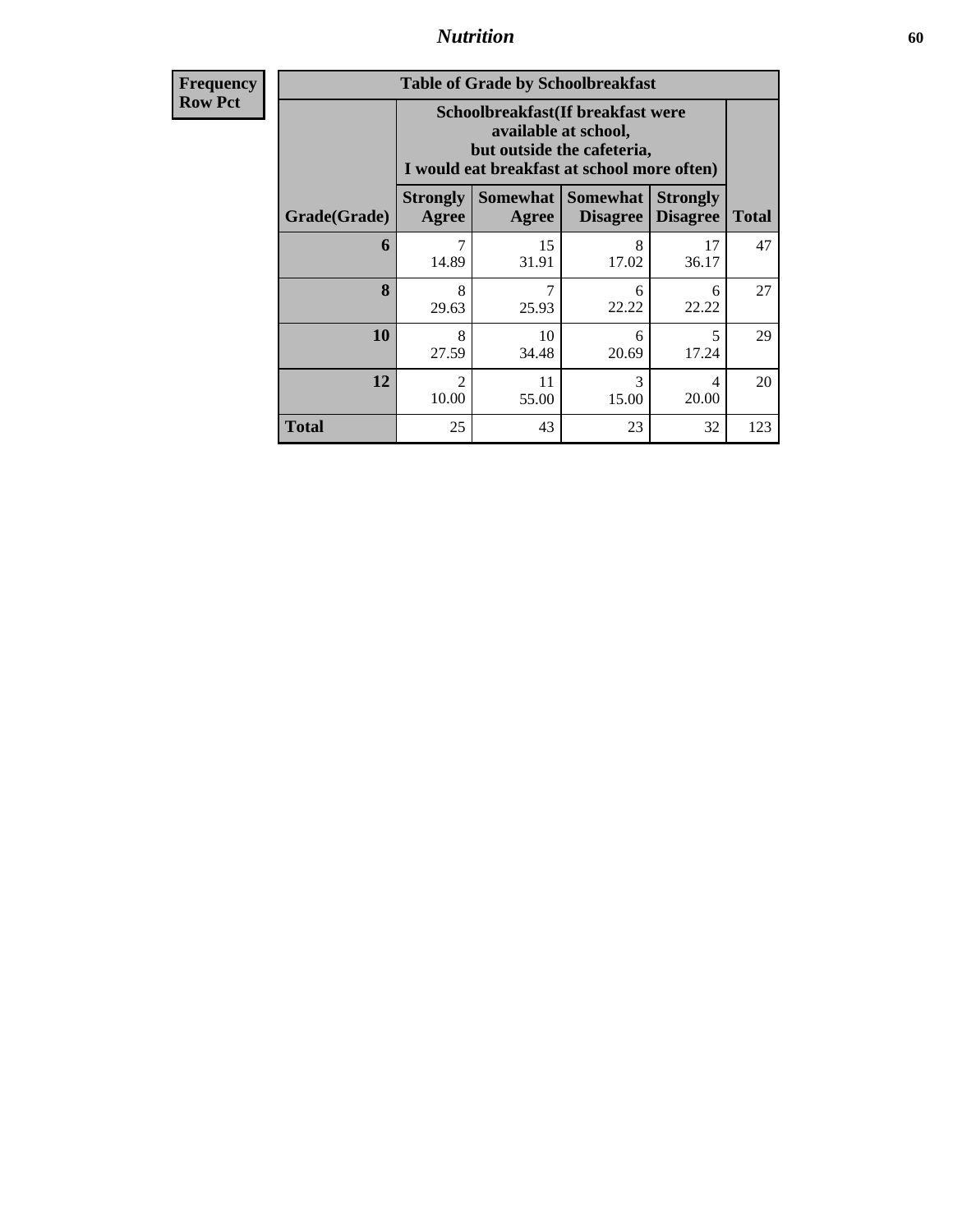## Nutrition

| Frequency<br>Row Pct | Table of Grade by Schoolbreakfast | | | | |
|---|---|---|---|---|---|
| | Schoolbreakfast(If breakfast were available at school, but outside the cafeteria, I would eat breakfast at school more often) | | | | |
| Grade(Grade) | Strongly Agree | Somewhat Agree | Somewhat Disagree | Strongly Disagree | Total |
| 6 | 7<br>14.89 | 15<br>31.91 | 8<br>17.02 | 17<br>36.17 | 47 |
| 8 | 8<br>29.63 | 7<br>25.93 | 6<br>22.22 | 6<br>22.22 | 27 |
| 10 | 8<br>27.59 | 10<br>34.48 | 6<br>20.69 | 5<br>17.24 | 29 |
| 12 | 2<br>10.00 | 11<br>55.00 | 3<br>15.00 | 4<br>20.00 | 20 |
| Total | 25 | 43 | 23 | 32 | 123 |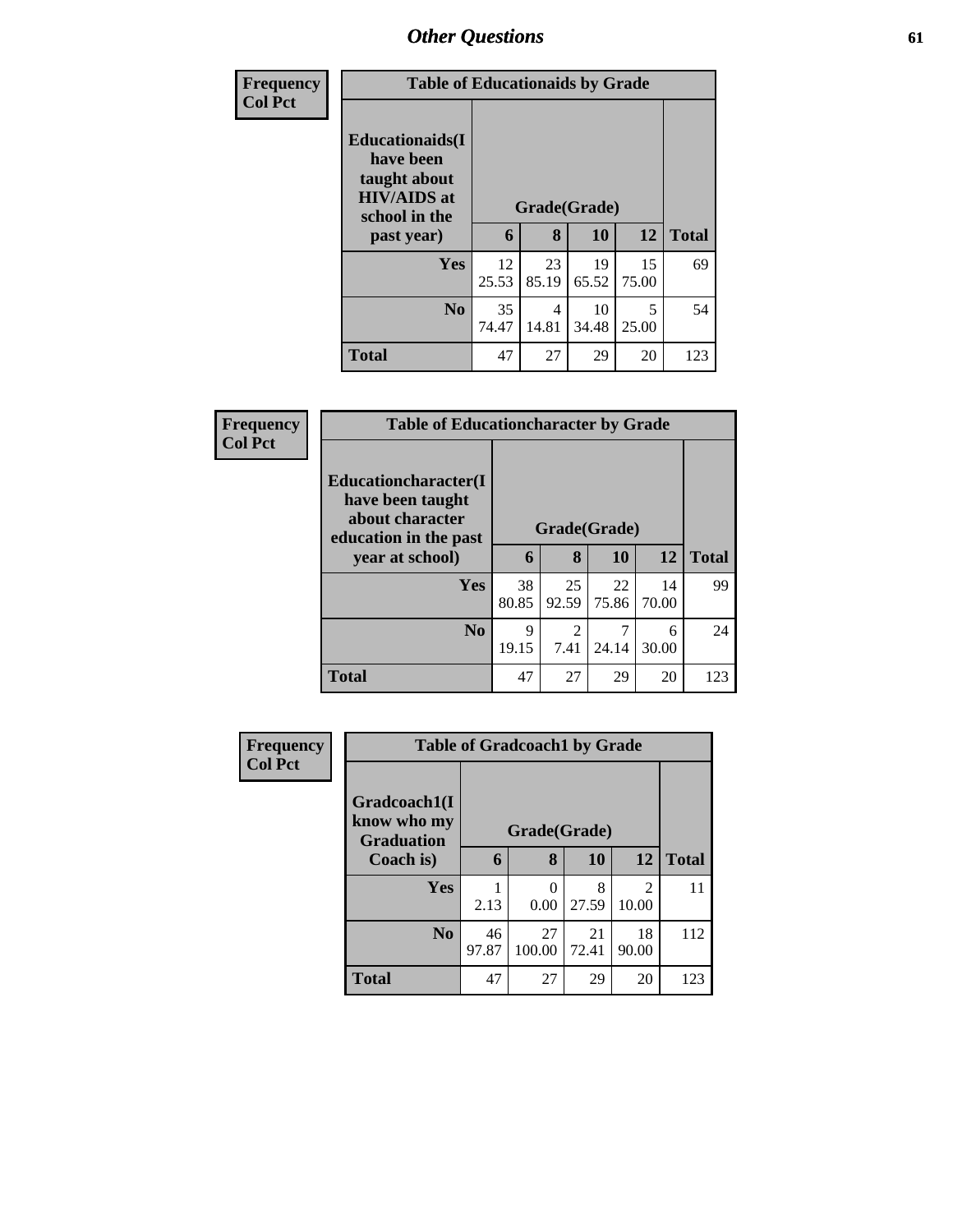## Other Questions

**Frequency**
**Col Pct**

| Table of Educationaids by Grade | | | | | |
|---|---|---|---|---|---|
| **Educationaids(I have been taught about HIV/AIDS at school in the past year)** | **Grade(Grade)** | | | | |
| | **6** | **8** | **10** | **12** | **Total** |
| **Yes** | 12<br>25.53 | 23<br>85.19 | 19<br>65.52 | 15<br>75.00 | 69 |
| **No** | 35<br>74.47 | 4<br>14.81 | 10<br>34.48 | 5<br>25.00 | 54 |
| **Total** | 47 | 27 | 29 | 20 | 123 |

**Frequency**
**Col Pct**

| Table of Educationcharacter by Grade | | | | | |
|---|---|---|---|---|---|
| **Educationcharacter(I have been taught about character education in the past year at school)** | **Grade(Grade)** | | | | |
| | **6** | **8** | **10** | **12** | **Total** |
| **Yes** | 38<br>80.85 | 25<br>92.59 | 22<br>75.86 | 14<br>70.00 | 99 |
| **No** | 9<br>19.15 | 2<br>7.41 | 7<br>24.14 | 6<br>30.00 | 24 |
| **Total** | 47 | 27 | 29 | 20 | 123 |

**Frequency**
**Col Pct**

| Table of Gradcoach1 by Grade | | | | | |
|---|---|---|---|---|---|
| **Gradcoach1(I know who my Graduation Coach is)** | **Grade(Grade)** | | | | |
| | **6** | **8** | **10** | **12** | **Total** |
| **Yes** | 1<br>2.13 | 0<br>0.00 | 8<br>27.59 | 2<br>10.00 | 11 |
| **No** | 46<br>97.87 | 27<br>100.00 | 21<br>72.41 | 18<br>90.00 | 112 |
| **Total** | 47 | 27 | 29 | 20 | 123 |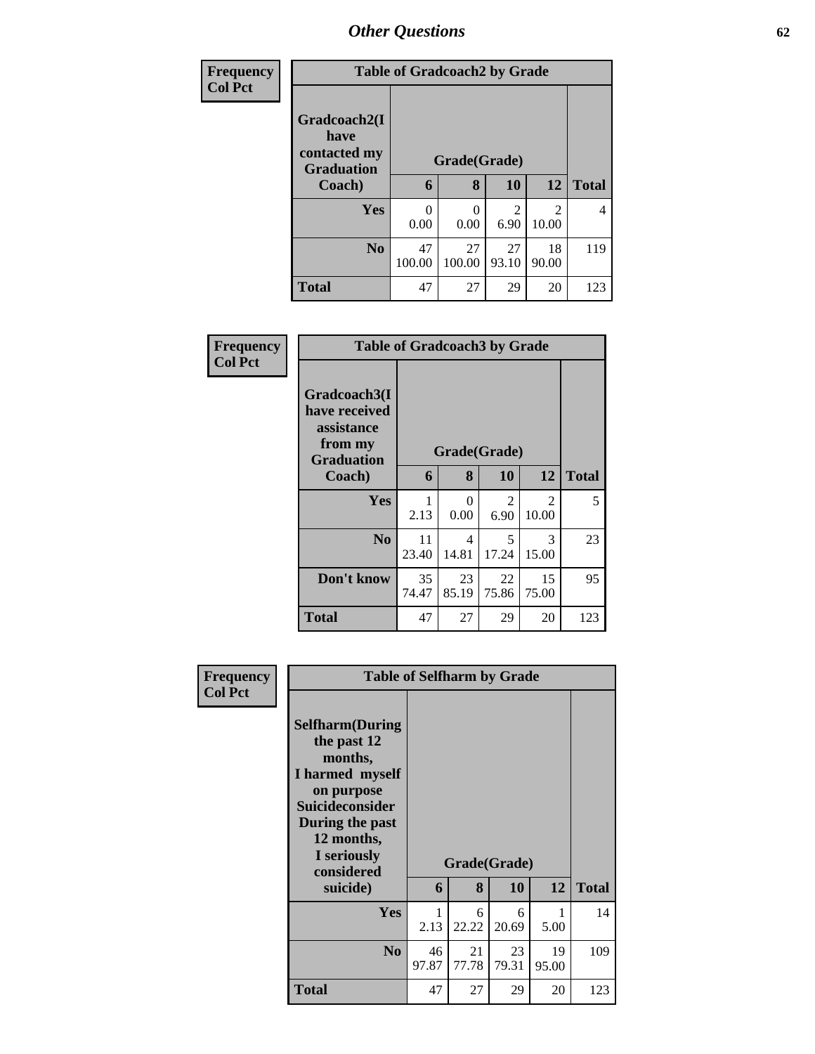## Other Questions

**Frequency**
**Col Pct**

| Table of Gradcoach2 by Grade | | | | | |
|---|---|---|---|---|---|
| Gradcoach2(I have contacted my Graduation Coach) | Grade(Grade) | | | | |
| | 6 | 8 | 10 | 12 | Total |
| Yes | 0<br>0.00 | 0<br>0.00 | 2<br>6.90 | 2<br>10.00 | 4 |
| No | 47<br>100.00 | 27<br>100.00 | 27<br>93.10 | 18<br>90.00 | 119 |
| Total | 47 | 27 | 29 | 20 | 123 |

**Frequency**
**Col Pct**

| Table of Gradcoach3 by Grade | | | | | |
|---|---|---|---|---|---|
| Gradcoach3(I have received assistance from my Graduation Coach) | Grade(Grade) | | | | |
| | 6 | 8 | 10 | 12 | Total |
| Yes | 1<br>2.13 | 0<br>0.00 | 2<br>6.90 | 2<br>10.00 | 5 |
| No | 11<br>23.40 | 4<br>14.81 | 5<br>17.24 | 3<br>15.00 | 23 |
| Don't know | 35<br>74.47 | 23<br>85.19 | 22<br>75.86 | 15<br>75.00 | 95 |
| Total | 47 | 27 | 29 | 20 | 123 |

**Frequency**
**Col Pct**

| Table of Selfharm by Grade | | | | | |
|---|---|---|---|---|---|
| Selfharm(During the past 12 months, I harmed myself on purpose Suicideconsider During the past 12 months, I seriously considered suicide) | Grade(Grade) | | | | |
| | 6 | 8 | 10 | 12 | Total |
| Yes | 1<br>2.13 | 6<br>22.22 | 6<br>20.69 | 1<br>5.00 | 14 |
| No | 46<br>97.87 | 21<br>77.78 | 23<br>79.31 | 19<br>95.00 | 109 |
| Total | 47 | 27 | 29 | 20 | 123 |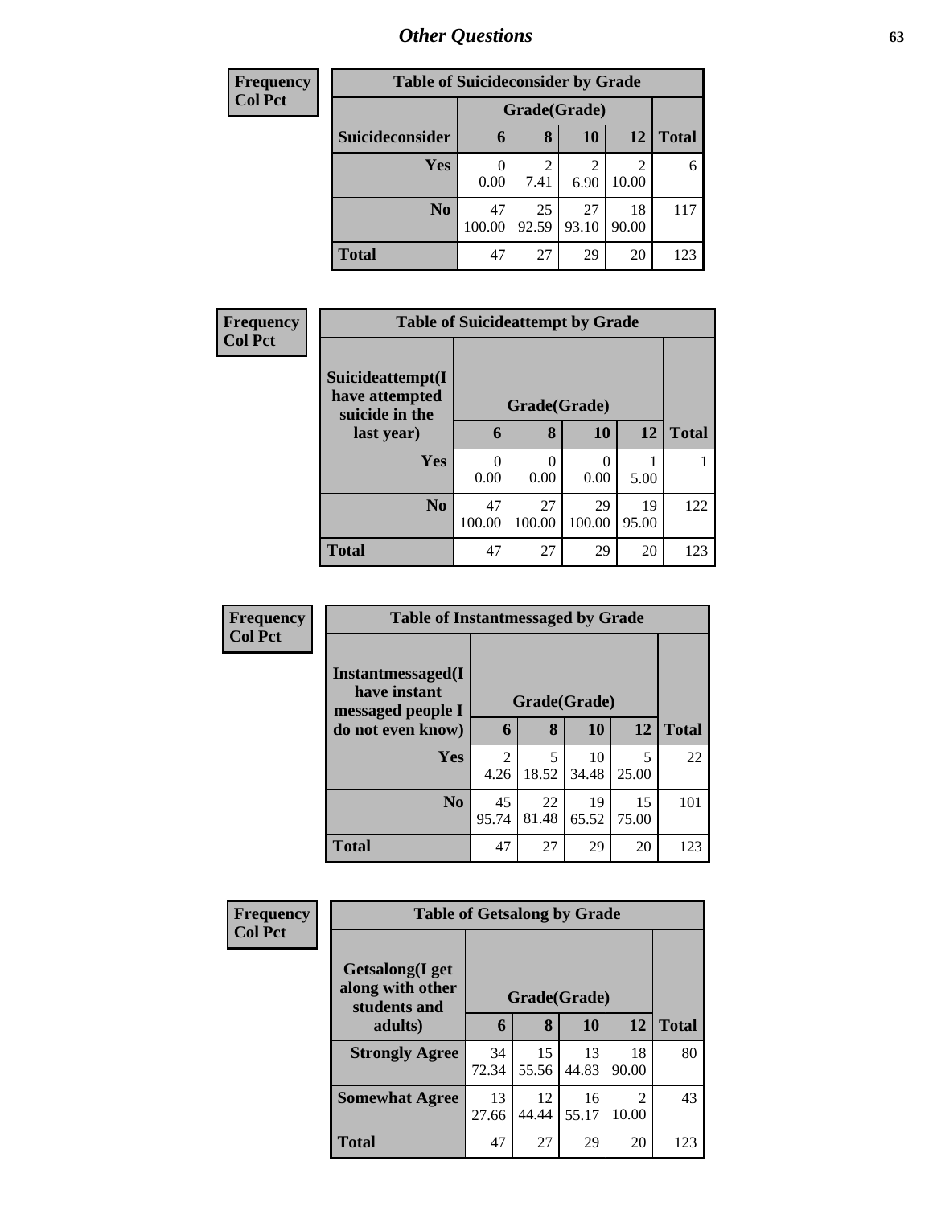## Other Questions

**Frequency / Col Pct**

| Table of Suicideconsider by Grade | | | | | |
|---|---|---|---|---|---|
| | Grade(Grade) | | | | |
| Suicideconsider | 6 | 8 | 10 | 12 | Total |
| Yes | 0<br>0.00 | 2<br>7.41 | 2<br>6.90 | 2<br>10.00 | 6 |
| No | 47<br>100.00 | 25<br>92.59 | 27<br>93.10 | 18<br>90.00 | 117 |
| Total | 47 | 27 | 29 | 20 | 123 |

**Frequency / Col Pct**

| Table of Suicideattempt by Grade | | | | | |
|---|---|---|---|---|---|
| Suicideattempt(I have attempted suicide in the last year) | Grade(Grade) | | | | |
| | 6 | 8 | 10 | 12 | Total |
| Yes | 0<br>0.00 | 0<br>0.00 | 0<br>0.00 | 1<br>5.00 | 1 |
| No | 47<br>100.00 | 27<br>100.00 | 29<br>100.00 | 19<br>95.00 | 122 |
| Total | 47 | 27 | 29 | 20 | 123 |

**Frequency / Col Pct**

| Table of Instantmessaged by Grade | | | | | |
|---|---|---|---|---|---|
| Instantmessaged(I have instant messaged people I do not even know) | Grade(Grade) | | | | |
| | 6 | 8 | 10 | 12 | Total |
| Yes | 2<br>4.26 | 5<br>18.52 | 10<br>34.48 | 5<br>25.00 | 22 |
| No | 45<br>95.74 | 22<br>81.48 | 19<br>65.52 | 15<br>75.00 | 101 |
| Total | 47 | 27 | 29 | 20 | 123 |

**Frequency / Col Pct**

| Table of Getsalong by Grade | | | | | |
|---|---|---|---|---|---|
| Getsalong(I get along with other students and adults) | Grade(Grade) | | | | |
| | 6 | 8 | 10 | 12 | Total |
| Strongly Agree | 34<br>72.34 | 15<br>55.56 | 13<br>44.83 | 18<br>90.00 | 80 |
| Somewhat Agree | 13<br>27.66 | 12<br>44.44 | 16<br>55.17 | 2<br>10.00 | 43 |
| Total | 47 | 27 | 29 | 20 | 123 |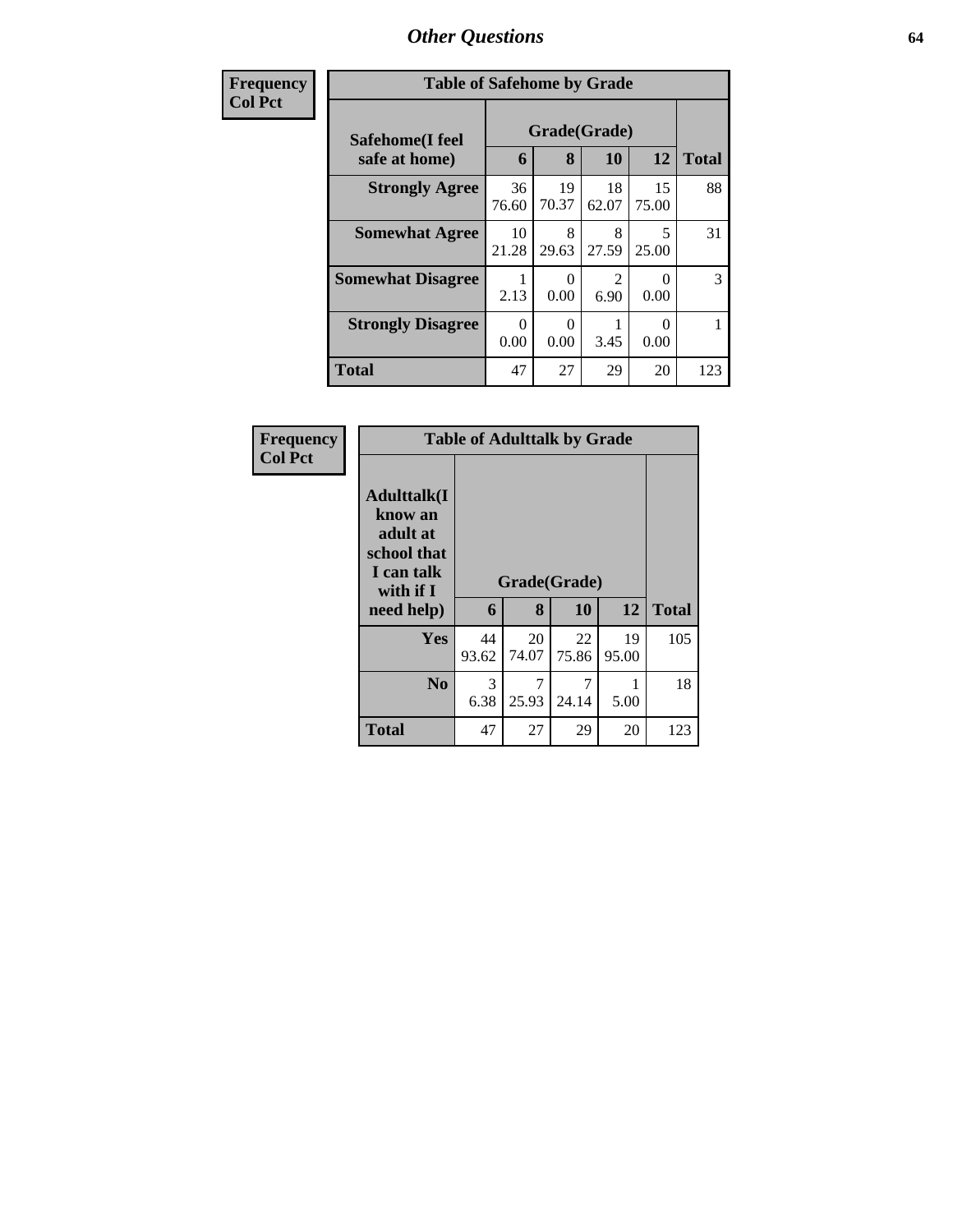| Frequency<br>Col Pct | Table of Safehome by Grade | | | | |
|---|---|---|---|---|---|
| **Safehome(I feel safe at home)** | **Grade(Grade)** | | | | |
| | **6** | **8** | **10** | **12** | **Total** |
| **Strongly Agree** | 36<br>76.60 | 19<br>70.37 | 18<br>62.07 | 15<br>75.00 | 88 |
| **Somewhat Agree** | 10<br>21.28 | 8<br>29.63 | 8<br>27.59 | 5<br>25.00 | 31 |
| **Somewhat Disagree** | 1<br>2.13 | 0<br>0.00 | 2<br>6.90 | 0<br>0.00 | 3 |
| **Strongly Disagree** | 0<br>0.00 | 0<br>0.00 | 1<br>3.45 | 0<br>0.00 | 1 |
| **Total** | 47 | 27 | 29 | 20 | 123 |

| Frequency<br>Col Pct | Table of Adulttalk by Grade | | | | |
|---|---|---|---|---|---|
| **Adulttalk(I know an adult at school that I can talk with if I need help)** | **Grade(Grade)** | | | | |
| | **6** | **8** | **10** | **12** | **Total** |
| **Yes** | 44<br>93.62 | 20<br>74.07 | 22<br>75.86 | 19<br>95.00 | 105 |
| **No** | 3<br>6.38 | 7<br>25.93 | 7<br>24.14 | 1<br>5.00 | 18 |
| **Total** | 47 | 27 | 29 | 20 | 123 |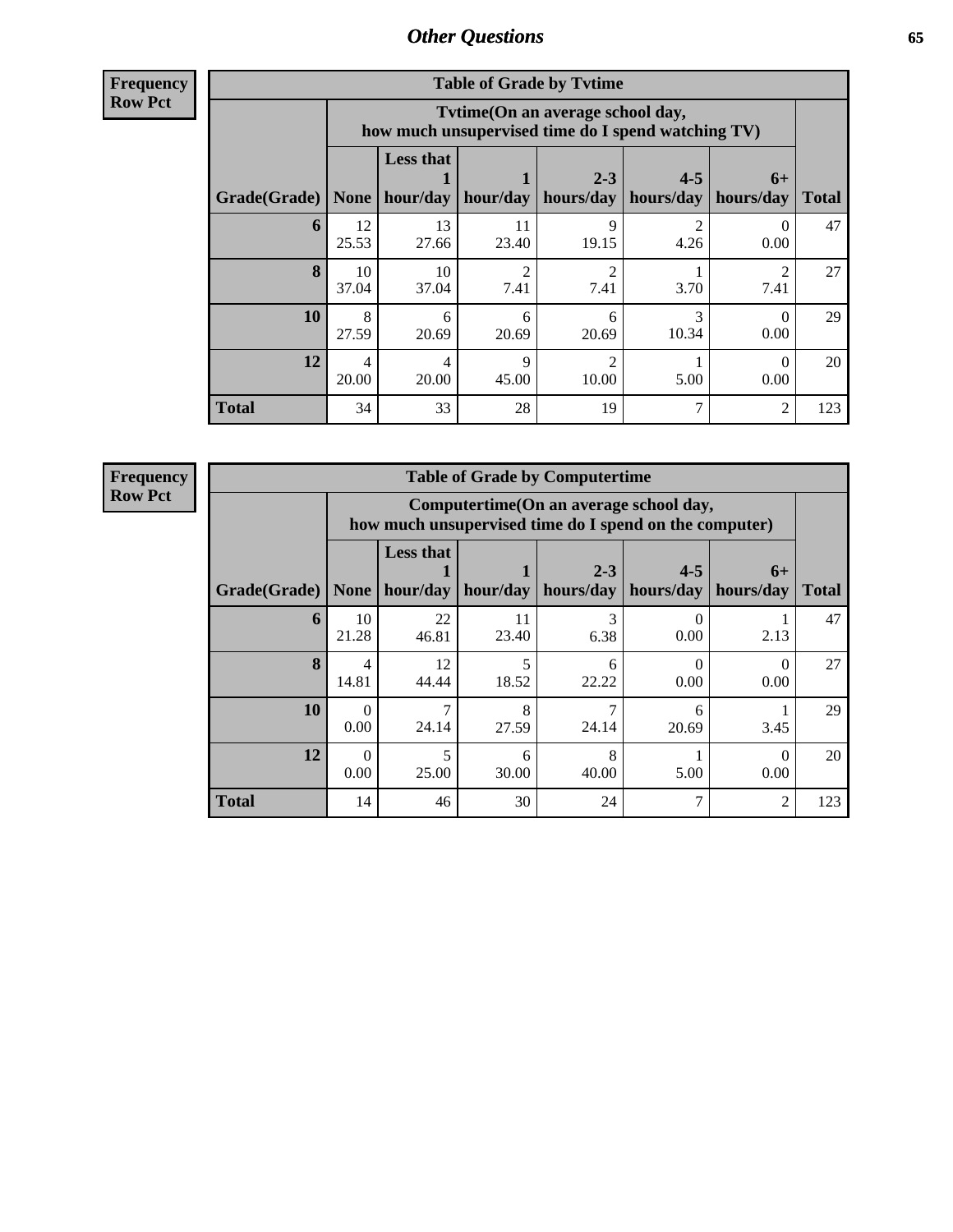# Other Questions

**Frequency**
**Row Pct**

| Table of Grade by Tvtime | | | | | | | |
|---|---|---|---|---|---|---|---|
| | Tvtime(On an average school day, how much unsupervised time do I spend watching TV) | | | | | | |
| Grade(Grade) | None | Less that 1 hour/day | 1 hour/day | 2-3 hours/day | 4-5 hours/day | 6+ hours/day | Total |
| **6** | 12<br>25.53 | 13<br>27.66 | 11<br>23.40 | 9<br>19.15 | 2<br>4.26 | 0<br>0.00 | 47 |
| **8** | 10<br>37.04 | 10<br>37.04 | 2<br>7.41 | 2<br>7.41 | 1<br>3.70 | 2<br>7.41 | 27 |
| **10** | 8<br>27.59 | 6<br>20.69 | 6<br>20.69 | 6<br>20.69 | 3<br>10.34 | 0<br>0.00 | 29 |
| **12** | 4<br>20.00 | 4<br>20.00 | 9<br>45.00 | 2<br>10.00 | 1<br>5.00 | 0<br>0.00 | 20 |
| **Total** | 34 | 33 | 28 | 19 | 7 | 2 | 123 |

**Frequency**
**Row Pct**

| Table of Grade by Computertime | | | | | | | |
|---|---|---|---|---|---|---|---|
| | Computertime(On an average school day, how much unsupervised time do I spend on the computer) | | | | | | |
| Grade(Grade) | None | Less that 1 hour/day | 1 hour/day | 2-3 hours/day | 4-5 hours/day | 6+ hours/day | Total |
| **6** | 10<br>21.28 | 22<br>46.81 | 11<br>23.40 | 3<br>6.38 | 0<br>0.00 | 1<br>2.13 | 47 |
| **8** | 4<br>14.81 | 12<br>44.44 | 5<br>18.52 | 6<br>22.22 | 0<br>0.00 | 0<br>0.00 | 27 |
| **10** | 0<br>0.00 | 7<br>24.14 | 8<br>27.59 | 7<br>24.14 | 6<br>20.69 | 1<br>3.45 | 29 |
| **12** | 0<br>0.00 | 5<br>25.00 | 6<br>30.00 | 8<br>40.00 | 1<br>5.00 | 0<br>0.00 | 20 |
| **Total** | 14 | 46 | 30 | 24 | 7 | 2 | 123 |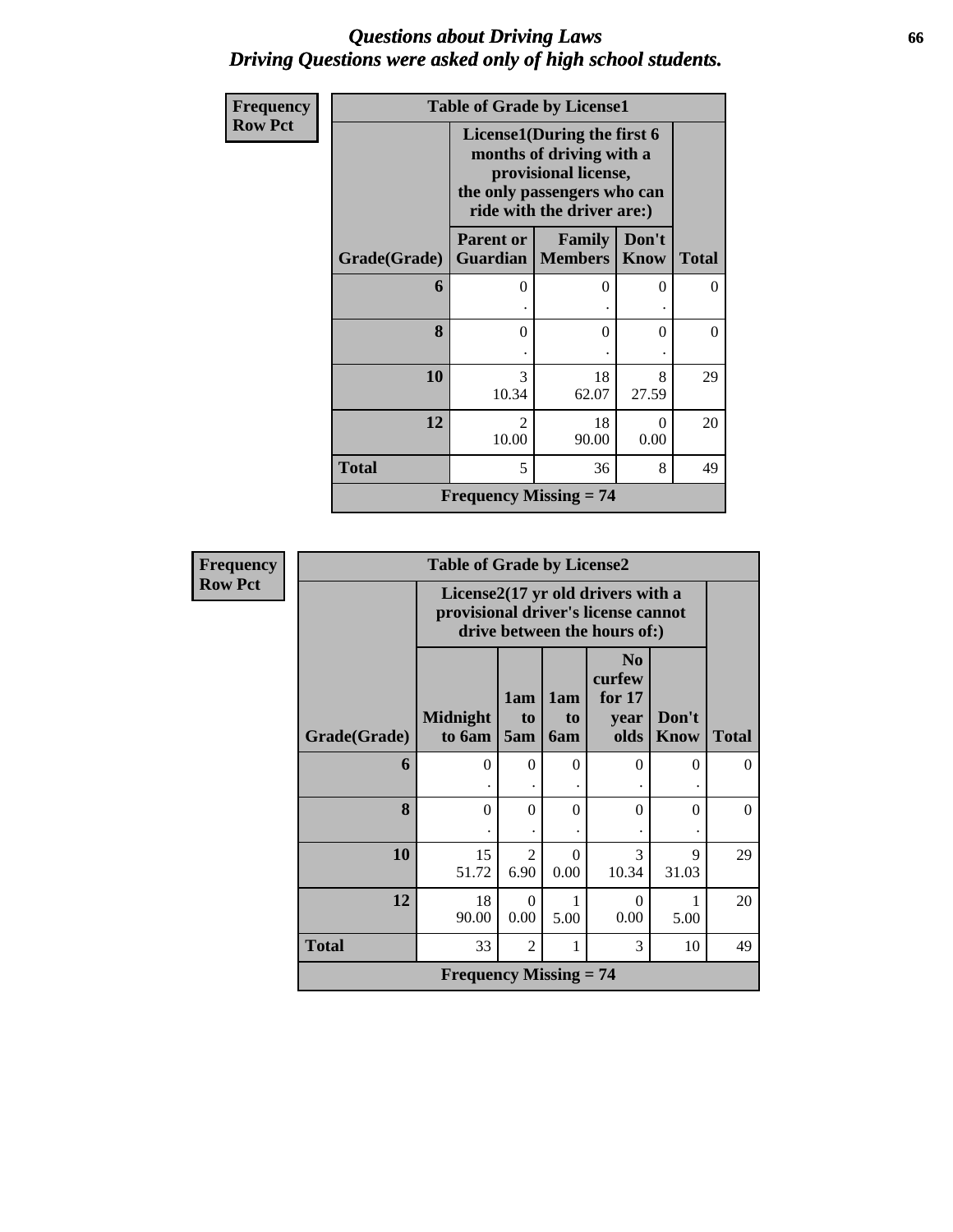## *Questions about Driving Laws*
## *Driving Questions were asked only of high school students.*

**Frequency**
**Row Pct**

**Table of Grade by License1**

| Grade(Grade) | License1(During the first 6 months of driving with a provisional license, the only passengers who can ride with the driver are:) Parent or Guardian | Family Members | Don't Know | Total |
|---|---|---|---|---|
| **6** | 0<br>. | 0<br>. | 0<br>. | 0 |
| **8** | 0<br>. | 0<br>. | 0<br>. | 0 |
| **10** | 3<br>10.34 | 18<br>62.07 | 8<br>27.59 | 29 |
| **12** | 2<br>10.00 | 18<br>90.00 | 0<br>0.00 | 20 |
| **Total** | 5 | 36 | 8 | 49 |

**Frequency Missing = 74**

**Frequency**
**Row Pct**

**Table of Grade by License2**

| Grade(Grade) | License2(17 yr old drivers with a provisional driver's license cannot drive between the hours of:) Midnight to 6am | 1am to 5am | 1am to 6am | No curfew for 17 year olds | Don't Know | Total |
|---|---|---|---|---|---|---|
| **6** | 0<br>. | 0<br>. | 0<br>. | 0<br>. | 0<br>. | 0 |
| **8** | 0<br>. | 0<br>. | 0<br>. | 0<br>. | 0<br>. | 0 |
| **10** | 15<br>51.72 | 2<br>6.90 | 0<br>0.00 | 3<br>10.34 | 9<br>31.03 | 29 |
| **12** | 18<br>90.00 | 0<br>0.00 | 1<br>5.00 | 0<br>0.00 | 1<br>5.00 | 20 |
| **Total** | 33 | 2 | 1 | 3 | 10 | 49 |

**Frequency Missing = 74**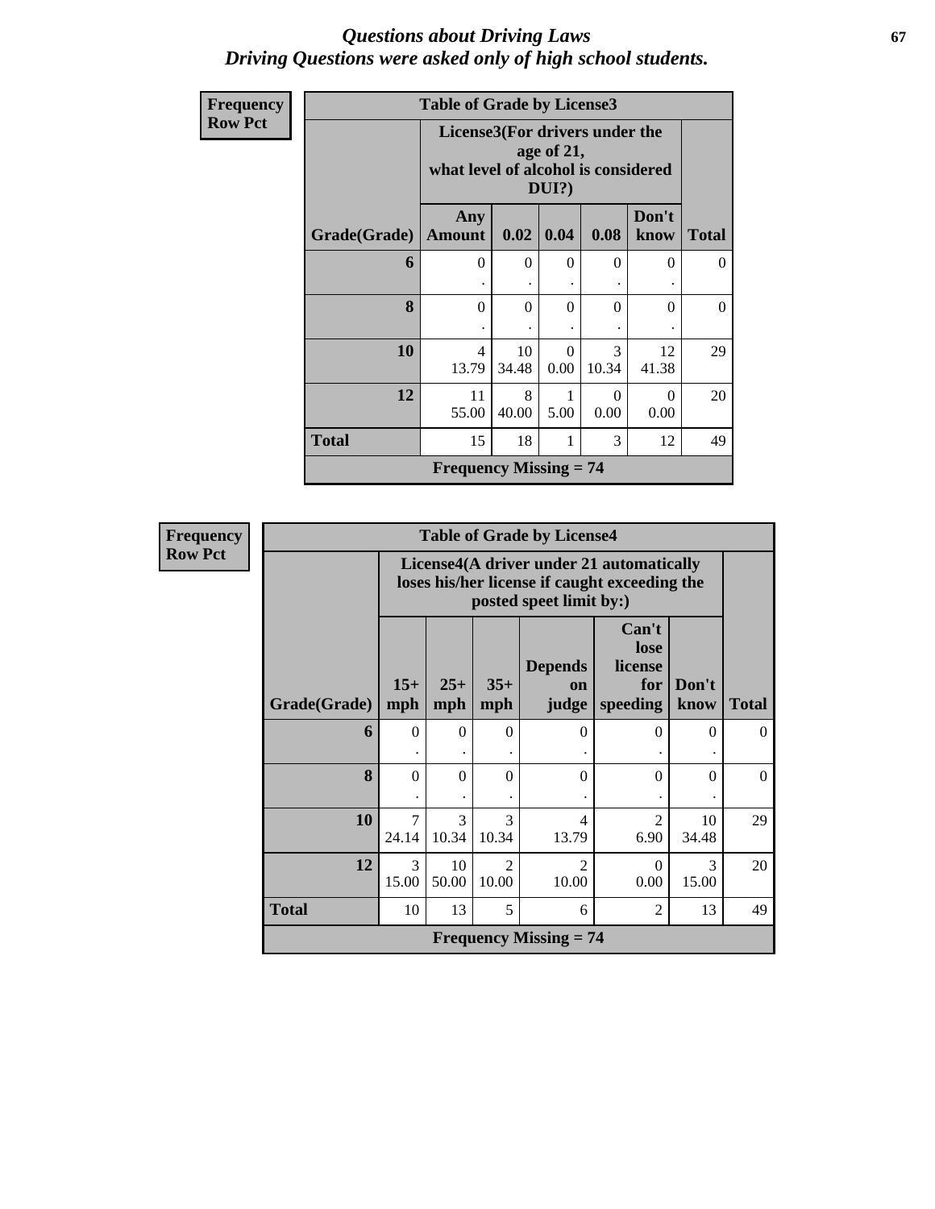# *Questions about Driving Laws*
# *Driving Questions were asked only of high school students.*

**Frequency**
**Row Pct**

**Table of Grade by License3**

| Grade(Grade) | License3(For drivers under the age of 21, what level of alcohol is considered DUI?) Any Amount | 0.02 | 0.04 | 0.08 | Don't know | Total |
|---|---|---|---|---|---|---|
| **6** | 0<br>. | 0<br>. | 0<br>. | 0<br>. | 0<br>. | 0 |
| **8** | 0<br>. | 0<br>. | 0<br>. | 0<br>. | 0<br>. | 0 |
| **10** | 4<br>13.79 | 10<br>34.48 | 0<br>0.00 | 3<br>10.34 | 12<br>41.38 | 29 |
| **12** | 11<br>55.00 | 8<br>40.00 | 1<br>5.00 | 0<br>0.00 | 0<br>0.00 | 20 |
| **Total** | 15 | 18 | 1 | 3 | 12 | 49 |

**Frequency Missing = 74**

**Frequency**
**Row Pct**

**Table of Grade by License4**

| Grade(Grade) | License4(A driver under 21 automatically loses his/her license if caught exceeding the posted speet limit by:) 15+ mph | 25+ mph | 35+ mph | Depends on judge | Can't lose license for speeding | Don't know | Total |
|---|---|---|---|---|---|---|---|
| **6** | 0<br>. | 0<br>. | 0<br>. | 0<br>. | 0<br>. | 0<br>. | 0 |
| **8** | 0<br>. | 0<br>. | 0<br>. | 0<br>. | 0<br>. | 0<br>. | 0 |
| **10** | 7<br>24.14 | 3<br>10.34 | 3<br>10.34 | 4<br>13.79 | 2<br>6.90 | 10<br>34.48 | 29 |
| **12** | 3<br>15.00 | 10<br>50.00 | 2<br>10.00 | 2<br>10.00 | 0<br>0.00 | 3<br>15.00 | 20 |
| **Total** | 10 | 13 | 5 | 6 | 2 | 13 | 49 |

**Frequency Missing = 74**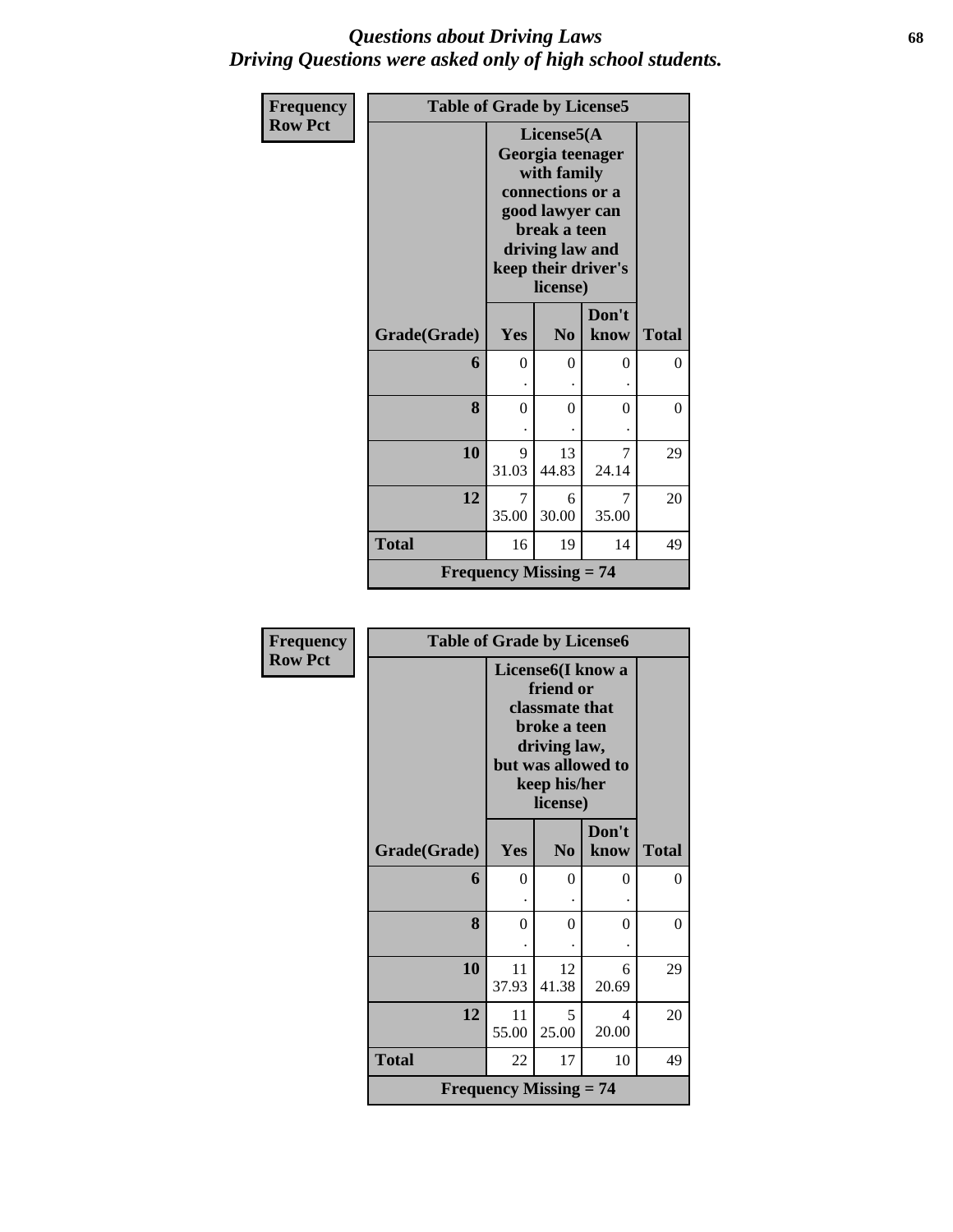# *Questions about Driving Laws*
# *Driving Questions were asked only of high school students.*

**Frequency**
**Row Pct**

| Table of Grade by License5 | | | | |
|---|---|---|---|---|
| | License5(A Georgia teenager with family connections or a good lawyer can break a teen driving law and keep their driver's license) | | | |
| **Grade(Grade)** | **Yes** | **No** | **Don't know** | **Total** |
| **6** | 0<br>. | 0<br>. | 0<br>. | 0 |
| **8** | 0<br>. | 0<br>. | 0<br>. | 0 |
| **10** | 9<br>31.03 | 13<br>44.83 | 7<br>24.14 | 29 |
| **12** | 7<br>35.00 | 6<br>30.00 | 7<br>35.00 | 20 |
| **Total** | 16 | 19 | 14 | 49 |
| **Frequency Missing = 74** | | | | |

**Frequency**
**Row Pct**

| Table of Grade by License6 | | | | |
|---|---|---|---|---|
| | License6(I know a friend or classmate that broke a teen driving law, but was allowed to keep his/her license) | | | |
| **Grade(Grade)** | **Yes** | **No** | **Don't know** | **Total** |
| **6** | 0<br>. | 0<br>. | 0<br>. | 0 |
| **8** | 0<br>. | 0<br>. | 0<br>. | 0 |
| **10** | 11<br>37.93 | 12<br>41.38 | 6<br>20.69 | 29 |
| **12** | 11<br>55.00 | 5<br>25.00 | 4<br>20.00 | 20 |
| **Total** | 22 | 17 | 10 | 49 |
| **Frequency Missing = 74** | | | | |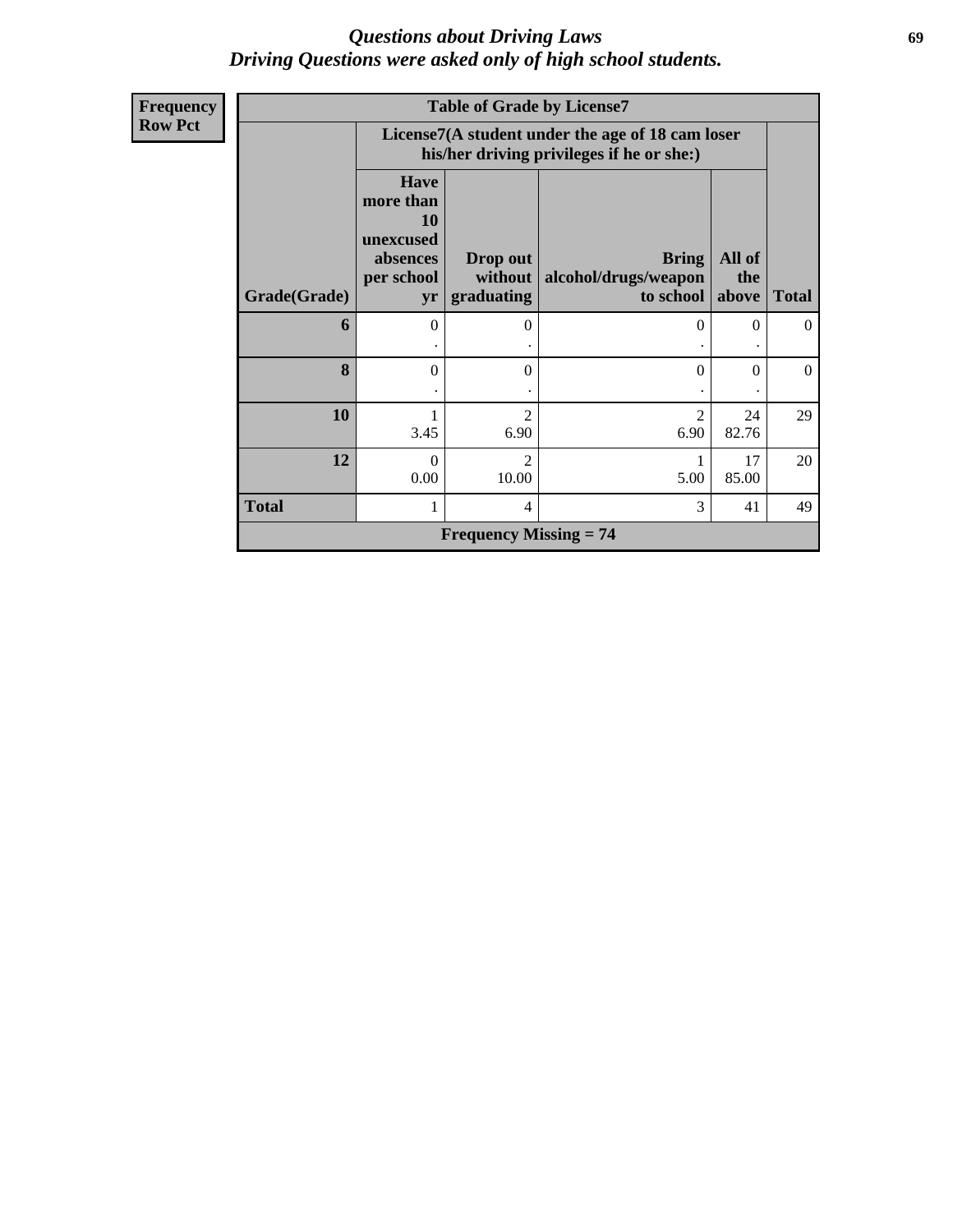# *Questions about Driving Laws*
## *Driving Questions were asked only of high school students.*

**Frequency**
**Row Pct**

| Table of Grade by License7 | | | | | |
|---|---|---|---|---|---|
| | License7(A student under the age of 18 cam loser his/her driving privileges if he or she:) | | | | |
| Grade(Grade) | Have more than 10 unexcused absences per school yr | Drop out without graduating | Bring alcohol/drugs/weapon to school | All of the above | Total |
| 6 | 0<br>. | 0<br>. | 0<br>. | 0<br>. | 0 |
| 8 | 0<br>. | 0<br>. | 0<br>. | 0<br>. | 0 |
| 10 | 1<br>3.45 | 2<br>6.90 | 2<br>6.90 | 24<br>82.76 | 29 |
| 12 | 0<br>0.00 | 2<br>10.00 | 1<br>5.00 | 17<br>85.00 | 20 |
| Total | 1 | 4 | 3 | 41 | 49 |
| Frequency Missing = 74 | | | | | |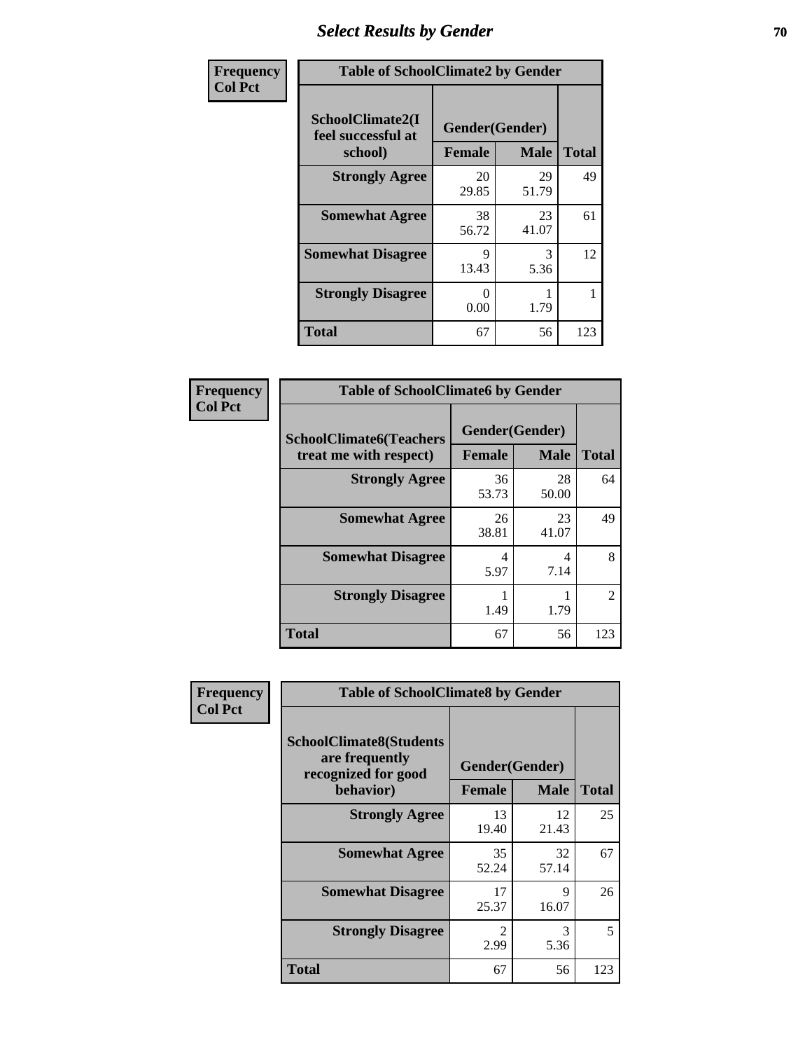# Select Results by Gender

**Frequency**
**Col Pct**

| Table of SchoolClimate2 by Gender | | | |
|---|---|---|---|
| **SchoolClimate2(I feel successful at school)** | **Gender(Gender)** | | **Total** |
| | **Female** | **Male** | |
| **Strongly Agree** | 20<br>29.85 | 29<br>51.79 | 49 |
| **Somewhat Agree** | 38<br>56.72 | 23<br>41.07 | 61 |
| **Somewhat Disagree** | 9<br>13.43 | 3<br>5.36 | 12 |
| **Strongly Disagree** | 0<br>0.00 | 1<br>1.79 | 1 |
| **Total** | 67 | 56 | 123 |

**Frequency**
**Col Pct**

| Table of SchoolClimate6 by Gender | | | |
|---|---|---|---|
| **SchoolClimate6(Teachers treat me with respect)** | **Gender(Gender)** | | **Total** |
| | **Female** | **Male** | |
| **Strongly Agree** | 36<br>53.73 | 28<br>50.00 | 64 |
| **Somewhat Agree** | 26<br>38.81 | 23<br>41.07 | 49 |
| **Somewhat Disagree** | 4<br>5.97 | 4<br>7.14 | 8 |
| **Strongly Disagree** | 1<br>1.49 | 1<br>1.79 | 2 |
| **Total** | 67 | 56 | 123 |

**Frequency**
**Col Pct**

| Table of SchoolClimate8 by Gender | | | |
|---|---|---|---|
| **SchoolClimate8(Students are frequently recognized for good behavior)** | **Gender(Gender)** | | **Total** |
| | **Female** | **Male** | |
| **Strongly Agree** | 13<br>19.40 | 12<br>21.43 | 25 |
| **Somewhat Agree** | 35<br>52.24 | 32<br>57.14 | 67 |
| **Somewhat Disagree** | 17<br>25.37 | 9<br>16.07 | 26 |
| **Strongly Disagree** | 2<br>2.99 | 3<br>5.36 | 5 |
| **Total** | 67 | 56 | 123 |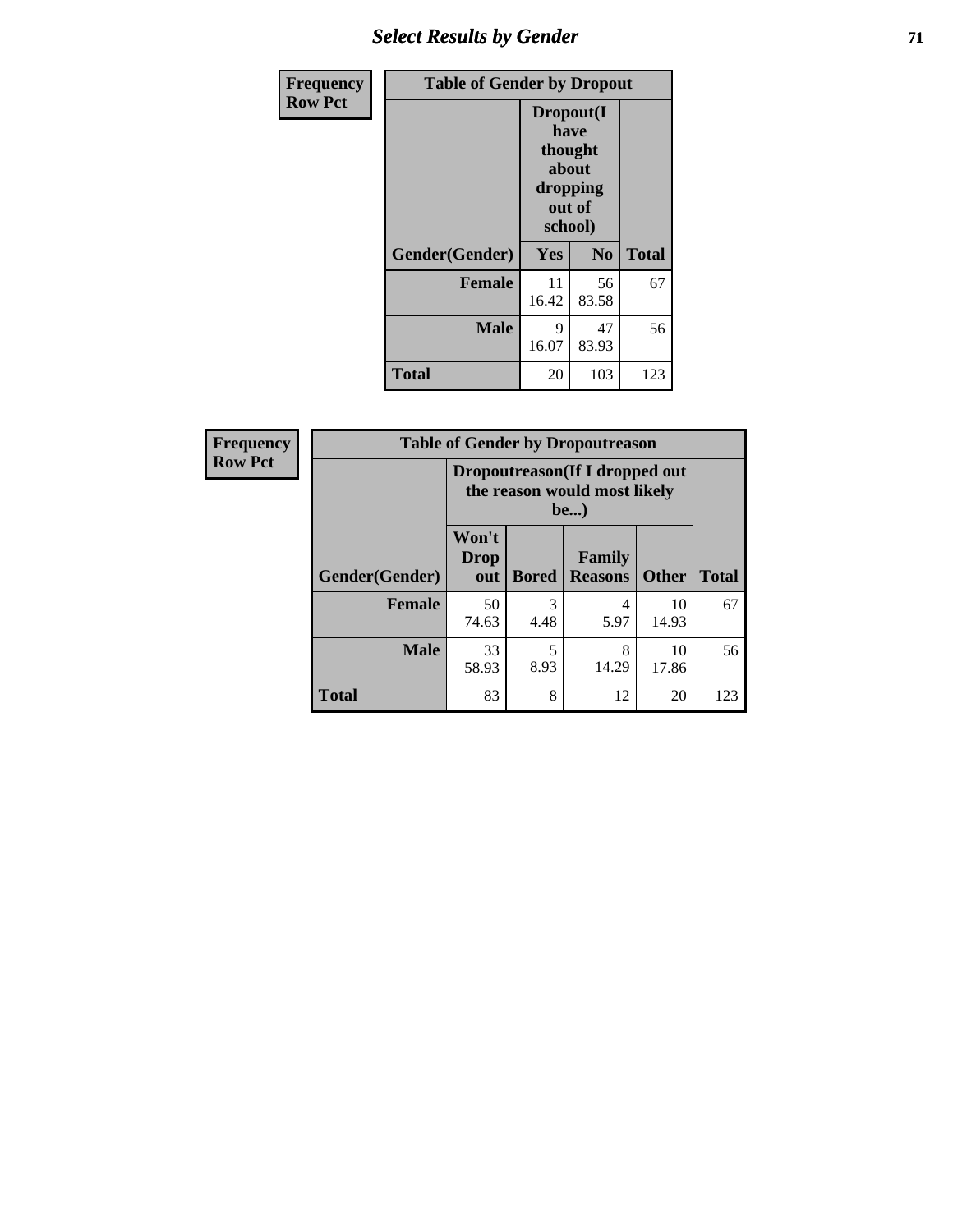| Frequency Row Pct |
|---|

| Table of Gender by Dropout | | | |
|---|---|---|---|
| | Dropout(I have thought about dropping out of school) | | |
| Gender(Gender) | Yes | No | Total |
| Female | 11<br>16.42 | 56<br>83.58 | 67 |
| Male | 9<br>16.07 | 47<br>83.93 | 56 |
| Total | 20 | 103 | 123 |

| Frequency Row Pct |
|---|

| Table of Gender by Dropoutreason | | | | | |
|---|---|---|---|---|---|
| | Dropoutreason(If I dropped out the reason would most likely be...) | | | | |
| Gender(Gender) | Won't Drop out | Bored | Family Reasons | Other | Total |
| Female | 50<br>74.63 | 3<br>4.48 | 4<br>5.97 | 10<br>14.93 | 67 |
| Male | 33<br>58.93 | 5<br>8.93 | 8<br>14.29 | 10<br>17.86 | 56 |
| Total | 83 | 8 | 12 | 20 | 123 |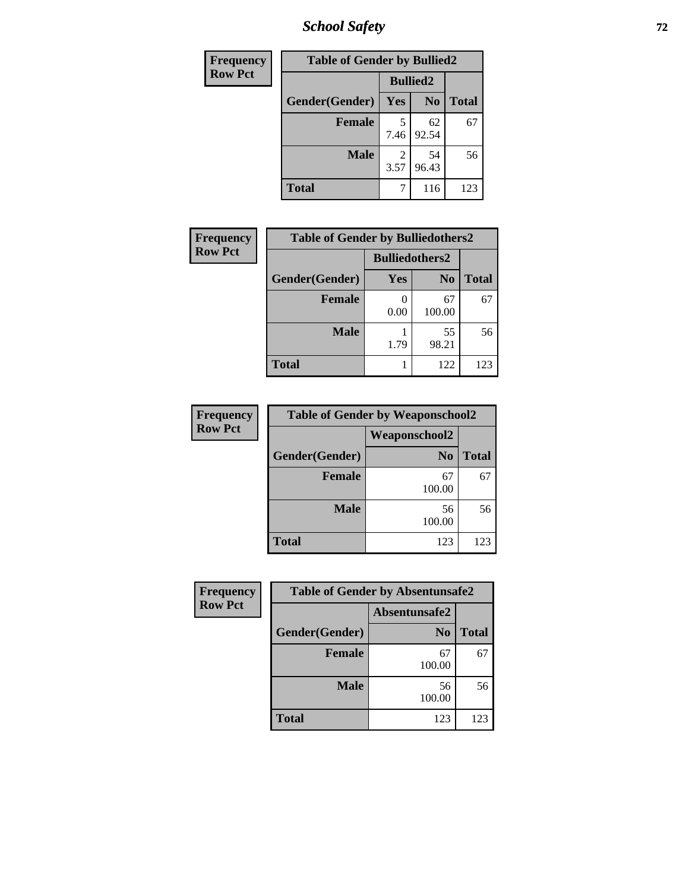| Frequency |
|---|
| Row Pct |

| Table of Gender by Bullied2 | | | |
|---|---|---|---|
| | Bullied2 | | |
| Gender(Gender) | Yes | No | Total |
| Female | 5<br>7.46 | 62<br>92.54 | 67 |
| Male | 2<br>3.57 | 54<br>96.43 | 56 |
| Total | 7 | 116 | 123 |

| Frequency |
|---|
| Row Pct |

| Table of Gender by Bulliedothers2 | | | |
|---|---|---|---|
| | Bulliedothers2 | | |
| Gender(Gender) | Yes | No | Total |
| Female | 0<br>0.00 | 67<br>100.00 | 67 |
| Male | 1<br>1.79 | 55<br>98.21 | 56 |
| Total | 1 | 122 | 123 |

| Frequency |
|---|
| Row Pct |

| Table of Gender by Weaponschool2 | | |
|---|---|---|
| | Weaponschool2 | |
| Gender(Gender) | No | Total |
| Female | 67<br>100.00 | 67 |
| Male | 56<br>100.00 | 56 |
| Total | 123 | 123 |

| Frequency |
|---|
| Row Pct |

| Table of Gender by Absentunsafe2 | | |
|---|---|---|
| | Absentunsafe2 | |
| Gender(Gender) | No | Total |
| Female | 67<br>100.00 | 67 |
| Male | 56<br>100.00 | 56 |
| Total | 123 | 123 |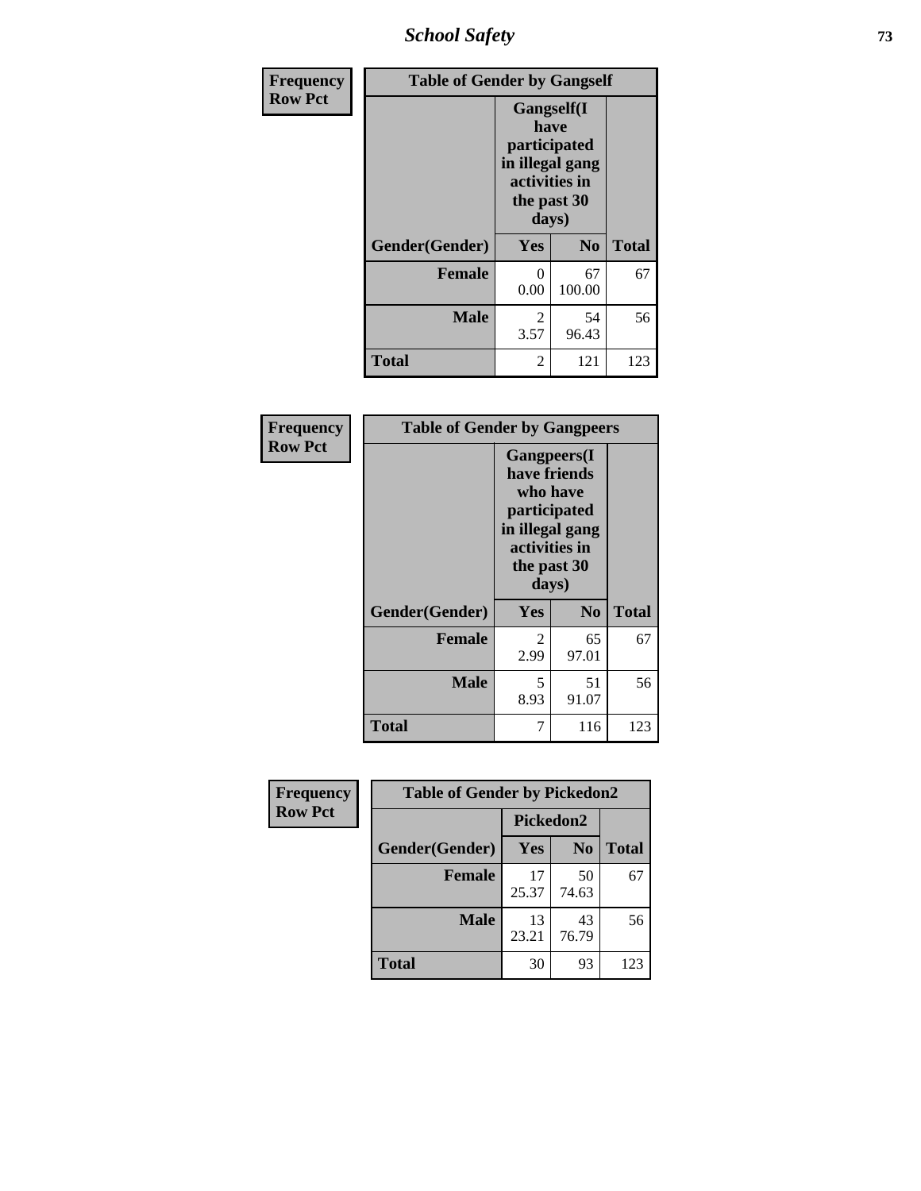| Frequency<br>Row Pct |
|---|

| Table of Gender by Gangself | | | |
|---|---|---|---|
| | Gangself(I have participated in illegal gang activities in the past 30 days) | | |
| Gender(Gender) | Yes | No | Total |
| Female | 0<br>0.00 | 67<br>100.00 | 67 |
| Male | 2<br>3.57 | 54<br>96.43 | 56 |
| Total | 2 | 121 | 123 |

| Frequency<br>Row Pct |
|---|

| Table of Gender by Gangpeers | | | |
|---|---|---|---|
| | Gangpeers(I have friends who have participated in illegal gang activities in the past 30 days) | | |
| Gender(Gender) | Yes | No | Total |
| Female | 2<br>2.99 | 65<br>97.01 | 67 |
| Male | 5<br>8.93 | 51<br>91.07 | 56 |
| Total | 7 | 116 | 123 |

| Frequency<br>Row Pct |
|---|

| Table of Gender by Pickedon2 | | | |
|---|---|---|---|
| | Pickedon2 | | |
| Gender(Gender) | Yes | No | Total |
| Female | 17<br>25.37 | 50<br>74.63 | 67 |
| Male | 13<br>23.21 | 43<br>76.79 | 56 |
| Total | 30 | 93 | 123 |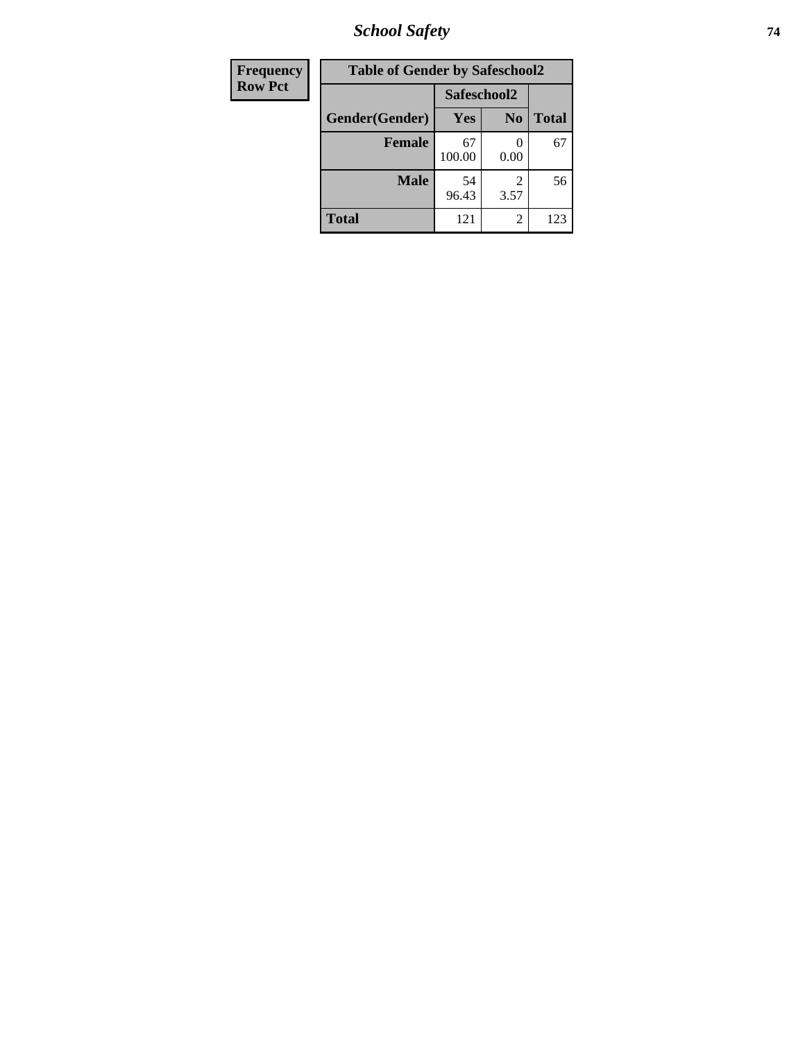## School Safety

| Frequency<br>Row Pct |
|---|

**Table of Gender by Safeschool2**

| | Safeschool2 | | |
|---|---|---|---|
| Gender(Gender) | Yes | No | Total |
| **Female** | 67<br>100.00 | 0<br>0.00 | 67 |
| **Male** | 54<br>96.43 | 2<br>3.57 | 56 |
| **Total** | 121 | 2 | 123 |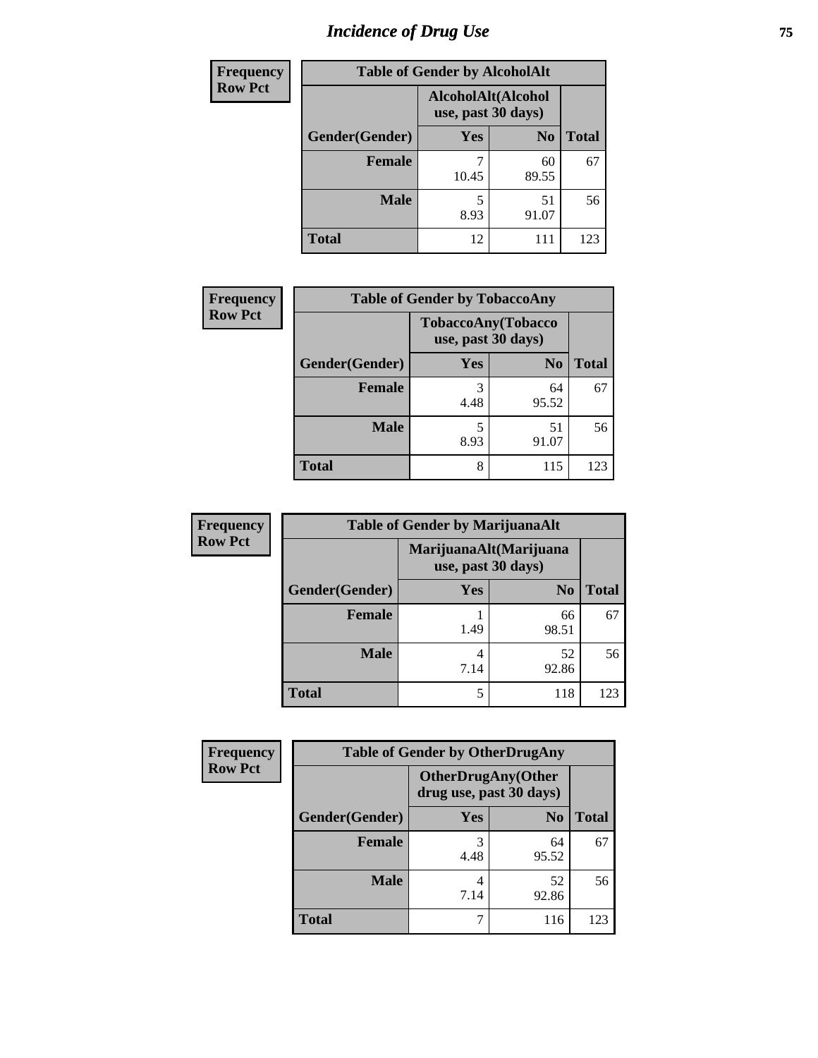# Incidence of Drug Use

| Frequency<br>Row Pct | | | |
|---|---|---|---|
| **Table of Gender by AlcoholAlt** | | | |
| | **AlcoholAlt(Alcohol use, past 30 days)** | | |
| **Gender(Gender)** | **Yes** | **No** | **Total** |
| **Female** | 7<br>10.45 | 60<br>89.55 | 67 |
| **Male** | 5<br>8.93 | 51<br>91.07 | 56 |
| **Total** | 12 | 111 | 123 |

| Frequency<br>Row Pct | | | |
|---|---|---|---|
| **Table of Gender by TobaccoAny** | | | |
| | **TobaccoAny(Tobacco use, past 30 days)** | | |
| **Gender(Gender)** | **Yes** | **No** | **Total** |
| **Female** | 3<br>4.48 | 64<br>95.52 | 67 |
| **Male** | 5<br>8.93 | 51<br>91.07 | 56 |
| **Total** | 8 | 115 | 123 |

| Frequency<br>Row Pct | | | |
|---|---|---|---|
| **Table of Gender by MarijuanaAlt** | | | |
| | **MarijuanaAlt(Marijuana use, past 30 days)** | | |
| **Gender(Gender)** | **Yes** | **No** | **Total** |
| **Female** | 1<br>1.49 | 66<br>98.51 | 67 |
| **Male** | 4<br>7.14 | 52<br>92.86 | 56 |
| **Total** | 5 | 118 | 123 |

| Frequency<br>Row Pct | | | |
|---|---|---|---|
| **Table of Gender by OtherDrugAny** | | | |
| | **OtherDrugAny(Other drug use, past 30 days)** | | |
| **Gender(Gender)** | **Yes** | **No** | **Total** |
| **Female** | 3<br>4.48 | 64<br>95.52 | 67 |
| **Male** | 4<br>7.14 | 52<br>92.86 | 56 |
| **Total** | 7 | 116 | 123 |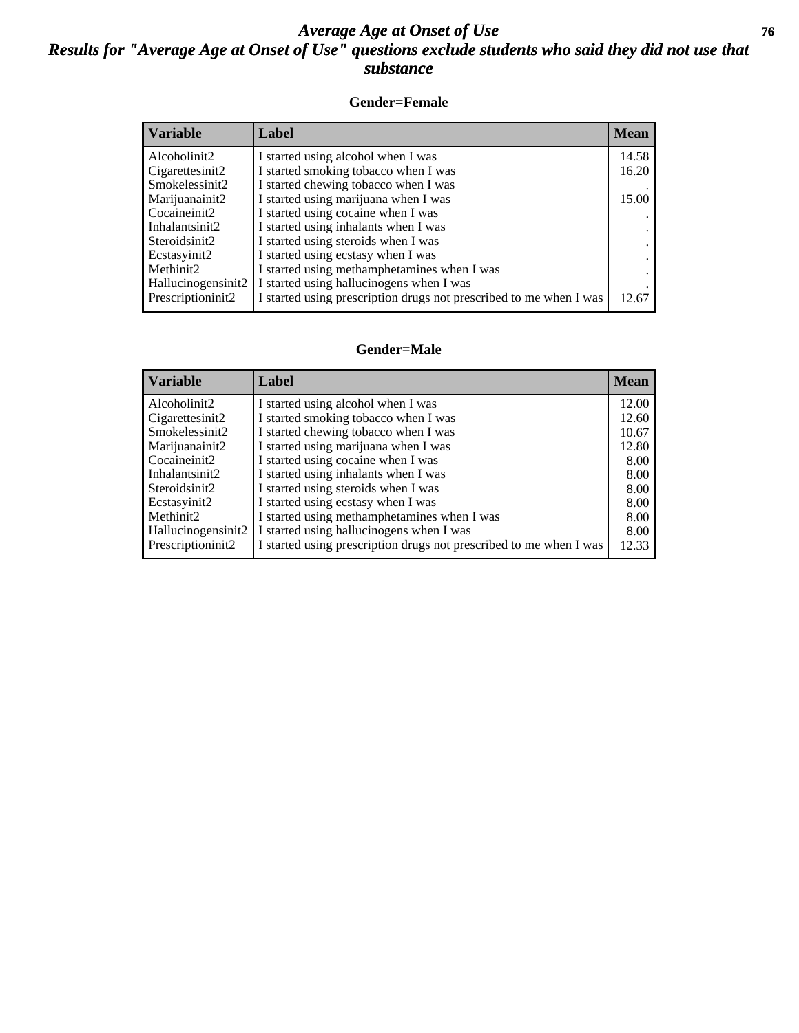# Average Age at Onset of Use
## Results for "Average Age at Onset of Use" questions exclude students who said they did not use that substance

### Gender=Female

| Variable | Label | Mean |
|---|---|---|
| Alcoholinit2 | I started using alcohol when I was | 14.58 |
| Cigarettesinit2 | I started smoking tobacco when I was | 16.20 |
| Smokelessinit2 | I started chewing tobacco when I was | . |
| Marijuanainit2 | I started using marijuana when I was | 15.00 |
| Cocaineinit2 | I started using cocaine when I was | . |
| Inhalantsinit2 | I started using inhalants when I was | . |
| Steroidsinit2 | I started using steroids when I was | . |
| Ecstasyinit2 | I started using ecstasy when I was | . |
| Methinit2 | I started using methamphetamines when I was | . |
| Hallucinogensinit2 | I started using hallucinogens when I was | . |
| Prescriptioninit2 | I started using prescription drugs not prescribed to me when I was | 12.67 |

### Gender=Male

| Variable | Label | Mean |
|---|---|---|
| Alcoholinit2 | I started using alcohol when I was | 12.00 |
| Cigarettesinit2 | I started smoking tobacco when I was | 12.60 |
| Smokelessinit2 | I started chewing tobacco when I was | 10.67 |
| Marijuanainit2 | I started using marijuana when I was | 12.80 |
| Cocaineinit2 | I started using cocaine when I was | 8.00 |
| Inhalantsinit2 | I started using inhalants when I was | 8.00 |
| Steroidsinit2 | I started using steroids when I was | 8.00 |
| Ecstasyinit2 | I started using ecstasy when I was | 8.00 |
| Methinit2 | I started using methamphetamines when I was | 8.00 |
| Hallucinogensinit2 | I started using hallucinogens when I was | 8.00 |
| Prescriptioninit2 | I started using prescription drugs not prescribed to me when I was | 12.33 |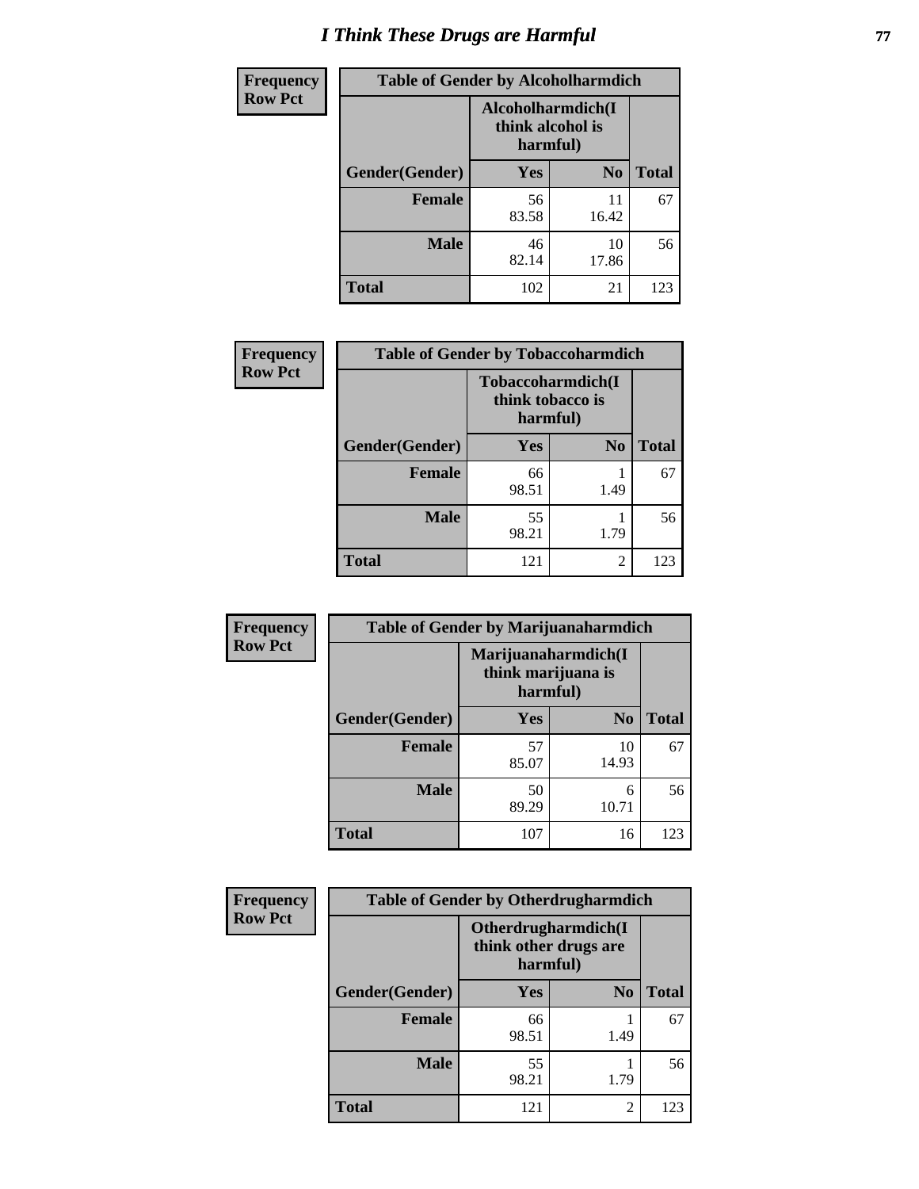# I Think These Drugs are Harmful

| Frequency<br>Row Pct | Table of Gender by Alcoholharmdich | | |
|---|---|---|---|
| | Alcoholharmdich(I think alcohol is harmful) | | |
| Gender(Gender) | Yes | No | Total |
| Female | 56<br>83.58 | 11<br>16.42 | 67 |
| Male | 46<br>82.14 | 10<br>17.86 | 56 |
| Total | 102 | 21 | 123 |

| Frequency<br>Row Pct | Table of Gender by Tobaccoharmdich | | |
|---|---|---|---|
| | Tobaccoharmdich(I think tobacco is harmful) | | |
| Gender(Gender) | Yes | No | Total |
| Female | 66<br>98.51 | 1<br>1.49 | 67 |
| Male | 55<br>98.21 | 1<br>1.79 | 56 |
| Total | 121 | 2 | 123 |

| Frequency<br>Row Pct | Table of Gender by Marijuanaharmdich | | |
|---|---|---|---|
| | Marijuanaharmdich(I think marijuana is harmful) | | |
| Gender(Gender) | Yes | No | Total |
| Female | 57<br>85.07 | 10<br>14.93 | 67 |
| Male | 50<br>89.29 | 6<br>10.71 | 56 |
| Total | 107 | 16 | 123 |

| Frequency<br>Row Pct | Table of Gender by Otherdrugharmdich | | |
|---|---|---|---|
| | Otherdrugharmdich(I think other drugs are harmful) | | |
| Gender(Gender) | Yes | No | Total |
| Female | 66<br>98.51 | 1<br>1.49 | 67 |
| Male | 55<br>98.21 | 1<br>1.79 | 56 |
| Total | 121 | 2 | 123 |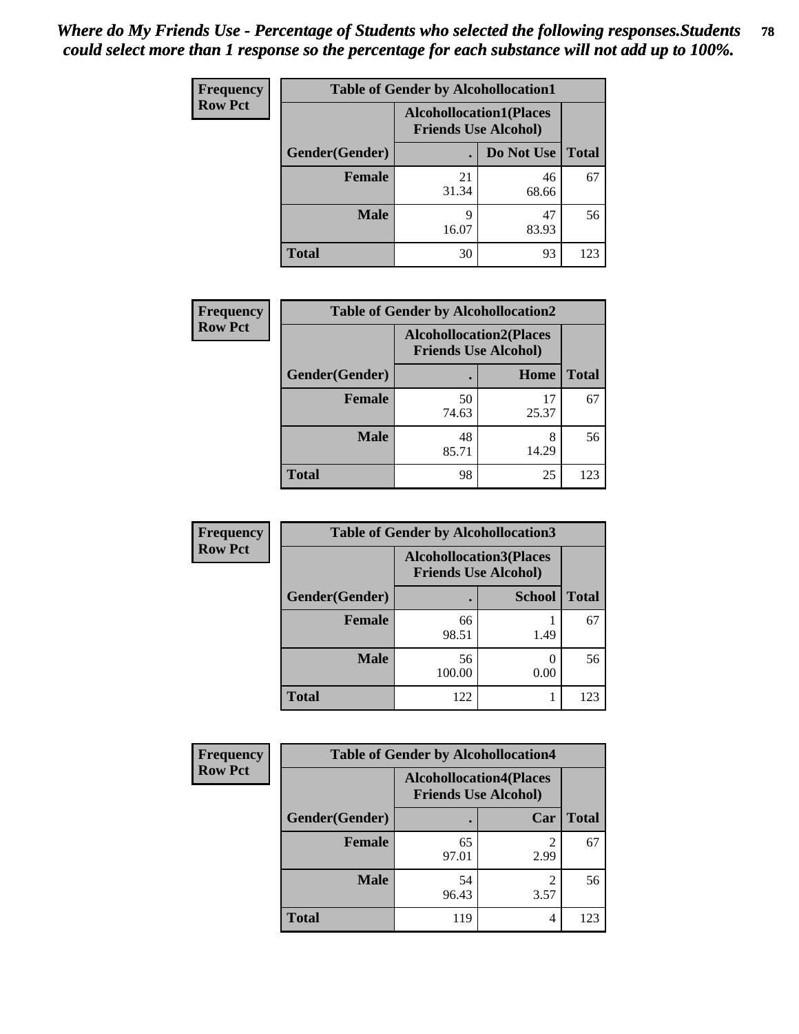*Where do My Friends Use - Percentage of Students who selected the following responses.Students could select more than 1 response so the percentage for each substance will not add up to 100%.*

**Frequency**
**Row Pct**

| Table of Gender by Alcohollocation1 | | | |
|---|---|---|---|
| | Alcohollocation1(Places Friends Use Alcohol) | | |
| Gender(Gender) | . | Do Not Use | Total |
| Female | 21<br>31.34 | 46<br>68.66 | 67 |
| Male | 9<br>16.07 | 47<br>83.93 | 56 |
| Total | 30 | 93 | 123 |

**Frequency**
**Row Pct**

| Table of Gender by Alcohollocation2 | | | |
|---|---|---|---|
| | Alcohollocation2(Places Friends Use Alcohol) | | |
| Gender(Gender) | . | Home | Total |
| Female | 50<br>74.63 | 17<br>25.37 | 67 |
| Male | 48<br>85.71 | 8<br>14.29 | 56 |
| Total | 98 | 25 | 123 |

**Frequency**
**Row Pct**

| Table of Gender by Alcohollocation3 | | | |
|---|---|---|---|
| | Alcohollocation3(Places Friends Use Alcohol) | | |
| Gender(Gender) | . | School | Total |
| Female | 66<br>98.51 | 1<br>1.49 | 67 |
| Male | 56<br>100.00 | 0<br>0.00 | 56 |
| Total | 122 | 1 | 123 |

**Frequency**
**Row Pct**

| Table of Gender by Alcohollocation4 | | | |
|---|---|---|---|
| | Alcohollocation4(Places Friends Use Alcohol) | | |
| Gender(Gender) | . | Car | Total |
| Female | 65<br>97.01 | 2<br>2.99 | 67 |
| Male | 54<br>96.43 | 2<br>3.57 | 56 |
| Total | 119 | 4 | 123 |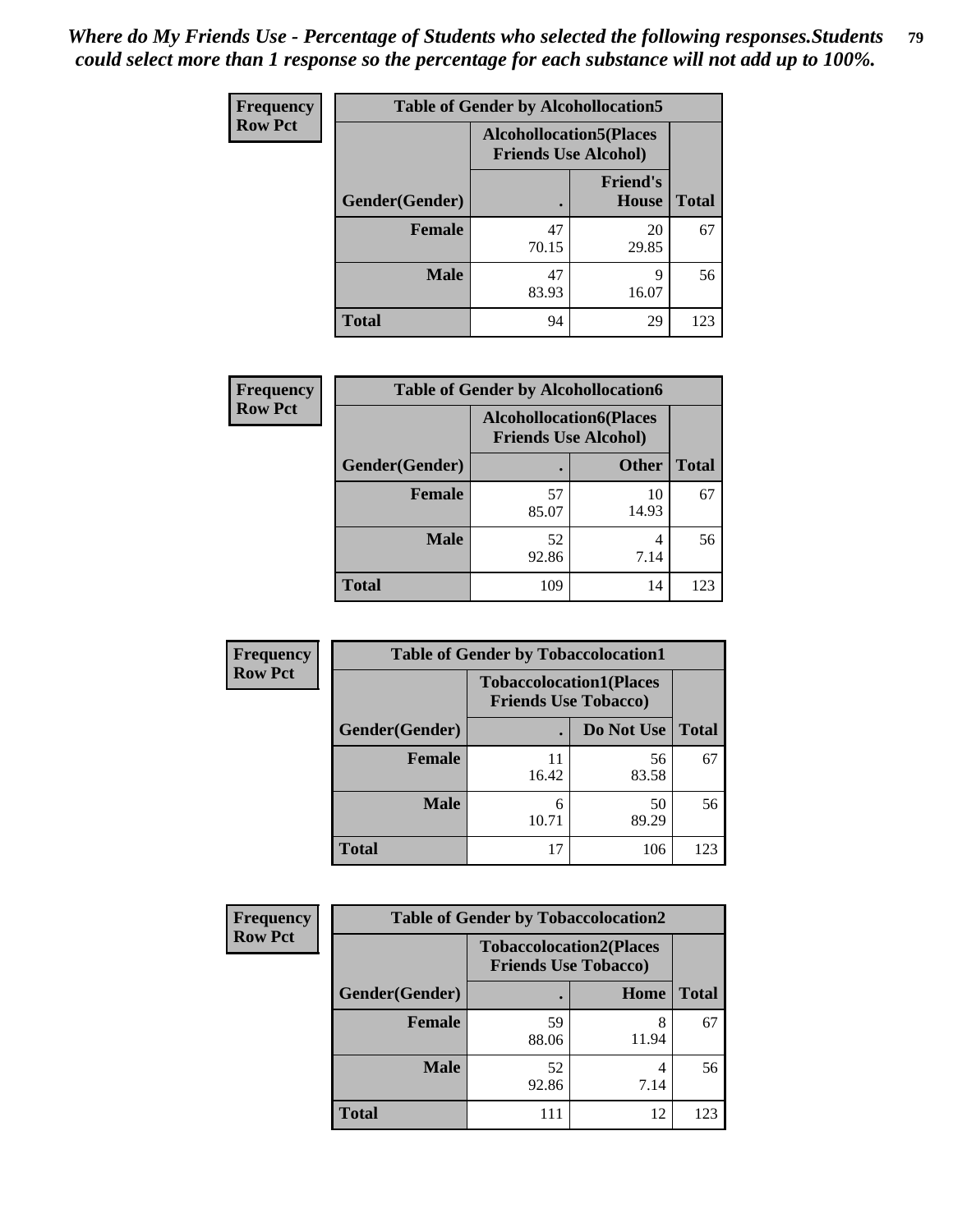*Where do My Friends Use - Percentage of Students who selected the following responses.Students could select more than 1 response so the percentage for each substance will not add up to 100%.*

**Frequency**
**Row Pct**

| Table of Gender by Alcohollocation5 | | | |
|---|---|---|---|
| | Alcohollocation5(Places Friends Use Alcohol) | | |
| Gender(Gender) | . | Friend's House | Total |
| **Female** | 47<br>70.15 | 20<br>29.85 | 67 |
| **Male** | 47<br>83.93 | 9<br>16.07 | 56 |
| **Total** | 94 | 29 | 123 |

**Frequency**
**Row Pct**

| Table of Gender by Alcohollocation6 | | | |
|---|---|---|---|
| | Alcohollocation6(Places Friends Use Alcohol) | | |
| Gender(Gender) | . | Other | Total |
| **Female** | 57<br>85.07 | 10<br>14.93 | 67 |
| **Male** | 52<br>92.86 | 4<br>7.14 | 56 |
| **Total** | 109 | 14 | 123 |

**Frequency**
**Row Pct**

| Table of Gender by Tobaccolocation1 | | | |
|---|---|---|---|
| | Tobaccolocation1(Places Friends Use Tobacco) | | |
| Gender(Gender) | . | Do Not Use | Total |
| **Female** | 11<br>16.42 | 56<br>83.58 | 67 |
| **Male** | 6<br>10.71 | 50<br>89.29 | 56 |
| **Total** | 17 | 106 | 123 |

**Frequency**
**Row Pct**

| Table of Gender by Tobaccolocation2 | | | |
|---|---|---|---|
| | Tobaccolocation2(Places Friends Use Tobacco) | | |
| Gender(Gender) | . | Home | Total |
| **Female** | 59<br>88.06 | 8<br>11.94 | 67 |
| **Male** | 52<br>92.86 | 4<br>7.14 | 56 |
| **Total** | 111 | 12 | 123 |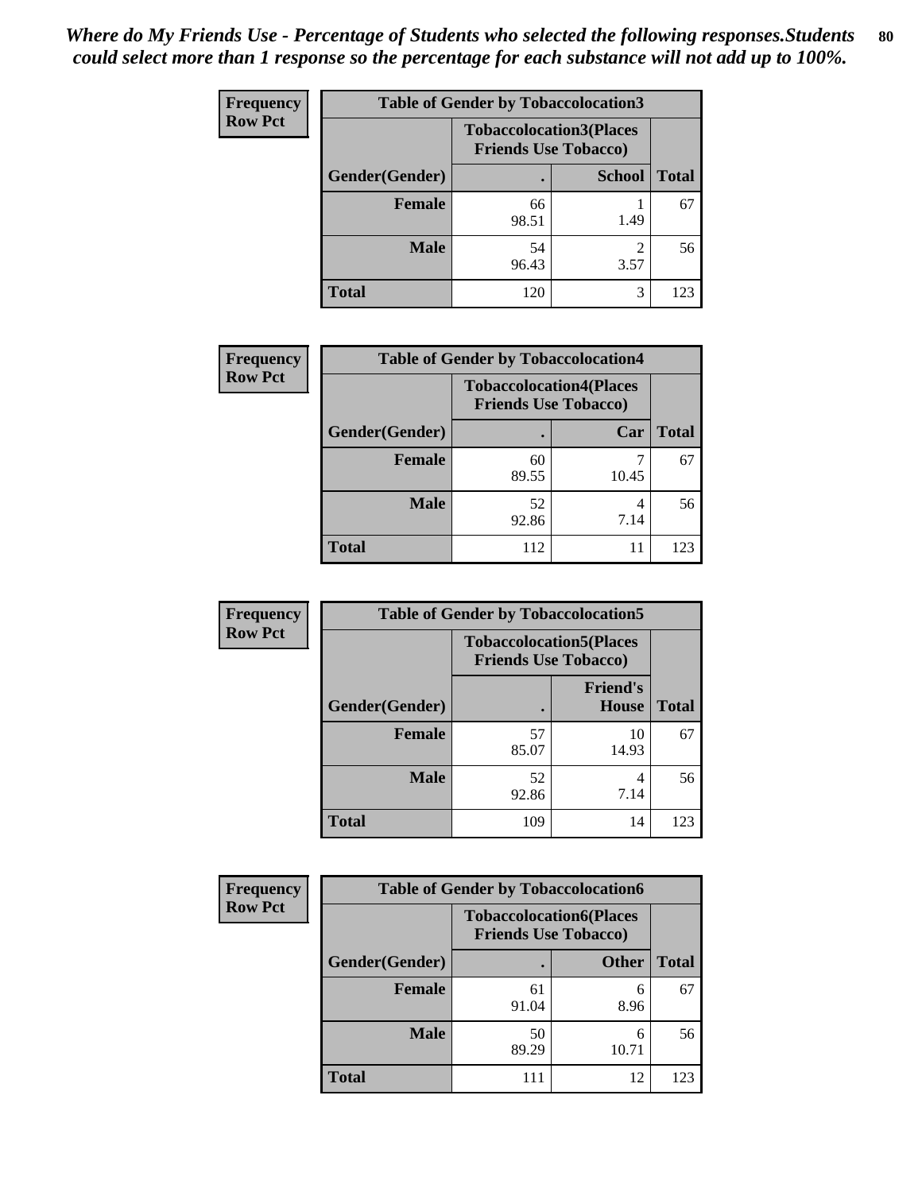*Where do My Friends Use - Percentage of Students who selected the following responses.Students could select more than 1 response so the percentage for each substance will not add up to 100%.*

**Frequency / Row Pct**

| Table of Gender by Tobaccolocation3 | | | |
|---|---|---|---|
| | Tobaccolocation3(Places Friends Use Tobacco) | | |
| Gender(Gender) | . | School | Total |
| Female | 66<br>98.51 | 1<br>1.49 | 67 |
| Male | 54<br>96.43 | 2<br>3.57 | 56 |
| Total | 120 | 3 | 123 |

**Frequency / Row Pct**

| Table of Gender by Tobaccolocation4 | | | |
|---|---|---|---|
| | Tobaccolocation4(Places Friends Use Tobacco) | | |
| Gender(Gender) | . | Car | Total |
| Female | 60<br>89.55 | 7<br>10.45 | 67 |
| Male | 52<br>92.86 | 4<br>7.14 | 56 |
| Total | 112 | 11 | 123 |

**Frequency / Row Pct**

| Table of Gender by Tobaccolocation5 | | | |
|---|---|---|---|
| | Tobaccolocation5(Places Friends Use Tobacco) | | |
| Gender(Gender) | . | Friend's House | Total |
| Female | 57<br>85.07 | 10<br>14.93 | 67 |
| Male | 52<br>92.86 | 4<br>7.14 | 56 |
| Total | 109 | 14 | 123 |

**Frequency / Row Pct**

| Table of Gender by Tobaccolocation6 | | | |
|---|---|---|---|
| | Tobaccolocation6(Places Friends Use Tobacco) | | |
| Gender(Gender) | . | Other | Total |
| Female | 61<br>91.04 | 6<br>8.96 | 67 |
| Male | 50<br>89.29 | 6<br>10.71 | 56 |
| Total | 111 | 12 | 123 |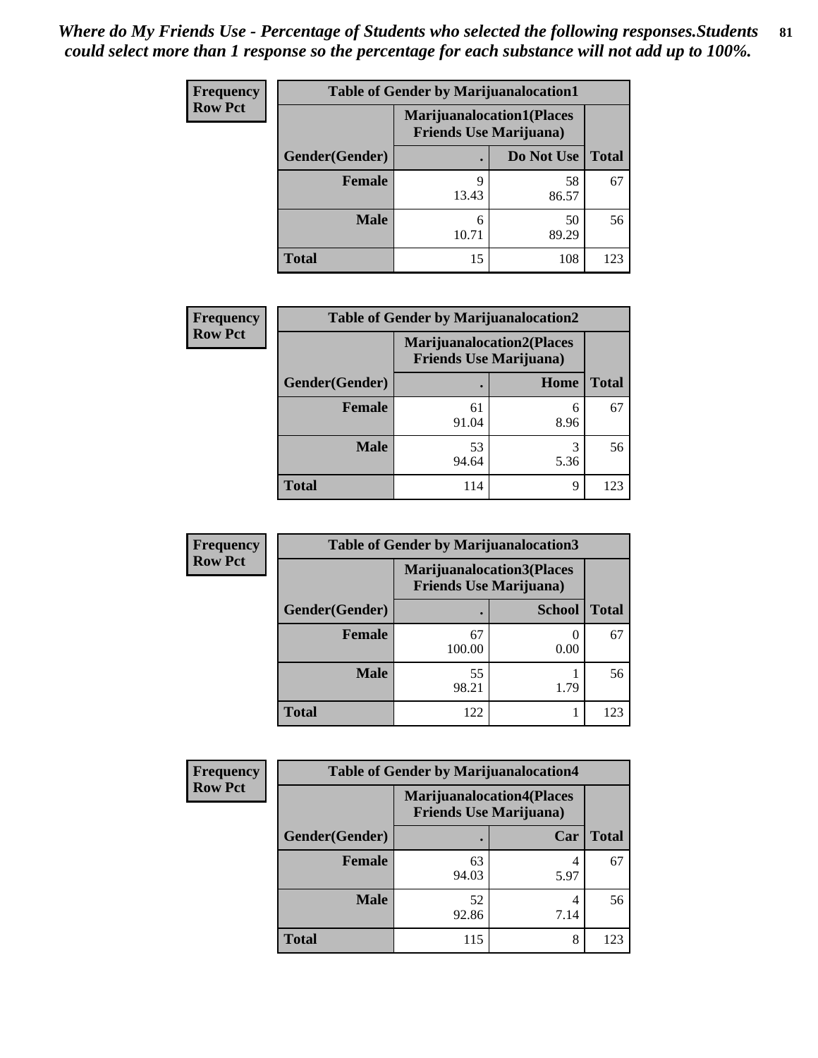*Where do My Friends Use - Percentage of Students who selected the following responses.Students could select more than 1 response so the percentage for each substance will not add up to 100%.*

**Frequency**
**Row Pct**

| Table of Gender by Marijuanalocation1 | | | |
|---|---|---|---|
| | Marijuanalocation1(Places Friends Use Marijuana) | | |
| Gender(Gender) | . | Do Not Use | Total |
| Female | 9<br>13.43 | 58<br>86.57 | 67 |
| Male | 6<br>10.71 | 50<br>89.29 | 56 |
| Total | 15 | 108 | 123 |

**Frequency**
**Row Pct**

| Table of Gender by Marijuanalocation2 | | | |
|---|---|---|---|
| | Marijuanalocation2(Places Friends Use Marijuana) | | |
| Gender(Gender) | . | Home | Total |
| Female | 61<br>91.04 | 6<br>8.96 | 67 |
| Male | 53<br>94.64 | 3<br>5.36 | 56 |
| Total | 114 | 9 | 123 |

**Frequency**
**Row Pct**

| Table of Gender by Marijuanalocation3 | | | |
|---|---|---|---|
| | Marijuanalocation3(Places Friends Use Marijuana) | | |
| Gender(Gender) | . | School | Total |
| Female | 67<br>100.00 | 0<br>0.00 | 67 |
| Male | 55<br>98.21 | 1<br>1.79 | 56 |
| Total | 122 | 1 | 123 |

**Frequency**
**Row Pct**

| Table of Gender by Marijuanalocation4 | | | |
|---|---|---|---|
| | Marijuanalocation4(Places Friends Use Marijuana) | | |
| Gender(Gender) | . | Car | Total |
| Female | 63<br>94.03 | 4<br>5.97 | 67 |
| Male | 52<br>92.86 | 4<br>7.14 | 56 |
| Total | 115 | 8 | 123 |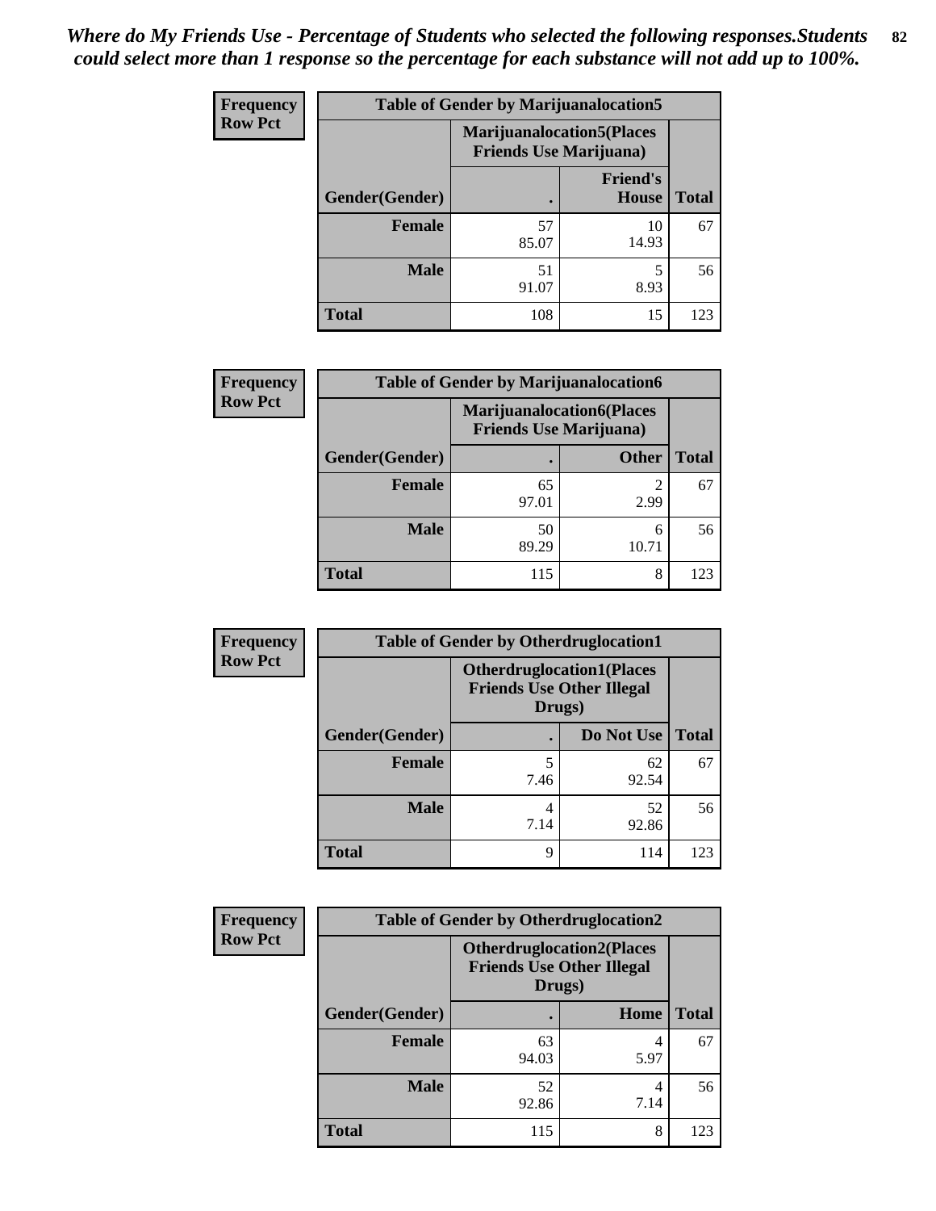*Where do My Friends Use - Percentage of Students who selected the following responses.Students could select more than 1 response so the percentage for each substance will not add up to 100%.*

**Frequency**
**Row Pct**

| Table of Gender by Marijuanalocation5 | | | |
|---|---|---|---|
| | Marijuanalocation5(Places Friends Use Marijuana) | | |
| Gender(Gender) | . | Friend's House | Total |
| **Female** | 57<br>85.07 | 10<br>14.93 | 67 |
| **Male** | 51<br>91.07 | 5<br>8.93 | 56 |
| **Total** | 108 | 15 | 123 |

**Frequency**
**Row Pct**

| Table of Gender by Marijuanalocation6 | | | |
|---|---|---|---|
| | Marijuanalocation6(Places Friends Use Marijuana) | | |
| Gender(Gender) | . | Other | Total |
| **Female** | 65<br>97.01 | 2<br>2.99 | 67 |
| **Male** | 50<br>89.29 | 6<br>10.71 | 56 |
| **Total** | 115 | 8 | 123 |

**Frequency**
**Row Pct**

| Table of Gender by Otherdruglocation1 | | | |
|---|---|---|---|
| | Otherdruglocation1(Places Friends Use Other Illegal Drugs) | | |
| Gender(Gender) | . | Do Not Use | Total |
| **Female** | 5<br>7.46 | 62<br>92.54 | 67 |
| **Male** | 4<br>7.14 | 52<br>92.86 | 56 |
| **Total** | 9 | 114 | 123 |

**Frequency**
**Row Pct**

| Table of Gender by Otherdruglocation2 | | | |
|---|---|---|---|
| | Otherdruglocation2(Places Friends Use Other Illegal Drugs) | | |
| Gender(Gender) | . | Home | Total |
| **Female** | 63<br>94.03 | 4<br>5.97 | 67 |
| **Male** | 52<br>92.86 | 4<br>7.14 | 56 |
| **Total** | 115 | 8 | 123 |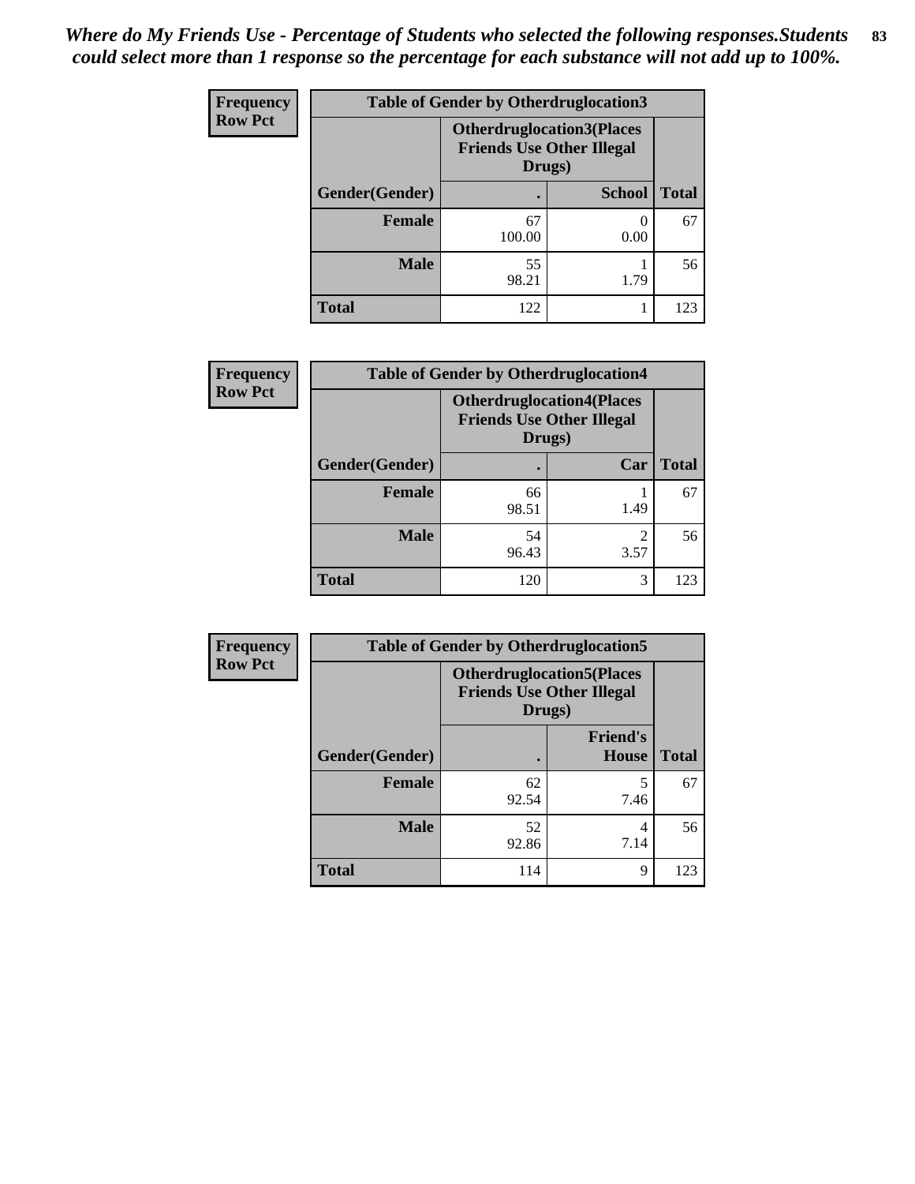*Where do My Friends Use - Percentage of Students who selected the following responses.Students could select more than 1 response so the percentage for each substance will not add up to 100%.*

**Frequency**
**Row Pct**

| Table of Gender by Otherdruglocation3 | | | |
|---|---|---|---|
| | Otherdruglocation3(Places Friends Use Other Illegal Drugs) | | |
| Gender(Gender) | . | School | Total |
| Female | 67<br>100.00 | 0<br>0.00 | 67 |
| Male | 55<br>98.21 | 1<br>1.79 | 56 |
| Total | 122 | 1 | 123 |

**Frequency**
**Row Pct**

| Table of Gender by Otherdruglocation4 | | | |
|---|---|---|---|
| | Otherdruglocation4(Places Friends Use Other Illegal Drugs) | | |
| Gender(Gender) | . | Car | Total |
| Female | 66<br>98.51 | 1<br>1.49 | 67 |
| Male | 54<br>96.43 | 2<br>3.57 | 56 |
| Total | 120 | 3 | 123 |

**Frequency**
**Row Pct**

| Table of Gender by Otherdruglocation5 | | | |
|---|---|---|---|
| | Otherdruglocation5(Places Friends Use Other Illegal Drugs) | | |
| Gender(Gender) | . | Friend's House | Total |
| Female | 62<br>92.54 | 5<br>7.46 | 67 |
| Male | 52<br>92.86 | 4<br>7.14 | 56 |
| Total | 114 | 9 | 123 |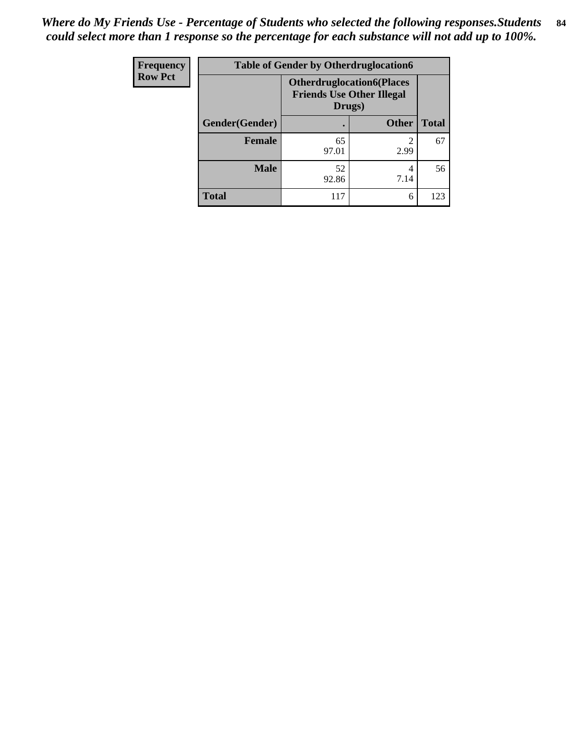***Where do My Friends Use - Percentage of Students who selected the following responses.Students could select more than 1 response so the percentage for each substance will not add up to 100%.***

**Frequency**
**Row Pct**

| Table of Gender by Otherdruglocation6 | | | |
|---|---|---|---|
| | **Otherdruglocation6(Places Friends Use Other Illegal Drugs)** | | |
| **Gender(Gender)** | **.** | **Other** | **Total** |
| **Female** | 65<br>97.01 | 2<br>2.99 | 67 |
| **Male** | 52<br>92.86 | 4<br>7.14 | 56 |
| **Total** | 117 | 6 | 123 |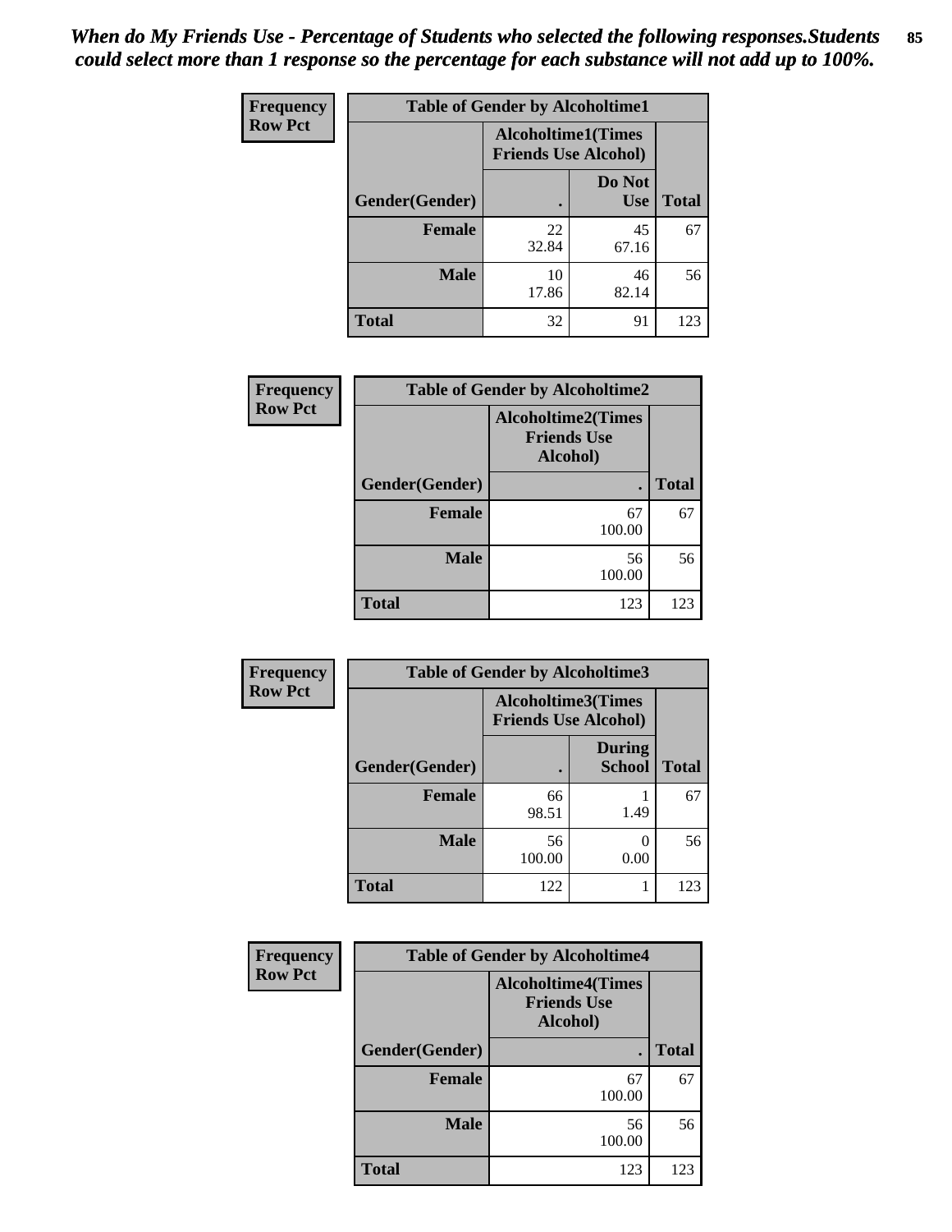*When do My Friends Use - Percentage of Students who selected the following responses.Students could select more than 1 response so the percentage for each substance will not add up to 100%.*

**Frequency Row Pct**

| Table of Gender by Alcoholtime1 | | | |
|---|---|---|---|
| | Alcoholtime1(Times Friends Use Alcohol) | | |
| Gender(Gender) | . | Do Not Use | Total |
| **Female** | 22<br>32.84 | 45<br>67.16 | 67 |
| **Male** | 10<br>17.86 | 46<br>82.14 | 56 |
| **Total** | 32 | 91 | 123 |

**Frequency Row Pct**

| Table of Gender by Alcoholtime2 | | |
|---|---|---|
| | Alcoholtime2(Times Friends Use Alcohol) | |
| Gender(Gender) | . | Total |
| **Female** | 67<br>100.00 | 67 |
| **Male** | 56<br>100.00 | 56 |
| **Total** | 123 | 123 |

**Frequency Row Pct**

| Table of Gender by Alcoholtime3 | | | |
|---|---|---|---|
| | Alcoholtime3(Times Friends Use Alcohol) | | |
| Gender(Gender) | . | During School | Total |
| **Female** | 66<br>98.51 | 1<br>1.49 | 67 |
| **Male** | 56<br>100.00 | 0<br>0.00 | 56 |
| **Total** | 122 | 1 | 123 |

**Frequency Row Pct**

| Table of Gender by Alcoholtime4 | | |
|---|---|---|
| | Alcoholtime4(Times Friends Use Alcohol) | |
| Gender(Gender) | . | Total |
| **Female** | 67<br>100.00 | 67 |
| **Male** | 56<br>100.00 | 56 |
| **Total** | 123 | 123 |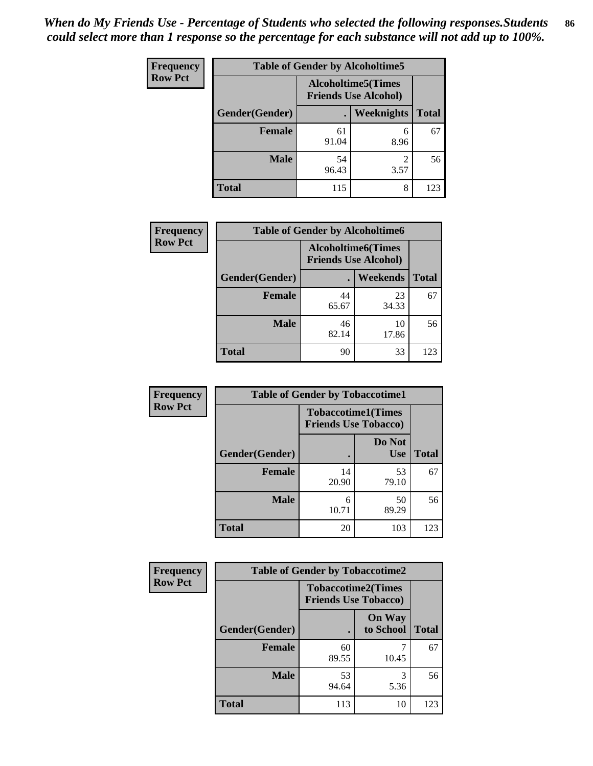*When do My Friends Use - Percentage of Students who selected the following responses.Students could select more than 1 response so the percentage for each substance will not add up to 100%.*

**Frequency**
**Row Pct**

| Table of Gender by Alcoholtime5 | | | |
|---|---|---|---|
| | Alcoholtime5(Times Friends Use Alcohol) | | |
| Gender(Gender) | . | Weeknights | Total |
| Female | 61<br>91.04 | 6<br>8.96 | 67 |
| Male | 54<br>96.43 | 2<br>3.57 | 56 |
| Total | 115 | 8 | 123 |

**Frequency**
**Row Pct**

| Table of Gender by Alcoholtime6 | | | |
|---|---|---|---|
| | Alcoholtime6(Times Friends Use Alcohol) | | |
| Gender(Gender) | . | Weekends | Total |
| Female | 44<br>65.67 | 23<br>34.33 | 67 |
| Male | 46<br>82.14 | 10<br>17.86 | 56 |
| Total | 90 | 33 | 123 |

**Frequency**
**Row Pct**

| Table of Gender by Tobaccotime1 | | | |
|---|---|---|---|
| | Tobaccotime1(Times Friends Use Tobacco) | | |
| Gender(Gender) | . | Do Not Use | Total |
| Female | 14<br>20.90 | 53<br>79.10 | 67 |
| Male | 6<br>10.71 | 50<br>89.29 | 56 |
| Total | 20 | 103 | 123 |

**Frequency**
**Row Pct**

| Table of Gender by Tobaccotime2 | | | |
|---|---|---|---|
| | Tobaccotime2(Times Friends Use Tobacco) | | |
| Gender(Gender) | . | On Way to School | Total |
| Female | 60<br>89.55 | 7<br>10.45 | 67 |
| Male | 53<br>94.64 | 3<br>5.36 | 56 |
| Total | 113 | 10 | 123 |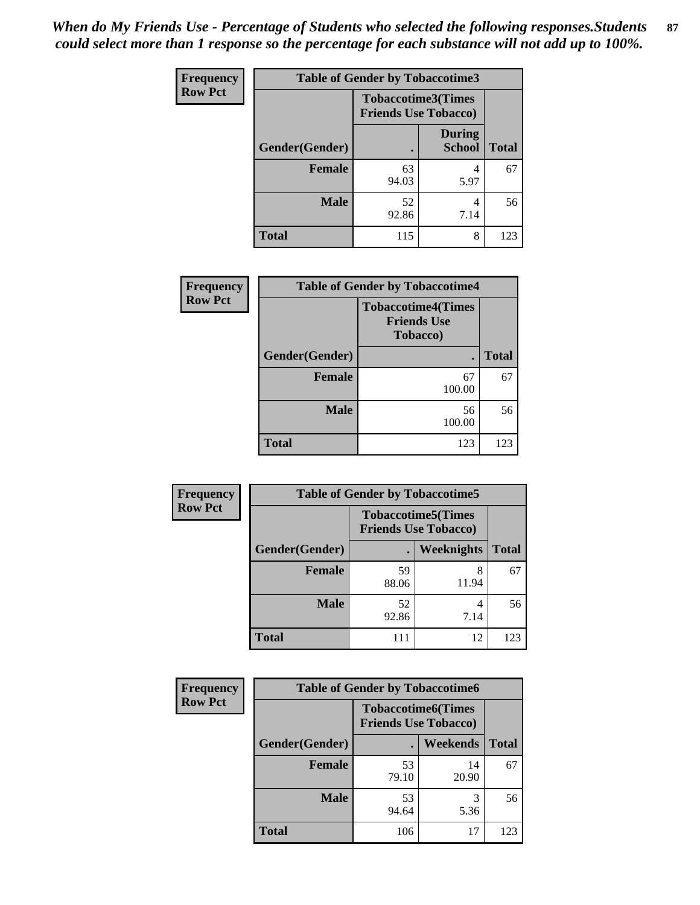*When do My Friends Use - Percentage of Students who selected the following responses.Students could select more than 1 response so the percentage for each substance will not add up to 100%.*

| Frequency Row Pct | Table of Gender by Tobaccotime3 | | |
|---|---|---|---|
| | Tobaccotime3(Times Friends Use Tobacco) | | |
| Gender(Gender) | . | During School | Total |
| **Female** | 63<br>94.03 | 4<br>5.97 | 67 |
| **Male** | 52<br>92.86 | 4<br>7.14 | 56 |
| **Total** | 115 | 8 | 123 |

| Frequency Row Pct | Table of Gender by Tobaccotime4 | |
|---|---|---|
| | Tobaccotime4(Times Friends Use Tobacco) | |
| Gender(Gender) | . | Total |
| **Female** | 67<br>100.00 | 67 |
| **Male** | 56<br>100.00 | 56 |
| **Total** | 123 | 123 |

| Frequency Row Pct | Table of Gender by Tobaccotime5 | | |
|---|---|---|---|
| | Tobaccotime5(Times Friends Use Tobacco) | | |
| Gender(Gender) | . | Weeknights | Total |
| **Female** | 59<br>88.06 | 8<br>11.94 | 67 |
| **Male** | 52<br>92.86 | 4<br>7.14 | 56 |
| **Total** | 111 | 12 | 123 |

| Frequency Row Pct | Table of Gender by Tobaccotime6 | | |
|---|---|---|---|
| | Tobaccotime6(Times Friends Use Tobacco) | | |
| Gender(Gender) | . | Weekends | Total |
| **Female** | 53<br>79.10 | 14<br>20.90 | 67 |
| **Male** | 53<br>94.64 | 3<br>5.36 | 56 |
| **Total** | 106 | 17 | 123 |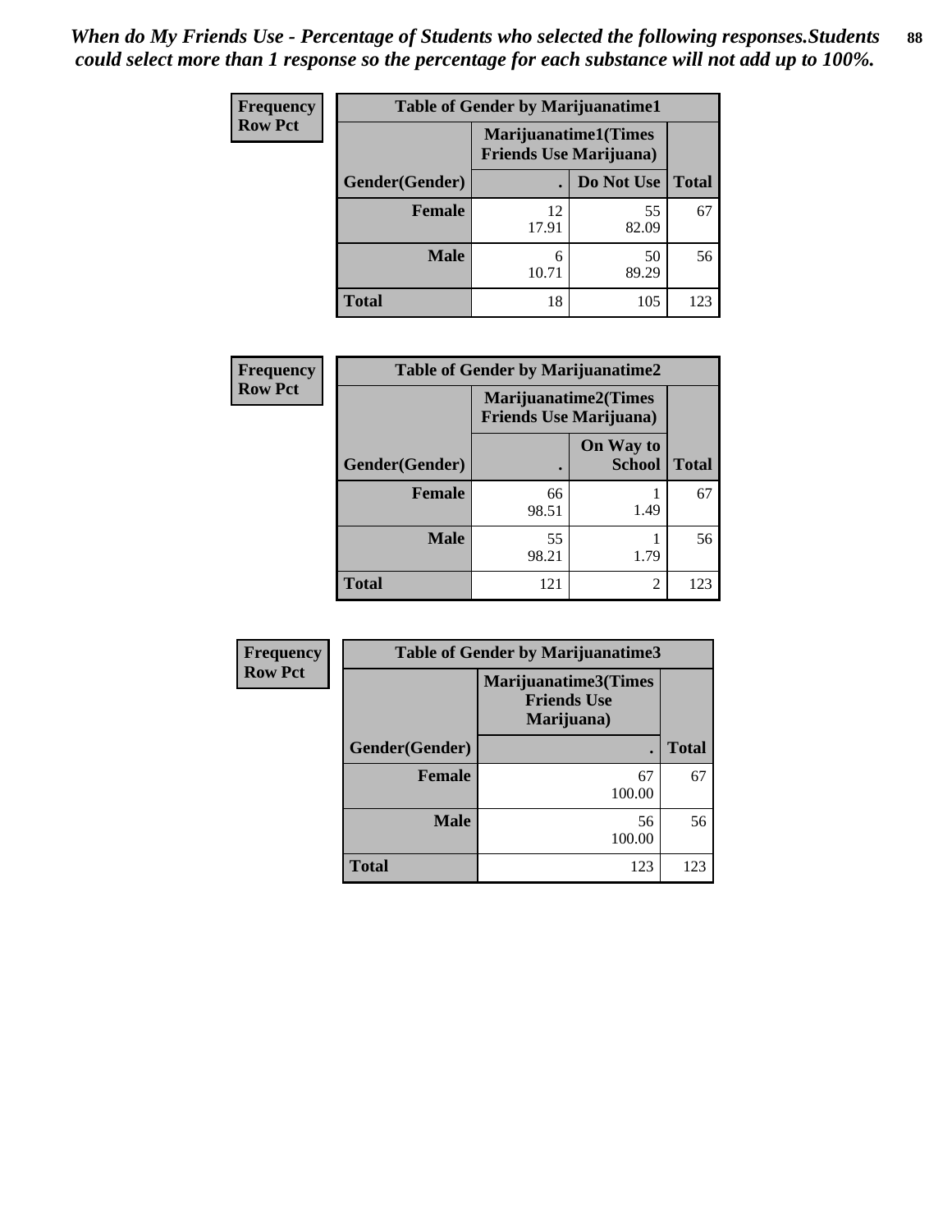*When do My Friends Use - Percentage of Students who selected the following responses.Students could select more than 1 response so the percentage for each substance will not add up to 100%.*

| Frequency Row Pct | Table of Gender by Marijuanatime1 | | |
|---|---|---|---|
| | Marijuanatime1(Times Friends Use Marijuana) | | |
| Gender(Gender) | . | Do Not Use | Total |
| Female | 12<br>17.91 | 55<br>82.09 | 67 |
| Male | 6<br>10.71 | 50<br>89.29 | 56 |
| Total | 18 | 105 | 123 |

| Frequency Row Pct | Table of Gender by Marijuanatime2 | | |
|---|---|---|---|
| | Marijuanatime2(Times Friends Use Marijuana) | | |
| Gender(Gender) | . | On Way to School | Total |
| Female | 66<br>98.51 | 1<br>1.49 | 67 |
| Male | 55<br>98.21 | 1<br>1.79 | 56 |
| Total | 121 | 2 | 123 |

| Frequency Row Pct | Table of Gender by Marijuanatime3 | |
|---|---|---|
| | Marijuanatime3(Times Friends Use Marijuana) | |
| Gender(Gender) | . | Total |
| Female | 67<br>100.00 | 67 |
| Male | 56<br>100.00 | 56 |
| Total | 123 | 123 |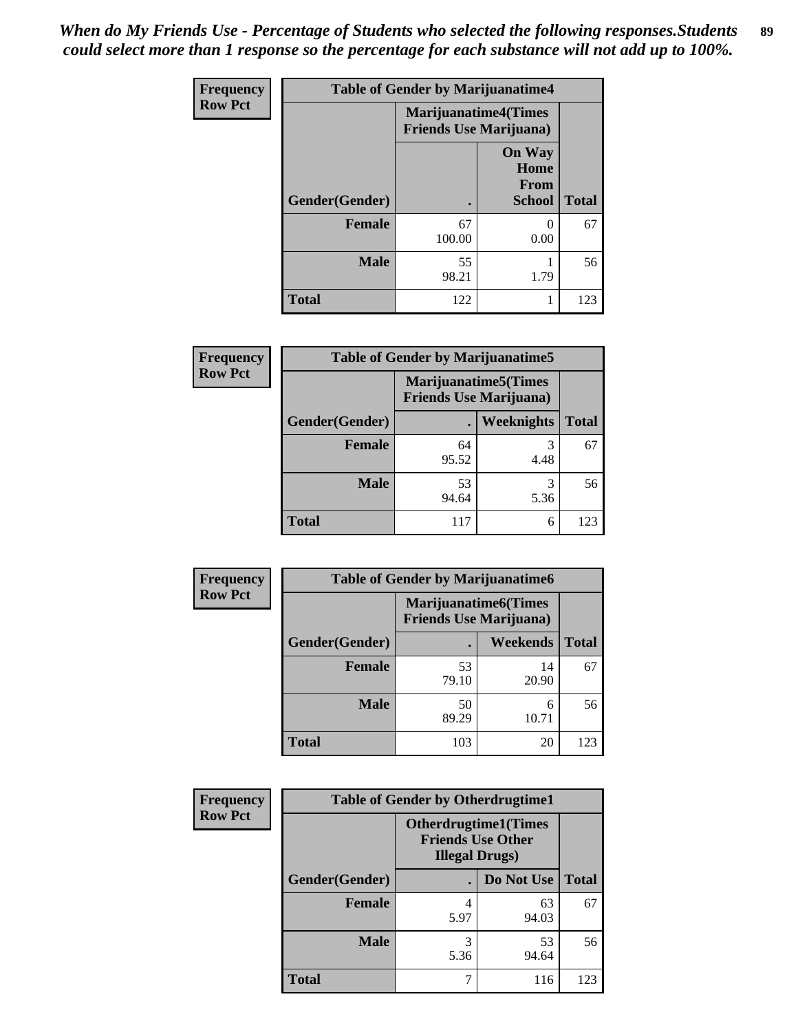*When do My Friends Use - Percentage of Students who selected the following responses.Students could select more than 1 response so the percentage for each substance will not add up to 100%.*

| Frequency Row Pct | Table of Gender by Marijuanatime4 | | |
|---|---|---|---|
| | Marijuanatime4(Times Friends Use Marijuana) | | |
| Gender(Gender) | . | On Way Home From School | Total |
| Female | 67<br>100.00 | 0<br>0.00 | 67 |
| Male | 55<br>98.21 | 1<br>1.79 | 56 |
| Total | 122 | 1 | 123 |

| Frequency Row Pct | Table of Gender by Marijuanatime5 | | |
|---|---|---|---|
| | Marijuanatime5(Times Friends Use Marijuana) | | |
| Gender(Gender) | . | Weeknights | Total |
| Female | 64<br>95.52 | 3<br>4.48 | 67 |
| Male | 53<br>94.64 | 3<br>5.36 | 56 |
| Total | 117 | 6 | 123 |

| Frequency Row Pct | Table of Gender by Marijuanatime6 | | |
|---|---|---|---|
| | Marijuanatime6(Times Friends Use Marijuana) | | |
| Gender(Gender) | . | Weekends | Total |
| Female | 53<br>79.10 | 14<br>20.90 | 67 |
| Male | 50<br>89.29 | 6<br>10.71 | 56 |
| Total | 103 | 20 | 123 |

| Frequency Row Pct | Table of Gender by Otherdrugtime1 | | |
|---|---|---|---|
| | Otherdrugtime1(Times Friends Use Other Illegal Drugs) | | |
| Gender(Gender) | . | Do Not Use | Total |
| Female | 4<br>5.97 | 63<br>94.03 | 67 |
| Male | 3<br>5.36 | 53<br>94.64 | 56 |
| Total | 7 | 116 | 123 |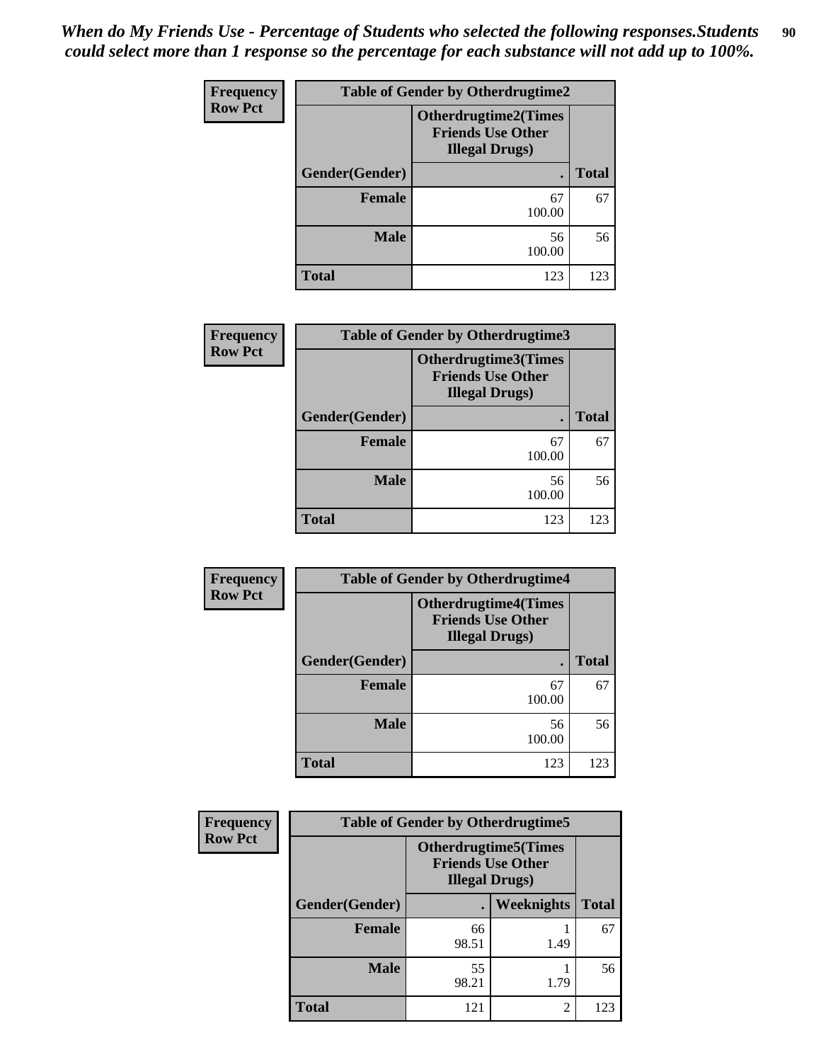*When do My Friends Use - Percentage of Students who selected the following responses.Students could select more than 1 response so the percentage for each substance will not add up to 100%.*

**Frequency**
**Row Pct**

| Table of Gender by Otherdrugtime2 | | |
|---|---|---|
| | Otherdrugtime2(Times Friends Use Other Illegal Drugs) | |
| Gender(Gender) | . | Total |
| Female | 67<br>100.00 | 67 |
| Male | 56<br>100.00 | 56 |
| Total | 123 | 123 |

**Frequency**
**Row Pct**

| Table of Gender by Otherdrugtime3 | | |
|---|---|---|
| | Otherdrugtime3(Times Friends Use Other Illegal Drugs) | |
| Gender(Gender) | . | Total |
| Female | 67<br>100.00 | 67 |
| Male | 56<br>100.00 | 56 |
| Total | 123 | 123 |

**Frequency**
**Row Pct**

| Table of Gender by Otherdrugtime4 | | |
|---|---|---|
| | Otherdrugtime4(Times Friends Use Other Illegal Drugs) | |
| Gender(Gender) | . | Total |
| Female | 67<br>100.00 | 67 |
| Male | 56<br>100.00 | 56 |
| Total | 123 | 123 |

**Frequency**
**Row Pct**

| Table of Gender by Otherdrugtime5 | | | |
|---|---|---|---|
| | Otherdrugtime5(Times Friends Use Other Illegal Drugs) | | |
| Gender(Gender) | . | Weeknights | Total |
| Female | 66<br>98.51 | 1<br>1.49 | 67 |
| Male | 55<br>98.21 | 1<br>1.79 | 56 |
| Total | 121 | 2 | 123 |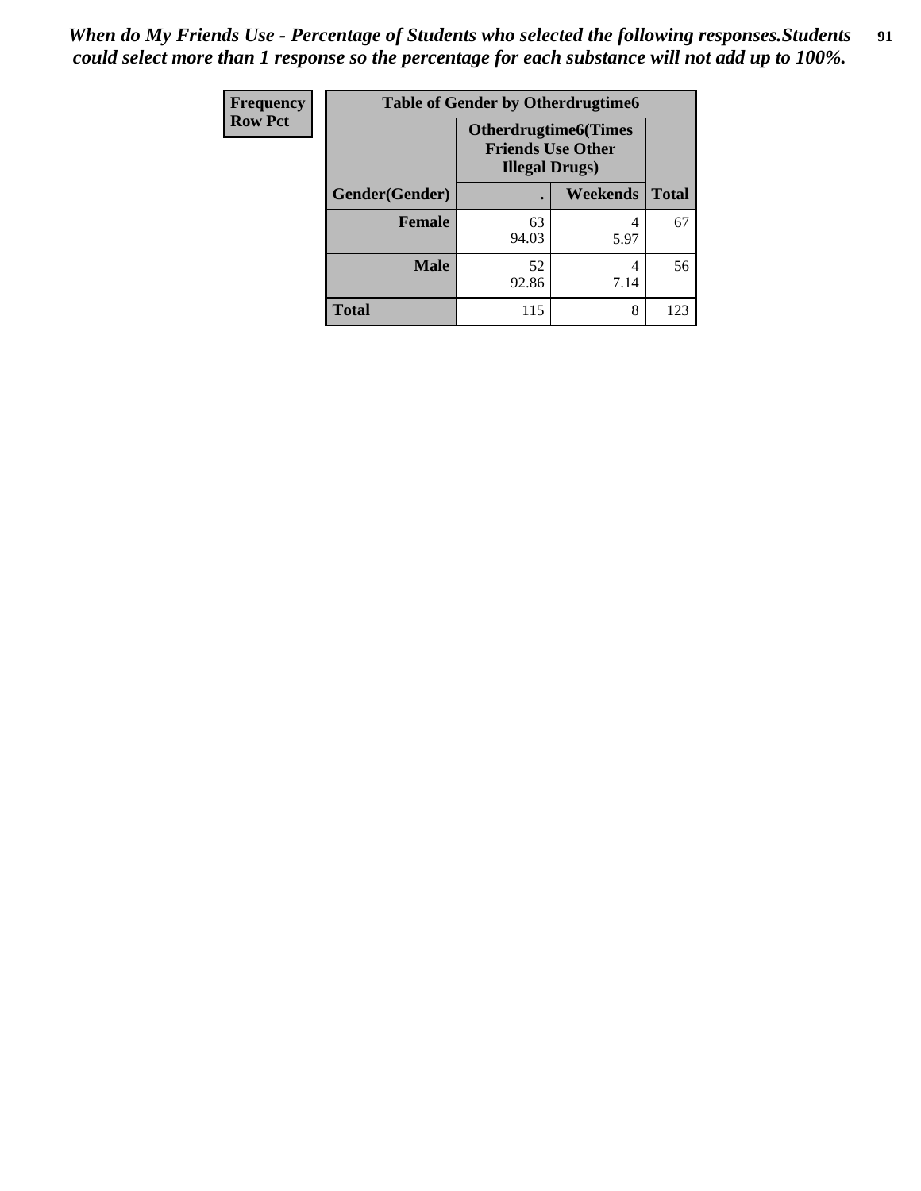*When do My Friends Use - Percentage of Students who selected the following responses.Students could select more than 1 response so the percentage for each substance will not add up to 100%.*

| Frequency Row Pct |
|---|

**Table of Gender by Otherdrugtime6**

| | Otherdrugtime6(Times Friends Use Other Illegal Drugs) | | |
|---|---|---|---|
| **Gender(Gender)** | **.** | **Weekends** | **Total** |
| **Female** | 63<br>94.03 | 4<br>5.97 | 67 |
| **Male** | 52<br>92.86 | 4<br>7.14 | 56 |
| **Total** | 115 | 8 | 123 |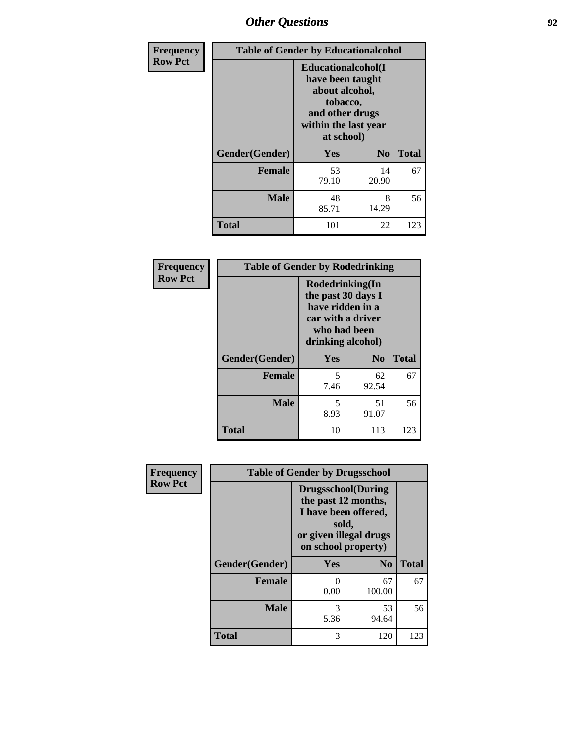| Frequency Row Pct | Table of Gender by Educationalcohol | | |
|---|---|---|---|
| | Educationalcohol(I have been taught about alcohol, tobacco, and other drugs within the last year at school) | | |
| Gender(Gender) | Yes | No | Total |
| Female | 53<br>79.10 | 14<br>20.90 | 67 |
| Male | 48<br>85.71 | 8<br>14.29 | 56 |
| Total | 101 | 22 | 123 |

| Frequency Row Pct | Table of Gender by Rodedrinking | | |
|---|---|---|---|
| | Rodedrinking(In the past 30 days I have ridden in a car with a driver who had been drinking alcohol) | | |
| Gender(Gender) | Yes | No | Total |
| Female | 5<br>7.46 | 62<br>92.54 | 67 |
| Male | 5<br>8.93 | 51<br>91.07 | 56 |
| Total | 10 | 113 | 123 |

| Frequency Row Pct | Table of Gender by Drugsschool | | |
|---|---|---|---|
| | Drugsschool(During the past 12 months, I have been offered, sold, or given illegal drugs on school property) | | |
| Gender(Gender) | Yes | No | Total |
| Female | 0<br>0.00 | 67<br>100.00 | 67 |
| Male | 3<br>5.36 | 53<br>94.64 | 56 |
| Total | 3 | 120 | 123 |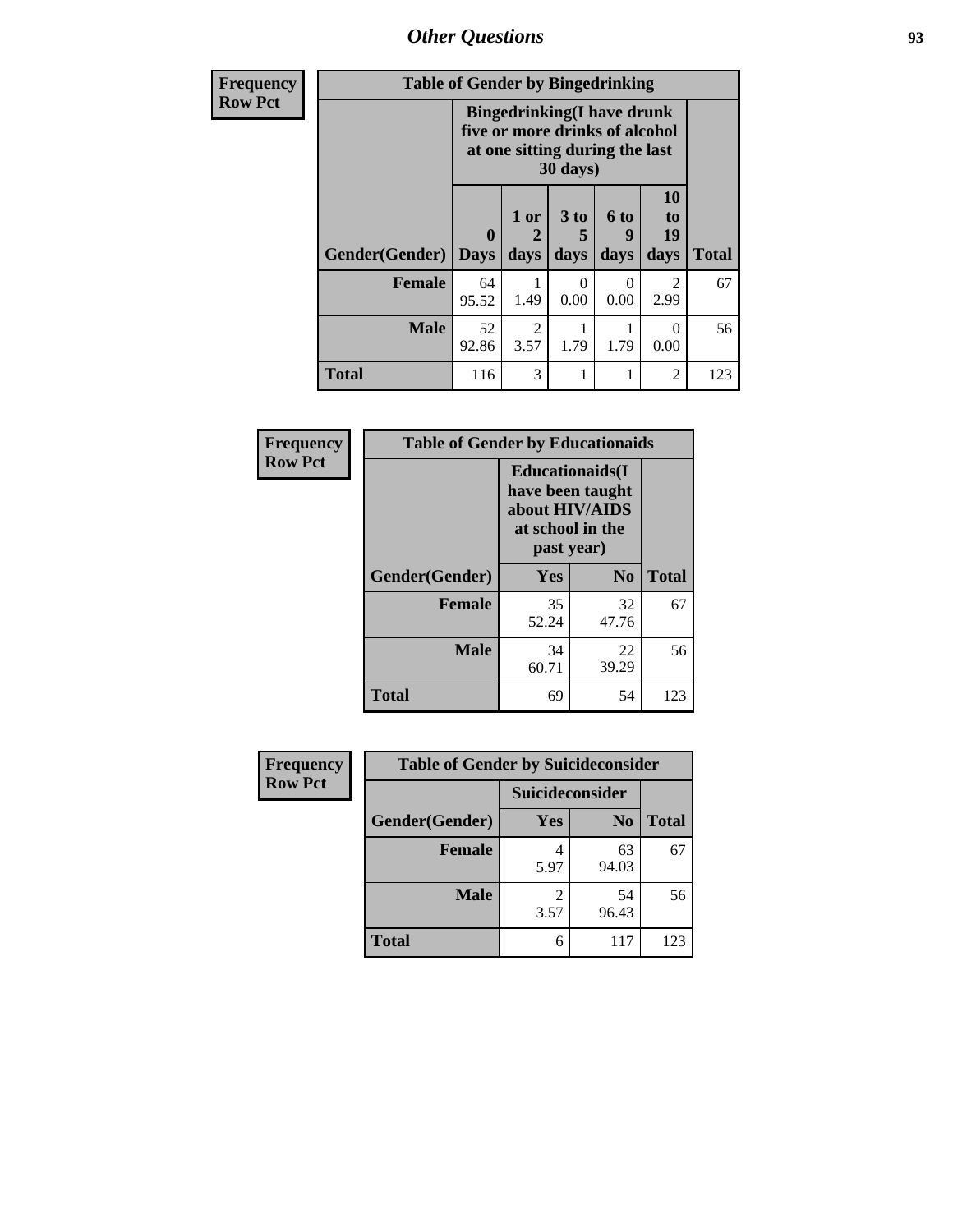| Frequency<br>Row Pct | Table of Gender by Bingedrinking | | | | | |
|---|---|---|---|---|---|---|
| | Bingedrinking(I have drunk five or more drinks of alcohol at one sitting during the last 30 days) | | | | | |
| Gender(Gender) | 0 Days | 1 or 2 days | 3 to 5 days | 6 to 9 days | 10 to 19 days | Total |
| Female | 64<br>95.52 | 1<br>1.49 | 0<br>0.00 | 0<br>0.00 | 2<br>2.99 | 67 |
| Male | 52<br>92.86 | 2<br>3.57 | 1<br>1.79 | 1<br>1.79 | 0<br>0.00 | 56 |
| Total | 116 | 3 | 1 | 1 | 2 | 123 |

| Frequency<br>Row Pct | Table of Gender by Educationaids | | |
|---|---|---|---|
| | Educationaids(I have been taught about HIV/AIDS at school in the past year) | | |
| Gender(Gender) | Yes | No | Total |
| Female | 35<br>52.24 | 32<br>47.76 | 67 |
| Male | 34<br>60.71 | 22<br>39.29 | 56 |
| Total | 69 | 54 | 123 |

| Frequency<br>Row Pct | Table of Gender by Suicideconsider | | |
|---|---|---|---|
| | Suicideconsider | | |
| Gender(Gender) | Yes | No | Total |
| Female | 4<br>5.97 | 63<br>94.03 | 67 |
| Male | 2<br>3.57 | 54<br>96.43 | 56 |
| Total | 6 | 117 | 123 |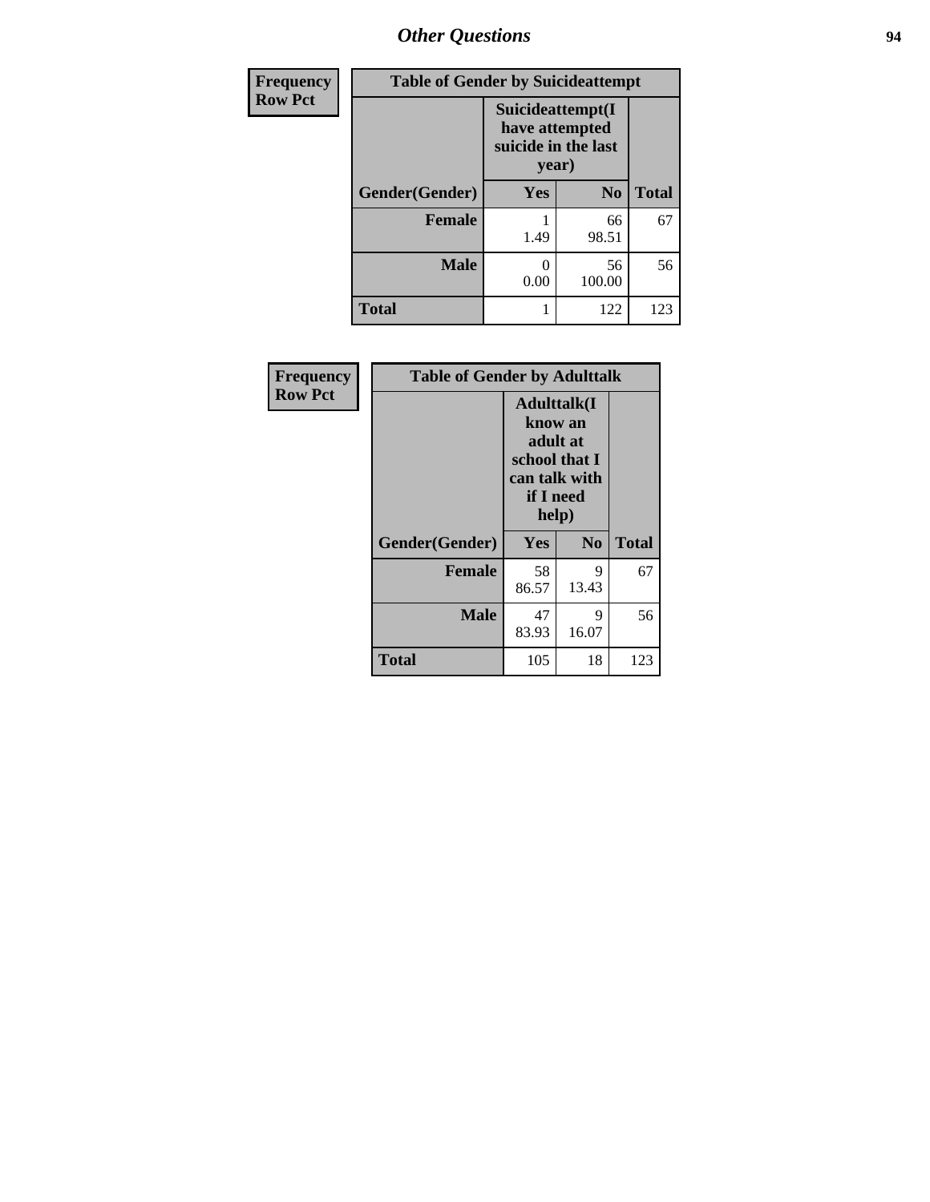## Other Questions

| Frequency Row Pct | Table of Gender by Suicideattempt | | |
|---|---|---|---|
| | Suicideattempt(I have attempted suicide in the last year) | | |
| Gender(Gender) | Yes | No | Total |
| Female | 1<br>1.49 | 66<br>98.51 | 67 |
| Male | 0<br>0.00 | 56<br>100.00 | 56 |
| Total | 1 | 122 | 123 |

| Frequency Row Pct | Table of Gender by Adulttalk | | |
|---|---|---|---|
| | Adulttalk(I know an adult at school that I can talk with if I need help) | | |
| Gender(Gender) | Yes | No | Total |
| Female | 58<br>86.57 | 9<br>13.43 | 67 |
| Male | 47<br>83.93 | 9<br>16.07 | 56 |
| Total | 105 | 18 | 123 |